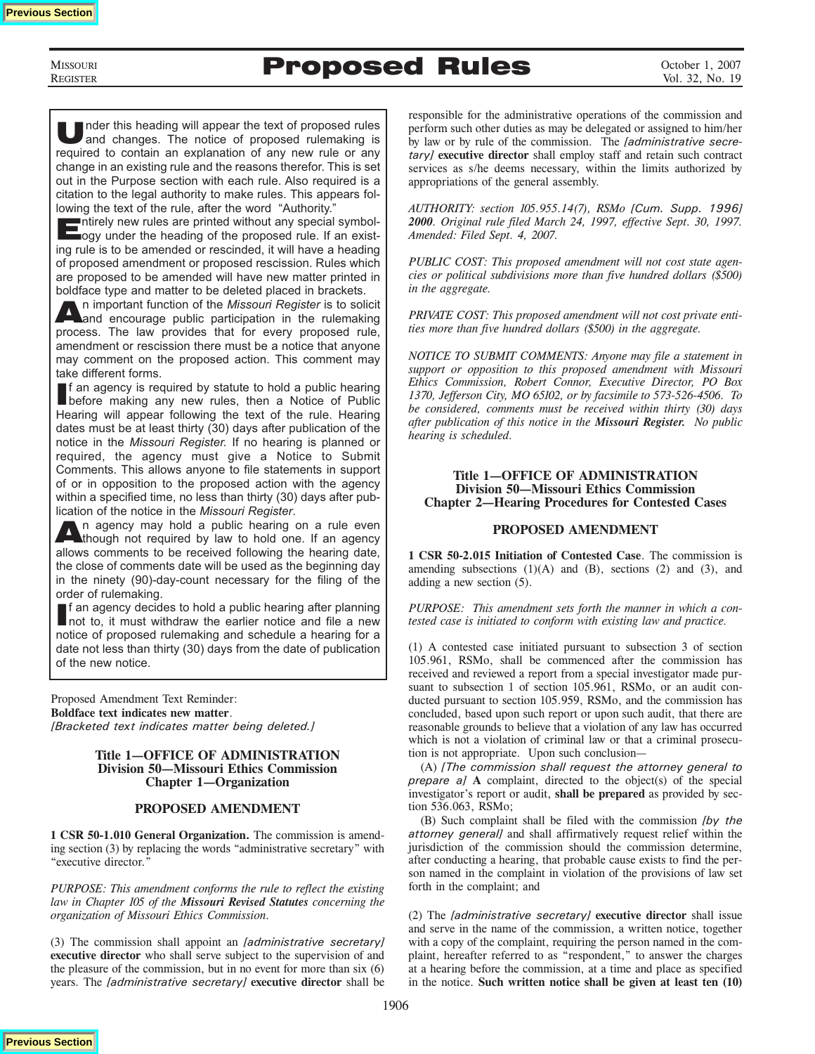# Proposed Rules

Under this heading will appear the text of proposed rules and changes. The notice of proposed rulemaking is required to contain an explanation of any new rule or any change in an existing rule and the reasons therefor. This is set out in the Purpose section with each rule. Also required is a citation to the legal authority to make rules. This appears following the text of the rule, after the word "Authority."

Entirely new rules are printed without any special symbology under the heading of the proposed rule. If an existing rule is to be amended or rescinded, it will have a heading of proposed amendment or proposed rescission. Rules which are proposed to be amended will have new matter printed in boldface type and matter to be deleted placed in brackets.

An important function of the *Missouri Register* is to solicit and encourage public participation in the rulemaking process. The law provides that for every proposed rule, amendment or rescission there must be a notice that anyone may comment on the proposed action. This comment may take different forms.

If an agency is required by statute to hold a public hearing before making any new rules, then a Notice of Public Hearing will appear following the text of the rule. Hearing dates must be at least thirty (30) days after publication of the notice in the *Missouri Register.* If no hearing is planned or required, the agency must give a Notice to Submit Comments. This allows anyone to file statements in support of or in opposition to the proposed action with the agency within a specified time, no less than thirty (30) days after publication of the notice in the *Missouri Register*.

An agency may hold a public hearing on a rule even though not required by law to hold one. If an agency allows comments to be received following the hearing date, the close of comments date will be used as the beginning day in the ninety (90)-day-count necessary for the filing of the order of rulemaking.

If an agency decides to hold a public hearing after planning not to, it must withdraw the earlier notice and file a new notice of proposed rulemaking and schedule a hearing for a date not less than thirty (30) days from the date of publication of the new notice.

Proposed Amendment Text Reminder:
**Boldface text indicates new matter**.
*[Bracketed text indicates matter being deleted.]*

### Title 1—OFFICE OF ADMINISTRATION
### Division 50—Missouri Ethics Commission
### Chapter 1—Organization

#### PROPOSED AMENDMENT

**1 CSR 50-1.010 General Organization.** The commission is amending section (3) by replacing the words "administrative secretary" with "executive director."

*PURPOSE: This amendment conforms the rule to reflect the existing law in Chapter 105 of the* ***Missouri Revised Statutes*** *concerning the organization of Missouri Ethics Commission.*

(3) The commission shall appoint an *[administrative secretary]* **executive director** who shall serve subject to the supervision of and the pleasure of the commission, but in no event for more than six (6) years. The *[administrative secretary]* **executive director** shall be responsible for the administrative operations of the commission and perform such other duties as may be delegated or assigned to him/her by law or by rule of the commission. The *[administrative secretary]* **executive director** shall employ staff and retain such contract services as s/he deems necessary, within the limits authorized by appropriations of the general assembly.

*AUTHORITY: section 105.955.14(7), RSMo [Cum. Supp. 1996]* ***2000****. Original rule filed March 24, 1997, effective Sept. 30, 1997. Amended: Filed Sept. 4, 2007.*

*PUBLIC COST: This proposed amendment will not cost state agencies or political subdivisions more than five hundred dollars ($500) in the aggregate.*

*PRIVATE COST: This proposed amendment will not cost private entities more than five hundred dollars ($500) in the aggregate.*

*NOTICE TO SUBMIT COMMENTS: Anyone may file a statement in support or opposition to this proposed amendment with Missouri Ethics Commission, Robert Connor, Executive Director, PO Box 1370, Jefferson City, MO 65102, or by facsimile to 573-526-4506. To be considered, comments must be received within thirty (30) days after publication of this notice in the* ***Missouri Register.*** *No public hearing is scheduled.*

### Title 1—OFFICE OF ADMINISTRATION
### Division 50—Missouri Ethics Commission
### Chapter 2—Hearing Procedures for Contested Cases

#### PROPOSED AMENDMENT

**1 CSR 50-2.015 Initiation of Contested Case**. The commission is amending subsections (1)(A) and (B), sections (2) and (3), and adding a new section (5).

*PURPOSE: This amendment sets forth the manner in which a contested case is initiated to conform with existing law and practice.*

(1) A contested case initiated pursuant to subsection 3 of section 105.961, RSMo, shall be commenced after the commission has received and reviewed a report from a special investigator made pursuant to subsection 1 of section 105.961, RSMo, or an audit conducted pursuant to section 105.959, RSMo, and the commission has concluded, based upon such report or upon such audit, that there are reasonable grounds to believe that a violation of any law has occurred which is not a violation of criminal law or that a criminal prosecution is not appropriate. Upon such conclusion—

(A) *[The commission shall request the attorney general to prepare a]* **A** complaint, directed to the object(s) of the special investigator's report or audit, **shall be prepared** as provided by section 536.063, RSMo;

(B) Such complaint shall be filed with the commission *[by the attorney general]* and shall affirmatively request relief within the jurisdiction of the commission should the commission determine, after conducting a hearing, that probable cause exists to find the person named in the complaint in violation of the provisions of law set forth in the complaint; and

(2) The *[administrative secretary]* **executive director** shall issue and serve in the name of the commission, a written notice, together with a copy of the complaint, requiring the person named in the complaint, hereafter referred to as "respondent," to answer the charges at a hearing before the commission, at a time and place as specified in the notice. **Such written notice shall be given at least ten (10)**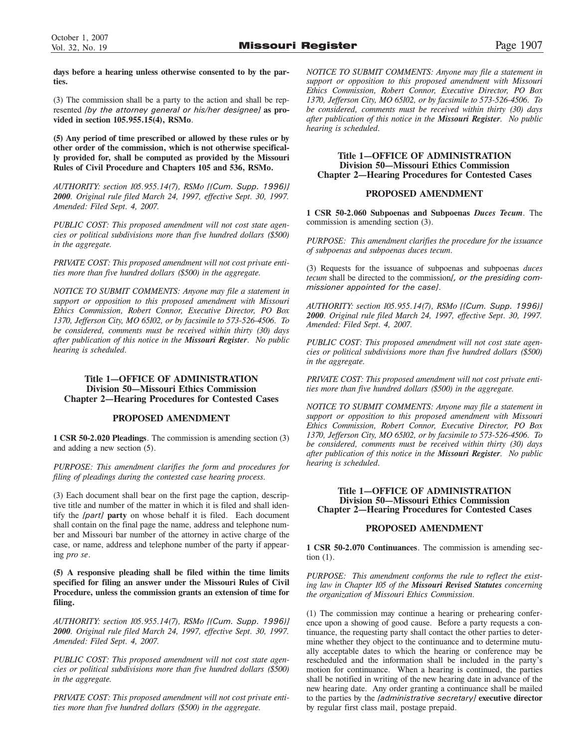**days before a hearing unless otherwise consented to by the parties.**

(3) The commission shall be a party to the action and shall be represented *[by the attorney general or his/her designee]* **as provided in section 105.955.15(4), RSMo**.

**(5) Any period of time prescribed or allowed by these rules or by other order of the commission, which is not otherwise specifically provided for, shall be computed as provided by the Missouri Rules of Civil Procedure and Chapters 105 and 536, RSMo.**

*AUTHORITY: section 105.955.14(7), RSMo [(Cum. Supp. 1996)]* ***2000****. Original rule filed March 24, 1997, effective Sept. 30, 1997. Amended: Filed Sept. 4, 2007.*

*PUBLIC COST: This proposed amendment will not cost state agencies or political subdivisions more than five hundred dollars ($500) in the aggregate.*

*PRIVATE COST: This proposed amendment will not cost private entities more than five hundred dollars ($500) in the aggregate.*

*NOTICE TO SUBMIT COMMENTS: Anyone may file a statement in support or opposition to this proposed amendment with Missouri Ethics Commission, Robert Connor, Executive Director, PO Box 1370, Jefferson City, MO 65102, or by facsimile to 573-526-4506. To be considered, comments must be received within thirty (30) days after publication of this notice in the* ***Missouri Register****. No public hearing is scheduled.*

## Title 1—OFFICE OF ADMINISTRATION
## Division 50—Missouri Ethics Commission
## Chapter 2—Hearing Procedures for Contested Cases

### PROPOSED AMENDMENT

**1 CSR 50-2.020 Pleadings**. The commission is amending section (3) and adding a new section (5).

*PURPOSE: This amendment clarifies the form and procedures for filing of pleadings during the contested case hearing process.*

(3) Each document shall bear on the first page the caption, descriptive title and number of the matter in which it is filed and shall identify the *[part]* **party** on whose behalf it is filed. Each document shall contain on the final page the name, address and telephone number and Missouri bar number of the attorney in active charge of the case, or name, address and telephone number of the party if appearing *pro se*.

**(5) A responsive pleading shall be filed within the time limits specified for filing an answer under the Missouri Rules of Civil Procedure, unless the commission grants an extension of time for filing.**

*AUTHORITY: section 105.955.14(7), RSMo [(Cum. Supp. 1996)]* ***2000****. Original rule filed March 24, 1997, effective Sept. 30, 1997. Amended: Filed Sept. 4, 2007.*

*PUBLIC COST: This proposed amendment will not cost state agencies or political subdivisions more than five hundred dollars ($500) in the aggregate.*

*PRIVATE COST: This proposed amendment will not cost private entities more than five hundred dollars ($500) in the aggregate.*

*NOTICE TO SUBMIT COMMENTS: Anyone may file a statement in support or opposition to this proposed amendment with Missouri Ethics Commission, Robert Connor, Executive Director, PO Box 1370, Jefferson City, MO 65102, or by facsimile to 573-526-4506. To be considered, comments must be received within thirty (30) days after publication of this notice in the* ***Missouri Register****. No public hearing is scheduled.*

## Title 1—OFFICE OF ADMINISTRATION
## Division 50—Missouri Ethics Commission
## Chapter 2—Hearing Procedures for Contested Cases

### PROPOSED AMENDMENT

**1 CSR 50-2.060 Subpoenas and Subpoenas *Duces Tecum***. The commission is amending section (3).

*PURPOSE: This amendment clarifies the procedure for the issuance of subpoenas and subpoenas duces tecum.*

(3) Requests for the issuance of subpoenas and subpoenas *duces tecum* shall be directed to the commission*[, or the presiding commissioner appointed for the case]*.

*AUTHORITY: section 105.955.14(7), RSMo [(Cum. Supp. 1996)]* ***2000****. Original rule filed March 24, 1997, effective Sept. 30, 1997. Amended: Filed Sept. 4, 2007.*

*PUBLIC COST: This proposed amendment will not cost state agencies or political subdivisions more than five hundred dollars ($500) in the aggregate.*

*PRIVATE COST: This proposed amendment will not cost private entities more than five hundred dollars ($500) in the aggregate.*

*NOTICE TO SUBMIT COMMENTS: Anyone may file a statement in support or opposition to this proposed amendment with Missouri Ethics Commission, Robert Connor, Executive Director, PO Box 1370, Jefferson City, MO 65102, or by facsimile to 573-526-4506. To be considered, comments must be received within thirty (30) days after publication of this notice in the* ***Missouri Register****. No public hearing is scheduled.*

## Title 1—OFFICE OF ADMINISTRATION
## Division 50—Missouri Ethics Commission
## Chapter 2—Hearing Procedures for Contested Cases

### PROPOSED AMENDMENT

**1 CSR 50-2.070 Continuances**. The commission is amending section (1).

*PURPOSE: This amendment conforms the rule to reflect the existing law in Chapter 105 of the* ***Missouri Revised Statutes*** *concerning the organization of Missouri Ethics Commission.*

(1) The commission may continue a hearing or prehearing conference upon a showing of good cause. Before a party requests a continuance, the requesting party shall contact the other parties to determine whether they object to the continuance and to determine mutually acceptable dates to which the hearing or conference may be rescheduled and the information shall be included in the party's motion for continuance. When a hearing is continued, the parties shall be notified in writing of the new hearing date in advance of the new hearing date. Any order granting a continuance shall be mailed to the parties by the *[administrative secretary]* **executive director** by regular first class mail, postage prepaid.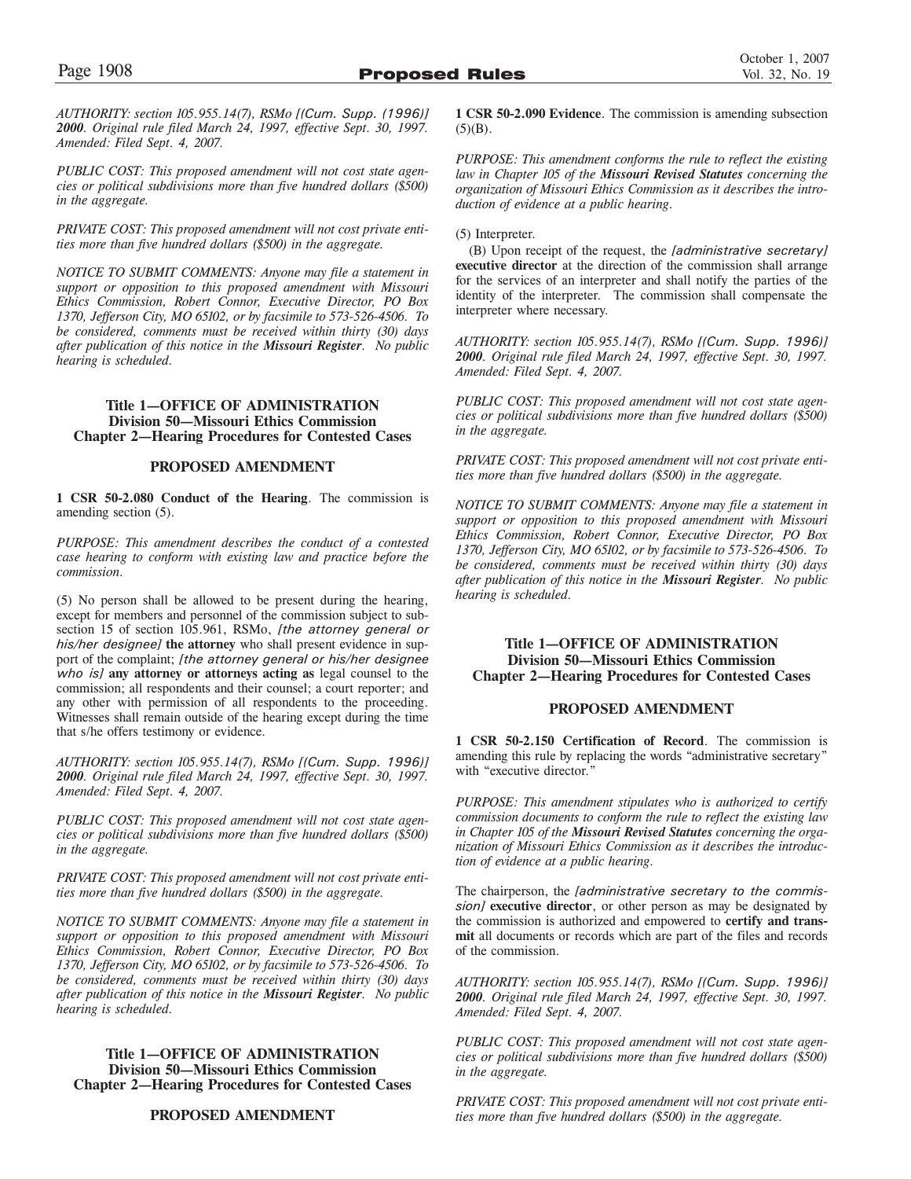*AUTHORITY: section 105.955.14(7), RSMo [(Cum. Supp. (1996)] 2000. Original rule filed March 24, 1997, effective Sept. 30, 1997. Amended: Filed Sept. 4, 2007.*

*PUBLIC COST: This proposed amendment will not cost state agencies or political subdivisions more than five hundred dollars ($500) in the aggregate.*

*PRIVATE COST: This proposed amendment will not cost private entities more than five hundred dollars ($500) in the aggregate.*

*NOTICE TO SUBMIT COMMENTS: Anyone may file a statement in support or opposition to this proposed amendment with Missouri Ethics Commission, Robert Connor, Executive Director, PO Box 1370, Jefferson City, MO 65102, or by facsimile to 573-526-4506. To be considered, comments must be received within thirty (30) days after publication of this notice in the **Missouri Register**. No public hearing is scheduled.*

## Title 1—OFFICE OF ADMINISTRATION
## Division 50—Missouri Ethics Commission
## Chapter 2—Hearing Procedures for Contested Cases

### PROPOSED AMENDMENT

**1 CSR 50-2.080 Conduct of the Hearing**. The commission is amending section (5).

*PURPOSE: This amendment describes the conduct of a contested case hearing to conform with existing law and practice before the commission.*

(5) No person shall be allowed to be present during the hearing, except for members and personnel of the commission subject to subsection 15 of section 105.961, RSMo, *[the attorney general or his/her designee]* **the attorney** who shall present evidence in support of the complaint; *[the attorney general or his/her designee who is]* **any attorney or attorneys acting as** legal counsel to the commission; all respondents and their counsel; a court reporter; and any other with permission of all respondents to the proceeding. Witnesses shall remain outside of the hearing except during the time that s/he offers testimony or evidence.

*AUTHORITY: section 105.955.14(7), RSMo [(Cum. Supp. 1996)] 2000. Original rule filed March 24, 1997, effective Sept. 30, 1997. Amended: Filed Sept. 4, 2007.*

*PUBLIC COST: This proposed amendment will not cost state agencies or political subdivisions more than five hundred dollars ($500) in the aggregate.*

*PRIVATE COST: This proposed amendment will not cost private entities more than five hundred dollars ($500) in the aggregate.*

*NOTICE TO SUBMIT COMMENTS: Anyone may file a statement in support or opposition to this proposed amendment with Missouri Ethics Commission, Robert Connor, Executive Director, PO Box 1370, Jefferson City, MO 65102, or by facsimile to 573-526-4506. To be considered, comments must be received within thirty (30) days after publication of this notice in the **Missouri Register**. No public hearing is scheduled.*

## Title 1—OFFICE OF ADMINISTRATION
## Division 50—Missouri Ethics Commission
## Chapter 2—Hearing Procedures for Contested Cases

### PROPOSED AMENDMENT

**1 CSR 50-2.090 Evidence**. The commission is amending subsection (5)(B).

*PURPOSE: This amendment conforms the rule to reflect the existing law in Chapter 105 of the **Missouri Revised Statutes** concerning the organization of Missouri Ethics Commission as it describes the introduction of evidence at a public hearing.*

(5) Interpreter.

(B) Upon receipt of the request, the *[administrative secretary]* **executive director** at the direction of the commission shall arrange for the services of an interpreter and shall notify the parties of the identity of the interpreter. The commission shall compensate the interpreter where necessary.

*AUTHORITY: section 105.955.14(7), RSMo [(Cum. Supp. 1996)] 2000. Original rule filed March 24, 1997, effective Sept. 30, 1997. Amended: Filed Sept. 4, 2007.*

*PUBLIC COST: This proposed amendment will not cost state agencies or political subdivisions more than five hundred dollars ($500) in the aggregate.*

*PRIVATE COST: This proposed amendment will not cost private entities more than five hundred dollars ($500) in the aggregate.*

*NOTICE TO SUBMIT COMMENTS: Anyone may file a statement in support or opposition to this proposed amendment with Missouri Ethics Commission, Robert Connor, Executive Director, PO Box 1370, Jefferson City, MO 65102, or by facsimile to 573-526-4506. To be considered, comments must be received within thirty (30) days after publication of this notice in the **Missouri Register**. No public hearing is scheduled.*

## Title 1—OFFICE OF ADMINISTRATION
## Division 50—Missouri Ethics Commission
## Chapter 2—Hearing Procedures for Contested Cases

### PROPOSED AMENDMENT

**1 CSR 50-2.150 Certification of Record**. The commission is amending this rule by replacing the words "administrative secretary" with "executive director."

*PURPOSE: This amendment stipulates who is authorized to certify commission documents to conform the rule to reflect the existing law in Chapter 105 of the **Missouri Revised Statutes** concerning the organization of Missouri Ethics Commission as it describes the introduction of evidence at a public hearing.*

The chairperson, the *[administrative secretary to the commission]* **executive director**, or other person as may be designated by the commission is authorized and empowered to **certify and transmit** all documents or records which are part of the files and records of the commission.

*AUTHORITY: section 105.955.14(7), RSMo [(Cum. Supp. 1996)] 2000. Original rule filed March 24, 1997, effective Sept. 30, 1997. Amended: Filed Sept. 4, 2007.*

*PUBLIC COST: This proposed amendment will not cost state agencies or political subdivisions more than five hundred dollars ($500) in the aggregate.*

*PRIVATE COST: This proposed amendment will not cost private entities more than five hundred dollars ($500) in the aggregate.*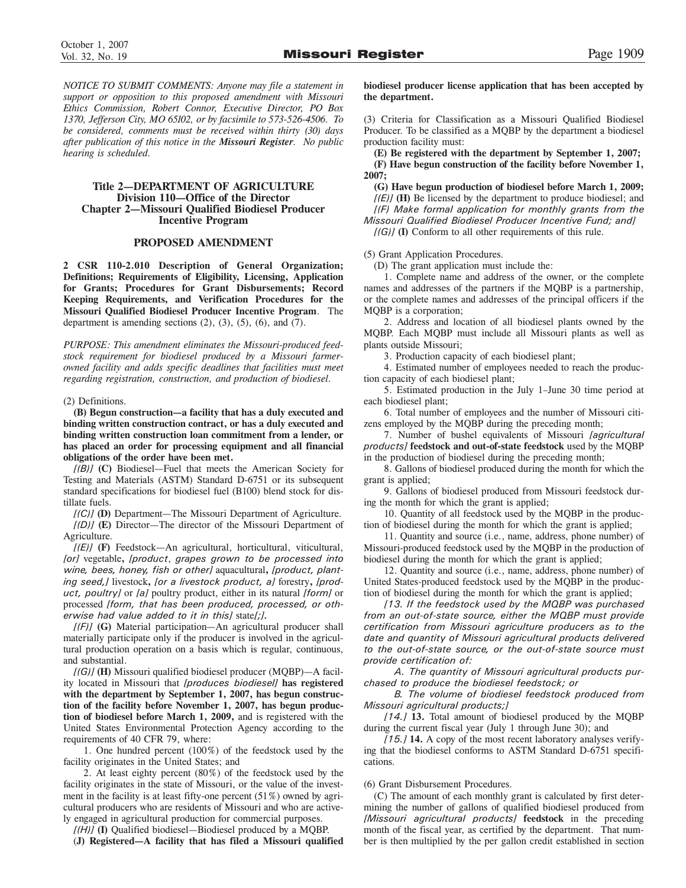*NOTICE TO SUBMIT COMMENTS: Anyone may file a statement in support or opposition to this proposed amendment with Missouri Ethics Commission, Robert Connor, Executive Director, PO Box 1370, Jefferson City, MO 65102, or by facsimile to 573-526-4506. To be considered, comments must be received within thirty (30) days after publication of this notice in the **Missouri Register**. No public hearing is scheduled.*

## Title 2—DEPARTMENT OF AGRICULTURE
## Division 110—Office of the Director
## Chapter 2—Missouri Qualified Biodiesel Producer Incentive Program

### PROPOSED AMENDMENT

**2 CSR 110-2.010 Description of General Organization; Definitions; Requirements of Eligibility, Licensing, Application for Grants; Procedures for Grant Disbursements; Record Keeping Requirements, and Verification Procedures for the Missouri Qualified Biodiesel Producer Incentive Program**. The department is amending sections (2), (3), (5), (6), and (7).

*PURPOSE: This amendment eliminates the Missouri-produced feedstock requirement for biodiesel produced by a Missouri farmer-owned facility and adds specific deadlines that facilities must meet regarding registration, construction, and production of biodiesel.*

(2) Definitions.

**(B) Begun construction—a facility that has a duly executed and binding written construction contract, or has a duly executed and binding written construction loan commitment from a lender, or has placed an order for processing equipment and all financial obligations of the order have been met.**

*[(B)]* **(C)** Biodiesel—Fuel that meets the American Society for Testing and Materials (ASTM) Standard D-6751 or its subsequent standard specifications for biodiesel fuel (B100) blend stock for distillate fuels.

*[(C)]* **(D)** Department—The Missouri Department of Agriculture.

*[(D)]* **(E)** Director—The director of the Missouri Department of Agriculture.

*[(E)]* **(F)** Feedstock—An agricultural, horticultural, viticultural, *[or]* vegetable**,** *[product, grapes grown to be processed into wine, bees, honey, fish or other]* aquacultural**,** *[product, planting seed,]* livestock**,** *[or a livestock product, a]* forestry**,** *[product, poultry]* or *[a]* poultry product, either in its natural *[form]* or processed *[form, that has been produced, processed, or otherwise had value added to it in this]* state*[;]***.**

*[(F)]* **(G)** Material participation—An agricultural producer shall materially participate only if the producer is involved in the agricultural production operation on a basis which is regular, continuous, and substantial.

*[(G)]* **(H)** Missouri qualified biodiesel producer (MQBP)—A facility located in Missouri that *[produces biodiesel]* **has registered with the department by September 1, 2007, has begun construction of the facility before November 1, 2007, has begun production of biodiesel before March 1, 2009,** and is registered with the United States Environmental Protection Agency according to the requirements of 40 CFR 79, where:

1. One hundred percent (100%) of the feedstock used by the facility originates in the United States; and

2. At least eighty percent (80%) of the feedstock used by the facility originates in the state of Missouri, or the value of the investment in the facility is at least fifty-one percent (51%) owned by agricultural producers who are residents of Missouri and who are actively engaged in agricultural production for commercial purposes.

*[(H)]* **(I)** Qualified biodiesel—Biodiesel produced by a MQBP.

**(J) Registered—A facility that has filed a Missouri qualified biodiesel producer license application that has been accepted by the department.**

(3) Criteria for Classification as a Missouri Qualified Biodiesel Producer. To be classified as a MQBP by the department a biodiesel production facility must:

**(E) Be registered with the department by September 1, 2007;**

**(F) Have begun construction of the facility before November 1, 2007;**

**(G) Have begun production of biodiesel before March 1, 2009;**

*[(E)]* **(H)** Be licensed by the department to produce biodiesel; and

*[(F) Make formal application for monthly grants from the Missouri Qualified Biodiesel Producer Incentive Fund; and]*

*[(G)]* **(I)** Conform to all other requirements of this rule.

(5) Grant Application Procedures.

(D) The grant application must include the:

1. Complete name and address of the owner, or the complete names and addresses of the partners if the MQBP is a partnership, or the complete names and addresses of the principal officers if the MQBP is a corporation;

2. Address and location of all biodiesel plants owned by the MQBP. Each MQBP must include all Missouri plants as well as plants outside Missouri;

3. Production capacity of each biodiesel plant;

4. Estimated number of employees needed to reach the production capacity of each biodiesel plant;

5. Estimated production in the July 1–June 30 time period at each biodiesel plant;

6. Total number of employees and the number of Missouri citizens employed by the MQBP during the preceding month;

7. Number of bushel equivalents of Missouri *[agricultural products]* **feedstock and out-of-state feedstock** used by the MQBP in the production of biodiesel during the preceding month;

8. Gallons of biodiesel produced during the month for which the grant is applied;

9. Gallons of biodiesel produced from Missouri feedstock during the month for which the grant is applied;

10. Quantity of all feedstock used by the MQBP in the production of biodiesel during the month for which the grant is applied;

11. Quantity and source (i.e., name, address, phone number) of Missouri-produced feedstock used by the MQBP in the production of biodiesel during the month for which the grant is applied;

12. Quantity and source (i.e., name, address, phone number) of United States-produced feedstock used by the MQBP in the production of biodiesel during the month for which the grant is applied;

*[13. If the feedstock used by the MQBP was purchased from an out-of-state source, either the MQBP must provide certification from Missouri agriculture producers as to the date and quantity of Missouri agricultural products delivered to the out-of-state source, or the out-of-state source must provide certification of:*

*A. The quantity of Missouri agricultural products purchased to produce the biodiesel feedstock; or*

*B. The volume of biodiesel feedstock produced from Missouri agricultural products;]*

*[14.]* **13.** Total amount of biodiesel produced by the MQBP during the current fiscal year (July 1 through June 30); and

*[15.]* **14.** A copy of the most recent laboratory analyses verifying that the biodiesel conforms to ASTM Standard D-6751 specifications.

(6) Grant Disbursement Procedures.

(C) The amount of each monthly grant is calculated by first determining the number of gallons of qualified biodiesel produced from *[Missouri agricultural products]* **feedstock** in the preceding month of the fiscal year, as certified by the department. That number is then multiplied by the per gallon credit established in section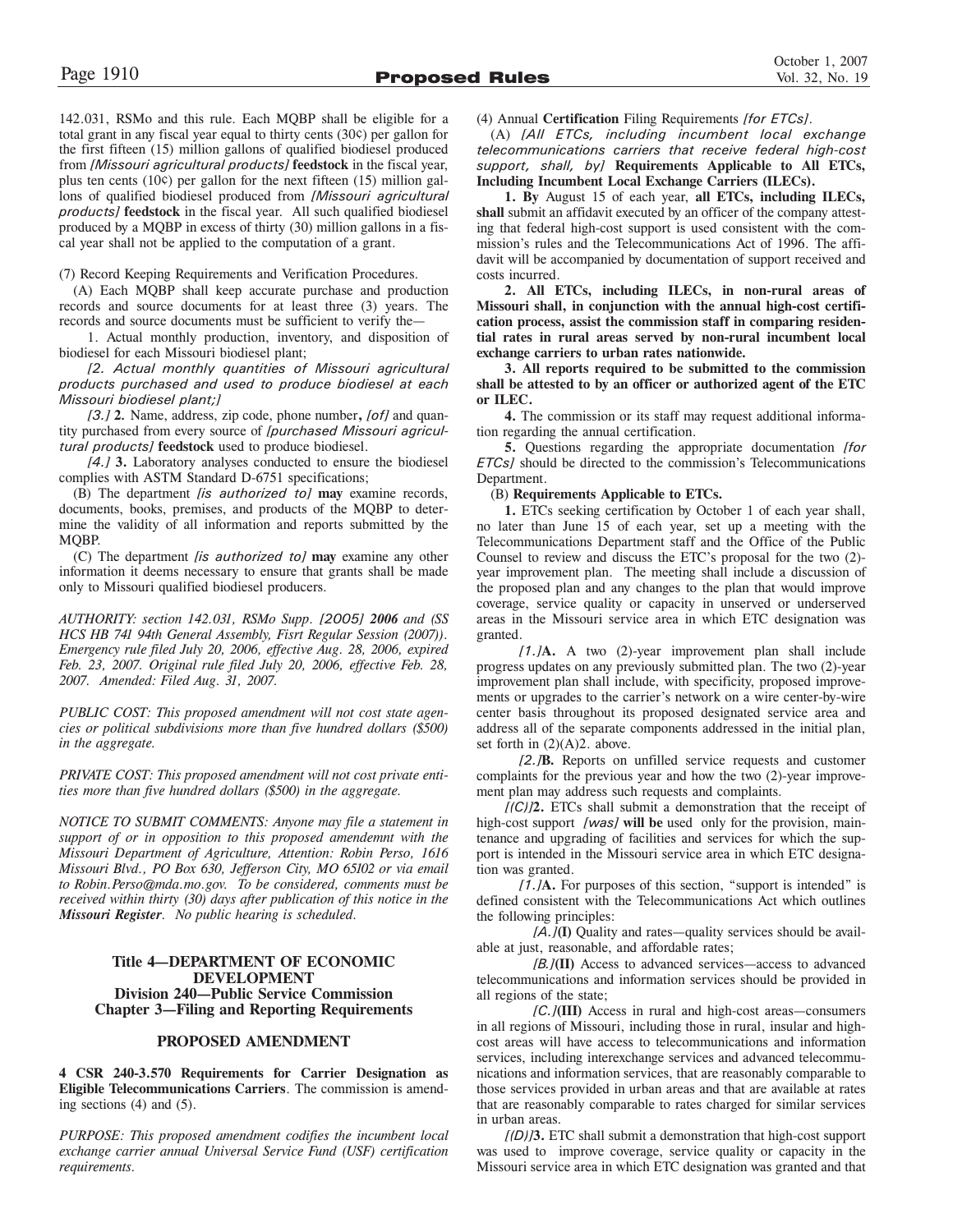142.031, RSMo and this rule. Each MQBP shall be eligible for a total grant in any fiscal year equal to thirty cents (30¢) per gallon for the first fifteen (15) million gallons of qualified biodiesel produced from *[Missouri agricultural products]* **feedstock** in the fiscal year, plus ten cents (10¢) per gallon for the next fifteen (15) million gallons of qualified biodiesel produced from *[Missouri agricultural products]* **feedstock** in the fiscal year. All such qualified biodiesel produced by a MQBP in excess of thirty (30) million gallons in a fiscal year shall not be applied to the computation of a grant.

(7) Record Keeping Requirements and Verification Procedures.

(A) Each MQBP shall keep accurate purchase and production records and source documents for at least three (3) years. The records and source documents must be sufficient to verify the—

1. Actual monthly production, inventory, and disposition of biodiesel for each Missouri biodiesel plant;

*[2. Actual monthly quantities of Missouri agricultural products purchased and used to produce biodiesel at each Missouri biodiesel plant;]*

*[3.]* **2.** Name, address, zip code, phone number**,** *[of]* and quantity purchased from every source of *[purchased Missouri agricultural products]* **feedstock** used to produce biodiesel.

*[4.]* **3.** Laboratory analyses conducted to ensure the biodiesel complies with ASTM Standard D-6751 specifications;

(B) The department *[is authorized to]* **may** examine records, documents, books, premises, and products of the MQBP to determine the validity of all information and reports submitted by the MQBP.

(C) The department *[is authorized to]* **may** examine any other information it deems necessary to ensure that grants shall be made only to Missouri qualified biodiesel producers.

*AUTHORITY: section 142.031, RSMo Supp. [2005]* ***2006*** *and (SS HCS HB 741 94th General Assembly, Fisrt Regular Session (2007)). Emergency rule filed July 20, 2006, effective Aug. 28, 2006, expired Feb. 23, 2007. Original rule filed July 20, 2006, effective Feb. 28, 2007. Amended: Filed Aug. 31, 2007.*

*PUBLIC COST: This proposed amendment will not cost state agencies or political subdivisions more than five hundred dollars ($500) in the aggregate.*

*PRIVATE COST: This proposed amendment will not cost private entities more than five hundred dollars ($500) in the aggregate.*

*NOTICE TO SUBMIT COMMENTS: Anyone may file a statement in support of or in opposition to this proposed amendemnt with the Missouri Department of Agriculture, Attention: Robin Perso, 1616 Missouri Blvd., PO Box 630, Jefferson City, MO 65102 or via email to Robin.Perso@mda.mo.gov. To be considered, comments must be received within thirty (30) days after publication of this notice in the* ***Missouri Register****. No public hearing is scheduled.*

## Title 4—DEPARTMENT OF ECONOMIC DEVELOPMENT
## Division 240—Public Service Commission
## Chapter 3—Filing and Reporting Requirements

### PROPOSED AMENDMENT

**4 CSR 240-3.570 Requirements for Carrier Designation as Eligible Telecommunications Carriers**. The commission is amending sections (4) and (5).

*PURPOSE: This proposed amendment codifies the incumbent local exchange carrier annual Universal Service Fund (USF) certification requirements.*

(4) Annual **Certification** Filing Requirements *[for ETCs]*.

(A) *[All ETCs, including incumbent local exchange telecommunications carriers that receive federal high-cost support, shall, by]* **Requirements Applicable to All ETCs, Including Incumbent Local Exchange Carriers (ILECs).**

**1. By** August 15 of each year, **all ETCs, including ILECs, shall** submit an affidavit executed by an officer of the company attesting that federal high-cost support is used consistent with the commission's rules and the Telecommunications Act of 1996. The affidavit will be accompanied by documentation of support received and costs incurred.

**2. All ETCs, including ILECs, in non-rural areas of Missouri shall, in conjunction with the annual high-cost certification process, assist the commission staff in comparing residential rates in rural areas served by non-rural incumbent local exchange carriers to urban rates nationwide.**

**3. All reports required to be submitted to the commission shall be attested to by an officer or authorized agent of the ETC or ILEC.**

**4.** The commission or its staff may request additional information regarding the annual certification.

**5.** Questions regarding the appropriate documentation *[for ETCs]* should be directed to the commission's Telecommunications Department.

(B) **Requirements Applicable to ETCs.**

**1.** ETCs seeking certification by October 1 of each year shall, no later than June 15 of each year, set up a meeting with the Telecommunications Department staff and the Office of the Public Counsel to review and discuss the ETC's proposal for the two (2)-year improvement plan. The meeting shall include a discussion of the proposed plan and any changes to the plan that would improve coverage, service quality or capacity in unserved or underserved areas in the Missouri service area in which ETC designation was granted.

*[1.]***A.** A two (2)-year improvement plan shall include progress updates on any previously submitted plan. The two (2)-year improvement plan shall include, with specificity, proposed improvements or upgrades to the carrier's network on a wire center-by-wire center basis throughout its proposed designated service area and address all of the separate components addressed in the initial plan, set forth in (2)(A)2. above.

*[2.]***B.** Reports on unfilled service requests and customer complaints for the previous year and how the two (2)-year improvement plan may address such requests and complaints.

*[(C)]***2.** ETCs shall submit a demonstration that the receipt of high-cost support *[was]* **will be** used only for the provision, maintenance and upgrading of facilities and services for which the support is intended in the Missouri service area in which ETC designation was granted.

*[1.]***A.** For purposes of this section, "support is intended" is defined consistent with the Telecommunications Act which outlines the following principles:

*[A.]***(I)** Quality and rates—quality services should be available at just, reasonable, and affordable rates;

*[B.]***(II)** Access to advanced services—access to advanced telecommunications and information services should be provided in all regions of the state;

*[C.]***(III)** Access in rural and high-cost areas—consumers in all regions of Missouri, including those in rural, insular and high-cost areas will have access to telecommunications and information services, including interexchange services and advanced telecommunications and information services, that are reasonably comparable to those services provided in urban areas and that are available at rates that are reasonably comparable to rates charged for similar services in urban areas.

*[(D)]***3.** ETC shall submit a demonstration that high-cost support was used to improve coverage, service quality or capacity in the Missouri service area in which ETC designation was granted and that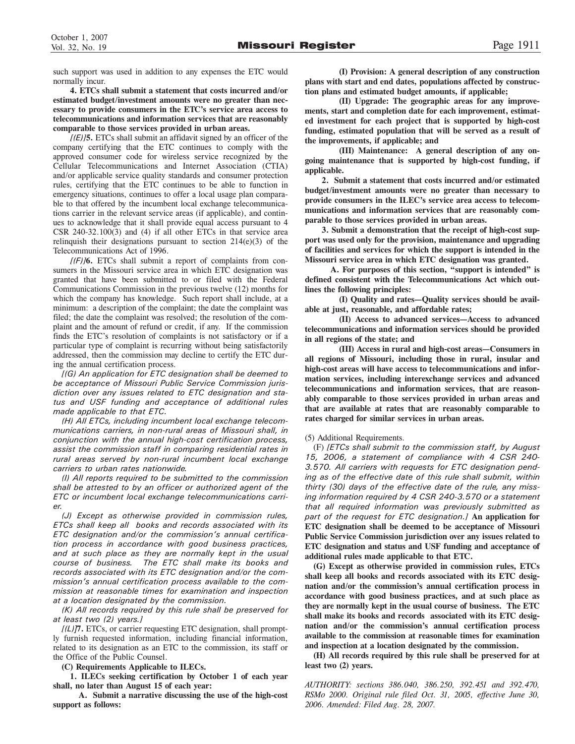such support was used in addition to any expenses the ETC would normally incur.

**4. ETCs shall submit a statement that costs incurred and/or estimated budget/investment amounts were no greater than necessary to provide consumers in the ETC's service area access to telecommunications and information services that are reasonably comparable to those services provided in urban areas.**

*[(E)]***5.** ETCs shall submit an affidavit signed by an officer of the company certifying that the ETC continues to comply with the approved consumer code for wireless service recognized by the Cellular Telecommunications and Internet Association (CTIA) and/or applicable service quality standards and consumer protection rules, certifying that the ETC continues to be able to function in emergency situations, continues to offer a local usage plan comparable to that offered by the incumbent local exchange telecommunications carrier in the relevant service areas (if applicable), and continues to acknowledge that it shall provide equal access pursuant to 4 CSR 240-32.100(3) and (4) if all other ETCs in that service area relinquish their designations pursuant to section 214(e)(3) of the Telecommunications Act of 1996.

*[(F)]***6.** ETCs shall submit a report of complaints from consumers in the Missouri service area in which ETC designation was granted that have been submitted to or filed with the Federal Communications Commission in the previous twelve (12) months for which the company has knowledge. Such report shall include, at a minimum: a description of the complaint; the date the complaint was filed; the date the complaint was resolved; the resolution of the complaint and the amount of refund or credit, if any. If the commission finds the ETC's resolution of complaints is not satisfactory or if a particular type of complaint is recurring without being satisfactorily addressed, then the commission may decline to certify the ETC during the annual certification process.

*[(G) An application for ETC designation shall be deemed to be acceptance of Missouri Public Service Commission jurisdiction over any issues related to ETC designation and status and USF funding and acceptance of additional rules made applicable to that ETC.*

*(H) All ETCs, including incumbent local exchange telecommunications carriers, in non-rural areas of Missouri shall, in conjunction with the annual high-cost certification process, assist the commission staff in comparing residential rates in rural areas served by non-rural incumbent local exchange carriers to urban rates nationwide.*

*(I) All reports required to be submitted to the commission shall be attested to by an officer or authorized agent of the ETC or incumbent local exchange telecommunications carrier.*

*(J) Except as otherwise provided in commission rules, ETCs shall keep all books and records associated with its ETC designation and/or the commission's annual certification process in accordance with good business practices, and at such place as they are normally kept in the usual course of business. The ETC shall make its books and records associated with its ETC designation and/or the commission's annual certification process available to the commission at reasonable times for examination and inspection at a location designated by the commission.*

*(K) All records required by this rule shall be preserved for at least two (2) years.]*

*[(L)]***7.** ETCs, or carrier requesting ETC designation, shall promptly furnish requested information, including financial information, related to its designation as an ETC to the commission, its staff or the Office of the Public Counsel.

**(C) Requirements Applicable to ILECs.**

**1. ILECs seeking certification by October 1 of each year shall, no later than August 15 of each year:**

**A. Submit a narrative discussing the use of the high-cost support as follows:**

**(I) Provision: A general description of any construction plans with start and end dates, populations affected by construction plans and estimated budget amounts, if applicable;**

**(II) Upgrade: The geographic areas for any improvements, start and completion date for each improvement, estimated investment for each project that is supported by high-cost funding, estimated population that will be served as a result of the improvements, if applicable; and**

**(III) Maintenance: A general description of any ongoing maintenance that is supported by high-cost funding, if applicable.**

**2. Submit a statement that costs incurred and/or estimated budget/investment amounts were no greater than necessary to provide consumers in the ILEC's service area access to telecommunications and information services that are reasonably comparable to those services provided in urban areas.**

**3. Submit a demonstration that the receipt of high-cost support was used only for the provision, maintenance and upgrading of facilities and services for which the support is intended in the Missouri service area in which ETC designation was granted.**

**A. For purposes of this section, "support is intended" is defined consistent with the Telecommunications Act which outlines the following principles:**

**(I) Quality and rates—Quality services should be available at just, reasonable, and affordable rates;**

**(II) Access to advanced services—Access to advanced telecommunications and information services should be provided in all regions of the state; and**

**(III) Access in rural and high-cost areas—Consumers in all regions of Missouri, including those in rural, insular and high-cost areas will have access to telecommunications and information services, including interexchange services and advanced telecommunications and information services, that are reasonably comparable to those services provided in urban areas and that are available at rates that are reasonably comparable to rates charged for similar services in urban areas.**

(5) Additional Requirements.

(F) *[ETCs shall submit to the commission staff, by August 15, 2006, a statement of compliance with 4 CSR 240-3.570. All carriers with requests for ETC designation pending as of the effective date of this rule shall submit, within thirty (30) days of the effective date of the rule, any missing information required by 4 CSR 240-3.570 or a statement that all required information was previously submitted as part of the request for ETC designation.]* **An application for ETC designation shall be deemed to be acceptance of Missouri Public Service Commission jurisdiction over any issues related to ETC designation and status and USF funding and acceptance of additional rules made applicable to that ETC.**

**(G) Except as otherwise provided in commission rules, ETCs shall keep all books and records associated with its ETC designation and/or the commission's annual certification process in accordance with good business practices, and at such place as they are normally kept in the usual course of business. The ETC shall make its books and records associated with its ETC designation and/or the commission's annual certification process available to the commission at reasonable times for examination and inspection at a location designated by the commission.**

**(H) All records required by this rule shall be preserved for at least two (2) years.**

*AUTHORITY: sections 386.040, 386.250, 392.451 and 392.470, RSMo 2000. Original rule filed Oct. 31, 2005, effective June 30, 2006. Amended: Filed Aug. 28, 2007.*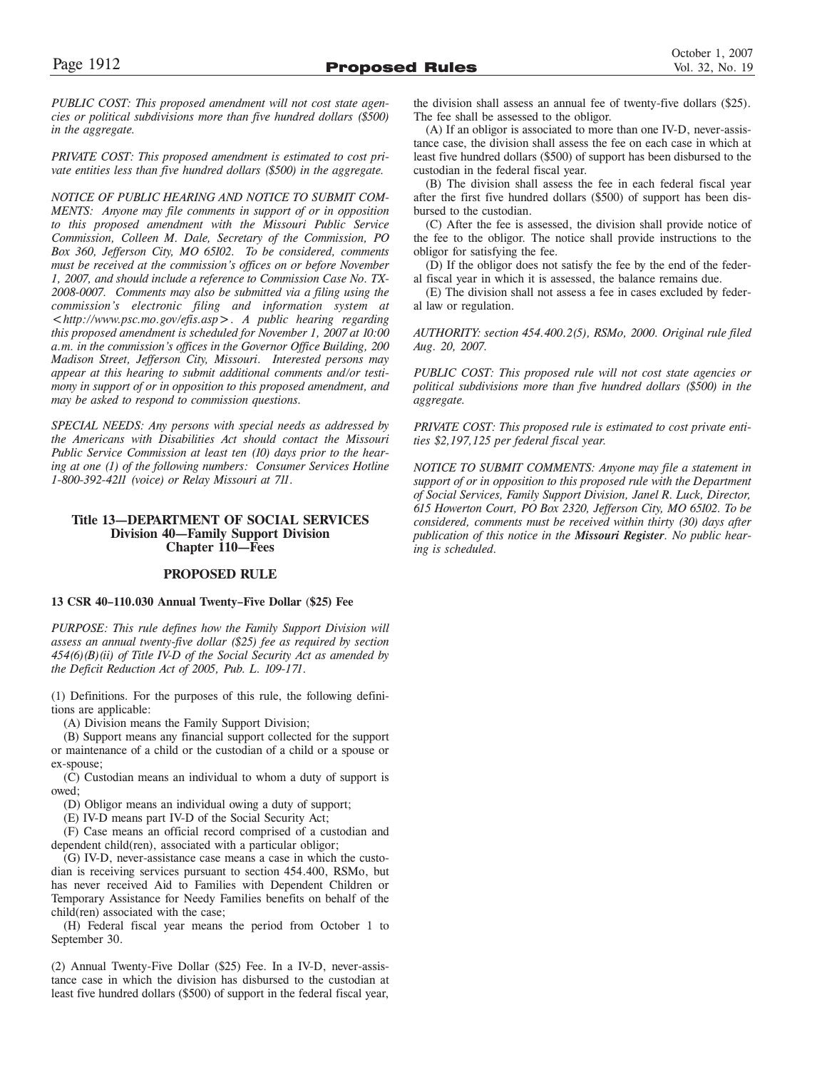*PUBLIC COST: This proposed amendment will not cost state agencies or political subdivisions more than five hundred dollars ($500) in the aggregate.*

*PRIVATE COST: This proposed amendment is estimated to cost private entities less than five hundred dollars ($500) in the aggregate.*

*NOTICE OF PUBLIC HEARING AND NOTICE TO SUBMIT COMMENTS: Anyone may file comments in support of or in opposition to this proposed amendment with the Missouri Public Service Commission, Colleen M. Dale, Secretary of the Commission, PO Box 360, Jefferson City, MO 65102. To be considered, comments must be received at the commission's offices on or before November 1, 2007, and should include a reference to Commission Case No. TX-2008-0007. Comments may also be submitted via a filing using the commission's electronic filing and information system at <http://www.psc.mo.gov/efis.asp>. A public hearing regarding this proposed amendment is scheduled for November 1, 2007 at 10:00 a.m. in the commission's offices in the Governor Office Building, 200 Madison Street, Jefferson City, Missouri. Interested persons may appear at this hearing to submit additional comments and/or testimony in support of or in opposition to this proposed amendment, and may be asked to respond to commission questions.*

*SPECIAL NEEDS: Any persons with special needs as addressed by the Americans with Disabilities Act should contact the Missouri Public Service Commission at least ten (10) days prior to the hearing at one (1) of the following numbers: Consumer Services Hotline 1-800-392-4211 (voice) or Relay Missouri at 711.*

## Title 13—DEPARTMENT OF SOCIAL SERVICES
## Division 40—Family Support Division
## Chapter 110—Fees

### PROPOSED RULE

**13 CSR 40-110.030 Annual Twenty-Five Dollar ($25) Fee**

*PURPOSE: This rule defines how the Family Support Division will assess an annual twenty-five dollar ($25) fee as required by section 454(6)(B)(ii) of Title IV-D of the Social Security Act as amended by the Deficit Reduction Act of 2005, Pub. L. 109-171.*

(1) Definitions. For the purposes of this rule, the following definitions are applicable:

(A) Division means the Family Support Division;

(B) Support means any financial support collected for the support or maintenance of a child or the custodian of a child or a spouse or ex-spouse;

(C) Custodian means an individual to whom a duty of support is owed;

(D) Obligor means an individual owing a duty of support;

(E) IV-D means part IV-D of the Social Security Act;

(F) Case means an official record comprised of a custodian and dependent child(ren), associated with a particular obligor;

(G) IV-D, never-assistance case means a case in which the custodian is receiving services pursuant to section 454.400, RSMo, but has never received Aid to Families with Dependent Children or Temporary Assistance for Needy Families benefits on behalf of the child(ren) associated with the case;

(H) Federal fiscal year means the period from October 1 to September 30.

(2) Annual Twenty-Five Dollar ($25) Fee. In a IV-D, never-assistance case in which the division has disbursed to the custodian at least five hundred dollars ($500) of support in the federal fiscal year, the division shall assess an annual fee of twenty-five dollars ($25). The fee shall be assessed to the obligor.

(A) If an obligor is associated to more than one IV-D, never-assistance case, the division shall assess the fee on each case in which at least five hundred dollars ($500) of support has been disbursed to the custodian in the federal fiscal year.

(B) The division shall assess the fee in each federal fiscal year after the first five hundred dollars ($500) of support has been disbursed to the custodian.

(C) After the fee is assessed, the division shall provide notice of the fee to the obligor. The notice shall provide instructions to the obligor for satisfying the fee.

(D) If the obligor does not satisfy the fee by the end of the federal fiscal year in which it is assessed, the balance remains due.

(E) The division shall not assess a fee in cases excluded by federal law or regulation.

*AUTHORITY: section 454.400.2(5), RSMo, 2000. Original rule filed Aug. 20, 2007.*

*PUBLIC COST: This proposed rule will not cost state agencies or political subdivisions more than five hundred dollars ($500) in the aggregate.*

*PRIVATE COST: This proposed rule is estimated to cost private entities $2,197,125 per federal fiscal year.*

*NOTICE TO SUBMIT COMMENTS: Anyone may file a statement in support of or in opposition to this proposed rule with the Department of Social Services, Family Support Division, Janel R. Luck, Director, 615 Howerton Court, PO Box 2320, Jefferson City, MO 65102. To be considered, comments must be received within thirty (30) days after publication of this notice in the **Missouri Register**. No public hearing is scheduled.*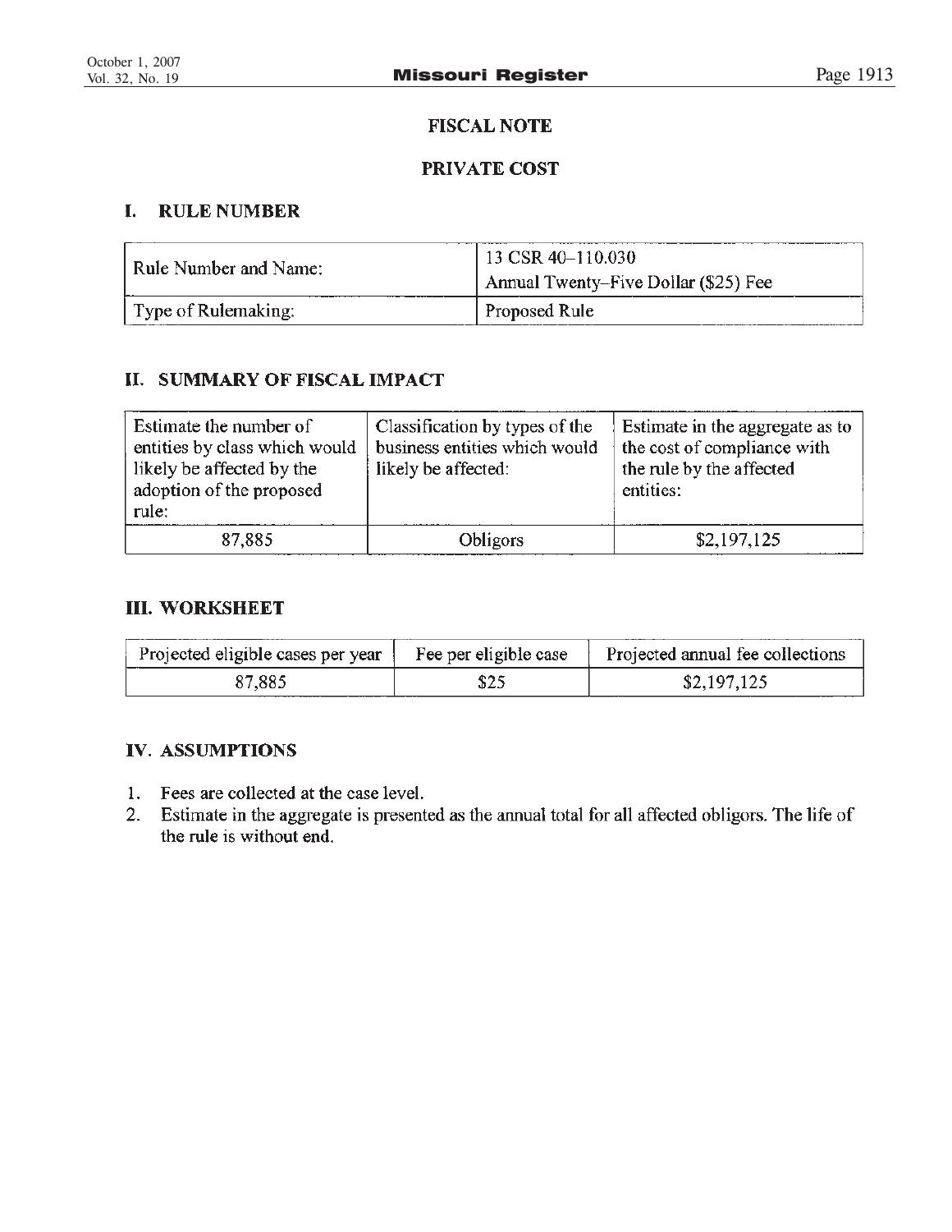## FISCAL NOTE

## PRIVATE COST

### I. RULE NUMBER

| Rule Number and Name: | 13 CSR 40–110.030 Annual Twenty–Five Dollar ($25) Fee |
|---|---|
| Type of Rulemaking: | Proposed Rule |

### II. SUMMARY OF FISCAL IMPACT

| Estimate the number of entities by class which would likely be affected by the adoption of the proposed rule: | Classification by types of the business entities which would likely be affected: | Estimate in the aggregate as to the cost of compliance with the rule by the affected entities: |
|---|---|---|
| 87,885 | Obligors | $2,197,125 |

### III. WORKSHEET

| Projected eligible cases per year | Fee per eligible case | Projected annual fee collections |
|---|---|---|
| 87,885 | $25 | $2,197,125 |

### IV. ASSUMPTIONS

1. Fees are collected at the case level.
2. Estimate in the aggregate is presented as the annual total for all affected obligors. The life of the rule is without end.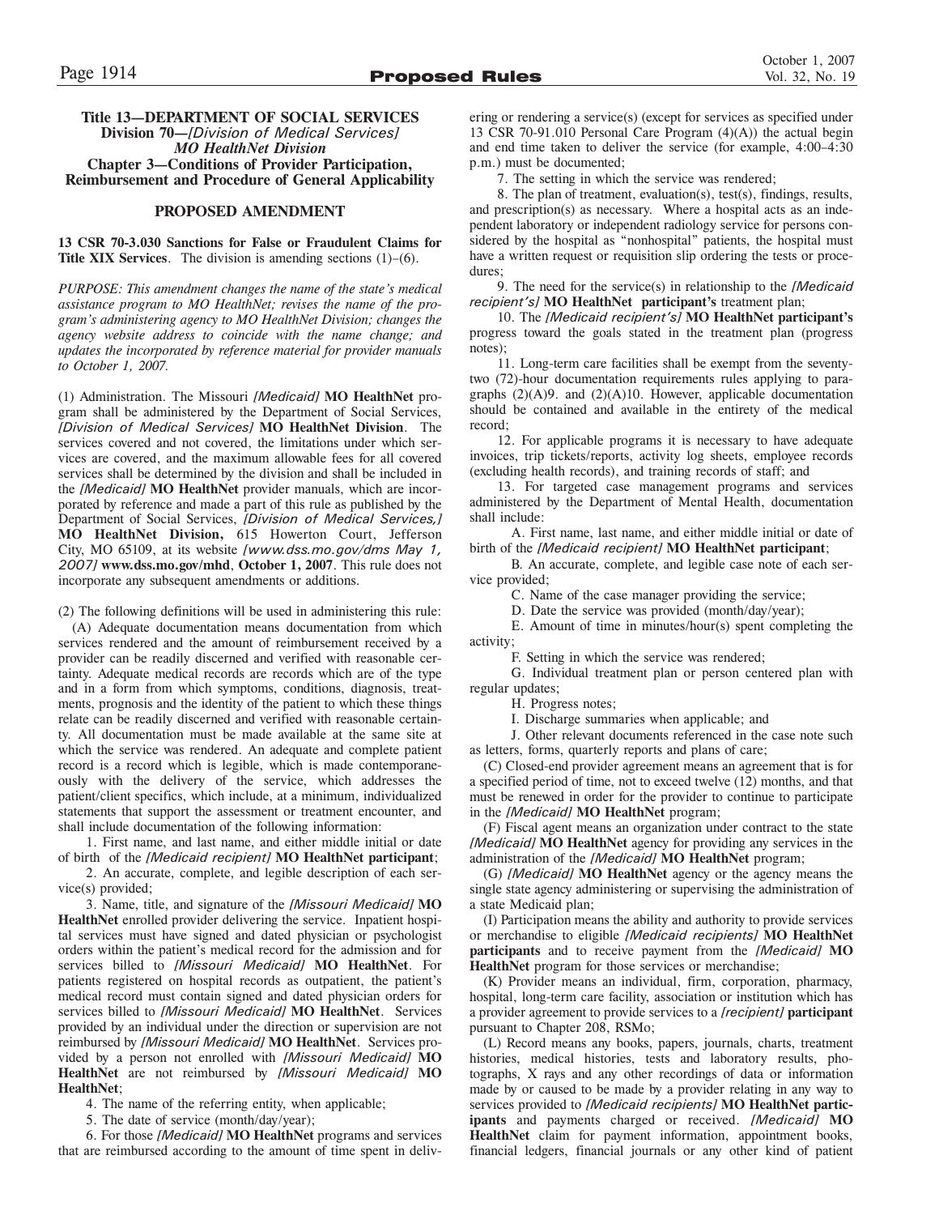**Title 13—DEPARTMENT OF SOCIAL SERVICES**
**Division 70—*[Division of Medical Services]* MO HealthNet Division**
**Chapter 3—Conditions of Provider Participation, Reimbursement and Procedure of General Applicability**

**PROPOSED AMENDMENT**

**13 CSR 70-3.030 Sanctions for False or Fraudulent Claims for Title XIX Services**. The division is amending sections (1)–(6).

*PURPOSE: This amendment changes the name of the state's medical assistance program to MO HealthNet; revises the name of the program's administering agency to MO HealthNet Division; changes the agency website address to coincide with the name change; and updates the incorporated by reference material for provider manuals to October 1, 2007.*

(1) Administration. The Missouri *[Medicaid]* **MO HealthNet** program shall be administered by the Department of Social Services, *[Division of Medical Services]* **MO HealthNet Division**. The services covered and not covered, the limitations under which services are covered, and the maximum allowable fees for all covered services shall be determined by the division and shall be included in the *[Medicaid]* **MO HealthNet** provider manuals, which are incorporated by reference and made a part of this rule as published by the Department of Social Services, *[Division of Medical Services,]* **MO HealthNet Division,** 615 Howerton Court, Jefferson City, MO 65109, at its website *[www.dss.mo.gov/dms May 1, 2007]* **www.dss.mo.gov/mhd**, **October 1, 2007**. This rule does not incorporate any subsequent amendments or additions.

(2) The following definitions will be used in administering this rule:

(A) Adequate documentation means documentation from which services rendered and the amount of reimbursement received by a provider can be readily discerned and verified with reasonable certainty. Adequate medical records are records which are of the type and in a form from which symptoms, conditions, diagnosis, treatments, prognosis and the identity of the patient to which these things relate can be readily discerned and verified with reasonable certainty. All documentation must be made available at the same site at which the service was rendered. An adequate and complete patient record is a record which is legible, which is made contemporaneously with the delivery of the service, which addresses the patient/client specifics, which include, at a minimum, individualized statements that support the assessment or treatment encounter, and shall include documentation of the following information:

1. First name, and last name, and either middle initial or date of birth of the *[Medicaid recipient]* **MO HealthNet participant**;

2. An accurate, complete, and legible description of each service(s) provided;

3. Name, title, and signature of the *[Missouri Medicaid]* **MO HealthNet** enrolled provider delivering the service. Inpatient hospital services must have signed and dated physician or psychologist orders within the patient's medical record for the admission and for services billed to *[Missouri Medicaid]* **MO HealthNet**. For patients registered on hospital records as outpatient, the patient's medical record must contain signed and dated physician orders for services billed to *[Missouri Medicaid]* **MO HealthNet**. Services provided by an individual under the direction or supervision are not reimbursed by *[Missouri Medicaid]* **MO HealthNet**. Services provided by a person not enrolled with *[Missouri Medicaid]* **MO HealthNet** are not reimbursed by *[Missouri Medicaid]* **MO HealthNet**;

4. The name of the referring entity, when applicable;

5. The date of service (month/day/year);

6. For those *[Medicaid]* **MO HealthNet** programs and services that are reimbursed according to the amount of time spent in delivering or rendering a service(s) (except for services as specified under 13 CSR 70-91.010 Personal Care Program (4)(A)) the actual begin and end time taken to deliver the service (for example, 4:00–4:30 p.m.) must be documented;

7. The setting in which the service was rendered;

8. The plan of treatment, evaluation(s), test(s), findings, results, and prescription(s) as necessary. Where a hospital acts as an independent laboratory or independent radiology service for persons considered by the hospital as "nonhospital" patients, the hospital must have a written request or requisition slip ordering the tests or procedures;

9. The need for the service(s) in relationship to the *[Medicaid recipient's]* **MO HealthNet participant's** treatment plan;

10. The *[Medicaid recipient's]* **MO HealthNet participant's** progress toward the goals stated in the treatment plan (progress notes);

11. Long-term care facilities shall be exempt from the seventy-two (72)-hour documentation requirements rules applying to paragraphs (2)(A)9. and (2)(A)10. However, applicable documentation should be contained and available in the entirety of the medical record;

12. For applicable programs it is necessary to have adequate invoices, trip tickets/reports, activity log sheets, employee records (excluding health records), and training records of staff; and

13. For targeted case management programs and services administered by the Department of Mental Health, documentation shall include:

A. First name, last name, and either middle initial or date of birth of the *[Medicaid recipient]* **MO HealthNet participant**;

B. An accurate, complete, and legible case note of each service provided;

C. Name of the case manager providing the service;

D. Date the service was provided (month/day/year);

E. Amount of time in minutes/hour(s) spent completing the activity;

F. Setting in which the service was rendered;

G. Individual treatment plan or person centered plan with regular updates;

H. Progress notes;

I. Discharge summaries when applicable; and

J. Other relevant documents referenced in the case note such as letters, forms, quarterly reports and plans of care;

(C) Closed-end provider agreement means an agreement that is for a specified period of time, not to exceed twelve (12) months, and that must be renewed in order for the provider to continue to participate in the *[Medicaid]* **MO HealthNet** program;

(F) Fiscal agent means an organization under contract to the state *[Medicaid]* **MO HealthNet** agency for providing any services in the administration of the *[Medicaid]* **MO HealthNet** program;

(G) *[Medicaid]* **MO HealthNet** agency or the agency means the single state agency administering or supervising the administration of a state Medicaid plan;

(I) Participation means the ability and authority to provide services or merchandise to eligible *[Medicaid recipients]* **MO HealthNet participants** and to receive payment from the *[Medicaid]* **MO HealthNet** program for those services or merchandise;

(K) Provider means an individual, firm, corporation, pharmacy, hospital, long-term care facility, association or institution which has a provider agreement to provide services to a *[recipient]* **participant** pursuant to Chapter 208, RSMo;

(L) Record means any books, papers, journals, charts, treatment histories, medical histories, tests and laboratory results, photographs, X rays and any other recordings of data or information made by or caused to be made by a provider relating in any way to services provided to *[Medicaid recipients]* **MO HealthNet participants** and payments charged or received. *[Medicaid]* **MO HealthNet** claim for payment information, appointment books, financial ledgers, financial journals or any other kind of patient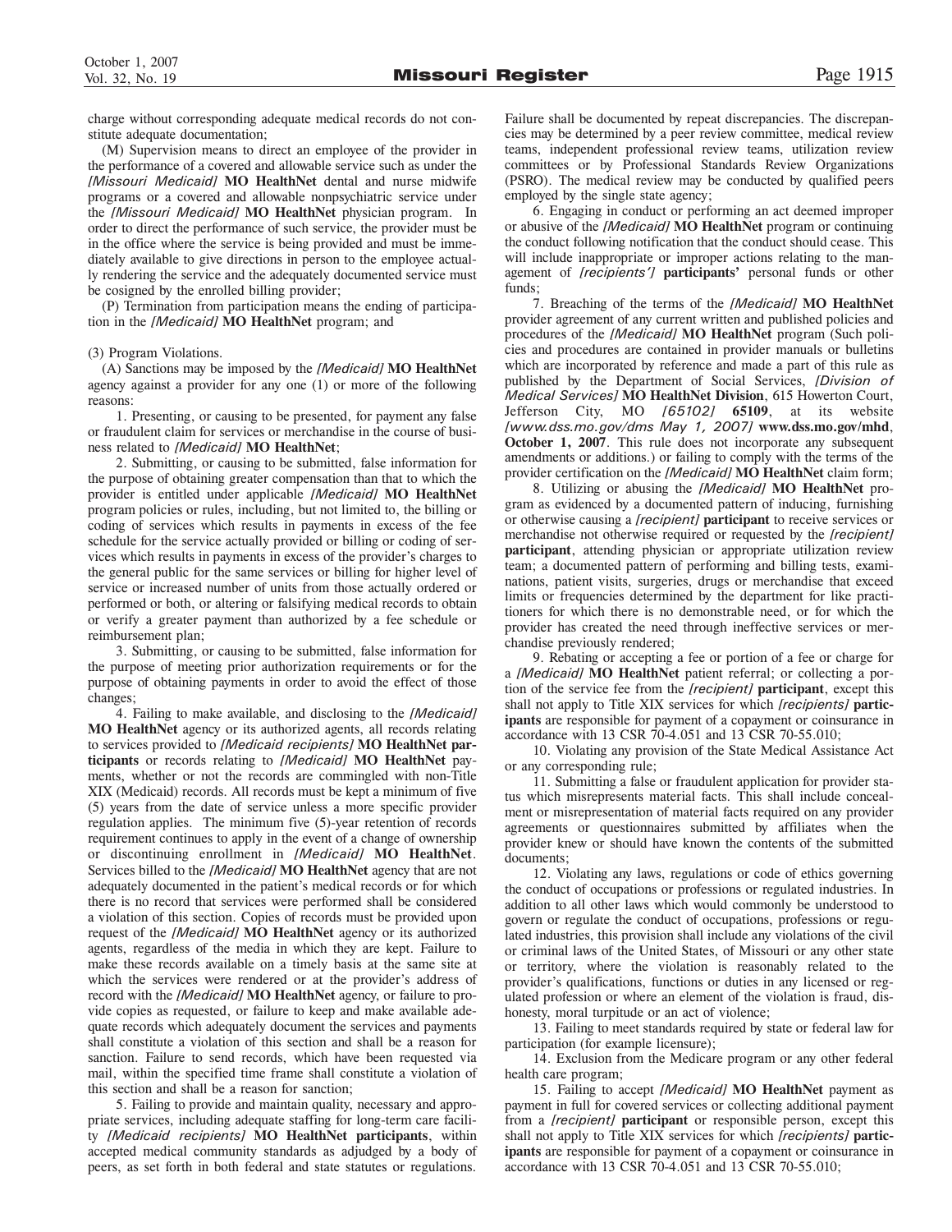charge without corresponding adequate medical records do not constitute adequate documentation;

(M) Supervision means to direct an employee of the provider in the performance of a covered and allowable service such as under the *[Missouri Medicaid]* **MO HealthNet** dental and nurse midwife programs or a covered and allowable nonpsychiatric service under the *[Missouri Medicaid]* **MO HealthNet** physician program. In order to direct the performance of such service, the provider must be in the office where the service is being provided and must be immediately available to give directions in person to the employee actually rendering the service and the adequately documented service must be cosigned by the enrolled billing provider;

(P) Termination from participation means the ending of participation in the *[Medicaid]* **MO HealthNet** program; and

(3) Program Violations.

(A) Sanctions may be imposed by the *[Medicaid]* **MO HealthNet** agency against a provider for any one (1) or more of the following reasons:

1. Presenting, or causing to be presented, for payment any false or fraudulent claim for services or merchandise in the course of business related to *[Medicaid]* **MO HealthNet**;

2. Submitting, or causing to be submitted, false information for the purpose of obtaining greater compensation than that to which the provider is entitled under applicable *[Medicaid]* **MO HealthNet** program policies or rules, including, but not limited to, the billing or coding of services which results in payments in excess of the fee schedule for the service actually provided or billing or coding of services which results in payments in excess of the provider's charges to the general public for the same services or billing for higher level of service or increased number of units from those actually ordered or performed or both, or altering or falsifying medical records to obtain or verify a greater payment than authorized by a fee schedule or reimbursement plan;

3. Submitting, or causing to be submitted, false information for the purpose of meeting prior authorization requirements or for the purpose of obtaining payments in order to avoid the effect of those changes;

4. Failing to make available, and disclosing to the *[Medicaid]* **MO HealthNet** agency or its authorized agents, all records relating to services provided to *[Medicaid recipients]* **MO HealthNet participants** or records relating to *[Medicaid]* **MO HealthNet** payments, whether or not the records are commingled with non-Title XIX (Medicaid) records. All records must be kept a minimum of five (5) years from the date of service unless a more specific provider regulation applies. The minimum five (5)-year retention of records requirement continues to apply in the event of a change of ownership or discontinuing enrollment in *[Medicaid]* **MO HealthNet**. Services billed to the *[Medicaid]* **MO HealthNet** agency that are not adequately documented in the patient's medical records or for which there is no record that services were performed shall be considered a violation of this section. Copies of records must be provided upon request of the *[Medicaid]* **MO HealthNet** agency or its authorized agents, regardless of the media in which they are kept. Failure to make these records available on a timely basis at the same site at which the services were rendered or at the provider's address of record with the *[Medicaid]* **MO HealthNet** agency, or failure to provide copies as requested, or failure to keep and make available adequate records which adequately document the services and payments shall constitute a violation of this section and shall be a reason for sanction. Failure to send records, which have been requested via mail, within the specified time frame shall constitute a violation of this section and shall be a reason for sanction;

5. Failing to provide and maintain quality, necessary and appropriate services, including adequate staffing for long-term care facility *[Medicaid recipients]* **MO HealthNet participants**, within accepted medical community standards as adjudged by a body of peers, as set forth in both federal and state statutes or regulations. Failure shall be documented by repeat discrepancies. The discrepancies may be determined by a peer review committee, medical review teams, independent professional review teams, utilization review committees or by Professional Standards Review Organizations (PSRO). The medical review may be conducted by qualified peers employed by the single state agency;

6. Engaging in conduct or performing an act deemed improper or abusive of the *[Medicaid]* **MO HealthNet** program or continuing the conduct following notification that the conduct should cease. This will include inappropriate or improper actions relating to the management of *[recipients']* **participants'** personal funds or other funds;

7. Breaching of the terms of the *[Medicaid]* **MO HealthNet** provider agreement of any current written and published policies and procedures of the *[Medicaid]* **MO HealthNet** program (Such policies and procedures are contained in provider manuals or bulletins which are incorporated by reference and made a part of this rule as published by the Department of Social Services, *[Division of Medical Services]* **MO HealthNet Division**, 615 Howerton Court, Jefferson City, MO *[65102]* **65109**, at its website *[www.dss.mo.gov/dms May 1, 2007]* **www.dss.mo.gov/mhd, October 1, 2007**. This rule does not incorporate any subsequent amendments or additions.) or failing to comply with the terms of the provider certification on the *[Medicaid]* **MO HealthNet** claim form;

8. Utilizing or abusing the *[Medicaid]* **MO HealthNet** program as evidenced by a documented pattern of inducing, furnishing or otherwise causing a *[recipient]* **participant** to receive services or merchandise not otherwise required or requested by the *[recipient]* **participant**, attending physician or appropriate utilization review team; a documented pattern of performing and billing tests, examinations, patient visits, surgeries, drugs or merchandise that exceed limits or frequencies determined by the department for like practitioners for which there is no demonstrable need, or for which the provider has created the need through ineffective services or merchandise previously rendered;

9. Rebating or accepting a fee or portion of a fee or charge for a *[Medicaid]* **MO HealthNet** patient referral; or collecting a portion of the service fee from the *[recipient]* **participant**, except this shall not apply to Title XIX services for which *[recipients]* **participants** are responsible for payment of a copayment or coinsurance in accordance with 13 CSR 70-4.051 and 13 CSR 70-55.010;

10. Violating any provision of the State Medical Assistance Act or any corresponding rule;

11. Submitting a false or fraudulent application for provider status which misrepresents material facts. This shall include concealment or misrepresentation of material facts required on any provider agreements or questionnaires submitted by affiliates when the provider knew or should have known the contents of the submitted documents;

12. Violating any laws, regulations or code of ethics governing the conduct of occupations or professions or regulated industries. In addition to all other laws which would commonly be understood to govern or regulate the conduct of occupations, professions or regulated industries, this provision shall include any violations of the civil or criminal laws of the United States, of Missouri or any other state or territory, where the violation is reasonably related to the provider's qualifications, functions or duties in any licensed or regulated profession or where an element of the violation is fraud, dishonesty, moral turpitude or an act of violence;

13. Failing to meet standards required by state or federal law for participation (for example licensure);

14. Exclusion from the Medicare program or any other federal health care program;

15. Failing to accept *[Medicaid]* **MO HealthNet** payment as payment in full for covered services or collecting additional payment from a *[recipient]* **participant** or responsible person, except this shall not apply to Title XIX services for which *[recipients]* **participants** are responsible for payment of a copayment or coinsurance in accordance with 13 CSR 70-4.051 and 13 CSR 70-55.010;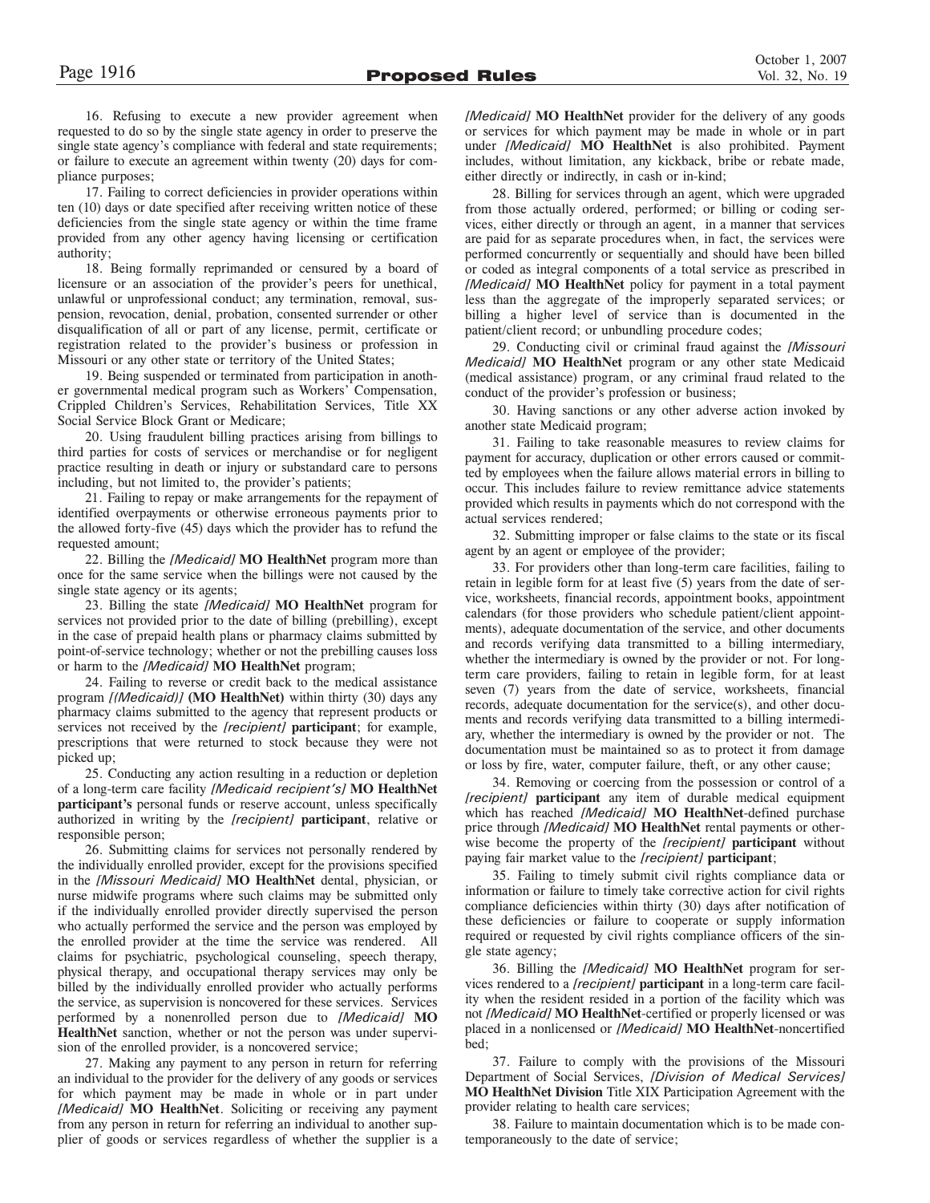16. Refusing to execute a new provider agreement when requested to do so by the single state agency in order to preserve the single state agency's compliance with federal and state requirements; or failure to execute an agreement within twenty (20) days for compliance purposes;

17. Failing to correct deficiencies in provider operations within ten (10) days or date specified after receiving written notice of these deficiencies from the single state agency or within the time frame provided from any other agency having licensing or certification authority;

18. Being formally reprimanded or censured by a board of licensure or an association of the provider's peers for unethical, unlawful or unprofessional conduct; any termination, removal, suspension, revocation, denial, probation, consented surrender or other disqualification of all or part of any license, permit, certificate or registration related to the provider's business or profession in Missouri or any other state or territory of the United States;

19. Being suspended or terminated from participation in another governmental medical program such as Workers' Compensation, Crippled Children's Services, Rehabilitation Services, Title XX Social Service Block Grant or Medicare;

20. Using fraudulent billing practices arising from billings to third parties for costs of services or merchandise or for negligent practice resulting in death or injury or substandard care to persons including, but not limited to, the provider's patients;

21. Failing to repay or make arrangements for the repayment of identified overpayments or otherwise erroneous payments prior to the allowed forty-five (45) days which the provider has to refund the requested amount;

22. Billing the *[Medicaid]* **MO HealthNet** program more than once for the same service when the billings were not caused by the single state agency or its agents;

23. Billing the state *[Medicaid]* **MO HealthNet** program for services not provided prior to the date of billing (prebilling), except in the case of prepaid health plans or pharmacy claims submitted by point-of-service technology; whether or not the prebilling causes loss or harm to the *[Medicaid]* **MO HealthNet** program;

24. Failing to reverse or credit back to the medical assistance program *[(Medicaid)]* **(MO HealthNet)** within thirty (30) days any pharmacy claims submitted to the agency that represent products or services not received by the *[recipient]* **participant**; for example, prescriptions that were returned to stock because they were not picked up;

25. Conducting any action resulting in a reduction or depletion of a long-term care facility *[Medicaid recipient's]* **MO HealthNet participant's** personal funds or reserve account, unless specifically authorized in writing by the *[recipient]* **participant**, relative or responsible person;

26. Submitting claims for services not personally rendered by the individually enrolled provider, except for the provisions specified in the *[Missouri Medicaid]* **MO HealthNet** dental, physician, or nurse midwife programs where such claims may be submitted only if the individually enrolled provider directly supervised the person who actually performed the service and the person was employed by the enrolled provider at the time the service was rendered. All claims for psychiatric, psychological counseling, speech therapy, physical therapy, and occupational therapy services may only be billed by the individually enrolled provider who actually performs the service, as supervision is noncovered for these services. Services performed by a nonenrolled person due to *[Medicaid]* **MO HealthNet** sanction, whether or not the person was under supervision of the enrolled provider, is a noncovered service;

27. Making any payment to any person in return for referring an individual to the provider for the delivery of any goods or services for which payment may be made in whole or in part under *[Medicaid]* **MO HealthNet**. Soliciting or receiving any payment from any person in return for referring an individual to another supplier of goods or services regardless of whether the supplier is a *[Medicaid]* **MO HealthNet** provider for the delivery of any goods or services for which payment may be made in whole or in part under *[Medicaid]* **MO HealthNet** is also prohibited. Payment includes, without limitation, any kickback, bribe or rebate made, either directly or indirectly, in cash or in-kind;

28. Billing for services through an agent, which were upgraded from those actually ordered, performed; or billing or coding services, either directly or through an agent, in a manner that services are paid for as separate procedures when, in fact, the services were performed concurrently or sequentially and should have been billed or coded as integral components of a total service as prescribed in *[Medicaid]* **MO HealthNet** policy for payment in a total payment less than the aggregate of the improperly separated services; or billing a higher level of service than is documented in the patient/client record; or unbundling procedure codes;

29. Conducting civil or criminal fraud against the *[Missouri Medicaid]* **MO HealthNet** program or any other state Medicaid (medical assistance) program, or any criminal fraud related to the conduct of the provider's profession or business;

30. Having sanctions or any other adverse action invoked by another state Medicaid program;

31. Failing to take reasonable measures to review claims for payment for accuracy, duplication or other errors caused or committed by employees when the failure allows material errors in billing to occur. This includes failure to review remittance advice statements provided which results in payments which do not correspond with the actual services rendered;

32. Submitting improper or false claims to the state or its fiscal agent by an agent or employee of the provider;

33. For providers other than long-term care facilities, failing to retain in legible form for at least five (5) years from the date of service, worksheets, financial records, appointment books, appointment calendars (for those providers who schedule patient/client appointments), adequate documentation of the service, and other documents and records verifying data transmitted to a billing intermediary, whether the intermediary is owned by the provider or not. For long-term care providers, failing to retain in legible form, for at least seven (7) years from the date of service, worksheets, financial records, adequate documentation for the service(s), and other documents and records verifying data transmitted to a billing intermediary, whether the intermediary is owned by the provider or not. The documentation must be maintained so as to protect it from damage or loss by fire, water, computer failure, theft, or any other cause;

34. Removing or coercing from the possession or control of a *[recipient]* **participant** any item of durable medical equipment which has reached *[Medicaid]* **MO HealthNet**-defined purchase price through *[Medicaid]* **MO HealthNet** rental payments or otherwise become the property of the *[recipient]* **participant** without paying fair market value to the *[recipient]* **participant**;

35. Failing to timely submit civil rights compliance data or information or failure to timely take corrective action for civil rights compliance deficiencies within thirty (30) days after notification of these deficiencies or failure to cooperate or supply information required or requested by civil rights compliance officers of the single state agency;

36. Billing the *[Medicaid]* **MO HealthNet** program for services rendered to a *[recipient]* **participant** in a long-term care facility when the resident resided in a portion of the facility which was not *[Medicaid]* **MO HealthNet**-certified or properly licensed or was placed in a nonlicensed or *[Medicaid]* **MO HealthNet**-noncertified bed;

37. Failure to comply with the provisions of the Missouri Department of Social Services, *[Division of Medical Services]* **MO HealthNet Division** Title XIX Participation Agreement with the provider relating to health care services;

38. Failure to maintain documentation which is to be made contemporaneously to the date of service;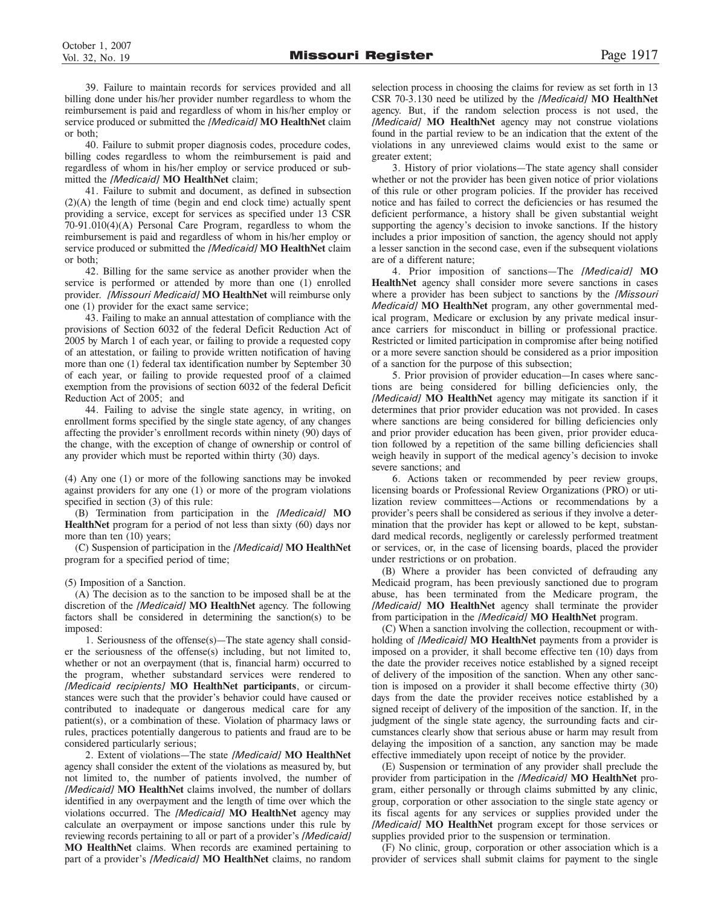39. Failure to maintain records for services provided and all billing done under his/her provider number regardless to whom the reimbursement is paid and regardless of whom in his/her employ or service produced or submitted the *[Medicaid]* **MO HealthNet** claim or both;

40. Failure to submit proper diagnosis codes, procedure codes, billing codes regardless to whom the reimbursement is paid and regardless of whom in his/her employ or service produced or submitted the *[Medicaid]* **MO HealthNet** claim;

41. Failure to submit and document, as defined in subsection (2)(A) the length of time (begin and end clock time) actually spent providing a service, except for services as specified under 13 CSR 70-91.010(4)(A) Personal Care Program, regardless to whom the reimbursement is paid and regardless of whom in his/her employ or service produced or submitted the *[Medicaid]* **MO HealthNet** claim or both;

42. Billing for the same service as another provider when the service is performed or attended by more than one (1) enrolled provider. *[Missouri Medicaid]* **MO HealthNet** will reimburse only one (1) provider for the exact same service;

43. Failing to make an annual attestation of compliance with the provisions of Section 6032 of the federal Deficit Reduction Act of 2005 by March 1 of each year, or failing to provide a requested copy of an attestation, or failing to provide written notification of having more than one (1) federal tax identification number by September 30 of each year, or failing to provide requested proof of a claimed exemption from the provisions of section 6032 of the federal Deficit Reduction Act of 2005; and

44. Failing to advise the single state agency, in writing, on enrollment forms specified by the single state agency, of any changes affecting the provider's enrollment records within ninety (90) days of the change, with the exception of change of ownership or control of any provider which must be reported within thirty (30) days.

(4) Any one (1) or more of the following sanctions may be invoked against providers for any one (1) or more of the program violations specified in section (3) of this rule:

(B) Termination from participation in the *[Medicaid]* **MO HealthNet** program for a period of not less than sixty (60) days nor more than ten (10) years;

(C) Suspension of participation in the *[Medicaid]* **MO HealthNet** program for a specified period of time;

(5) Imposition of a Sanction.

(A) The decision as to the sanction to be imposed shall be at the discretion of the *[Medicaid]* **MO HealthNet** agency. The following factors shall be considered in determining the sanction(s) to be imposed:

1. Seriousness of the offense(s)—The state agency shall consider the seriousness of the offense(s) including, but not limited to, whether or not an overpayment (that is, financial harm) occurred to the program, whether substandard services were rendered to *[Medicaid recipients]* **MO HealthNet participants**, or circumstances were such that the provider's behavior could have caused or contributed to inadequate or dangerous medical care for any patient(s), or a combination of these. Violation of pharmacy laws or rules, practices potentially dangerous to patients and fraud are to be considered particularly serious;

2. Extent of violations—The state *[Medicaid]* **MO HealthNet** agency shall consider the extent of the violations as measured by, but not limited to, the number of patients involved, the number of *[Medicaid]* **MO HealthNet** claims involved, the number of dollars identified in any overpayment and the length of time over which the violations occurred. The *[Medicaid]* **MO HealthNet** agency may calculate an overpayment or impose sanctions under this rule by reviewing records pertaining to all or part of a provider's *[Medicaid]* **MO HealthNet** claims. When records are examined pertaining to part of a provider's *[Medicaid]* **MO HealthNet** claims, no random selection process in choosing the claims for review as set forth in 13 CSR 70-3.130 need be utilized by the *[Medicaid]* **MO HealthNet** agency. But, if the random selection process is not used, the *[Medicaid]* **MO HealthNet** agency may not construe violations found in the partial review to be an indication that the extent of the violations in any unreviewed claims would exist to the same or greater extent;

3. History of prior violations—The state agency shall consider whether or not the provider has been given notice of prior violations of this rule or other program policies. If the provider has received notice and has failed to correct the deficiencies or has resumed the deficient performance, a history shall be given substantial weight supporting the agency's decision to invoke sanctions. If the history includes a prior imposition of sanction, the agency should not apply a lesser sanction in the second case, even if the subsequent violations are of a different nature;

4. Prior imposition of sanctions—The *[Medicaid]* **MO HealthNet** agency shall consider more severe sanctions in cases where a provider has been subject to sanctions by the *[Missouri Medicaid]* **MO HealthNet** program, any other governmental medical program, Medicare or exclusion by any private medical insurance carriers for misconduct in billing or professional practice. Restricted or limited participation in compromise after being notified or a more severe sanction should be considered as a prior imposition of a sanction for the purpose of this subsection;

5. Prior provision of provider education—In cases where sanctions are being considered for billing deficiencies only, the *[Medicaid]* **MO HealthNet** agency may mitigate its sanction if it determines that prior provider education was not provided. In cases where sanctions are being considered for billing deficiencies only and prior provider education has been given, prior provider education followed by a repetition of the same billing deficiencies shall weigh heavily in support of the medical agency's decision to invoke severe sanctions; and

6. Actions taken or recommended by peer review groups, licensing boards or Professional Review Organizations (PRO) or utilization review committees—Actions or recommendations by a provider's peers shall be considered as serious if they involve a determination that the provider has kept or allowed to be kept, substandard medical records, negligently or carelessly performed treatment or services, or, in the case of licensing boards, placed the provider under restrictions or on probation.

(B) Where a provider has been convicted of defrauding any Medicaid program, has been previously sanctioned due to program abuse, has been terminated from the Medicare program, the *[Medicaid]* **MO HealthNet** agency shall terminate the provider from participation in the *[Medicaid]* **MO HealthNet** program.

(C) When a sanction involving the collection, recoupment or withholding of *[Medicaid]* **MO HealthNet** payments from a provider is imposed on a provider, it shall become effective ten (10) days from the date the provider receives notice established by a signed receipt of delivery of the imposition of the sanction. When any other sanction is imposed on a provider it shall become effective thirty (30) days from the date the provider receives notice established by a signed receipt of delivery of the imposition of the sanction. If, in the judgment of the single state agency, the surrounding facts and circumstances clearly show that serious abuse or harm may result from delaying the imposition of a sanction, any sanction may be made effective immediately upon receipt of notice by the provider.

(E) Suspension or termination of any provider shall preclude the provider from participation in the *[Medicaid]* **MO HealthNet** program, either personally or through claims submitted by any clinic, group, corporation or other association to the single state agency or its fiscal agents for any services or supplies provided under the *[Medicaid]* **MO HealthNet** program except for those services or supplies provided prior to the suspension or termination.

(F) No clinic, group, corporation or other association which is a provider of services shall submit claims for payment to the single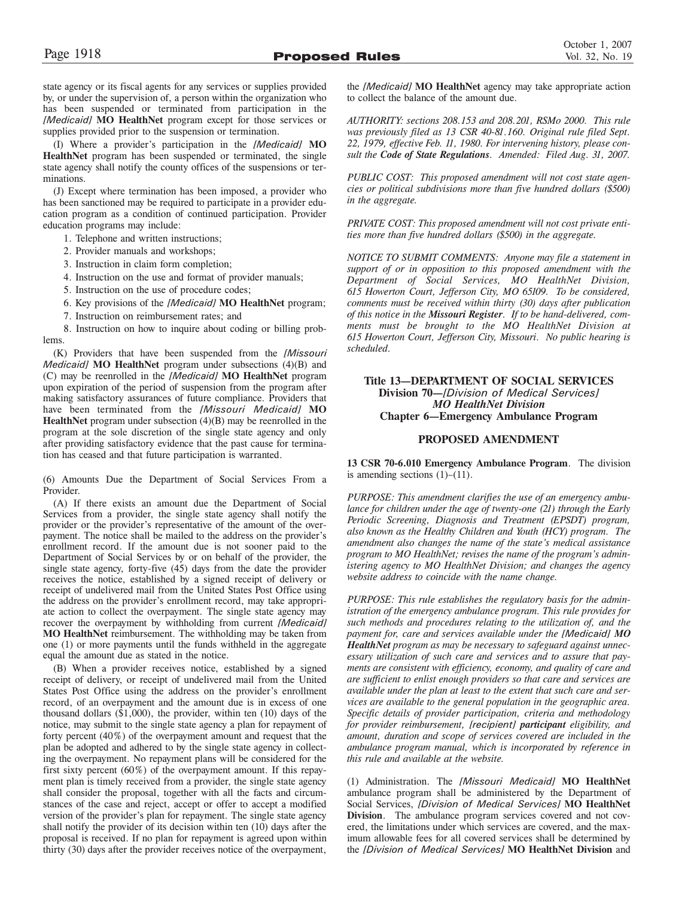state agency or its fiscal agents for any services or supplies provided by, or under the supervision of, a person within the organization who has been suspended or terminated from participation in the *[Medicaid]* **MO HealthNet** program except for those services or supplies provided prior to the suspension or termination.

(I) Where a provider's participation in the *[Medicaid]* **MO HealthNet** program has been suspended or terminated, the single state agency shall notify the county offices of the suspensions or terminations.

(J) Except where termination has been imposed, a provider who has been sanctioned may be required to participate in a provider education program as a condition of continued participation. Provider education programs may include:

1. Telephone and written instructions;
2. Provider manuals and workshops;
3. Instruction in claim form completion;
4. Instruction on the use and format of provider manuals;
5. Instruction on the use of procedure codes;
6. Key provisions of the *[Medicaid]* **MO HealthNet** program;
7. Instruction on reimbursement rates; and
8. Instruction on how to inquire about coding or billing problems.

(K) Providers that have been suspended from the *[Missouri Medicaid]* **MO HealthNet** program under subsections (4)(B) and (C) may be reenrolled in the *[Medicaid]* **MO HealthNet** program upon expiration of the period of suspension from the program after making satisfactory assurances of future compliance. Providers that have been terminated from the *[Missouri Medicaid]* **MO HealthNet** program under subsection (4)(B) may be reenrolled in the program at the sole discretion of the single state agency and only after providing satisfactory evidence that the past cause for termination has ceased and that future participation is warranted.

(6) Amounts Due the Department of Social Services From a Provider.

(A) If there exists an amount due the Department of Social Services from a provider, the single state agency shall notify the provider or the provider's representative of the amount of the overpayment. The notice shall be mailed to the address on the provider's enrollment record. If the amount due is not sooner paid to the Department of Social Services by or on behalf of the provider, the single state agency, forty-five (45) days from the date the provider receives the notice, established by a signed receipt of delivery or receipt of undelivered mail from the United States Post Office using the address on the provider's enrollment record, may take appropriate action to collect the overpayment. The single state agency may recover the overpayment by withholding from current *[Medicaid]* **MO HealthNet** reimbursement. The withholding may be taken from one (1) or more payments until the funds withheld in the aggregate equal the amount due as stated in the notice.

(B) When a provider receives notice, established by a signed receipt of delivery, or receipt of undelivered mail from the United States Post Office using the address on the provider's enrollment record, of an overpayment and the amount due is in excess of one thousand dollars ($1,000), the provider, within ten (10) days of the notice, may submit to the single state agency a plan for repayment of forty percent (40%) of the overpayment amount and request that the plan be adopted and adhered to by the single state agency in collecting the overpayment. No repayment plans will be considered for the first sixty percent (60%) of the overpayment amount. If this repayment plan is timely received from a provider, the single state agency shall consider the proposal, together with all the facts and circumstances of the case and reject, accept or offer to accept a modified version of the provider's plan for repayment. The single state agency shall notify the provider of its decision within ten (10) days after the proposal is received. If no plan for repayment is agreed upon within thirty (30) days after the provider receives notice of the overpayment, the *[Medicaid]* **MO HealthNet** agency may take appropriate action to collect the balance of the amount due.

*AUTHORITY: sections 208.153 and 208.201, RSMo 2000. This rule was previously filed as 13 CSR 40-81.160. Original rule filed Sept. 22, 1979, effective Feb. 11, 1980. For intervening history, please consult the **Code of State Regulations**. Amended: Filed Aug. 31, 2007.*

*PUBLIC COST: This proposed amendment will not cost state agencies or political subdivisions more than five hundred dollars ($500) in the aggregate.*

*PRIVATE COST: This proposed amendment will not cost private entities more than five hundred dollars ($500) in the aggregate.*

*NOTICE TO SUBMIT COMMENTS: Anyone may file a statement in support of or in opposition to this proposed amendment with the Department of Social Services, MO HealthNet Division, 615 Howerton Court, Jefferson City, MO 65109. To be considered, comments must be received within thirty (30) days after publication of this notice in the **Missouri Register**. If to be hand-delivered, comments must be brought to the MO HealthNet Division at 615 Howerton Court, Jefferson City, Missouri. No public hearing is scheduled.*

## Title 13—DEPARTMENT OF SOCIAL SERVICES
## Division 70—*[Division of Medical Services]* *MO HealthNet Division*
## Chapter 6—Emergency Ambulance Program

### PROPOSED AMENDMENT

**13 CSR 70-6.010 Emergency Ambulance Program**. The division is amending sections (1)–(11).

*PURPOSE: This amendment clarifies the use of an emergency ambulance for children under the age of twenty-one (21) through the Early Periodic Screening, Diagnosis and Treatment (EPSDT) program, also known as the Healthy Children and Youth (HCY) program. The amendment also changes the name of the state's medical assistance program to MO HealthNet; revises the name of the program's administering agency to MO HealthNet Division; and changes the agency website address to coincide with the name change.*

*PURPOSE: This rule establishes the regulatory basis for the administration of the emergency ambulance program. This rule provides for such methods and procedures relating to the utilization of, and the payment for, care and services available under the [Medicaid] **MO HealthNet** program as may be necessary to safeguard against unnecessary utilization of such care and services and to assure that payments are consistent with efficiency, economy, and quality of care and are sufficient to enlist enough providers so that care and services are available under the plan at least to the extent that such care and services are available to the general population in the geographic area. Specific details of provider participation, criteria and methodology for provider reimbursement, [recipient] **participant** eligibility, and amount, duration and scope of services covered are included in the ambulance program manual, which is incorporated by reference in this rule and available at the website.*

(1) Administration. The *[Missouri Medicaid]* **MO HealthNet** ambulance program shall be administered by the Department of Social Services, *[Division of Medical Services]* **MO HealthNet Division**. The ambulance program services covered and not covered, the limitations under which services are covered, and the maximum allowable fees for all covered services shall be determined by the *[Division of Medical Services]* **MO HealthNet Division** and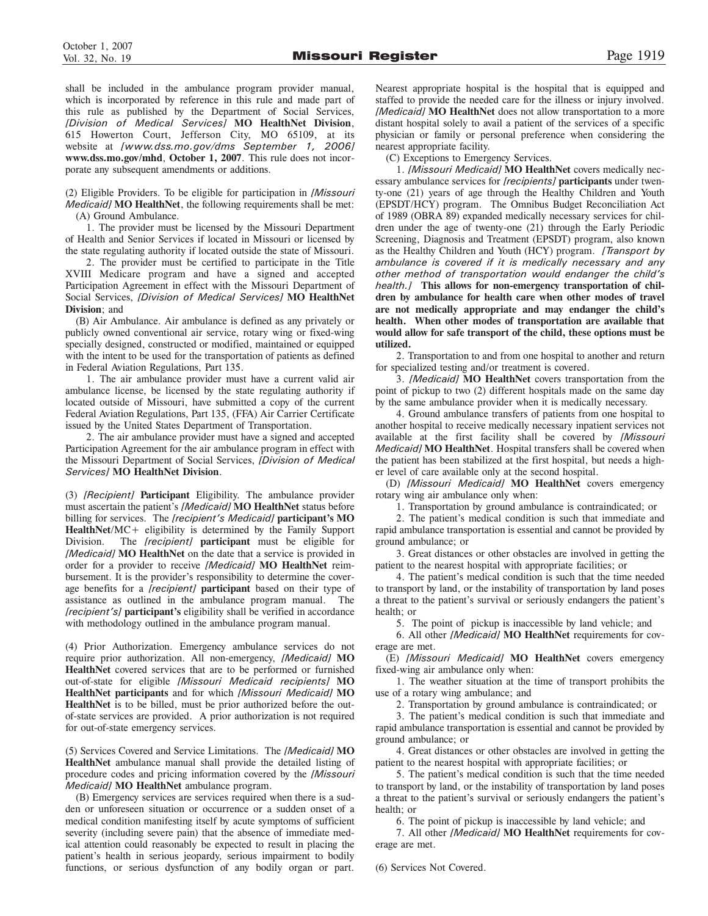shall be included in the ambulance program provider manual, which is incorporated by reference in this rule and made part of this rule as published by the Department of Social Services, *[Division of Medical Services]* **MO HealthNet Division**, 615 Howerton Court, Jefferson City, MO 65109, at its website at *[www.dss.mo.gov/dms September 1, 2006]* **www.dss.mo.gov/mhd**, **October 1, 2007**. This rule does not incorporate any subsequent amendments or additions.

(2) Eligible Providers. To be eligible for participation in *[Missouri Medicaid]* **MO HealthNet**, the following requirements shall be met:

(A) Ground Ambulance.

1. The provider must be licensed by the Missouri Department of Health and Senior Services if located in Missouri or licensed by the state regulating authority if located outside the state of Missouri.

2. The provider must be certified to participate in the Title XVIII Medicare program and have a signed and accepted Participation Agreement in effect with the Missouri Department of Social Services, *[Division of Medical Services]* **MO HealthNet Division**; and

(B) Air Ambulance. Air ambulance is defined as any privately or publicly owned conventional air service, rotary wing or fixed-wing specially designed, constructed or modified, maintained or equipped with the intent to be used for the transportation of patients as defined in Federal Aviation Regulations, Part 135.

1. The air ambulance provider must have a current valid air ambulance license, be licensed by the state regulating authority if located outside of Missouri, have submitted a copy of the current Federal Aviation Regulations, Part 135, (FFA) Air Carrier Certificate issued by the United States Department of Transportation.

2. The air ambulance provider must have a signed and accepted Participation Agreement for the air ambulance program in effect with the Missouri Department of Social Services, *[Division of Medical Services]* **MO HealthNet Division**.

(3) *[Recipient]* **Participant** Eligibility. The ambulance provider must ascertain the patient's *[Medicaid]* **MO HealthNet** status before billing for services. The *[recipient's Medicaid]* **participant's MO HealthNet**/MC+ eligibility is determined by the Family Support Division. The *[recipient]* **participant** must be eligible for *[Medicaid]* **MO HealthNet** on the date that a service is provided in order for a provider to receive *[Medicaid]* **MO HealthNet** reimbursement. It is the provider's responsibility to determine the coverage benefits for a *[recipient]* **participant** based on their type of assistance as outlined in the ambulance program manual. The *[recipient's]* **participant's** eligibility shall be verified in accordance with methodology outlined in the ambulance program manual.

(4) Prior Authorization. Emergency ambulance services do not require prior authorization. All non-emergency, *[Medicaid]* **MO HealthNet** covered services that are to be performed or furnished out-of-state for eligible *[Missouri Medicaid recipients]* **MO HealthNet participants** and for which *[Missouri Medicaid]* **MO HealthNet** is to be billed, must be prior authorized before the out-of-state services are provided. A prior authorization is not required for out-of-state emergency services.

(5) Services Covered and Service Limitations. The *[Medicaid]* **MO HealthNet** ambulance manual shall provide the detailed listing of procedure codes and pricing information covered by the *[Missouri Medicaid]* **MO HealthNet** ambulance program.

(B) Emergency services are services required when there is a sudden or unforeseen situation or occurrence or a sudden onset of a medical condition manifesting itself by acute symptoms of sufficient severity (including severe pain) that the absence of immediate medical attention could reasonably be expected to result in placing the patient's health in serious jeopardy, serious impairment to bodily functions, or serious dysfunction of any bodily organ or part. Nearest appropriate hospital is the hospital that is equipped and staffed to provide the needed care for the illness or injury involved. *[Medicaid]* **MO HealthNet** does not allow transportation to a more distant hospital solely to avail a patient of the services of a specific physician or family or personal preference when considering the nearest appropriate facility.

(C) Exceptions to Emergency Services.

1. *[Missouri Medicaid]* **MO HealthNet** covers medically necessary ambulance services for *[recipients]* **participants** under twenty-one (21) years of age through the Healthy Children and Youth (EPSDT/HCY) program. The Omnibus Budget Reconciliation Act of 1989 (OBRA 89) expanded medically necessary services for children under the age of twenty-one (21) through the Early Periodic Screening, Diagnosis and Treatment (EPSDT) program, also known as the Healthy Children and Youth (HCY) program. *[Transport by ambulance is covered if it is medically necessary and any other method of transportation would endanger the child's health.]* **This allows for non-emergency transportation of children by ambulance for health care when other modes of travel are not medically appropriate and may endanger the child's health. When other modes of transportation are available that would allow for safe transport of the child, these options must be utilized.**

2. Transportation to and from one hospital to another and return for specialized testing and/or treatment is covered.

3. *[Medicaid]* **MO HealthNet** covers transportation from the point of pickup to two (2) different hospitals made on the same day by the same ambulance provider when it is medically necessary.

4. Ground ambulance transfers of patients from one hospital to another hospital to receive medically necessary inpatient services not available at the first facility shall be covered by *[Missouri Medicaid]* **MO HealthNet**. Hospital transfers shall be covered when the patient has been stabilized at the first hospital, but needs a higher level of care available only at the second hospital.

(D) *[Missouri Medicaid]* **MO HealthNet** covers emergency rotary wing air ambulance only when:

1. Transportation by ground ambulance is contraindicated; or

2. The patient's medical condition is such that immediate and rapid ambulance transportation is essential and cannot be provided by ground ambulance; or

3. Great distances or other obstacles are involved in getting the patient to the nearest hospital with appropriate facilities; or

4. The patient's medical condition is such that the time needed to transport by land, or the instability of transportation by land poses a threat to the patient's survival or seriously endangers the patient's health; or

5. The point of pickup is inaccessible by land vehicle; and

6. All other *[Medicaid]* **MO HealthNet** requirements for coverage are met.

(E) *[Missouri Medicaid]* **MO HealthNet** covers emergency fixed-wing air ambulance only when:

1. The weather situation at the time of transport prohibits the use of a rotary wing ambulance; and

2. Transportation by ground ambulance is contraindicated; or

3. The patient's medical condition is such that immediate and rapid ambulance transportation is essential and cannot be provided by ground ambulance; or

4. Great distances or other obstacles are involved in getting the patient to the nearest hospital with appropriate facilities; or

5. The patient's medical condition is such that the time needed to transport by land, or the instability of transportation by land poses a threat to the patient's survival or seriously endangers the patient's health; or

6. The point of pickup is inaccessible by land vehicle; and

7. All other *[Medicaid]* **MO HealthNet** requirements for coverage are met.

(6) Services Not Covered.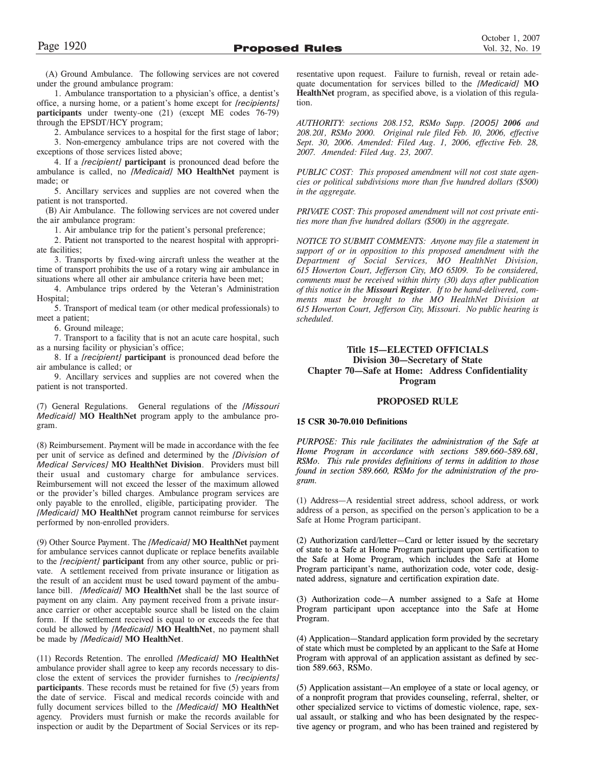(A) Ground Ambulance. The following services are not covered under the ground ambulance program:

1. Ambulance transportation to a physician's office, a dentist's office, a nursing home, or a patient's home except for *[recipients]* **participants** under twenty-one (21) (except ME codes 76-79) through the EPSDT/HCY program;

2. Ambulance services to a hospital for the first stage of labor;

3. Non-emergency ambulance trips are not covered with the exceptions of those services listed above;

4. If a *[recipient]* **participant** is pronounced dead before the ambulance is called, no *[Medicaid]* **MO HealthNet** payment is made; or

5. Ancillary services and supplies are not covered when the patient is not transported.

(B) Air Ambulance. The following services are not covered under the air ambulance program:

1. Air ambulance trip for the patient's personal preference;

2. Patient not transported to the nearest hospital with appropriate facilities;

3. Transports by fixed-wing aircraft unless the weather at the time of transport prohibits the use of a rotary wing air ambulance in situations where all other air ambulance criteria have been met;

4. Ambulance trips ordered by the Veteran's Administration Hospital;

5. Transport of medical team (or other medical professionals) to meet a patient;

6. Ground mileage;

7. Transport to a facility that is not an acute care hospital, such as a nursing facility or physician's office;

8. If a *[recipient]* **participant** is pronounced dead before the air ambulance is called; or

9. Ancillary services and supplies are not covered when the patient is not transported.

(7) General Regulations. General regulations of the *[Missouri Medicaid]* **MO HealthNet** program apply to the ambulance program.

(8) Reimbursement. Payment will be made in accordance with the fee per unit of service as defined and determined by the *[Division of Medical Services]* **MO HealthNet Division**. Providers must bill their usual and customary charge for ambulance services. Reimbursement will not exceed the lesser of the maximum allowed or the provider's billed charges. Ambulance program services are only payable to the enrolled, eligible, participating provider. The *[Medicaid]* **MO HealthNet** program cannot reimburse for services performed by non-enrolled providers.

(9) Other Source Payment. The *[Medicaid]* **MO HealthNet** payment for ambulance services cannot duplicate or replace benefits available to the *[recipient]* **participant** from any other source, public or private. A settlement received from private insurance or litigation as the result of an accident must be used toward payment of the ambulance bill. *[Medicaid]* **MO HealthNet** shall be the last source of payment on any claim. Any payment received from a private insurance carrier or other acceptable source shall be listed on the claim form. If the settlement received is equal to or exceeds the fee that could be allowed by *[Medicaid]* **MO HealthNet**, no payment shall be made by *[Medicaid]* **MO HealthNet**.

(11) Records Retention. The enrolled *[Medicaid]* **MO HealthNet** ambulance provider shall agree to keep any records necessary to disclose the extent of services the provider furnishes to *[recipients]* **participants**. These records must be retained for five (5) years from the date of service. Fiscal and medical records coincide with and fully document services billed to the *[Medicaid]* **MO HealthNet** agency. Providers must furnish or make the records available for inspection or audit by the Department of Social Services or its representative upon request. Failure to furnish, reveal or retain adequate documentation for services billed to the *[Medicaid]* **MO HealthNet** program, as specified above, is a violation of this regulation.

*AUTHORITY: sections 208.152, RSMo Supp. [2005]* ***2006*** *and 208.201, RSMo 2000. Original rule filed Feb. 10, 2006, effective Sept. 30, 2006. Amended: Filed Aug. 1, 2006, effective Feb. 28, 2007. Amended: Filed Aug. 23, 2007.*

*PUBLIC COST: This proposed amendment will not cost state agencies or political subdivisions more than five hundred dollars ($500) in the aggregate.*

*PRIVATE COST: This proposed amendment will not cost private entities more than five hundred dollars ($500) in the aggregate.*

*NOTICE TO SUBMIT COMMENTS: Anyone may file a statement in support of or in opposition to this proposed amendment with the Department of Social Services, MO HealthNet Division, 615 Howerton Court, Jefferson City, MO 65109. To be considered, comments must be received within thirty (30) days after publication of this notice in the* ***Missouri Register****. If to be hand-delivered, comments must be brought to the MO HealthNet Division at 615 Howerton Court, Jefferson City, Missouri. No public hearing is scheduled.*

## Title 15—ELECTED OFFICIALS
## Division 30—Secretary of State
## Chapter 70—Safe at Home: Address Confidentiality Program

### PROPOSED RULE

**15 CSR 30-70.010 Definitions**

*PURPOSE: This rule facilitates the administration of the Safe at Home Program in accordance with sections 589.660–589.681, RSMo. This rule provides definitions of terms in addition to those found in section 589.660, RSMo for the administration of the program.*

(1) Address—A residential street address, school address, or work address of a person, as specified on the person's application to be a Safe at Home Program participant.

(2) Authorization card/letter—Card or letter issued by the secretary of state to a Safe at Home Program participant upon certification to the Safe at Home Program, which includes the Safe at Home Program participant's name, authorization code, voter code, designated address, signature and certification expiration date.

(3) Authorization code—A number assigned to a Safe at Home Program participant upon acceptance into the Safe at Home Program.

(4) Application—Standard application form provided by the secretary of state which must be completed by an applicant to the Safe at Home Program with approval of an application assistant as defined by section 589.663, RSMo.

(5) Application assistant—An employee of a state or local agency, or of a nonprofit program that provides counseling, referral, shelter, or other specialized service to victims of domestic violence, rape, sexual assault, or stalking and who has been designated by the respective agency or program, and who has been trained and registered by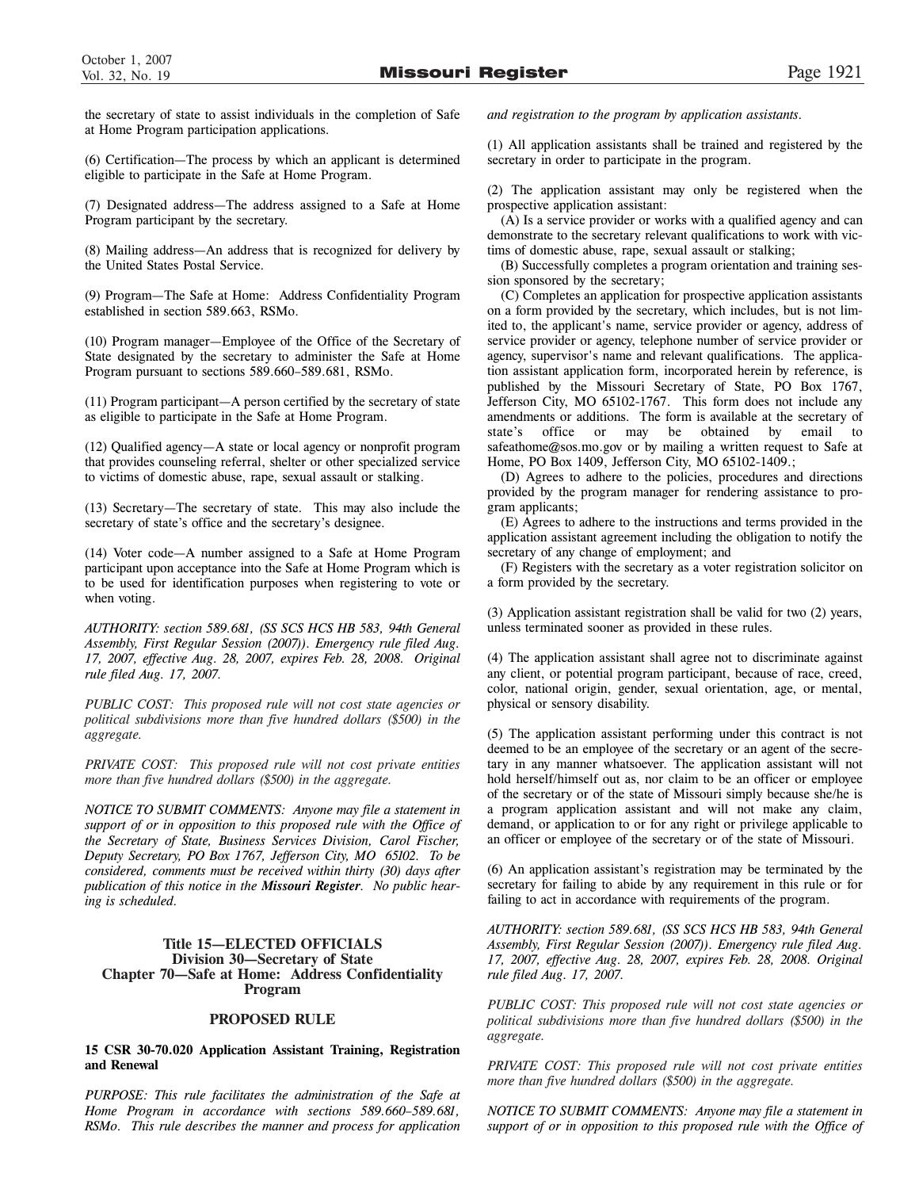the secretary of state to assist individuals in the completion of Safe at Home Program participation applications.

(6) Certification—The process by which an applicant is determined eligible to participate in the Safe at Home Program.

(7) Designated address—The address assigned to a Safe at Home Program participant by the secretary.

(8) Mailing address—An address that is recognized for delivery by the United States Postal Service.

(9) Program—The Safe at Home: Address Confidentiality Program established in section 589.663, RSMo.

(10) Program manager—Employee of the Office of the Secretary of State designated by the secretary to administer the Safe at Home Program pursuant to sections 589.660–589.681, RSMo.

(11) Program participant—A person certified by the secretary of state as eligible to participate in the Safe at Home Program.

(12) Qualified agency—A state or local agency or nonprofit program that provides counseling referral, shelter or other specialized service to victims of domestic abuse, rape, sexual assault or stalking.

(13) Secretary—The secretary of state. This may also include the secretary of state's office and the secretary's designee.

(14) Voter code—A number assigned to a Safe at Home Program participant upon acceptance into the Safe at Home Program which is to be used for identification purposes when registering to vote or when voting.

*AUTHORITY: section 589.681, (SS SCS HCS HB 583, 94th General Assembly, First Regular Session (2007)). Emergency rule filed Aug. 17, 2007, effective Aug. 28, 2007, expires Feb. 28, 2008. Original rule filed Aug. 17, 2007.*

*PUBLIC COST: This proposed rule will not cost state agencies or political subdivisions more than five hundred dollars ($500) in the aggregate.*

*PRIVATE COST: This proposed rule will not cost private entities more than five hundred dollars ($500) in the aggregate.*

*NOTICE TO SUBMIT COMMENTS: Anyone may file a statement in support of or in opposition to this proposed rule with the Office of the Secretary of State, Business Services Division, Carol Fischer, Deputy Secretary, PO Box 1767, Jefferson City, MO 65102. To be considered, comments must be received within thirty (30) days after publication of this notice in the **Missouri Register**. No public hearing is scheduled.*

## Title 15—ELECTED OFFICIALS
## Division 30—Secretary of State
## Chapter 70—Safe at Home: Address Confidentiality Program

### PROPOSED RULE

**15 CSR 30-70.020 Application Assistant Training, Registration and Renewal**

*PURPOSE: This rule facilitates the administration of the Safe at Home Program in accordance with sections 589.660–589.681, RSMo. This rule describes the manner and process for application and registration to the program by application assistants.*

(1) All application assistants shall be trained and registered by the secretary in order to participate in the program.

(2) The application assistant may only be registered when the prospective application assistant:

(A) Is a service provider or works with a qualified agency and can demonstrate to the secretary relevant qualifications to work with victims of domestic abuse, rape, sexual assault or stalking;

(B) Successfully completes a program orientation and training session sponsored by the secretary;

(C) Completes an application for prospective application assistants on a form provided by the secretary, which includes, but is not limited to, the applicant's name, service provider or agency, address of service provider or agency, telephone number of service provider or agency, supervisor's name and relevant qualifications. The application assistant application form, incorporated herein by reference, is published by the Missouri Secretary of State, PO Box 1767, Jefferson City, MO 65102-1767. This form does not include any amendments or additions. The form is available at the secretary of state's office or may be obtained by email to safeathome@sos.mo.gov or by mailing a written request to Safe at Home, PO Box 1409, Jefferson City, MO 65102-1409.;

(D) Agrees to adhere to the policies, procedures and directions provided by the program manager for rendering assistance to program applicants;

(E) Agrees to adhere to the instructions and terms provided in the application assistant agreement including the obligation to notify the secretary of any change of employment; and

(F) Registers with the secretary as a voter registration solicitor on a form provided by the secretary.

(3) Application assistant registration shall be valid for two (2) years, unless terminated sooner as provided in these rules.

(4) The application assistant shall agree not to discriminate against any client, or potential program participant, because of race, creed, color, national origin, gender, sexual orientation, age, or mental, physical or sensory disability.

(5) The application assistant performing under this contract is not deemed to be an employee of the secretary or an agent of the secretary in any manner whatsoever. The application assistant will not hold herself/himself out as, nor claim to be an officer or employee of the secretary or of the state of Missouri simply because she/he is a program application assistant and will not make any claim, demand, or application to or for any right or privilege applicable to an officer or employee of the secretary or of the state of Missouri.

(6) An application assistant's registration may be terminated by the secretary for failing to abide by any requirement in this rule or for failing to act in accordance with requirements of the program.

*AUTHORITY: section 589.681, (SS SCS HCS HB 583, 94th General Assembly, First Regular Session (2007)). Emergency rule filed Aug. 17, 2007, effective Aug. 28, 2007, expires Feb. 28, 2008. Original rule filed Aug. 17, 2007.*

*PUBLIC COST: This proposed rule will not cost state agencies or political subdivisions more than five hundred dollars ($500) in the aggregate.*

*PRIVATE COST: This proposed rule will not cost private entities more than five hundred dollars ($500) in the aggregate.*

*NOTICE TO SUBMIT COMMENTS: Anyone may file a statement in support of or in opposition to this proposed rule with the Office of*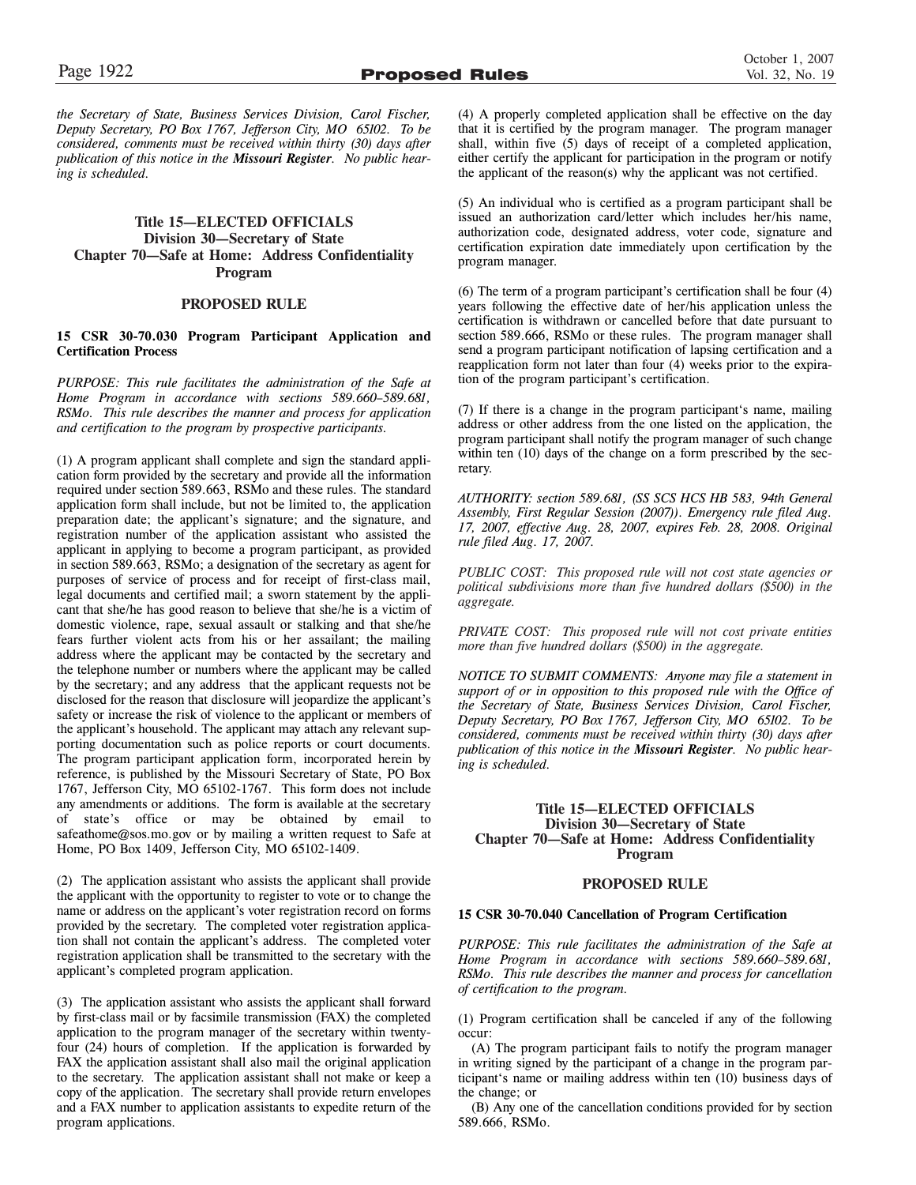*the Secretary of State, Business Services Division, Carol Fischer, Deputy Secretary, PO Box 1767, Jefferson City, MO 65102. To be considered, comments must be received within thirty (30) days after publication of this notice in the **Missouri Register**. No public hearing is scheduled.*

## Title 15—ELECTED OFFICIALS
## Division 30—Secretary of State
## Chapter 70—Safe at Home: Address Confidentiality Program

### PROPOSED RULE

**15 CSR 30-70.030 Program Participant Application and Certification Process**

*PURPOSE: This rule facilitates the administration of the Safe at Home Program in accordance with sections 589.660–589.681, RSMo. This rule describes the manner and process for application and certification to the program by prospective participants.*

(1) A program applicant shall complete and sign the standard application form provided by the secretary and provide all the information required under section 589.663, RSMo and these rules. The standard application form shall include, but not be limited to, the application preparation date; the applicant's signature; and the signature, and registration number of the application assistant who assisted the applicant in applying to become a program participant, as provided in section 589.663, RSMo; a designation of the secretary as agent for purposes of service of process and for receipt of first-class mail, legal documents and certified mail; a sworn statement by the applicant that she/he has good reason to believe that she/he is a victim of domestic violence, rape, sexual assault or stalking and that she/he fears further violent acts from his or her assailant; the mailing address where the applicant may be contacted by the secretary and the telephone number or numbers where the applicant may be called by the secretary; and any address that the applicant requests not be disclosed for the reason that disclosure will jeopardize the applicant's safety or increase the risk of violence to the applicant or members of the applicant's household. The applicant may attach any relevant supporting documentation such as police reports or court documents. The program participant application form, incorporated herein by reference, is published by the Missouri Secretary of State, PO Box 1767, Jefferson City, MO 65102-1767. This form does not include any amendments or additions. The form is available at the secretary of state's office or may be obtained by email to safeathome@sos.mo.gov or by mailing a written request to Safe at Home, PO Box 1409, Jefferson City, MO 65102-1409.

(2) The application assistant who assists the applicant shall provide the applicant with the opportunity to register to vote or to change the name or address on the applicant's voter registration record on forms provided by the secretary. The completed voter registration application shall not contain the applicant's address. The completed voter registration application shall be transmitted to the secretary with the applicant's completed program application.

(3) The application assistant who assists the applicant shall forward by first-class mail or by facsimile transmission (FAX) the completed application to the program manager of the secretary within twenty-four (24) hours of completion. If the application is forwarded by FAX the application assistant shall also mail the original application to the secretary. The application assistant shall not make or keep a copy of the application. The secretary shall provide return envelopes and a FAX number to application assistants to expedite return of the program applications.

(4) A properly completed application shall be effective on the day that it is certified by the program manager. The program manager shall, within five (5) days of receipt of a completed application, either certify the applicant for participation in the program or notify the applicant of the reason(s) why the applicant was not certified.

(5) An individual who is certified as a program participant shall be issued an authorization card/letter which includes her/his name, authorization code, designated address, voter code, signature and certification expiration date immediately upon certification by the program manager.

(6) The term of a program participant's certification shall be four (4) years following the effective date of her/his application unless the certification is withdrawn or cancelled before that date pursuant to section 589.666, RSMo or these rules. The program manager shall send a program participant notification of lapsing certification and a reapplication form not later than four (4) weeks prior to the expiration of the program participant's certification.

(7) If there is a change in the program participant's name, mailing address or other address from the one listed on the application, the program participant shall notify the program manager of such change within ten (10) days of the change on a form prescribed by the secretary.

*AUTHORITY: section 589.681, (SS SCS HCS HB 583, 94th General Assembly, First Regular Session (2007)). Emergency rule filed Aug. 17, 2007, effective Aug. 28, 2007, expires Feb. 28, 2008. Original rule filed Aug. 17, 2007.*

*PUBLIC COST: This proposed rule will not cost state agencies or political subdivisions more than five hundred dollars ($500) in the aggregate.*

*PRIVATE COST: This proposed rule will not cost private entities more than five hundred dollars ($500) in the aggregate.*

*NOTICE TO SUBMIT COMMENTS: Anyone may file a statement in support of or in opposition to this proposed rule with the Office of the Secretary of State, Business Services Division, Carol Fischer, Deputy Secretary, PO Box 1767, Jefferson City, MO 65102. To be considered, comments must be received within thirty (30) days after publication of this notice in the **Missouri Register**. No public hearing is scheduled.*

## Title 15—ELECTED OFFICIALS
## Division 30—Secretary of State
## Chapter 70—Safe at Home: Address Confidentiality Program

### PROPOSED RULE

**15 CSR 30-70.040 Cancellation of Program Certification**

*PURPOSE: This rule facilitates the administration of the Safe at Home Program in accordance with sections 589.660–589.681, RSMo. This rule describes the manner and process for cancellation of certification to the program.*

(1) Program certification shall be canceled if any of the following occur:

(A) The program participant fails to notify the program manager in writing signed by the participant of a change in the program participant's name or mailing address within ten (10) business days of the change; or

(B) Any one of the cancellation conditions provided for by section 589.666, RSMo.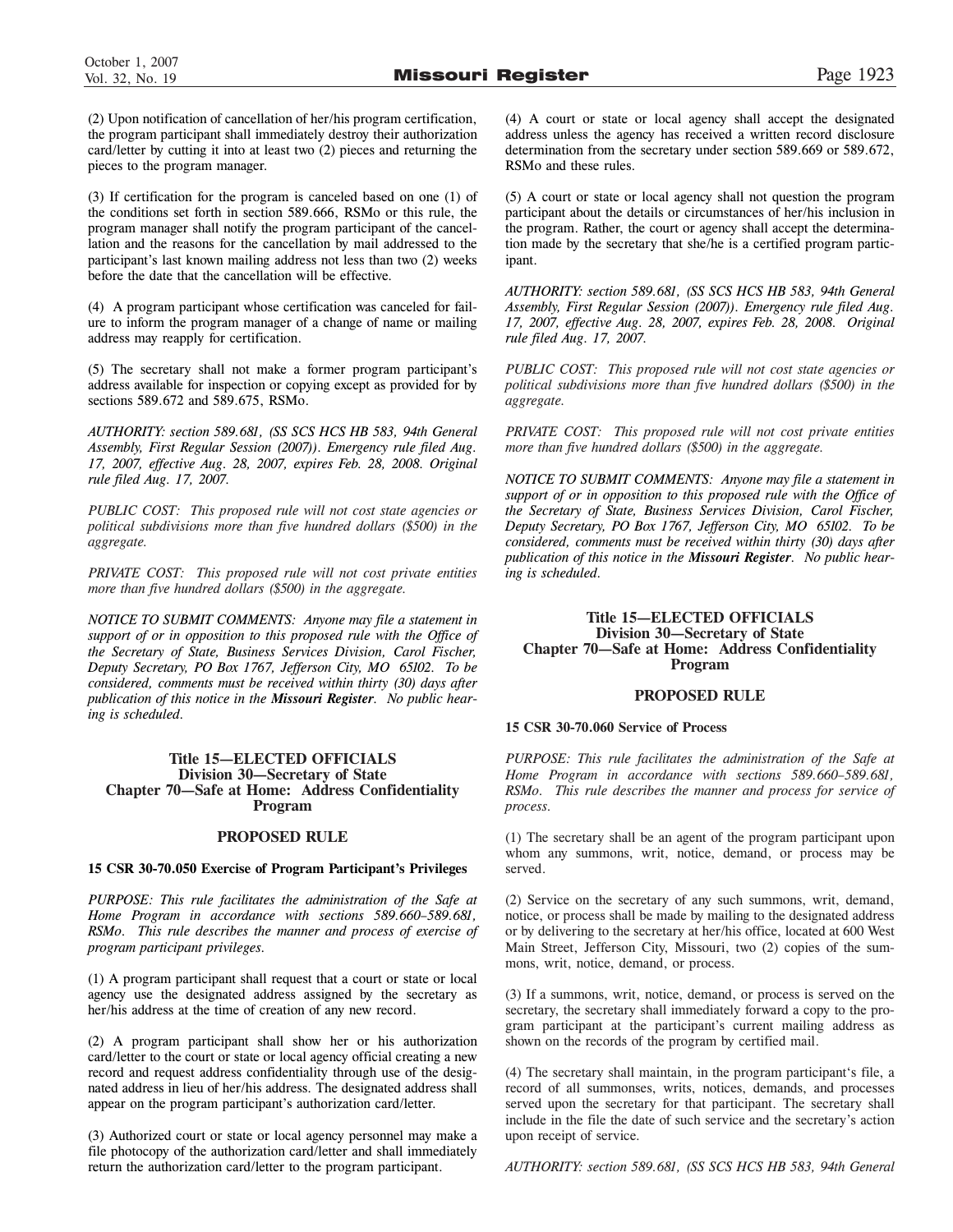(2) Upon notification of cancellation of her/his program certification, the program participant shall immediately destroy their authorization card/letter by cutting it into at least two (2) pieces and returning the pieces to the program manager.

(3) If certification for the program is canceled based on one (1) of the conditions set forth in section 589.666, RSMo or this rule, the program manager shall notify the program participant of the cancellation and the reasons for the cancellation by mail addressed to the participant's last known mailing address not less than two (2) weeks before the date that the cancellation will be effective.

(4) A program participant whose certification was canceled for failure to inform the program manager of a change of name or mailing address may reapply for certification.

(5) The secretary shall not make a former program participant's address available for inspection or copying except as provided for by sections 589.672 and 589.675, RSMo.

*AUTHORITY: section 589.681, (SS SCS HCS HB 583, 94th General Assembly, First Regular Session (2007)). Emergency rule filed Aug. 17, 2007, effective Aug. 28, 2007, expires Feb. 28, 2008. Original rule filed Aug. 17, 2007.*

*PUBLIC COST: This proposed rule will not cost state agencies or political subdivisions more than five hundred dollars ($500) in the aggregate.*

*PRIVATE COST: This proposed rule will not cost private entities more than five hundred dollars ($500) in the aggregate.*

*NOTICE TO SUBMIT COMMENTS: Anyone may file a statement in support of or in opposition to this proposed rule with the Office of the Secretary of State, Business Services Division, Carol Fischer, Deputy Secretary, PO Box 1767, Jefferson City, MO 65102. To be considered, comments must be received within thirty (30) days after publication of this notice in the **Missouri Register**. No public hearing is scheduled.*

## Title 15—ELECTED OFFICIALS
## Division 30—Secretary of State
## Chapter 70—Safe at Home: Address Confidentiality Program

### PROPOSED RULE

**15 CSR 30-70.050 Exercise of Program Participant's Privileges**

*PURPOSE: This rule facilitates the administration of the Safe at Home Program in accordance with sections 589.660–589.681, RSMo. This rule describes the manner and process of exercise of program participant privileges.*

(1) A program participant shall request that a court or state or local agency use the designated address assigned by the secretary as her/his address at the time of creation of any new record.

(2) A program participant shall show her or his authorization card/letter to the court or state or local agency official creating a new record and request address confidentiality through use of the designated address in lieu of her/his address. The designated address shall appear on the program participant's authorization card/letter.

(3) Authorized court or state or local agency personnel may make a file photocopy of the authorization card/letter and shall immediately return the authorization card/letter to the program participant.

(4) A court or state or local agency shall accept the designated address unless the agency has received a written record disclosure determination from the secretary under section 589.669 or 589.672, RSMo and these rules.

(5) A court or state or local agency shall not question the program participant about the details or circumstances of her/his inclusion in the program. Rather, the court or agency shall accept the determination made by the secretary that she/he is a certified program participant.

*AUTHORITY: section 589.681, (SS SCS HCS HB 583, 94th General Assembly, First Regular Session (2007)). Emergency rule filed Aug. 17, 2007, effective Aug. 28, 2007, expires Feb. 28, 2008. Original rule filed Aug. 17, 2007.*

*PUBLIC COST: This proposed rule will not cost state agencies or political subdivisions more than five hundred dollars ($500) in the aggregate.*

*PRIVATE COST: This proposed rule will not cost private entities more than five hundred dollars ($500) in the aggregate.*

*NOTICE TO SUBMIT COMMENTS: Anyone may file a statement in support of or in opposition to this proposed rule with the Office of the Secretary of State, Business Services Division, Carol Fischer, Deputy Secretary, PO Box 1767, Jefferson City, MO 65102. To be considered, comments must be received within thirty (30) days after publication of this notice in the **Missouri Register**. No public hearing is scheduled.*

## Title 15—ELECTED OFFICIALS
## Division 30—Secretary of State
## Chapter 70—Safe at Home: Address Confidentiality Program

### PROPOSED RULE

**15 CSR 30-70.060 Service of Process**

*PURPOSE: This rule facilitates the administration of the Safe at Home Program in accordance with sections 589.660–589.681, RSMo. This rule describes the manner and process for service of process.*

(1) The secretary shall be an agent of the program participant upon whom any summons, writ, notice, demand, or process may be served.

(2) Service on the secretary of any such summons, writ, demand, notice, or process shall be made by mailing to the designated address or by delivering to the secretary at her/his office, located at 600 West Main Street, Jefferson City, Missouri, two (2) copies of the summons, writ, notice, demand, or process.

(3) If a summons, writ, notice, demand, or process is served on the secretary, the secretary shall immediately forward a copy to the program participant at the participant's current mailing address as shown on the records of the program by certified mail.

(4) The secretary shall maintain, in the program participant's file, a record of all summonses, writs, notices, demands, and processes served upon the secretary for that participant. The secretary shall include in the file the date of such service and the secretary's action upon receipt of service.

*AUTHORITY: section 589.681, (SS SCS HCS HB 583, 94th General*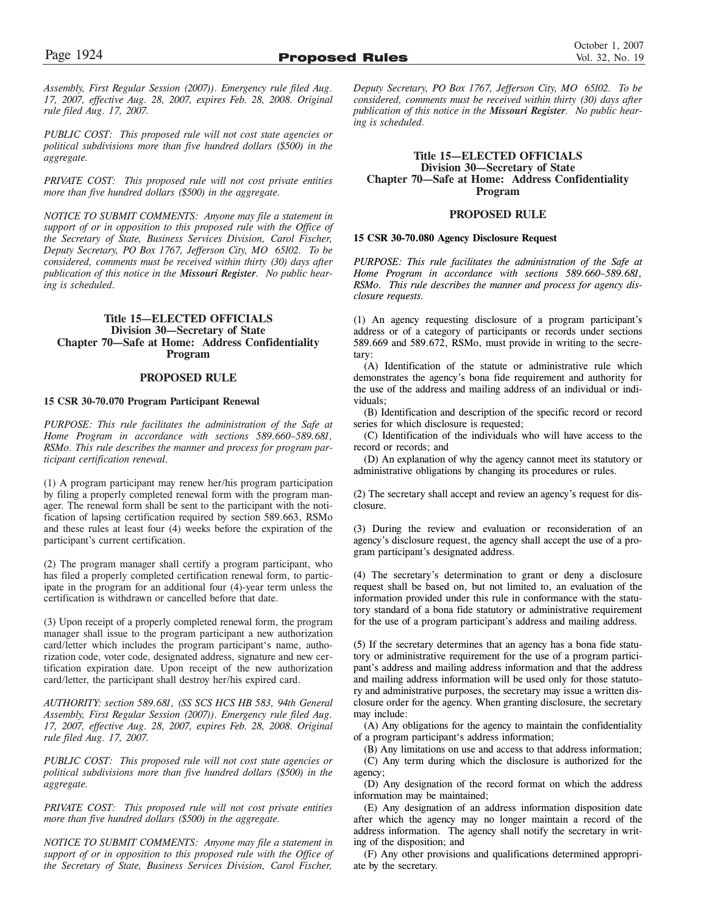*Assembly, First Regular Session (2007)). Emergency rule filed Aug. 17, 2007, effective Aug. 28, 2007, expires Feb. 28, 2008. Original rule filed Aug. 17, 2007.*

*PUBLIC COST: This proposed rule will not cost state agencies or political subdivisions more than five hundred dollars ($500) in the aggregate.*

*PRIVATE COST: This proposed rule will not cost private entities more than five hundred dollars ($500) in the aggregate.*

*NOTICE TO SUBMIT COMMENTS: Anyone may file a statement in support of or in opposition to this proposed rule with the Office of the Secretary of State, Business Services Division, Carol Fischer, Deputy Secretary, PO Box 1767, Jefferson City, MO 65102. To be considered, comments must be received within thirty (30) days after publication of this notice in the **Missouri Register**. No public hearing is scheduled.*

## Title 15—ELECTED OFFICIALS
## Division 30—Secretary of State
## Chapter 70—Safe at Home: Address Confidentiality Program

### PROPOSED RULE

**15 CSR 30-70.070 Program Participant Renewal**

*PURPOSE: This rule facilitates the administration of the Safe at Home Program in accordance with sections 589.660–589.681, RSMo. This rule describes the manner and process for program participant certification renewal.*

(1) A program participant may renew her/his program participation by filing a properly completed renewal form with the program manager. The renewal form shall be sent to the participant with the notification of lapsing certification required by section 589.663, RSMo and these rules at least four (4) weeks before the expiration of the participant's current certification.

(2) The program manager shall certify a program participant, who has filed a properly completed certification renewal form, to participate in the program for an additional four (4)-year term unless the certification is withdrawn or cancelled before that date.

(3) Upon receipt of a properly completed renewal form, the program manager shall issue to the program participant a new authorization card/letter which includes the program participant's name, authorization code, voter code, designated address, signature and new certification expiration date. Upon receipt of the new authorization card/letter, the participant shall destroy her/his expired card.

*AUTHORITY: section 589.681, (SS SCS HCS HB 583, 94th General Assembly, First Regular Session (2007)). Emergency rule filed Aug. 17, 2007, effective Aug. 28, 2007, expires Feb. 28, 2008. Original rule filed Aug. 17, 2007.*

*PUBLIC COST: This proposed rule will not cost state agencies or political subdivisions more than five hundred dollars ($500) in the aggregate.*

*PRIVATE COST: This proposed rule will not cost private entities more than five hundred dollars ($500) in the aggregate.*

*NOTICE TO SUBMIT COMMENTS: Anyone may file a statement in support of or in opposition to this proposed rule with the Office of the Secretary of State, Business Services Division, Carol Fischer, Deputy Secretary, PO Box 1767, Jefferson City, MO 65102. To be considered, comments must be received within thirty (30) days after publication of this notice in the **Missouri Register**. No public hearing is scheduled.*

## Title 15—ELECTED OFFICIALS
## Division 30—Secretary of State
## Chapter 70—Safe at Home: Address Confidentiality Program

### PROPOSED RULE

**15 CSR 30-70.080 Agency Disclosure Request**

*PURPOSE: This rule facilitates the administration of the Safe at Home Program in accordance with sections 589.660–589.681, RSMo. This rule describes the manner and process for agency disclosure requests.*

(1) An agency requesting disclosure of a program participant's address or of a category of participants or records under sections 589.669 and 589.672, RSMo, must provide in writing to the secretary:

(A) Identification of the statute or administrative rule which demonstrates the agency's bona fide requirement and authority for the use of the address and mailing address of an individual or individuals;

(B) Identification and description of the specific record or record series for which disclosure is requested;

(C) Identification of the individuals who will have access to the record or records; and

(D) An explanation of why the agency cannot meet its statutory or administrative obligations by changing its procedures or rules.

(2) The secretary shall accept and review an agency's request for disclosure.

(3) During the review and evaluation or reconsideration of an agency's disclosure request, the agency shall accept the use of a program participant's designated address.

(4) The secretary's determination to grant or deny a disclosure request shall be based on, but not limited to, an evaluation of the information provided under this rule in conformance with the statutory standard of a bona fide statutory or administrative requirement for the use of a program participant's address and mailing address.

(5) If the secretary determines that an agency has a bona fide statutory or administrative requirement for the use of a program participant's address and mailing address information and that the address and mailing address information will be used only for those statutory and administrative purposes, the secretary may issue a written disclosure order for the agency. When granting disclosure, the secretary may include:

(A) Any obligations for the agency to maintain the confidentiality of a program participant's address information;

(B) Any limitations on use and access to that address information;

(C) Any term during which the disclosure is authorized for the agency;

(D) Any designation of the record format on which the address information may be maintained;

(E) Any designation of an address information disposition date after which the agency may no longer maintain a record of the address information. The agency shall notify the secretary in writing of the disposition; and

(F) Any other provisions and qualifications determined appropriate by the secretary.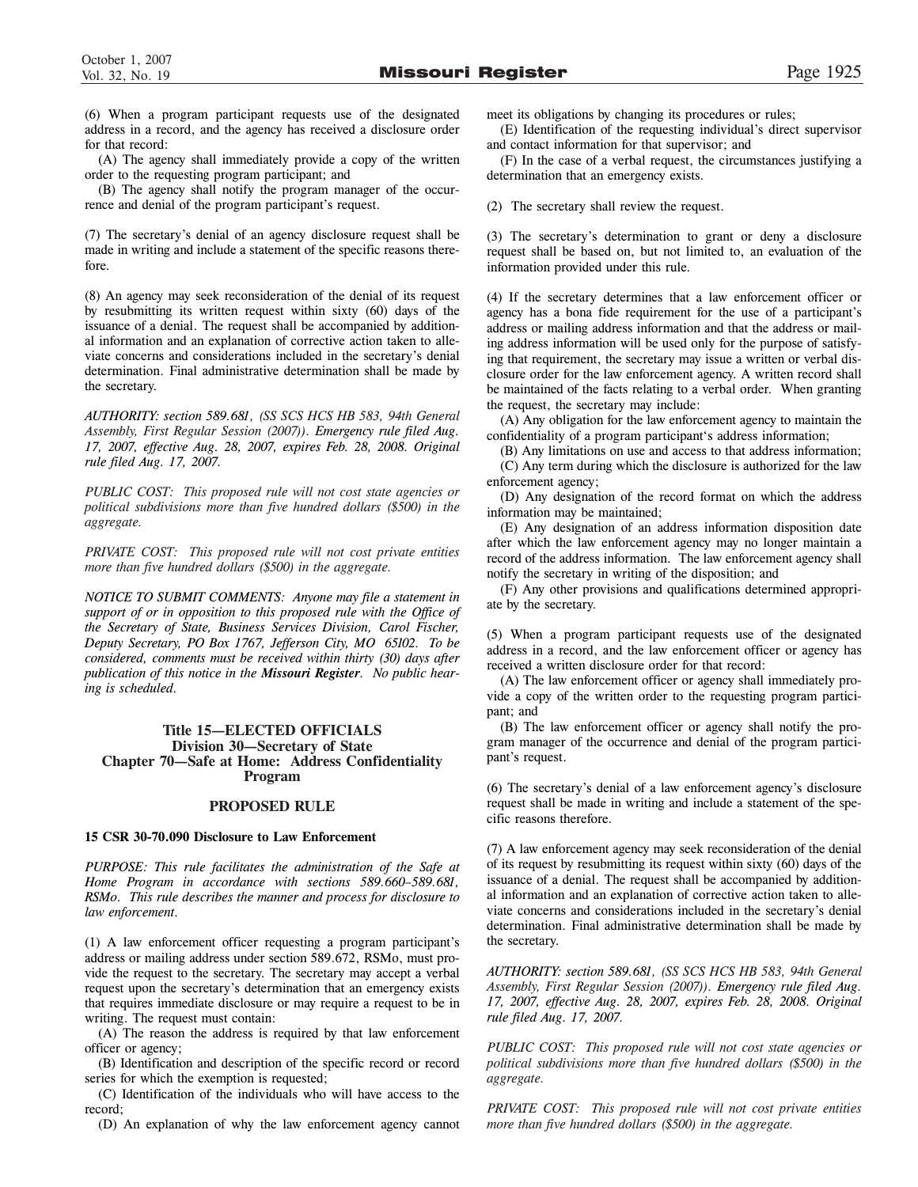(6) When a program participant requests use of the designated address in a record, and the agency has received a disclosure order for that record:

(A) The agency shall immediately provide a copy of the written order to the requesting program participant; and

(B) The agency shall notify the program manager of the occurrence and denial of the program participant's request.

(7) The secretary's denial of an agency disclosure request shall be made in writing and include a statement of the specific reasons therefore.

(8) An agency may seek reconsideration of the denial of its request by resubmitting its written request within sixty (60) days of the issuance of a denial. The request shall be accompanied by additional information and an explanation of corrective action taken to alleviate concerns and considerations included in the secretary's denial determination. Final administrative determination shall be made by the secretary.

*AUTHORITY: section 589.681, (SS SCS HCS HB 583, 94th General Assembly, First Regular Session (2007)). Emergency rule filed Aug. 17, 2007, effective Aug. 28, 2007, expires Feb. 28, 2008. Original rule filed Aug. 17, 2007.*

*PUBLIC COST: This proposed rule will not cost state agencies or political subdivisions more than five hundred dollars ($500) in the aggregate.*

*PRIVATE COST: This proposed rule will not cost private entities more than five hundred dollars ($500) in the aggregate.*

*NOTICE TO SUBMIT COMMENTS: Anyone may file a statement in support of or in opposition to this proposed rule with the Office of the Secretary of State, Business Services Division, Carol Fischer, Deputy Secretary, PO Box 1767, Jefferson City, MO 65102. To be considered, comments must be received within thirty (30) days after publication of this notice in the **Missouri Register**. No public hearing is scheduled.*

## Title 15—ELECTED OFFICIALS
## Division 30—Secretary of State
## Chapter 70—Safe at Home: Address Confidentiality Program

### PROPOSED RULE

**15 CSR 30-70.090 Disclosure to Law Enforcement**

*PURPOSE: This rule facilitates the administration of the Safe at Home Program in accordance with sections 589.660–589.681, RSMo. This rule describes the manner and process for disclosure to law enforcement.*

(1) A law enforcement officer requesting a program participant's address or mailing address under section 589.672, RSMo, must provide the request to the secretary. The secretary may accept a verbal request upon the secretary's determination that an emergency exists that requires immediate disclosure or may require a request to be in writing. The request must contain:

(A) The reason the address is required by that law enforcement officer or agency;

(B) Identification and description of the specific record or record series for which the exemption is requested;

(C) Identification of the individuals who will have access to the record;

(D) An explanation of why the law enforcement agency cannot meet its obligations by changing its procedures or rules;

(E) Identification of the requesting individual's direct supervisor and contact information for that supervisor; and

(F) In the case of a verbal request, the circumstances justifying a determination that an emergency exists.

(2) The secretary shall review the request.

(3) The secretary's determination to grant or deny a disclosure request shall be based on, but not limited to, an evaluation of the information provided under this rule.

(4) If the secretary determines that a law enforcement officer or agency has a bona fide requirement for the use of a participant's address or mailing address information and that the address or mailing address information will be used only for the purpose of satisfying that requirement, the secretary may issue a written or verbal disclosure order for the law enforcement agency. A written record shall be maintained of the facts relating to a verbal order. When granting the request, the secretary may include:

(A) Any obligation for the law enforcement agency to maintain the confidentiality of a program participant's address information;

(B) Any limitations on use and access to that address information;

(C) Any term during which the disclosure is authorized for the law enforcement agency;

(D) Any designation of the record format on which the address information may be maintained;

(E) Any designation of an address information disposition date after which the law enforcement agency may no longer maintain a record of the address information. The law enforcement agency shall notify the secretary in writing of the disposition; and

(F) Any other provisions and qualifications determined appropriate by the secretary.

(5) When a program participant requests use of the designated address in a record, and the law enforcement officer or agency has received a written disclosure order for that record:

(A) The law enforcement officer or agency shall immediately provide a copy of the written order to the requesting program participant; and

(B) The law enforcement officer or agency shall notify the program manager of the occurrence and denial of the program participant's request.

(6) The secretary's denial of a law enforcement agency's disclosure request shall be made in writing and include a statement of the specific reasons therefore.

(7) A law enforcement agency may seek reconsideration of the denial of its request by resubmitting its request within sixty (60) days of the issuance of a denial. The request shall be accompanied by additional information and an explanation of corrective action taken to alleviate concerns and considerations included in the secretary's denial determination. Final administrative determination shall be made by the secretary.

*AUTHORITY: section 589.681, (SS SCS HCS HB 583, 94th General Assembly, First Regular Session (2007)). Emergency rule filed Aug. 17, 2007, effective Aug. 28, 2007, expires Feb. 28, 2008. Original rule filed Aug. 17, 2007.*

*PUBLIC COST: This proposed rule will not cost state agencies or political subdivisions more than five hundred dollars ($500) in the aggregate.*

*PRIVATE COST: This proposed rule will not cost private entities more than five hundred dollars ($500) in the aggregate.*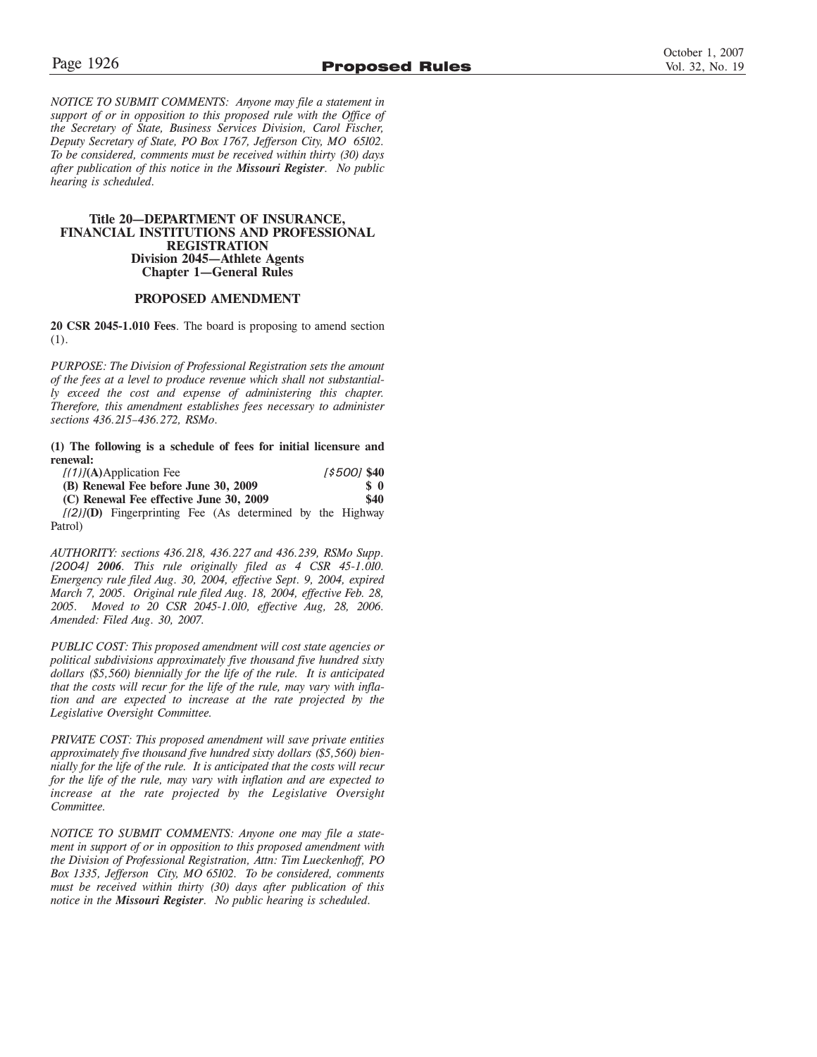*NOTICE TO SUBMIT COMMENTS: Anyone may file a statement in support of or in opposition to this proposed rule with the Office of the Secretary of State, Business Services Division, Carol Fischer, Deputy Secretary of State, PO Box 1767, Jefferson City, MO 65102. To be considered, comments must be received within thirty (30) days after publication of this notice in the **Missouri Register**. No public hearing is scheduled.*

**Title 20—DEPARTMENT OF INSURANCE, FINANCIAL INSTITUTIONS AND PROFESSIONAL REGISTRATION**
**Division 2045—Athlete Agents**
**Chapter 1—General Rules**

**PROPOSED AMENDMENT**

**20 CSR 2045-1.010 Fees**. The board is proposing to amend section (1).

*PURPOSE: The Division of Professional Registration sets the amount of the fees at a level to produce revenue which shall not substantially exceed the cost and expense of administering this chapter. Therefore, this amendment establishes fees necessary to administer sections 436.215–436.272, RSMo.*

**(1) The following is a schedule of fees for initial licensure and renewal:**

*[(1)]***(A)**Application Fee *[$500]* **$40**
**(B) Renewal Fee before June 30, 2009 $ 0**
**(C) Renewal Fee effective June 30, 2009 $40**
*[(2)]***(D)** Fingerprinting Fee (As determined by the Highway Patrol)

*AUTHORITY: sections 436.218, 436.227 and 436.239, RSMo Supp. [2004]* ***2006****. This rule originally filed as 4 CSR 45-1.010. Emergency rule filed Aug. 30, 2004, effective Sept. 9, 2004, expired March 7, 2005. Original rule filed Aug. 18, 2004, effective Feb. 28, 2005. Moved to 20 CSR 2045-1.010, effective Aug, 28, 2006. Amended: Filed Aug. 30, 2007.*

*PUBLIC COST: This proposed amendment will cost state agencies or political subdivisions approximately five thousand five hundred sixty dollars ($5,560) biennially for the life of the rule. It is anticipated that the costs will recur for the life of the rule, may vary with inflation and are expected to increase at the rate projected by the Legislative Oversight Committee.*

*PRIVATE COST: This proposed amendment will save private entities approximately five thousand five hundred sixty dollars ($5,560) biennially for the life of the rule. It is anticipated that the costs will recur for the life of the rule, may vary with inflation and are expected to increase at the rate projected by the Legislative Oversight Committee.*

*NOTICE TO SUBMIT COMMENTS: Anyone one may file a statement in support of or in opposition to this proposed amendment with the Division of Professional Registration, Attn: Tim Lueckenhoff, PO Box 1335, Jefferson City, MO 65102. To be considered, comments must be received within thirty (30) days after publication of this notice in the **Missouri Register**. No public hearing is scheduled.*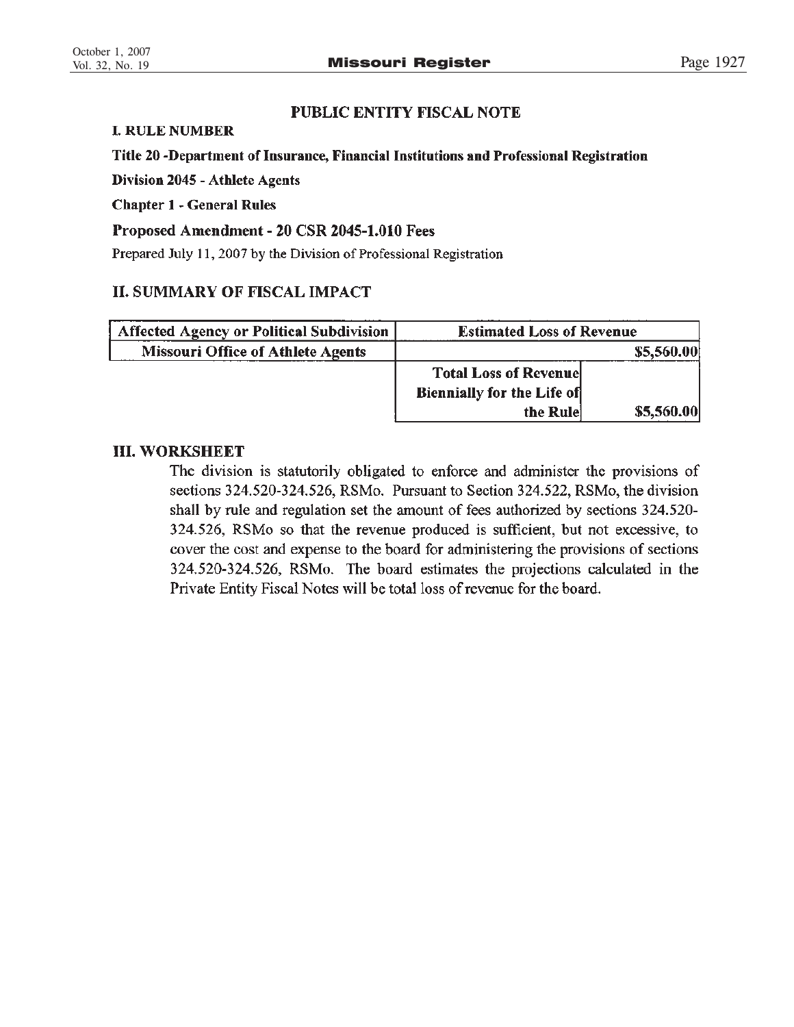## PUBLIC ENTITY FISCAL NOTE

**I. RULE NUMBER**

**Title 20 -Department of Insurance, Financial Institutions and Professional Registration**

**Division 2045 - Athlete Agents**

**Chapter 1 - General Rules**

**Proposed Amendment - 20 CSR 2045-1.010 Fees**

Prepared July 11, 2007 by the Division of Professional Registration

## II. SUMMARY OF FISCAL IMPACT

| Affected Agency or Political Subdivision | Estimated Loss of Revenue | |
|---|---|---|
| Missouri Office of Athlete Agents | | $5,560.00 |
| | Total Loss of Revenue Biennially for the Life of the Rule | $5,560.00 |

## III. WORKSHEET

The division is statutorily obligated to enforce and administer the provisions of sections 324.520-324.526, RSMo. Pursuant to Section 324.522, RSMo, the division shall by rule and regulation set the amount of fees authorized by sections 324.520-324.526, RSMo so that the revenue produced is sufficient, but not excessive, to cover the cost and expense to the board for administering the provisions of sections 324.520-324.526, RSMo. The board estimates the projections calculated in the Private Entity Fiscal Notes will be total loss of revenue for the board.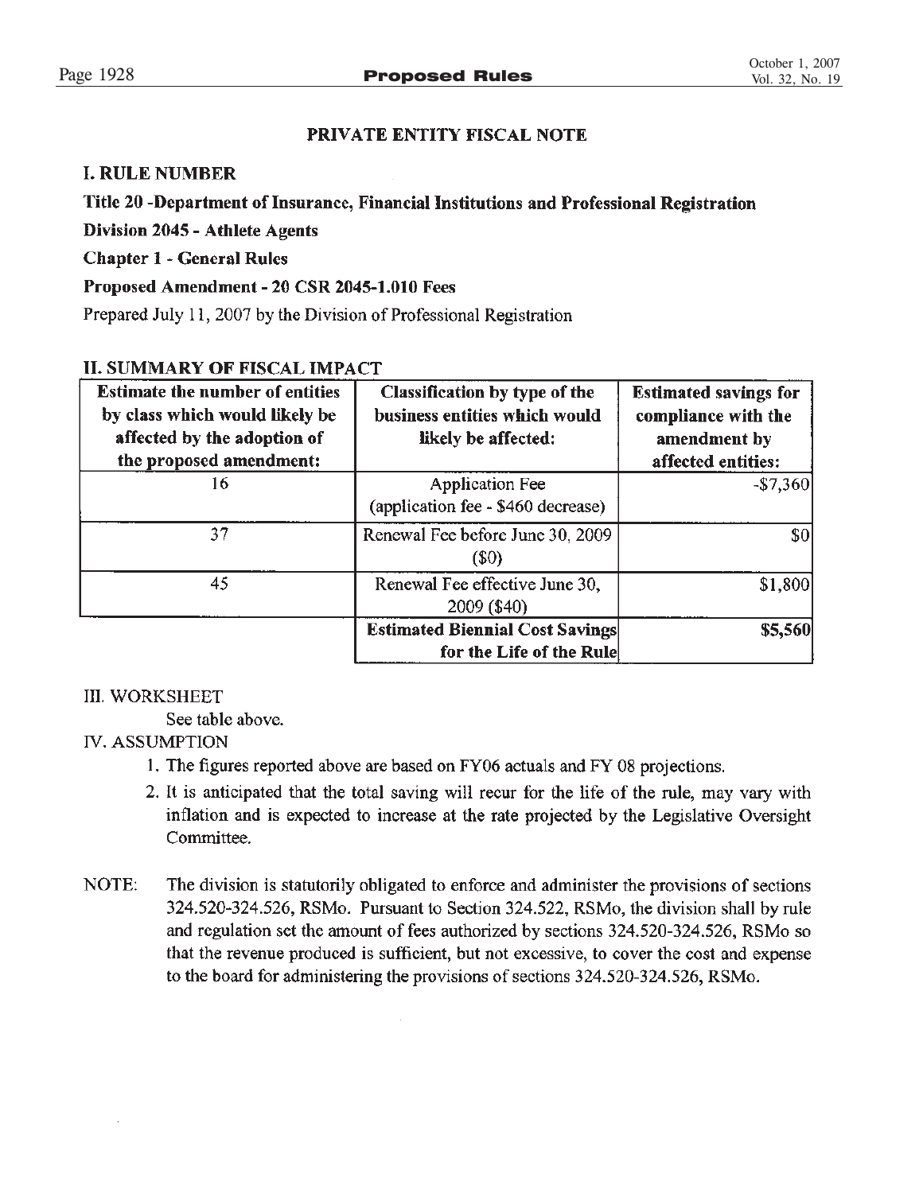## PRIVATE ENTITY FISCAL NOTE

### I. RULE NUMBER

**Title 20 -Department of Insurance, Financial Institutions and Professional Registration**

**Division 2045 - Athlete Agents**

**Chapter 1 - General Rules**

**Proposed Amendment - 20 CSR 2045-1.010 Fees**

Prepared July 11, 2007 by the Division of Professional Registration

### II. SUMMARY OF FISCAL IMPACT

| Estimate the number of entities by class which would likely be affected by the adoption of the proposed amendment: | Classification by type of the business entities which would likely be affected: | Estimated savings for compliance with the amendment by affected entities: |
|---|---|---|
| 16 | Application Fee (application fee - $460 decrease) | -$7,360 |
| 37 | Renewal Fee before June 30, 2009 ($0) | $0 |
| 45 | Renewal Fee effective June 30, 2009 ($40) | $1,800 |
| | **Estimated Biennial Cost Savings for the Life of the Rule** | **$5,560** |

III. WORKSHEET

See table above.

IV. ASSUMPTION

1. The figures reported above are based on FY06 actuals and FY 08 projections.
2. It is anticipated that the total saving will recur for the life of the rule, may vary with inflation and is expected to increase at the rate projected by the Legislative Oversight Committee.

NOTE: The division is statutorily obligated to enforce and administer the provisions of sections 324.520-324.526, RSMo. Pursuant to Section 324.522, RSMo, the division shall by rule and regulation set the amount of fees authorized by sections 324.520-324.526, RSMo so that the revenue produced is sufficient, but not excessive, to cover the cost and expense to the board for administering the provisions of sections 324.520-324.526, RSMo.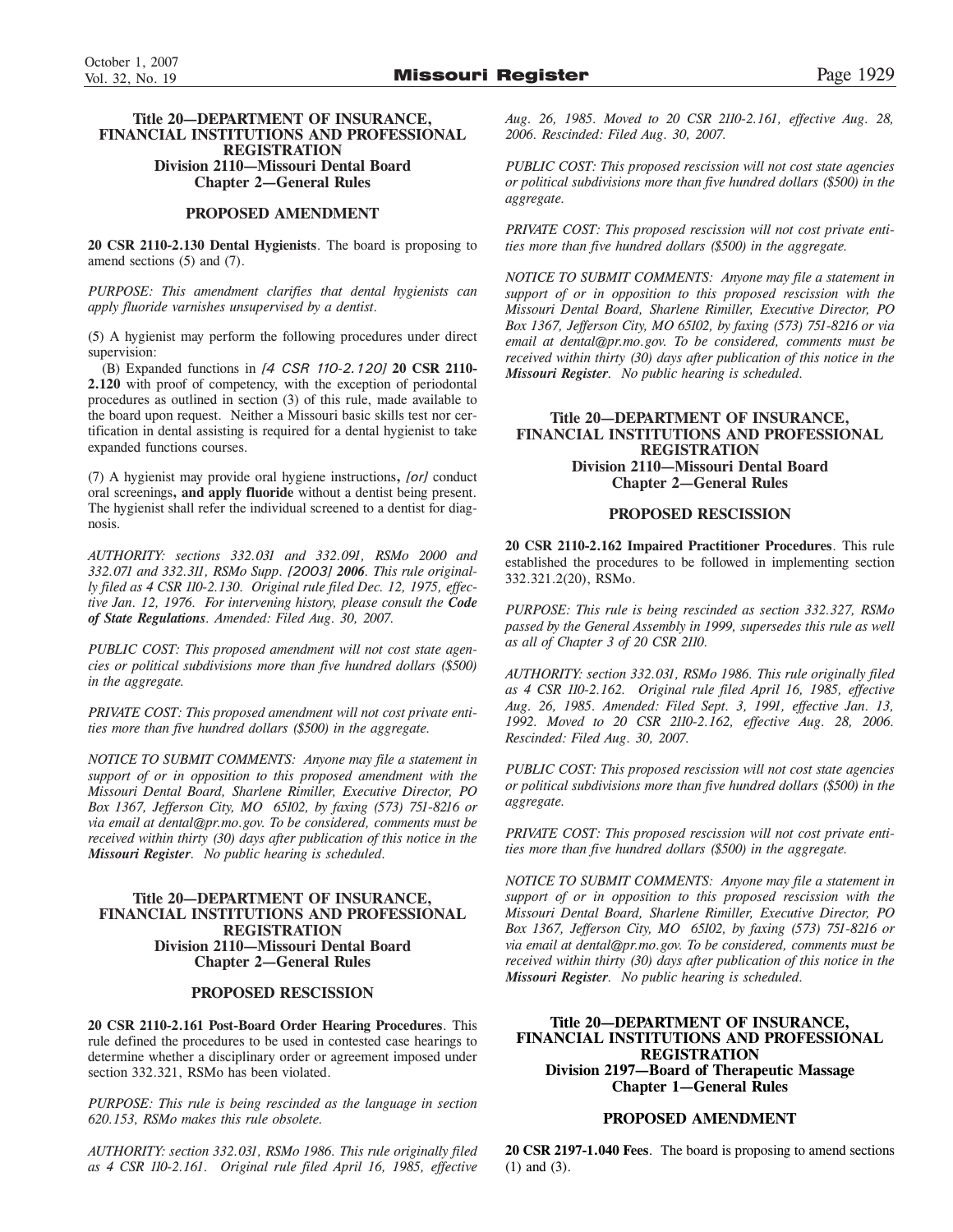### Title 20—DEPARTMENT OF INSURANCE, FINANCIAL INSTITUTIONS AND PROFESSIONAL REGISTRATION
### Division 2110—Missouri Dental Board
### Chapter 2—General Rules

#### PROPOSED AMENDMENT

**20 CSR 2110-2.130 Dental Hygienists**. The board is proposing to amend sections (5) and (7).

*PURPOSE: This amendment clarifies that dental hygienists can apply fluoride varnishes unsupervised by a dentist.*

(5) A hygienist may perform the following procedures under direct supervision:

(B) Expanded functions in *[4 CSR 110-2.120]* **20 CSR 2110-2.120** with proof of competency, with the exception of periodontal procedures as outlined in section (3) of this rule, made available to the board upon request. Neither a Missouri basic skills test nor certification in dental assisting is required for a dental hygienist to take expanded functions courses.

(7) A hygienist may provide oral hygiene instructions**,** *[or]* conduct oral screenings**, and apply fluoride** without a dentist being present. The hygienist shall refer the individual screened to a dentist for diagnosis.

*AUTHORITY: sections 332.031 and 332.091, RSMo 2000 and 332.071 and 332.311, RSMo Supp.* *[2003]* ***2006****. This rule originally filed as 4 CSR 110-2.130. Original rule filed Dec. 12, 1975, effective Jan. 12, 1976. For intervening history, please consult the* ***Code of State Regulations****. Amended: Filed Aug. 30, 2007.*

*PUBLIC COST: This proposed amendment will not cost state agencies or political subdivisions more than five hundred dollars ($500) in the aggregate.*

*PRIVATE COST: This proposed amendment will not cost private entities more than five hundred dollars ($500) in the aggregate.*

*NOTICE TO SUBMIT COMMENTS: Anyone may file a statement in support of or in opposition to this proposed amendment with the Missouri Dental Board, Sharlene Rimiller, Executive Director, PO Box 1367, Jefferson City, MO 65102, by faxing (573) 751-8216 or via email at dental@pr.mo.gov. To be considered, comments must be received within thirty (30) days after publication of this notice in the* ***Missouri Register****. No public hearing is scheduled.*

### Title 20—DEPARTMENT OF INSURANCE, FINANCIAL INSTITUTIONS AND PROFESSIONAL REGISTRATION
### Division 2110—Missouri Dental Board
### Chapter 2—General Rules

#### PROPOSED RESCISSION

**20 CSR 2110-2.161 Post-Board Order Hearing Procedures**. This rule defined the procedures to be used in contested case hearings to determine whether a disciplinary order or agreement imposed under section 332.321, RSMo has been violated.

*PURPOSE: This rule is being rescinded as the language in section 620.153, RSMo makes this rule obsolete.*

*AUTHORITY: section 332.031, RSMo 1986. This rule originally filed as 4 CSR 110-2.161. Original rule filed April 16, 1985, effective Aug. 26, 1985. Moved to 20 CSR 2110-2.161, effective Aug. 28, 2006. Rescinded: Filed Aug. 30, 2007.*

*PUBLIC COST: This proposed rescission will not cost state agencies or political subdivisions more than five hundred dollars ($500) in the aggregate.*

*PRIVATE COST: This proposed rescission will not cost private entities more than five hundred dollars ($500) in the aggregate.*

*NOTICE TO SUBMIT COMMENTS: Anyone may file a statement in support of or in opposition to this proposed rescission with the Missouri Dental Board, Sharlene Rimiller, Executive Director, PO Box 1367, Jefferson City, MO 65102, by faxing (573) 751-8216 or via email at dental@pr.mo.gov. To be considered, comments must be received within thirty (30) days after publication of this notice in the* ***Missouri Register****. No public hearing is scheduled.*

### Title 20—DEPARTMENT OF INSURANCE, FINANCIAL INSTITUTIONS AND PROFESSIONAL REGISTRATION
### Division 2110—Missouri Dental Board
### Chapter 2—General Rules

#### PROPOSED RESCISSION

**20 CSR 2110-2.162 Impaired Practitioner Procedures**. This rule established the procedures to be followed in implementing section 332.321.2(20), RSMo.

*PURPOSE: This rule is being rescinded as section 332.327, RSMo passed by the General Assembly in 1999, supersedes this rule as well as all of Chapter 3 of 20 CSR 2110.*

*AUTHORITY: section 332.031, RSMo 1986. This rule originally filed as 4 CSR 110-2.162. Original rule filed April 16, 1985, effective Aug. 26, 1985. Amended: Filed Sept. 3, 1991, effective Jan. 13, 1992. Moved to 20 CSR 2110-2.162, effective Aug. 28, 2006. Rescinded: Filed Aug. 30, 2007.*

*PUBLIC COST: This proposed rescission will not cost state agencies or political subdivisions more than five hundred dollars ($500) in the aggregate.*

*PRIVATE COST: This proposed rescission will not cost private entities more than five hundred dollars ($500) in the aggregate.*

*NOTICE TO SUBMIT COMMENTS: Anyone may file a statement in support of or in opposition to this proposed rescission with the Missouri Dental Board, Sharlene Rimiller, Executive Director, PO Box 1367, Jefferson City, MO 65102, by faxing (573) 751-8216 or via email at dental@pr.mo.gov. To be considered, comments must be received within thirty (30) days after publication of this notice in the* ***Missouri Register****. No public hearing is scheduled.*

### Title 20—DEPARTMENT OF INSURANCE, FINANCIAL INSTITUTIONS AND PROFESSIONAL REGISTRATION
### Division 2197—Board of Therapeutic Massage
### Chapter 1—General Rules

#### PROPOSED AMENDMENT

**20 CSR 2197-1.040 Fees**. The board is proposing to amend sections (1) and (3).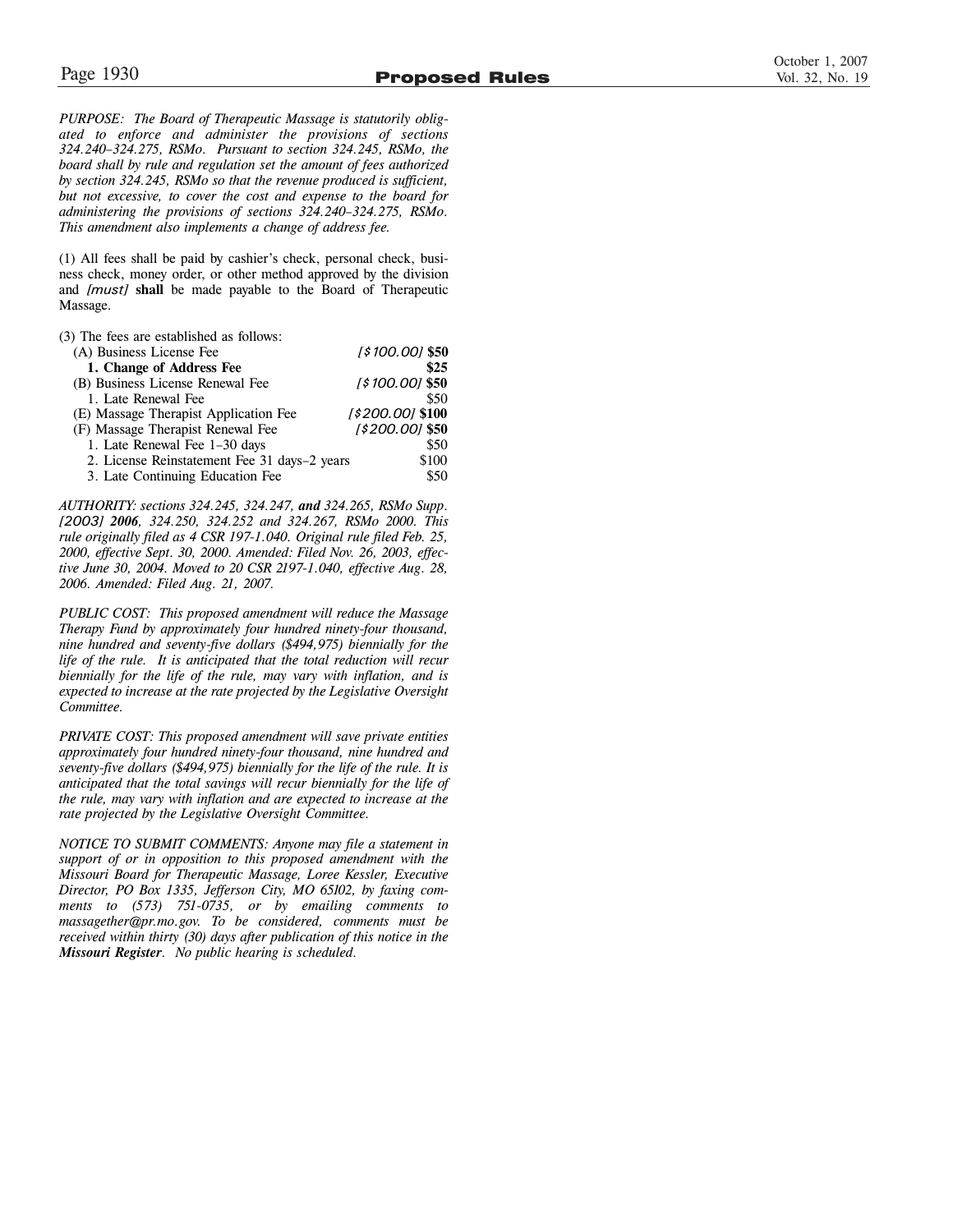*PURPOSE: The Board of Therapeutic Massage is statutorily obligated to enforce and administer the provisions of sections 324.240–324.275, RSMo. Pursuant to section 324.245, RSMo, the board shall by rule and regulation set the amount of fees authorized by section 324.245, RSMo so that the revenue produced is sufficient, but not excessive, to cover the cost and expense to the board for administering the provisions of sections 324.240–324.275, RSMo. This amendment also implements a change of address fee.*

(1) All fees shall be paid by cashier's check, personal check, business check, money order, or other method approved by the division and *[must]* **shall** be made payable to the Board of Therapeutic Massage.

(3) The fees are established as follows:

| | |
|---|---|
| (A) Business License Fee | *[$100.00]* **$50** |
| **1. Change of Address Fee** | **$25** |
| (B) Business License Renewal Fee | *[$100.00]* **$50** |
| 1. Late Renewal Fee | $50 |
| (E) Massage Therapist Application Fee | *[$200.00]* **$100** |
| (F) Massage Therapist Renewal Fee | *[$200.00]* **$50** |
| 1. Late Renewal Fee 1–30 days | $50 |
| 2. License Reinstatement Fee 31 days–2 years | $100 |
| 3. Late Continuing Education Fee | $50 |

*AUTHORITY: sections 324.245, 324.247,* ***and*** *324.265, RSMo Supp. [2003]* ***2006****, 324.250, 324.252 and 324.267, RSMo 2000. This rule originally filed as 4 CSR 197-1.040. Original rule filed Feb. 25, 2000, effective Sept. 30, 2000. Amended: Filed Nov. 26, 2003, effective June 30, 2004. Moved to 20 CSR 2197-1.040, effective Aug. 28, 2006. Amended: Filed Aug. 21, 2007.*

*PUBLIC COST: This proposed amendment will reduce the Massage Therapy Fund by approximately four hundred ninety-four thousand, nine hundred and seventy-five dollars ($494,975) biennially for the life of the rule. It is anticipated that the total reduction will recur biennially for the life of the rule, may vary with inflation, and is expected to increase at the rate projected by the Legislative Oversight Committee.*

*PRIVATE COST: This proposed amendment will save private entities approximately four hundred ninety-four thousand, nine hundred and seventy-five dollars ($494,975) biennially for the life of the rule. It is anticipated that the total savings will recur biennially for the life of the rule, may vary with inflation and are expected to increase at the rate projected by the Legislative Oversight Committee.*

*NOTICE TO SUBMIT COMMENTS: Anyone may file a statement in support of or in opposition to this proposed amendment with the Missouri Board for Therapeutic Massage, Loree Kessler, Executive Director, PO Box 1335, Jefferson City, MO 65102, by faxing comments to (573) 751-0735, or by emailing comments to massagether@pr.mo.gov. To be considered, comments must be received within thirty (30) days after publication of this notice in the* ***Missouri Register****. No public hearing is scheduled.*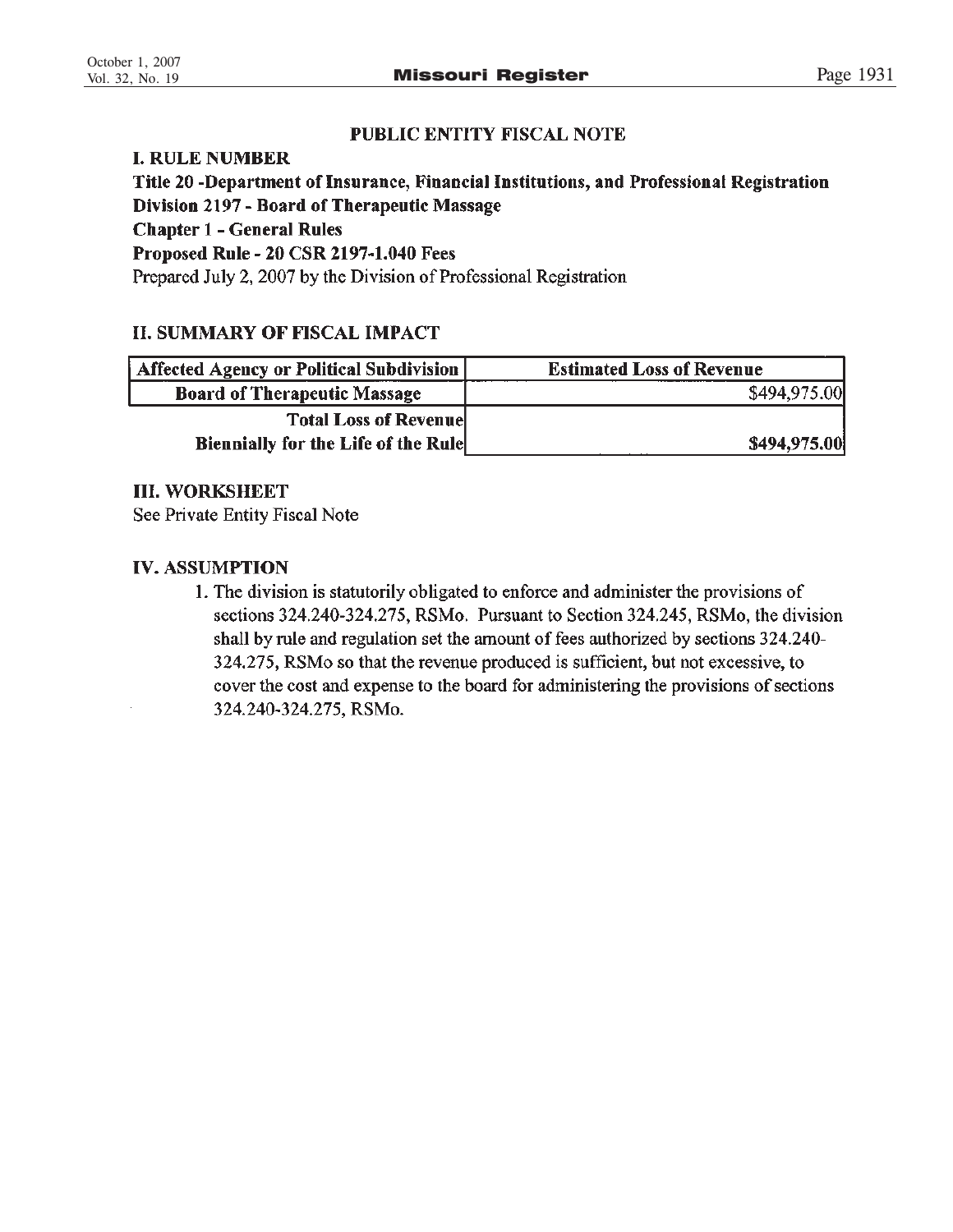## PUBLIC ENTITY FISCAL NOTE

**I. RULE NUMBER**

**Title 20 -Department of Insurance, Financial Institutions, and Professional Registration**
**Division 2197 - Board of Therapeutic Massage**
**Chapter 1 - General Rules**
**Proposed Rule - 20 CSR 2197-1.040 Fees**
Prepared July 2, 2007 by the Division of Professional Registration

**II. SUMMARY OF FISCAL IMPACT**

| Affected Agency or Political Subdivision | Estimated Loss of Revenue |
|---|---|
| **Board of Therapeutic Massage** | $494,975.00 |
| **Total Loss of Revenue Biennially for the Life of the Rule** | **$494,975.00** |

**III. WORKSHEET**

See Private Entity Fiscal Note

**IV. ASSUMPTION**

1. The division is statutorily obligated to enforce and administer the provisions of sections 324.240-324.275, RSMo. Pursuant to Section 324.245, RSMo, the division shall by rule and regulation set the amount of fees authorized by sections 324.240-324.275, RSMo so that the revenue produced is sufficient, but not excessive, to cover the cost and expense to the board for administering the provisions of sections 324.240-324.275, RSMo.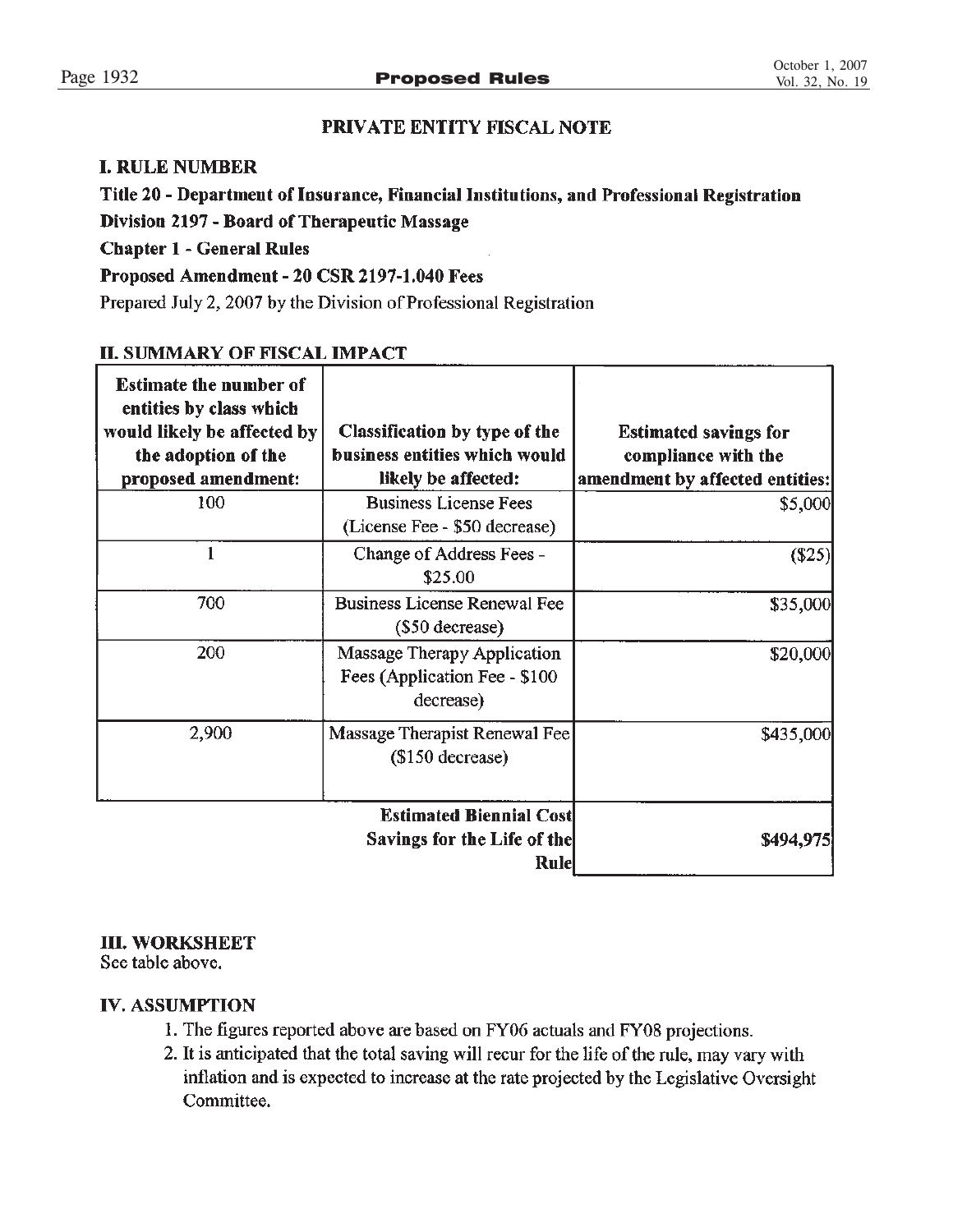## PRIVATE ENTITY FISCAL NOTE

### I. RULE NUMBER

**Title 20 - Department of Insurance, Financial Institutions, and Professional Registration**

**Division 2197 - Board of Therapeutic Massage**

**Chapter 1 - General Rules**

**Proposed Amendment - 20 CSR 2197-1.040 Fees**

Prepared July 2, 2007 by the Division of Professional Registration

### II. SUMMARY OF FISCAL IMPACT

| Estimate the number of entities by class which would likely be affected by the adoption of the proposed amendment: | Classification by type of the business entities which would likely be affected: | Estimated savings for compliance with the amendment by affected entities: |
|---|---|---|
| 100 | Business License Fees (License Fee - $50 decrease) | $5,000 |
| 1 | Change of Address Fees - $25.00 | ($25) |
| 700 | Business License Renewal Fee ($50 decrease) | $35,000 |
| 200 | Massage Therapy Application Fees (Application Fee - $100 decrease) | $20,000 |
| 2,900 | Massage Therapist Renewal Fee ($150 decrease) | $435,000 |
| | **Estimated Biennial Cost Savings for the Life of the Rule** | **$494,975** |

### III. WORKSHEET

See table above.

### IV. ASSUMPTION

1. The figures reported above are based on FY06 actuals and FY08 projections.
2. It is anticipated that the total saving will recur for the life of the rule, may vary with inflation and is expected to increase at the rate projected by the Legislative Oversight Committee.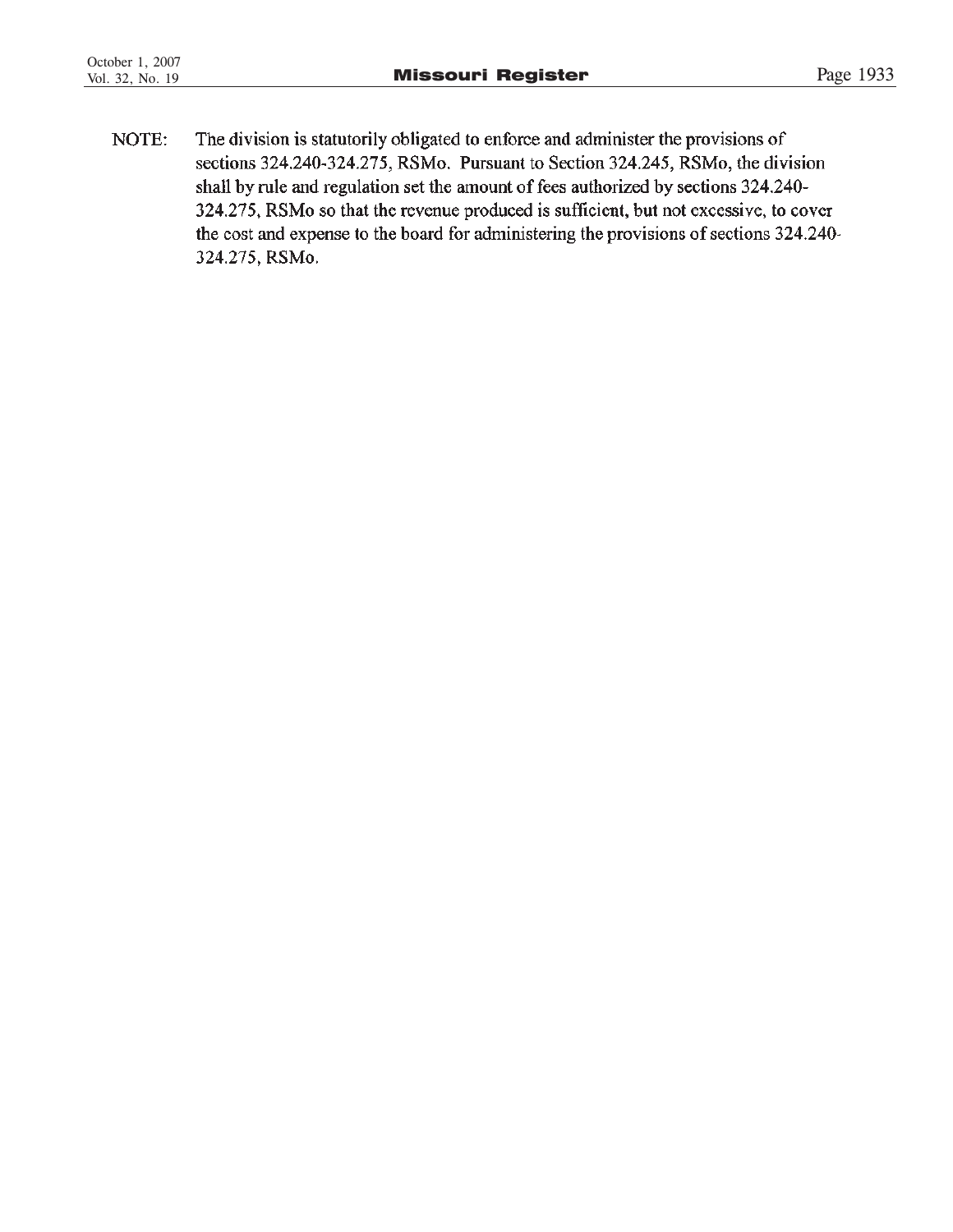NOTE: The division is statutorily obligated to enforce and administer the provisions of sections 324.240-324.275, RSMo. Pursuant to Section 324.245, RSMo, the division shall by rule and regulation set the amount of fees authorized by sections 324.240-324.275, RSMo so that the revenue produced is sufficient, but not excessive, to cover the cost and expense to the board for administering the provisions of sections 324.240-324.275, RSMo.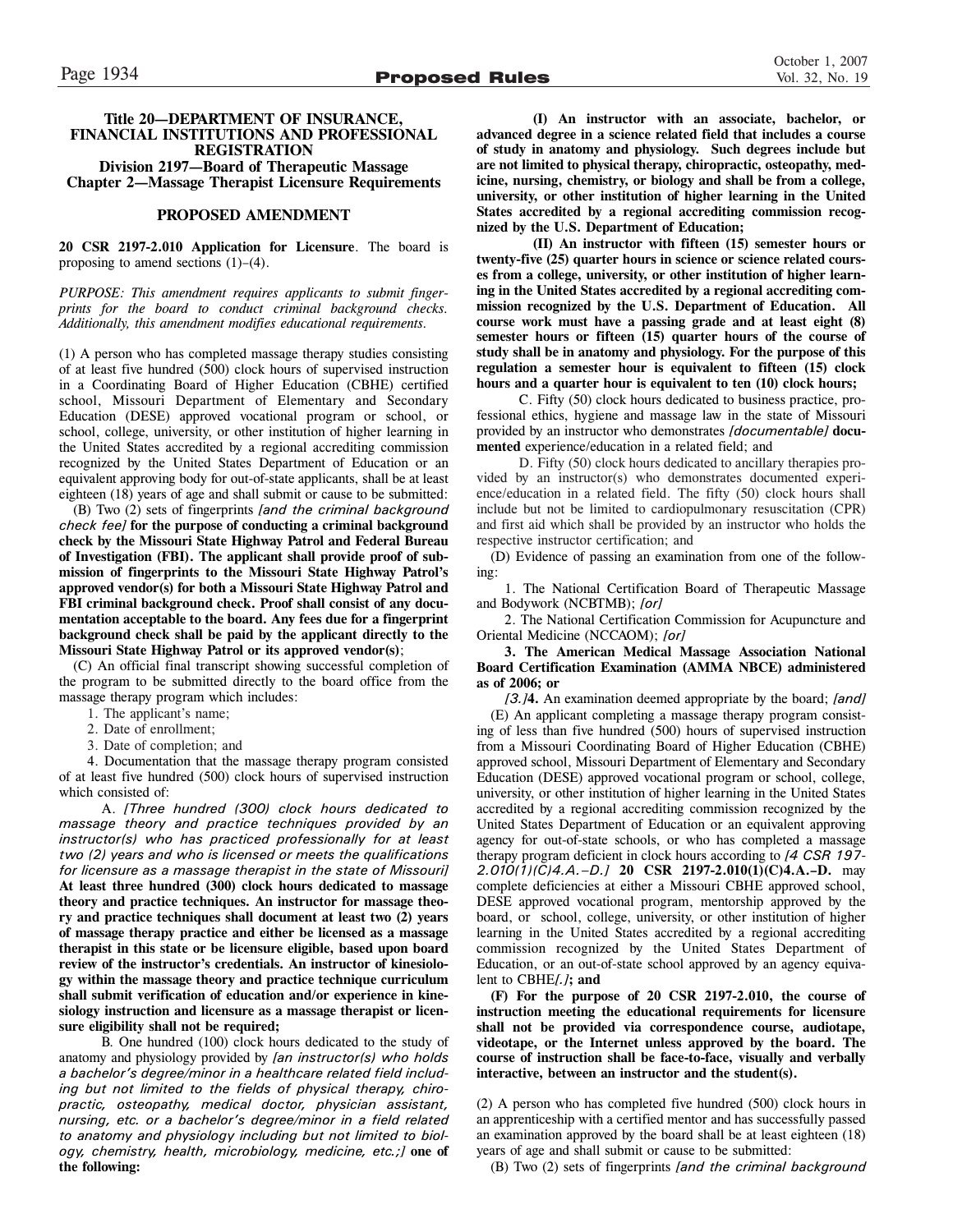**Title 20—DEPARTMENT OF INSURANCE, FINANCIAL INSTITUTIONS AND PROFESSIONAL REGISTRATION**
**Division 2197—Board of Therapeutic Massage**
**Chapter 2—Massage Therapist Licensure Requirements**

## PROPOSED AMENDMENT

**20 CSR 2197-2.010 Application for Licensure**. The board is proposing to amend sections (1)–(4).

*PURPOSE: This amendment requires applicants to submit fingerprints for the board to conduct criminal background checks. Additionally, this amendment modifies educational requirements.*

(1) A person who has completed massage therapy studies consisting of at least five hundred (500) clock hours of supervised instruction in a Coordinating Board of Higher Education (CBHE) certified school, Missouri Department of Elementary and Secondary Education (DESE) approved vocational program or school, or school, college, university, or other institution of higher learning in the United States accredited by a regional accrediting commission recognized by the United States Department of Education or an equivalent approving body for out-of-state applicants, shall be at least eighteen (18) years of age and shall submit or cause to be submitted:

(B) Two (2) sets of fingerprints *[and the criminal background check fee]* **for the purpose of conducting a criminal background check by the Missouri State Highway Patrol and Federal Bureau of Investigation (FBI). The applicant shall provide proof of submission of fingerprints to the Missouri State Highway Patrol's approved vendor(s) for both a Missouri State Highway Patrol and FBI criminal background check. Proof shall consist of any documentation acceptable to the board. Any fees due for a fingerprint background check shall be paid by the applicant directly to the Missouri State Highway Patrol or its approved vendor(s)**;

(C) An official final transcript showing successful completion of the program to be submitted directly to the board office from the massage therapy program which includes:

1. The applicant's name;
2. Date of enrollment;
3. Date of completion; and
4. Documentation that the massage therapy program consisted of at least five hundred (500) clock hours of supervised instruction which consisted of:

A. *[Three hundred (300) clock hours dedicated to massage theory and practice techniques provided by an instructor(s) who has practiced professionally for at least two (2) years and who is licensed or meets the qualifications for licensure as a massage therapist in the state of Missouri]* **At least three hundred (300) clock hours dedicated to massage theory and practice techniques. An instructor for massage theory and practice techniques shall document at least two (2) years of massage therapy practice and either be licensed as a massage therapist in this state or be licensure eligible, based upon board review of the instructor's credentials. An instructor of kinesiology within the massage theory and practice technique curriculum shall submit verification of education and/or experience in kinesiology instruction and licensure as a massage therapist or licensure eligibility shall not be required;**

B. One hundred (100) clock hours dedicated to the study of anatomy and physiology provided by *[an instructor(s) who holds a bachelor's degree/minor in a healthcare related field including but not limited to the fields of physical therapy, chiropractic, osteopathy, medical doctor, physician assistant, nursing, etc. or a bachelor's degree/minor in a field related to anatomy and physiology including but not limited to biology, chemistry, health, microbiology, medicine, etc.;]* **one of the following:**

**(I) An instructor with an associate, bachelor, or advanced degree in a science related field that includes a course of study in anatomy and physiology. Such degrees include but are not limited to physical therapy, chiropractic, osteopathy, medicine, nursing, chemistry, or biology and shall be from a college, university, or other institution of higher learning in the United States accredited by a regional accrediting commission recognized by the U.S. Department of Education;**

**(II) An instructor with fifteen (15) semester hours or twenty-five (25) quarter hours in science or science related courses from a college, university, or other institution of higher learning in the United States accredited by a regional accrediting commission recognized by the U.S. Department of Education. All course work must have a passing grade and at least eight (8) semester hours or fifteen (15) quarter hours of the course of study shall be in anatomy and physiology. For the purpose of this regulation a semester hour is equivalent to fifteen (15) clock hours and a quarter hour is equivalent to ten (10) clock hours;**

C. Fifty (50) clock hours dedicated to business practice, professional ethics, hygiene and massage law in the state of Missouri provided by an instructor who demonstrates *[documentable]* **documented** experience/education in a related field; and

D. Fifty (50) clock hours dedicated to ancillary therapies provided by an instructor(s) who demonstrates documented experience/education in a related field. The fifty (50) clock hours shall include but not be limited to cardiopulmonary resuscitation (CPR) and first aid which shall be provided by an instructor who holds the respective instructor certification; and

(D) Evidence of passing an examination from one of the following:

1. The National Certification Board of Therapeutic Massage and Bodywork (NCBTMB); *[or]*
2. The National Certification Commission for Acupuncture and Oriental Medicine (NCCAOM); *[or]*

**3. The American Medical Massage Association National Board Certification Examination (AMMA NBCE) administered as of 2006; or**

*[3.]***4.** An examination deemed appropriate by the board; *[and]*

(E) An applicant completing a massage therapy program consisting of less than five hundred (500) hours of supervised instruction from a Missouri Coordinating Board of Higher Education (CBHE) approved school, Missouri Department of Elementary and Secondary Education (DESE) approved vocational program or school, college, university, or other institution of higher learning in the United States accredited by a regional accrediting commission recognized by the United States Department of Education or an equivalent approving agency for out-of-state schools, or who has completed a massage therapy program deficient in clock hours according to *[4 CSR 197-2.010(1)(C)4.A.–D.]* **20 CSR 2197-2.010(1)(C)4.A.–D.** may complete deficiencies at either a Missouri CBHE approved school, DESE approved vocational program, mentorship approved by the board, or school, college, university, or other institution of higher learning in the United States accredited by a regional accrediting commission recognized by the United States Department of Education, or an out-of-state school approved by an agency equivalent to CBHE*[.]***; and**

**(F) For the purpose of 20 CSR 2197-2.010, the course of instruction meeting the educational requirements for licensure shall not be provided via correspondence course, audiotape, videotape, or the Internet unless approved by the board. The course of instruction shall be face-to-face, visually and verbally interactive, between an instructor and the student(s).**

(2) A person who has completed five hundred (500) clock hours in an apprenticeship with a certified mentor and has successfully passed an examination approved by the board shall be at least eighteen (18) years of age and shall submit or cause to be submitted:

(B) Two (2) sets of fingerprints *[and the criminal background*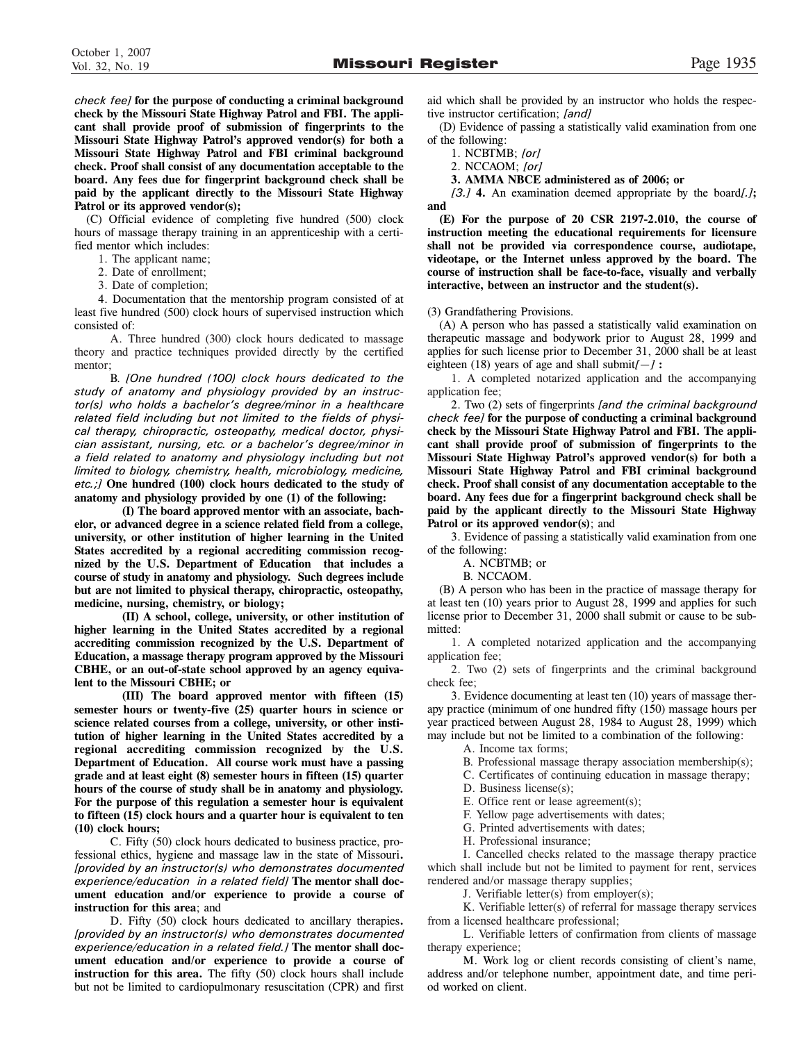*check fee]* **for the purpose of conducting a criminal background check by the Missouri State Highway Patrol and FBI. The applicant shall provide proof of submission of fingerprints to the Missouri State Highway Patrol's approved vendor(s) for both a Missouri State Highway Patrol and FBI criminal background check. Proof shall consist of any documentation acceptable to the board. Any fees due for fingerprint background check shall be paid by the applicant directly to the Missouri State Highway Patrol or its approved vendor(s);**

(C) Official evidence of completing five hundred (500) clock hours of massage therapy training in an apprenticeship with a certified mentor which includes:

1. The applicant name;
2. Date of enrollment;
3. Date of completion;
4. Documentation that the mentorship program consisted of at least five hundred (500) clock hours of supervised instruction which consisted of:

A. Three hundred (300) clock hours dedicated to massage theory and practice techniques provided directly by the certified mentor;

B. *[One hundred (100) clock hours dedicated to the study of anatomy and physiology provided by an instructor(s) who holds a bachelor's degree/minor in a healthcare related field including but not limited to the fields of physical therapy, chiropractic, osteopathy, medical doctor, physician assistant, nursing, etc. or a bachelor's degree/minor in a field related to anatomy and physiology including but not limited to biology, chemistry, health, microbiology, medicine, etc.;]* **One hundred (100) clock hours dedicated to the study of anatomy and physiology provided by one (1) of the following:**

**(I) The board approved mentor with an associate, bachelor, or advanced degree in a science related field from a college, university, or other institution of higher learning in the United States accredited by a regional accrediting commission recognized by the U.S. Department of Education that includes a course of study in anatomy and physiology. Such degrees include but are not limited to physical therapy, chiropractic, osteopathy, medicine, nursing, chemistry, or biology;**

**(II) A school, college, university, or other institution of higher learning in the United States accredited by a regional accrediting commission recognized by the U.S. Department of Education, a massage therapy program approved by the Missouri CBHE, or an out-of-state school approved by an agency equivalent to the Missouri CBHE; or**

**(III) The board approved mentor with fifteen (15) semester hours or twenty-five (25) quarter hours in science or science related courses from a college, university, or other institution of higher learning in the United States accredited by a regional accrediting commission recognized by the U.S. Department of Education. All course work must have a passing grade and at least eight (8) semester hours in fifteen (15) quarter hours of the course of study shall be in anatomy and physiology. For the purpose of this regulation a semester hour is equivalent to fifteen (15) clock hours and a quarter hour is equivalent to ten (10) clock hours;**

C. Fifty (50) clock hours dedicated to business practice, professional ethics, hygiene and massage law in the state of Missouri**.** *[provided by an instructor(s) who demonstrates documented experience/education in a related field]* **The mentor shall document education and/or experience to provide a course of instruction for this area**; and

D. Fifty (50) clock hours dedicated to ancillary therapies**.** *[provided by an instructor(s) who demonstrates documented experience/education in a related field.]* **The mentor shall document education and/or experience to provide a course of instruction for this area.** The fifty (50) clock hours shall include but not be limited to cardiopulmonary resuscitation (CPR) and first aid which shall be provided by an instructor who holds the respective instructor certification; *[and]*

(D) Evidence of passing a statistically valid examination from one of the following:

1. NCBTMB; *[or]*
2. NCCAOM; *[or]*
**3. AMMA NBCE administered as of 2006; or**
*[3.]* **4.** An examination deemed appropriate by the board*[.]***; and**

**(E) For the purpose of 20 CSR 2197-2.010, the course of instruction meeting the educational requirements for licensure shall not be provided via correspondence course, audiotape, videotape, or the Internet unless approved by the board. The course of instruction shall be face-to-face, visually and verbally interactive, between an instructor and the student(s).**

(3) Grandfathering Provisions.

(A) A person who has passed a statistically valid examination on therapeutic massage and bodywork prior to August 28, 1999 and applies for such license prior to December 31, 2000 shall be at least eighteen (18) years of age and shall submit*[—]* **:**

1. A completed notarized application and the accompanying application fee;
2. Two (2) sets of fingerprints *[and the criminal background check fee]* **for the purpose of conducting a criminal background check by the Missouri State Highway Patrol and FBI. The applicant shall provide proof of submission of fingerprints to the Missouri State Highway Patrol's approved vendor(s) for both a Missouri State Highway Patrol and FBI criminal background check. Proof shall consist of any documentation acceptable to the board. Any fees due for a fingerprint background check shall be paid by the applicant directly to the Missouri State Highway Patrol or its approved vendor(s)**; and
3. Evidence of passing a statistically valid examination from one of the following:

A. NCBTMB; or
B. NCCAOM.

(B) A person who has been in the practice of massage therapy for at least ten (10) years prior to August 28, 1999 and applies for such license prior to December 31, 2000 shall submit or cause to be submitted:

1. A completed notarized application and the accompanying application fee;
2. Two (2) sets of fingerprints and the criminal background check fee;
3. Evidence documenting at least ten (10) years of massage therapy practice (minimum of one hundred fifty (150) massage hours per year practiced between August 28, 1984 to August 28, 1999) which may include but not be limited to a combination of the following:

A. Income tax forms;
B. Professional massage therapy association membership(s);
C. Certificates of continuing education in massage therapy;
D. Business license(s);
E. Office rent or lease agreement(s);
F. Yellow page advertisements with dates;
G. Printed advertisements with dates;
H. Professional insurance;
I. Cancelled checks related to the massage therapy practice which shall include but not be limited to payment for rent, services rendered and/or massage therapy supplies;
J. Verifiable letter(s) from employer(s);
K. Verifiable letter(s) of referral for massage therapy services from a licensed healthcare professional;
L. Verifiable letters of confirmation from clients of massage therapy experience;
M. Work log or client records consisting of client's name, address and/or telephone number, appointment date, and time period worked on client.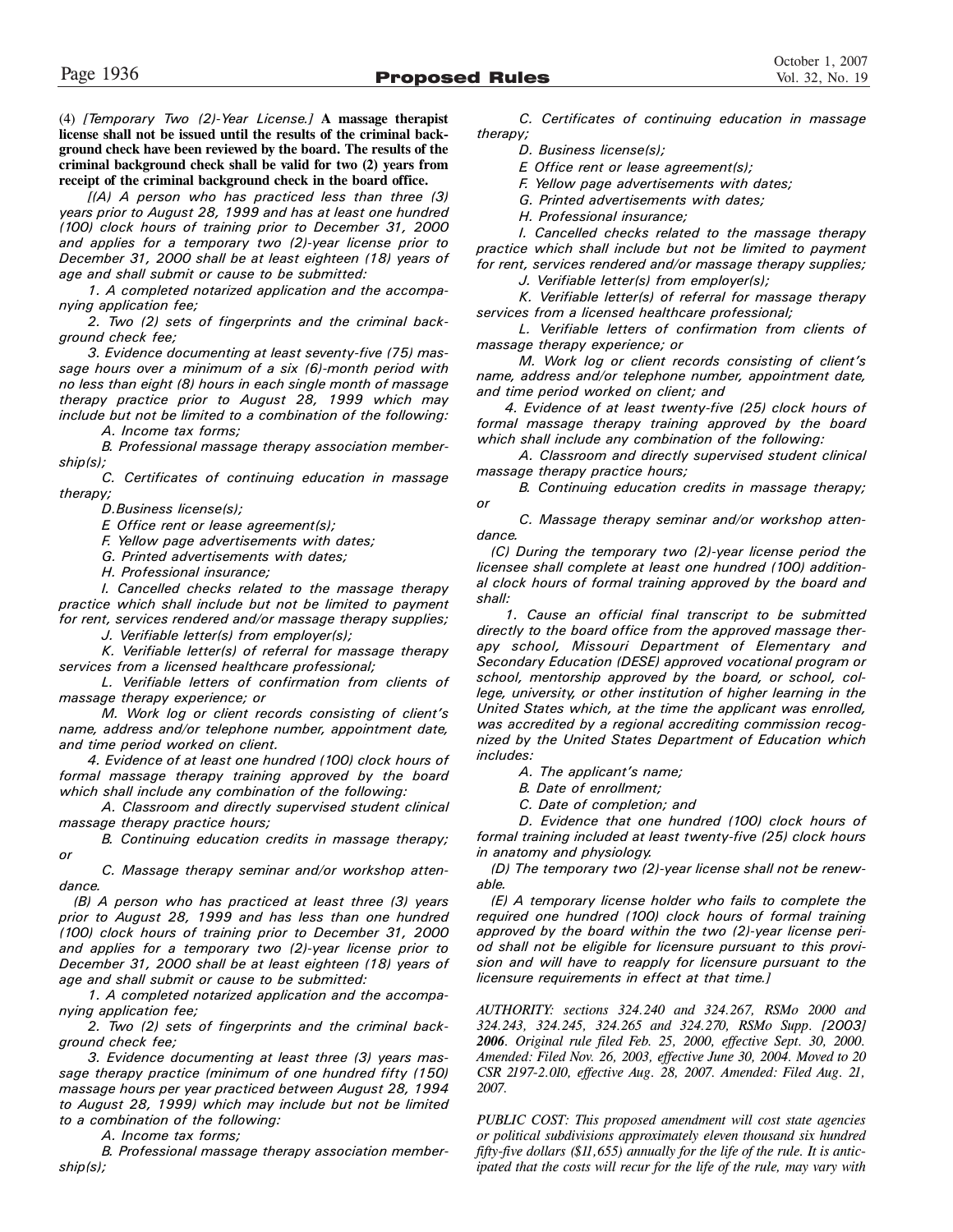(4) *[Temporary Two (2)-Year License.]* **A massage therapist license shall not be issued until the results of the criminal background check have been reviewed by the board. The results of the criminal background check shall be valid for two (2) years from receipt of the criminal background check in the board office.**

*[(A) A person who has practiced less than three (3) years prior to August 28, 1999 and has at least one hundred (100) clock hours of training prior to December 31, 2000 and applies for a temporary two (2)-year license prior to December 31, 2000 shall be at least eighteen (18) years of age and shall submit or cause to be submitted:*

*1. A completed notarized application and the accompanying application fee;*

*2. Two (2) sets of fingerprints and the criminal background check fee;*

*3. Evidence documenting at least seventy-five (75) massage hours over a minimum of a six (6)-month period with no less than eight (8) hours in each single month of massage therapy practice prior to August 28, 1999 which may include but not be limited to a combination of the following:*

*A. Income tax forms;*

*B. Professional massage therapy association membership(s);*

*C. Certificates of continuing education in massage therapy;*

*D.Business license(s);*

*E Office rent or lease agreement(s);*

*F. Yellow page advertisements with dates;*

*G. Printed advertisements with dates;*

*H. Professional insurance;*

*I. Cancelled checks related to the massage therapy practice which shall include but not be limited to payment for rent, services rendered and/or massage therapy supplies;*

*J. Verifiable letter(s) from employer(s);*

*K. Verifiable letter(s) of referral for massage therapy services from a licensed healthcare professional;*

*L. Verifiable letters of confirmation from clients of massage therapy experience; or*

*M. Work log or client records consisting of client's name, address and/or telephone number, appointment date, and time period worked on client.*

*4. Evidence of at least one hundred (100) clock hours of formal massage therapy training approved by the board which shall include any combination of the following:*

*A. Classroom and directly supervised student clinical massage therapy practice hours;*

*B. Continuing education credits in massage therapy; or*

*C. Massage therapy seminar and/or workshop attendance.*

*(B) A person who has practiced at least three (3) years prior to August 28, 1999 and has less than one hundred (100) clock hours of training prior to December 31, 2000 and applies for a temporary two (2)-year license prior to December 31, 2000 shall be at least eighteen (18) years of age and shall submit or cause to be submitted:*

*1. A completed notarized application and the accompanying application fee;*

*2. Two (2) sets of fingerprints and the criminal background check fee;*

*3. Evidence documenting at least three (3) years massage therapy practice (minimum of one hundred fifty (150) massage hours per year practiced between August 28, 1994 to August 28, 1999) which may include but not be limited to a combination of the following:*

*A. Income tax forms;*

*B. Professional massage therapy association membership(s);*

*C. Certificates of continuing education in massage therapy;*

*D. Business license(s);*

*E Office rent or lease agreement(s);*

*F. Yellow page advertisements with dates;*

*G. Printed advertisements with dates;*

*H. Professional insurance;*

*I. Cancelled checks related to the massage therapy practice which shall include but not be limited to payment for rent, services rendered and/or massage therapy supplies;*

*J. Verifiable letter(s) from employer(s);*

*K. Verifiable letter(s) of referral for massage therapy services from a licensed healthcare professional;*

*L. Verifiable letters of confirmation from clients of massage therapy experience; or*

*M. Work log or client records consisting of client's name, address and/or telephone number, appointment date, and time period worked on client; and*

*4. Evidence of at least twenty-five (25) clock hours of formal massage therapy training approved by the board which shall include any combination of the following:*

*A. Classroom and directly supervised student clinical massage therapy practice hours;*

*B. Continuing education credits in massage therapy; or*

*C. Massage therapy seminar and/or workshop attendance.*

*(C) During the temporary two (2)-year license period the licensee shall complete at least one hundred (100) additional clock hours of formal training approved by the board and shall:*

*1. Cause an official final transcript to be submitted directly to the board office from the approved massage therapy school, Missouri Department of Elementary and Secondary Education (DESE) approved vocational program or school, mentorship approved by the board, or school, college, university, or other institution of higher learning in the United States which, at the time the applicant was enrolled, was accredited by a regional accrediting commission recognized by the United States Department of Education which includes:*

*A. The applicant's name;*

*B. Date of enrollment;*

*C. Date of completion; and*

*D. Evidence that one hundred (100) clock hours of formal training included at least twenty-five (25) clock hours in anatomy and physiology.*

*(D) The temporary two (2)-year license shall not be renewable.*

*(E) A temporary license holder who fails to complete the required one hundred (100) clock hours of formal training approved by the board within the two (2)-year license period shall not be eligible for licensure pursuant to this provision and will have to reapply for licensure pursuant to the licensure requirements in effect at that time.]*

*AUTHORITY: sections 324.240 and 324.267, RSMo 2000 and 324.243, 324.245, 324.265 and 324.270, RSMo Supp. [2003]* ***2006****. Original rule filed Feb. 25, 2000, effective Sept. 30, 2000. Amended: Filed Nov. 26, 2003, effective June 30, 2004. Moved to 20 CSR 2197-2.010, effective Aug. 28, 2007. Amended: Filed Aug. 21, 2007.*

*PUBLIC COST: This proposed amendment will cost state agencies or political subdivisions approximately eleven thousand six hundred fifty-five dollars ($11,655) annually for the life of the rule. It is anticipated that the costs will recur for the life of the rule, may vary with*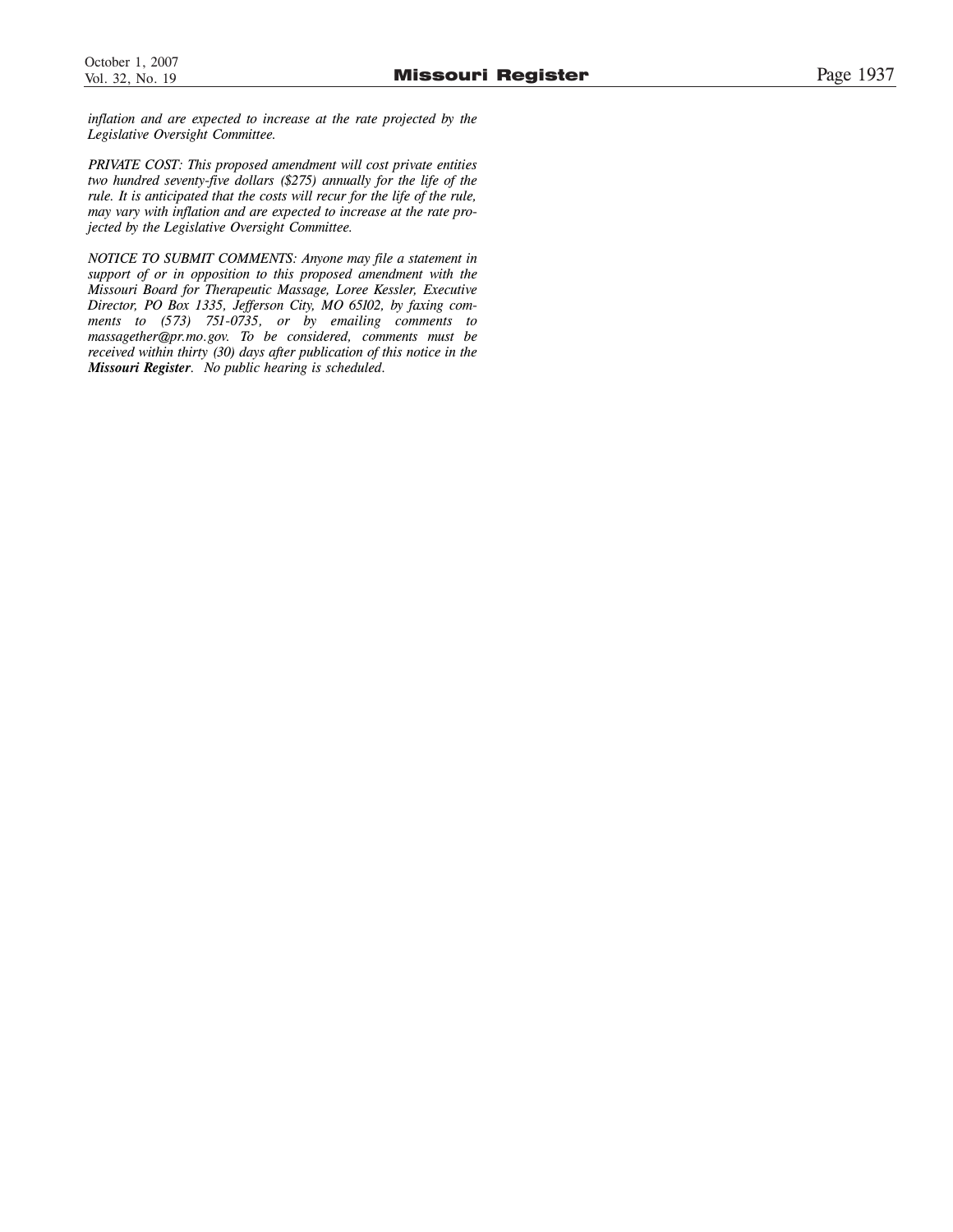*inflation and are expected to increase at the rate projected by the Legislative Oversight Committee.*

*PRIVATE COST: This proposed amendment will cost private entities two hundred seventy-five dollars ($275) annually for the life of the rule. It is anticipated that the costs will recur for the life of the rule, may vary with inflation and are expected to increase at the rate projected by the Legislative Oversight Committee.*

*NOTICE TO SUBMIT COMMENTS: Anyone may file a statement in support of or in opposition to this proposed amendment with the Missouri Board for Therapeutic Massage, Loree Kessler, Executive Director, PO Box 1335, Jefferson City, MO 65102, by faxing comments to (573) 751-0735, or by emailing comments to massagether@pr.mo.gov. To be considered, comments must be received within thirty (30) days after publication of this notice in the* ***Missouri Register****. No public hearing is scheduled.*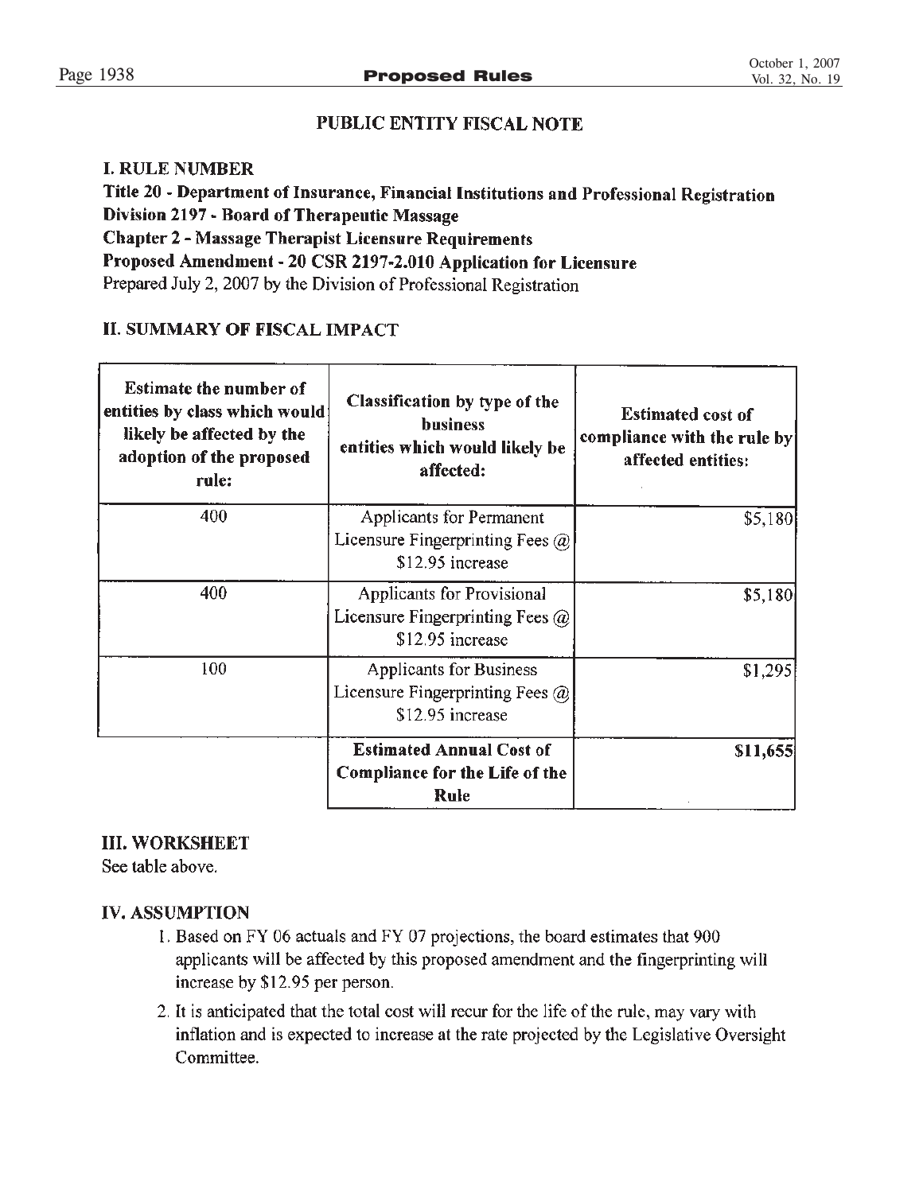## PUBLIC ENTITY FISCAL NOTE

### I. RULE NUMBER

**Title 20 - Department of Insurance, Financial Institutions and Professional Registration**
**Division 2197 - Board of Therapeutic Massage**
**Chapter 2 - Massage Therapist Licensure Requirements**
**Proposed Amendment - 20 CSR 2197-2.010 Application for Licensure**
Prepared July 2, 2007 by the Division of Professional Registration

### II. SUMMARY OF FISCAL IMPACT

| Estimate the number of entities by class which would likely be affected by the adoption of the proposed rule: | Classification by type of the business entities which would likely be affected: | Estimated cost of compliance with the rule by affected entities: |
|---|---|---|
| 400 | Applicants for Permanent Licensure Fingerprinting Fees @ $12.95 increase | $5,180 |
| 400 | Applicants for Provisional Licensure Fingerprinting Fees @ $12.95 increase | $5,180 |
| 100 | Applicants for Business Licensure Fingerprinting Fees @ $12.95 increase | $1,295 |
| | **Estimated Annual Cost of Compliance for the Life of the Rule** | **$11,655** |

### III. WORKSHEET

See table above.

### IV. ASSUMPTION

1. Based on FY 06 actuals and FY 07 projections, the board estimates that 900 applicants will be affected by this proposed amendment and the fingerprinting will increase by $12.95 per person.
2. It is anticipated that the total cost will recur for the life of the rule, may vary with inflation and is expected to increase at the rate projected by the Legislative Oversight Committee.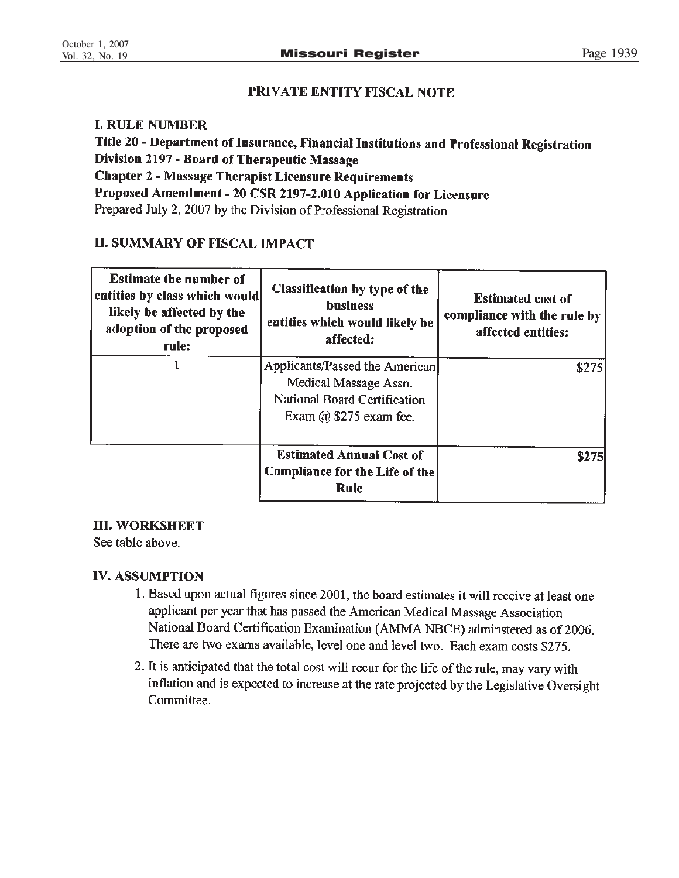## PRIVATE ENTITY FISCAL NOTE

### I. RULE NUMBER

**Title 20 - Department of Insurance, Financial Institutions and Professional Registration**
**Division 2197 - Board of Therapeutic Massage**
**Chapter 2 - Massage Therapist Licensure Requirements**
**Proposed Amendment - 20 CSR 2197-2.010 Application for Licensure**
Prepared July 2, 2007 by the Division of Professional Registration

### II. SUMMARY OF FISCAL IMPACT

| Estimate the number of entities by class which would likely be affected by the adoption of the proposed rule: | Classification by type of the business entities which would likely be affected: | Estimated cost of compliance with the rule by affected entities: |
|---|---|---|
| 1 | Applicants/Passed the American Medical Massage Assn. National Board Certification Exam @ $275 exam fee. | $275 |
| | **Estimated Annual Cost of Compliance for the Life of the Rule** | $275 |

### III. WORKSHEET

See table above.

### IV. ASSUMPTION

1. Based upon actual figures since 2001, the board estimates it will receive at least one applicant per year that has passed the American Medical Massage Association National Board Certification Examination (AMMA NBCE) adminstered as of 2006. There are two exams available, level one and level two. Each exam costs $275.
2. It is anticipated that the total cost will recur for the life of the rule, may vary with inflation and is expected to increase at the rate projected by the Legislative Oversight Committee.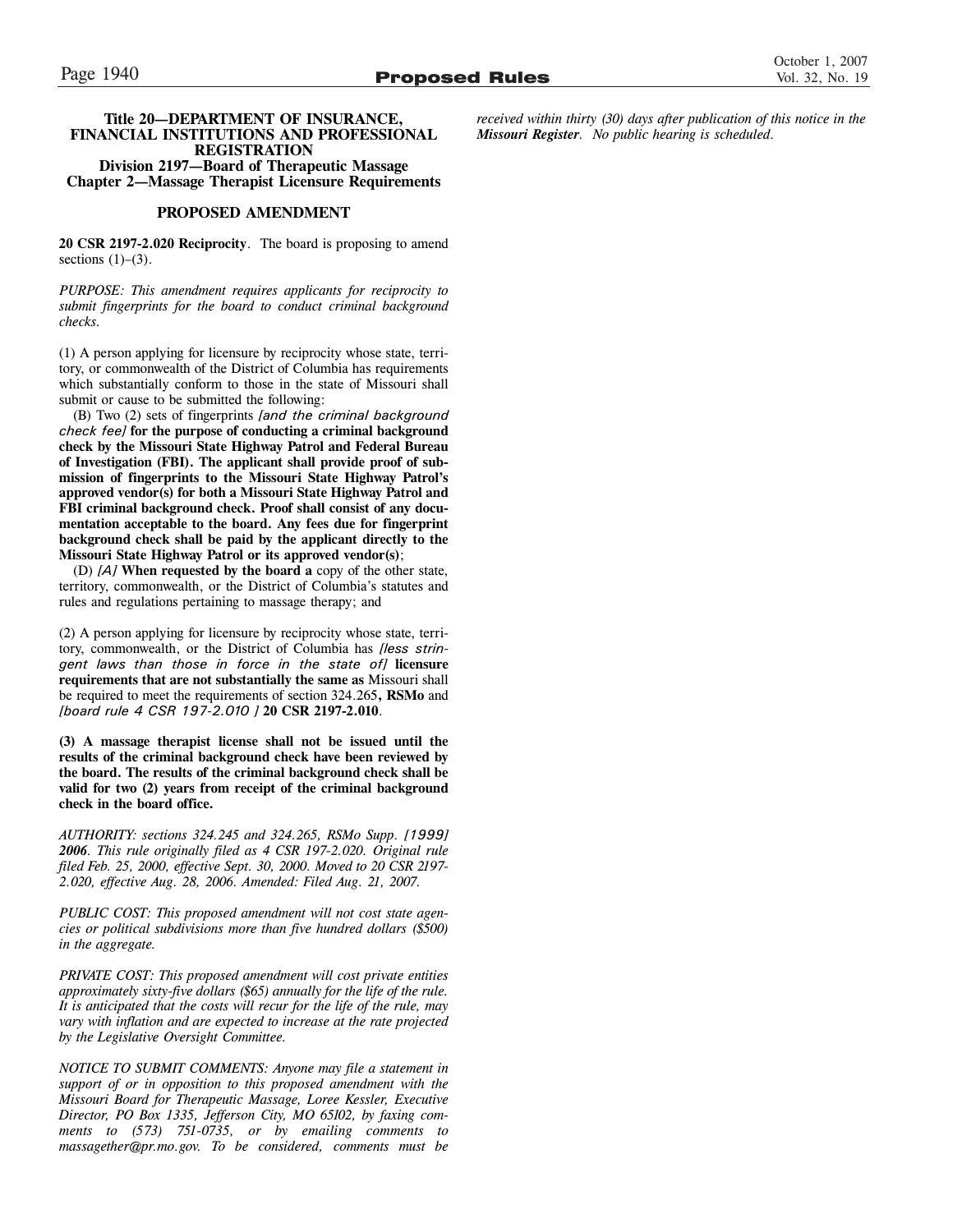**Title 20—DEPARTMENT OF INSURANCE, FINANCIAL INSTITUTIONS AND PROFESSIONAL REGISTRATION**
**Division 2197—Board of Therapeutic Massage**
**Chapter 2—Massage Therapist Licensure Requirements**

**PROPOSED AMENDMENT**

**20 CSR 2197-2.020 Reciprocity**. The board is proposing to amend sections (1)–(3).

*PURPOSE: This amendment requires applicants for reciprocity to submit fingerprints for the board to conduct criminal background checks.*

(1) A person applying for licensure by reciprocity whose state, territory, or commonwealth of the District of Columbia has requirements which substantially conform to those in the state of Missouri shall submit or cause to be submitted the following:

(B) Two (2) sets of fingerprints *[and the criminal background check fee]* **for the purpose of conducting a criminal background check by the Missouri State Highway Patrol and Federal Bureau of Investigation (FBI). The applicant shall provide proof of submission of fingerprints to the Missouri State Highway Patrol's approved vendor(s) for both a Missouri State Highway Patrol and FBI criminal background check. Proof shall consist of any documentation acceptable to the board. Any fees due for fingerprint background check shall be paid by the applicant directly to the Missouri State Highway Patrol or its approved vendor(s)**;

(D) *[A]* **When requested by the board a** copy of the other state, territory, commonwealth, or the District of Columbia's statutes and rules and regulations pertaining to massage therapy; and

(2) A person applying for licensure by reciprocity whose state, territory, commonwealth, or the District of Columbia has *[less stringent laws than those in force in the state of]* **licensure requirements that are not substantially the same as** Missouri shall be required to meet the requirements of section 324.265**, RSMo** and *[board rule 4 CSR 197-2.010 ]* **20 CSR 2197-2.010**.

**(3) A massage therapist license shall not be issued until the results of the criminal background check have been reviewed by the board. The results of the criminal background check shall be valid for two (2) years from receipt of the criminal background check in the board office.**

*AUTHORITY: sections 324.245 and 324.265, RSMo Supp. [1999]* ***2006****. This rule originally filed as 4 CSR 197-2.020. Original rule filed Feb. 25, 2000, effective Sept. 30, 2000. Moved to 20 CSR 2197-2.020, effective Aug. 28, 2006. Amended: Filed Aug. 21, 2007.*

*PUBLIC COST: This proposed amendment will not cost state agencies or political subdivisions more than five hundred dollars ($500) in the aggregate.*

*PRIVATE COST: This proposed amendment will cost private entities approximately sixty-five dollars ($65) annually for the life of the rule. It is anticipated that the costs will recur for the life of the rule, may vary with inflation and are expected to increase at the rate projected by the Legislative Oversight Committee.*

*NOTICE TO SUBMIT COMMENTS: Anyone may file a statement in support of or in opposition to this proposed amendment with the Missouri Board for Therapeutic Massage, Loree Kessler, Executive Director, PO Box 1335, Jefferson City, MO 65102, by faxing comments to (573) 751-0735, or by emailing comments to massagether@pr.mo.gov. To be considered, comments must be received within thirty (30) days after publication of this notice in the* ***Missouri Register****. No public hearing is scheduled.*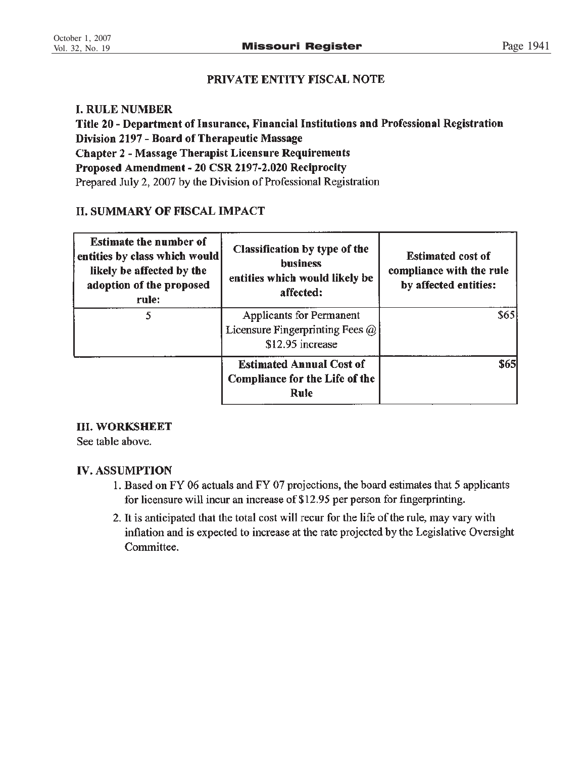## PRIVATE ENTITY FISCAL NOTE

### I. RULE NUMBER

**Title 20 - Department of Insurance, Financial Institutions and Professional Registration**
**Division 2197 - Board of Therapeutic Massage**
**Chapter 2 - Massage Therapist Licensure Requirements**
**Proposed Amendment - 20 CSR 2197-2.020 Reciprocity**
Prepared July 2, 2007 by the Division of Professional Registration

### II. SUMMARY OF FISCAL IMPACT

| Estimate the number of entities by class which would likely be affected by the adoption of the proposed rule: | Classification by type of the business entities which would likely be affected: | Estimated cost of compliance with the rule by affected entities: |
|---|---|---|
| 5 | Applicants for Permanent Licensure Fingerprinting Fees @ $12.95 increase | $65 |
| | **Estimated Annual Cost of Compliance for the Life of the Rule** | **$65** |

### III. WORKSHEET

See table above.

### IV. ASSUMPTION

1. Based on FY 06 actuals and FY 07 projections, the board estimates that 5 applicants for licensure will incur an increase of $12.95 per person for fingerprinting.
2. It is anticipated that the total cost will recur for the life of the rule, may vary with inflation and is expected to increase at the rate projected by the Legislative Oversight Committee.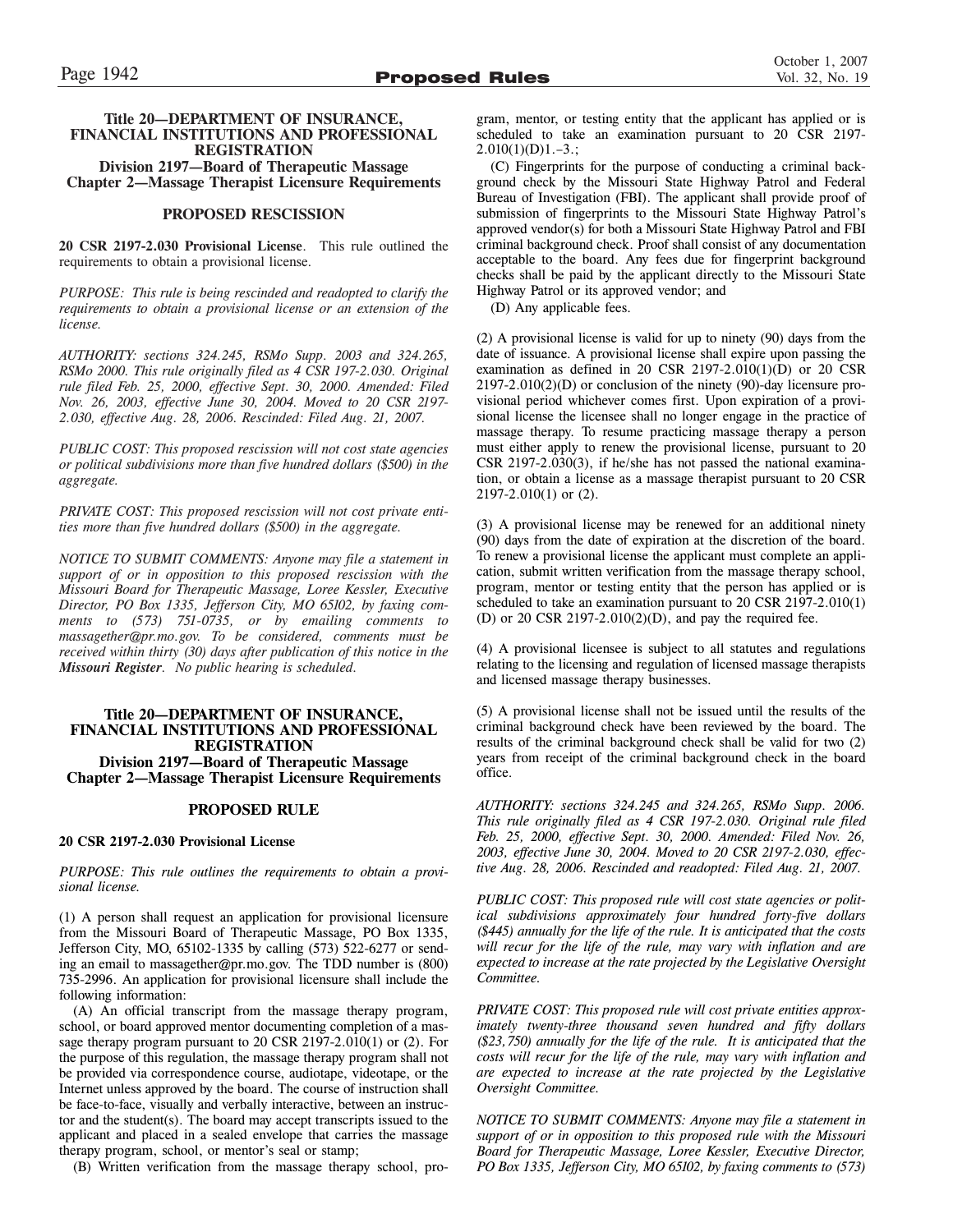**Title 20—DEPARTMENT OF INSURANCE, FINANCIAL INSTITUTIONS AND PROFESSIONAL REGISTRATION**
**Division 2197—Board of Therapeutic Massage**
**Chapter 2—Massage Therapist Licensure Requirements**

## PROPOSED RESCISSION

**20 CSR 2197-2.030 Provisional License**. This rule outlined the requirements to obtain a provisional license.

*PURPOSE: This rule is being rescinded and readopted to clarify the requirements to obtain a provisional license or an extension of the license.*

*AUTHORITY: sections 324.245, RSMo Supp. 2003 and 324.265, RSMo 2000. This rule originally filed as 4 CSR 197-2.030. Original rule filed Feb. 25, 2000, effective Sept. 30, 2000. Amended: Filed Nov. 26, 2003, effective June 30, 2004. Moved to 20 CSR 2197-2.030, effective Aug. 28, 2006. Rescinded: Filed Aug. 21, 2007.*

*PUBLIC COST: This proposed rescission will not cost state agencies or political subdivisions more than five hundred dollars ($500) in the aggregate.*

*PRIVATE COST: This proposed rescission will not cost private entities more than five hundred dollars ($500) in the aggregate.*

*NOTICE TO SUBMIT COMMENTS: Anyone may file a statement in support of or in opposition to this proposed rescission with the Missouri Board for Therapeutic Massage, Loree Kessler, Executive Director, PO Box 1335, Jefferson City, MO 65102, by faxing comments to (573) 751-0735, or by emailing comments to massagether@pr.mo.gov. To be considered, comments must be received within thirty (30) days after publication of this notice in the* ***Missouri Register****. No public hearing is scheduled.*

**Title 20—DEPARTMENT OF INSURANCE, FINANCIAL INSTITUTIONS AND PROFESSIONAL REGISTRATION**
**Division 2197—Board of Therapeutic Massage**
**Chapter 2—Massage Therapist Licensure Requirements**

## PROPOSED RULE

**20 CSR 2197-2.030 Provisional License**

*PURPOSE: This rule outlines the requirements to obtain a provisional license.*

(1) A person shall request an application for provisional licensure from the Missouri Board of Therapeutic Massage, PO Box 1335, Jefferson City, MO, 65102-1335 by calling (573) 522-6277 or sending an email to massagether@pr.mo.gov. The TDD number is (800) 735-2996. An application for provisional licensure shall include the following information:

(A) An official transcript from the massage therapy program, school, or board approved mentor documenting completion of a massage therapy program pursuant to 20 CSR 2197-2.010(1) or (2). For the purpose of this regulation, the massage therapy program shall not be provided via correspondence course, audiotape, videotape, or the Internet unless approved by the board. The course of instruction shall be face-to-face, visually and verbally interactive, between an instructor and the student(s). The board may accept transcripts issued to the applicant and placed in a sealed envelope that carries the massage therapy program, school, or mentor's seal or stamp;

(B) Written verification from the massage therapy school, program, mentor, or testing entity that the applicant has applied or is scheduled to take an examination pursuant to 20 CSR 2197-2.010(1)(D)1.–3.;

(C) Fingerprints for the purpose of conducting a criminal background check by the Missouri State Highway Patrol and Federal Bureau of Investigation (FBI). The applicant shall provide proof of submission of fingerprints to the Missouri State Highway Patrol's approved vendor(s) for both a Missouri State Highway Patrol and FBI criminal background check. Proof shall consist of any documentation acceptable to the board. Any fees due for fingerprint background checks shall be paid by the applicant directly to the Missouri State Highway Patrol or its approved vendor; and

(D) Any applicable fees.

(2) A provisional license is valid for up to ninety (90) days from the date of issuance. A provisional license shall expire upon passing the examination as defined in 20 CSR 2197-2.010(1)(D) or 20 CSR 2197-2.010(2)(D) or conclusion of the ninety (90)-day licensure provisional period whichever comes first. Upon expiration of a provisional license the licensee shall no longer engage in the practice of massage therapy. To resume practicing massage therapy a person must either apply to renew the provisional license, pursuant to 20 CSR 2197-2.030(3), if he/she has not passed the national examination, or obtain a license as a massage therapist pursuant to 20 CSR 2197-2.010(1) or (2).

(3) A provisional license may be renewed for an additional ninety (90) days from the date of expiration at the discretion of the board. To renew a provisional license the applicant must complete an application, submit written verification from the massage therapy school, program, mentor or testing entity that the person has applied or is scheduled to take an examination pursuant to 20 CSR 2197-2.010(1)(D) or 20 CSR 2197-2.010(2)(D), and pay the required fee.

(4) A provisional licensee is subject to all statutes and regulations relating to the licensing and regulation of licensed massage therapists and licensed massage therapy businesses.

(5) A provisional license shall not be issued until the results of the criminal background check have been reviewed by the board. The results of the criminal background check shall be valid for two (2) years from receipt of the criminal background check in the board office.

*AUTHORITY: sections 324.245 and 324.265, RSMo Supp. 2006. This rule originally filed as 4 CSR 197-2.030. Original rule filed Feb. 25, 2000, effective Sept. 30, 2000. Amended: Filed Nov. 26, 2003, effective June 30, 2004. Moved to 20 CSR 2197-2.030, effective Aug. 28, 2006. Rescinded and readopted: Filed Aug. 21, 2007.*

*PUBLIC COST: This proposed rule will cost state agencies or political subdivisions approximately four hundred forty-five dollars ($445) annually for the life of the rule. It is anticipated that the costs will recur for the life of the rule, may vary with inflation and are expected to increase at the rate projected by the Legislative Oversight Committee.*

*PRIVATE COST: This proposed rule will cost private entities approximately twenty-three thousand seven hundred and fifty dollars ($23,750) annually for the life of the rule. It is anticipated that the costs will recur for the life of the rule, may vary with inflation and are expected to increase at the rate projected by the Legislative Oversight Committee.*

*NOTICE TO SUBMIT COMMENTS: Anyone may file a statement in support of or in opposition to this proposed rule with the Missouri Board for Therapeutic Massage, Loree Kessler, Executive Director, PO Box 1335, Jefferson City, MO 65102, by faxing comments to (573)*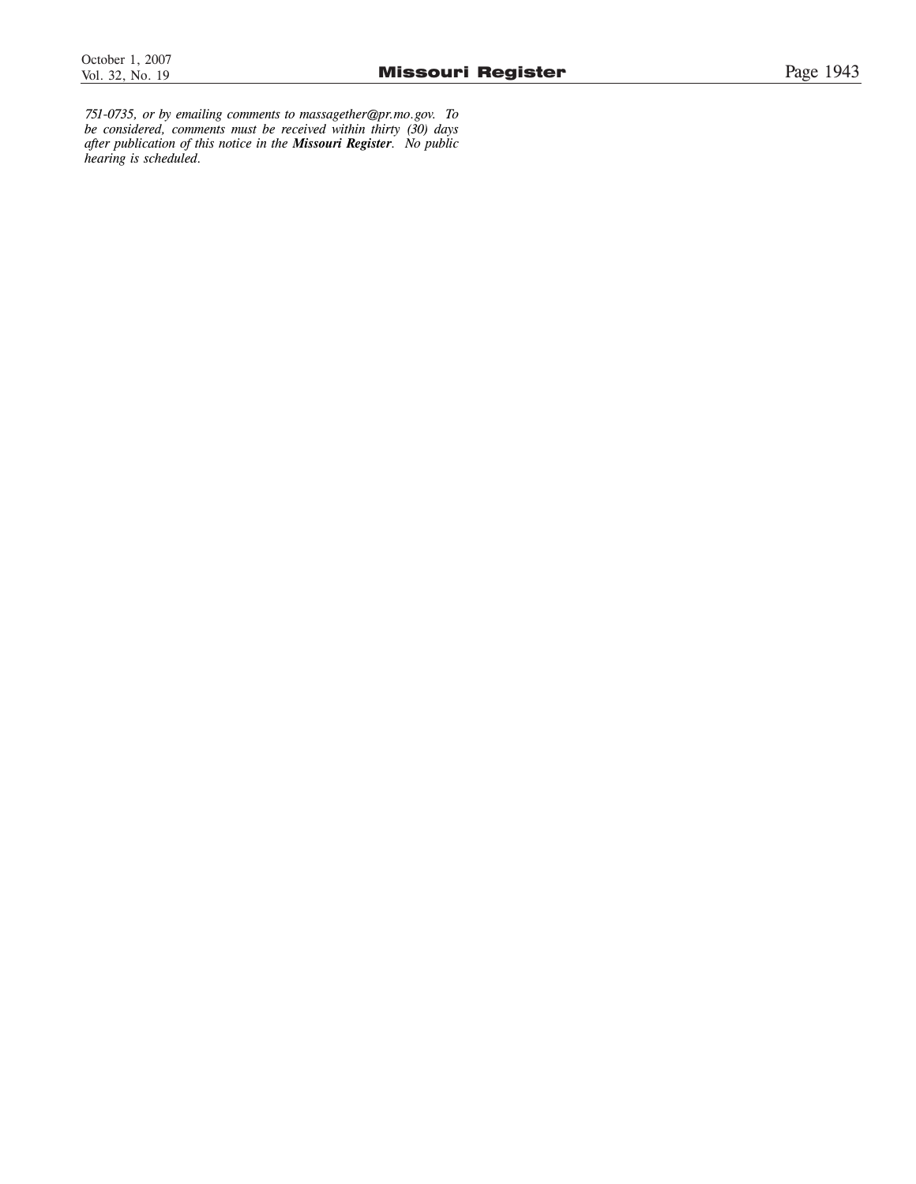*751-0735, or by emailing comments to massagether@pr.mo.gov. To be considered, comments must be received within thirty (30) days after publication of this notice in the **Missouri Register**. No public hearing is scheduled.*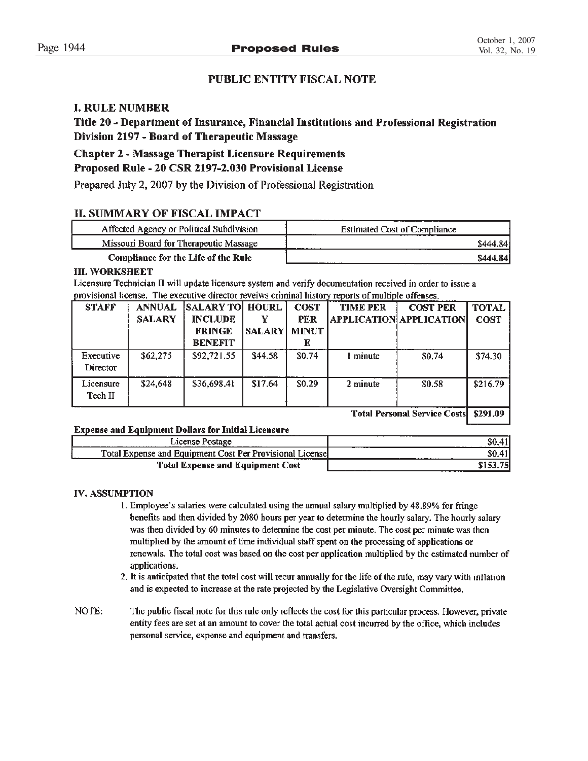## PUBLIC ENTITY FISCAL NOTE

### I. RULE NUMBER

**Title 20 - Department of Insurance, Financial Institutions and Professional Registration**
**Division 2197 - Board of Therapeutic Massage**
**Chapter 2 - Massage Therapist Licensure Requirements**
**Proposed Rule - 20 CSR 2197-2.030 Provisional License**

Prepared July 2, 2007 by the Division of Professional Registration

### II. SUMMARY OF FISCAL IMPACT

| Affected Agency or Political Subdivision | Estimated Cost of Compliance |
|---|---|
| Missouri Board for Therapeutic Massage | $444.84 |
| **Compliance for the Life of the Rule** | **$444.84** |

### III. WORKSHEET

Licensure Technician II will update licensure system and verify documentation received in order to issue a provisional license. The executive director reveiws criminal history reports of multiple offenses.

| STAFF | ANNUAL SALARY | SALARY TO INCLUDE FRINGE BENEFIT | HOURLY SALARY | COST PER MINUTE | TIME PER APPLICATION | COST PER APPLICATION | TOTAL COST |
|---|---|---|---|---|---|---|---|
| Executive Director | $62,275 | $92,721.55 | $44.58 | $0.74 | 1 minute | $0.74 | $74.30 |
| Licensure Tech II | $24,648 | $36,698.41 | $17.64 | $0.29 | 2 minute | $0.58 | $216.79 |
| | | | | | | **Total Personal Service Costs** | **$291.09** |

**Expense and Equipment Dollars for Initial Licensure**

| Item | Cost |
|---|---|
| License Postage | $0.41 |
| Total Expense and Equipment Cost Per Provisional License | $0.41 |
| **Total Expense and Equipment Cost** | **$153.75** |

### IV. ASSUMPTION

1. Employee's salaries were calculated using the annual salary multiplied by 48.89% for fringe benefits and then divided by 2080 hours per year to determine the hourly salary. The hourly salary was then divided by 60 minutes to determine the cost per minute. The cost per minute was then multiplied by the amount of time individual staff spent on the processing of applications or renewals. The total cost was based on the cost per application multiplied by the estimated number of applications.
2. It is anticipated that the total cost will recur annually for the life of the rule, may vary with inflation and is expected to increase at the rate projected by the Legislative Oversight Committee.

NOTE: The public fiscal note for this rule only reflects the cost for this particular process. However, private entity fees are set at an amount to cover the total actual cost incurred by the office, which includes personal service, expense and equipment and transfers.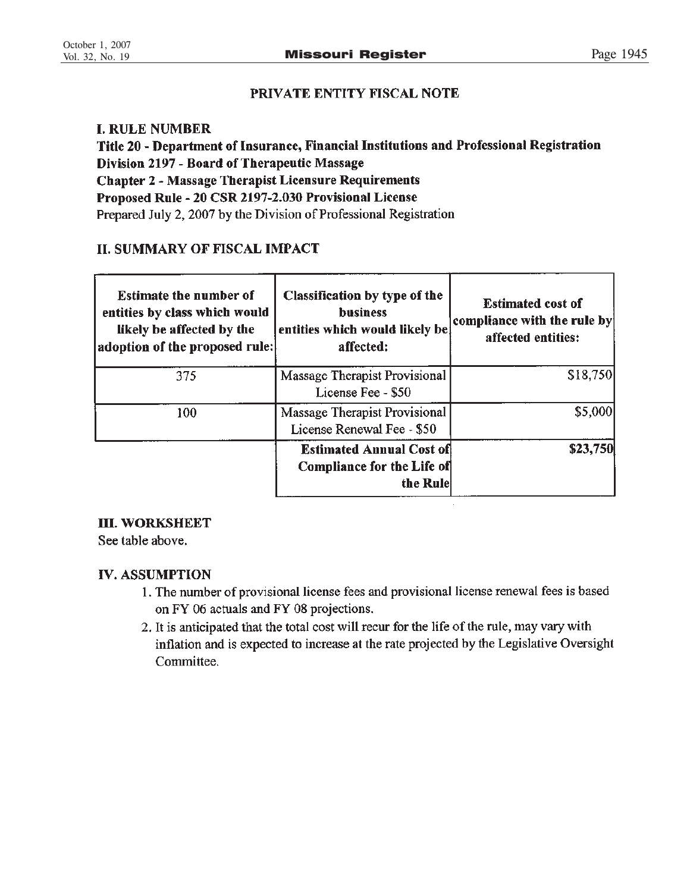## PRIVATE ENTITY FISCAL NOTE

### I. RULE NUMBER

**Title 20 - Department of Insurance, Financial Institutions and Professional Registration**
**Division 2197 - Board of Therapeutic Massage**
**Chapter 2 - Massage Therapist Licensure Requirements**
**Proposed Rule - 20 CSR 2197-2.030 Provisional License**
Prepared July 2, 2007 by the Division of Professional Registration

### II. SUMMARY OF FISCAL IMPACT

| Estimate the number of entities by class which would likely be affected by the adoption of the proposed rule: | Classification by type of the business entities which would likely be affected: | Estimated cost of compliance with the rule by affected entities: |
|---|---|---|
| 375 | Massage Therapist Provisional License Fee - $50 | $18,750 |
| 100 | Massage Therapist Provisional License Renewal Fee - $50 | $5,000 |
| | **Estimated Annual Cost of Compliance for the Life of the Rule** | **$23,750** |

### III. WORKSHEET

See table above.

### IV. ASSUMPTION

1. The number of provisional license fees and provisional license renewal fees is based on FY 06 actuals and FY 08 projections.
2. It is anticipated that the total cost will recur for the life of the rule, may vary with inflation and is expected to increase at the rate projected by the Legislative Oversight Committee.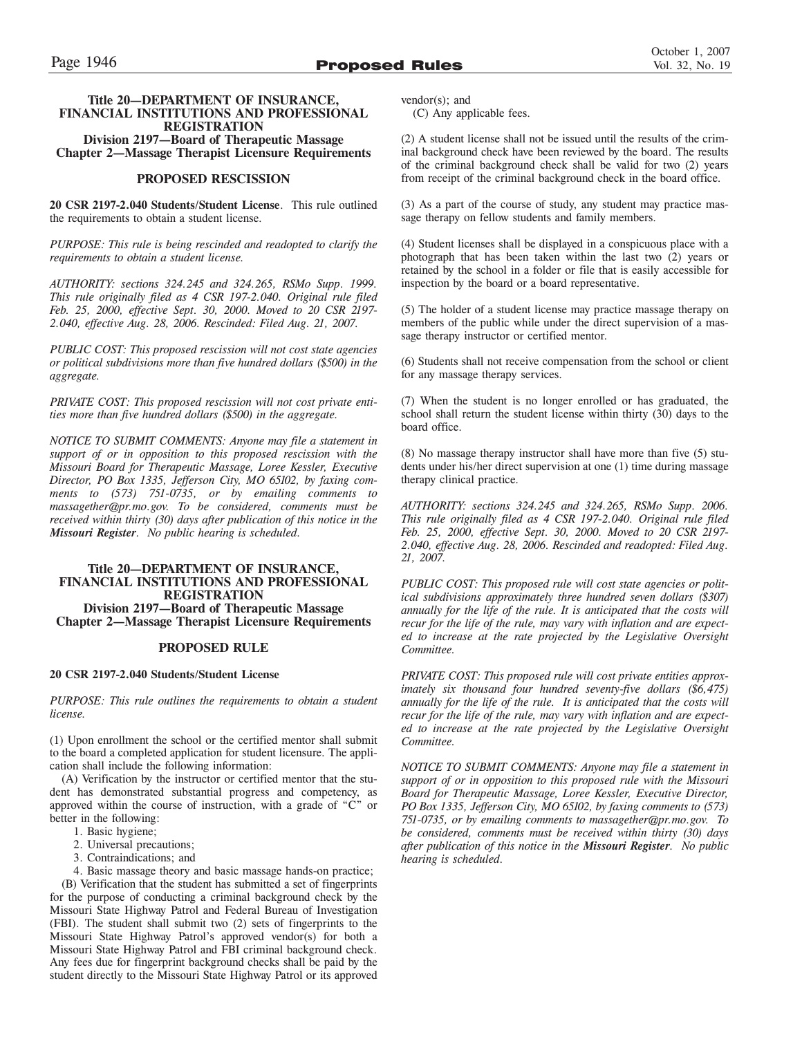**Title 20—DEPARTMENT OF INSURANCE, FINANCIAL INSTITUTIONS AND PROFESSIONAL REGISTRATION**
**Division 2197—Board of Therapeutic Massage**
**Chapter 2—Massage Therapist Licensure Requirements**

## PROPOSED RESCISSION

**20 CSR 2197-2.040 Students/Student License**. This rule outlined the requirements to obtain a student license.

*PURPOSE: This rule is being rescinded and readopted to clarify the requirements to obtain a student license.*

*AUTHORITY: sections 324.245 and 324.265, RSMo Supp. 1999. This rule originally filed as 4 CSR 197-2.040. Original rule filed Feb. 25, 2000, effective Sept. 30, 2000. Moved to 20 CSR 2197-2.040, effective Aug. 28, 2006. Rescinded: Filed Aug. 21, 2007.*

*PUBLIC COST: This proposed rescission will not cost state agencies or political subdivisions more than five hundred dollars ($500) in the aggregate.*

*PRIVATE COST: This proposed rescission will not cost private entities more than five hundred dollars ($500) in the aggregate.*

*NOTICE TO SUBMIT COMMENTS: Anyone may file a statement in support of or in opposition to this proposed rescission with the Missouri Board for Therapeutic Massage, Loree Kessler, Executive Director, PO Box 1335, Jefferson City, MO 65102, by faxing comments to (573) 751-0735, or by emailing comments to massagether@pr.mo.gov. To be considered, comments must be received within thirty (30) days after publication of this notice in the **Missouri Register**. No public hearing is scheduled.*

**Title 20—DEPARTMENT OF INSURANCE, FINANCIAL INSTITUTIONS AND PROFESSIONAL REGISTRATION**
**Division 2197—Board of Therapeutic Massage**
**Chapter 2—Massage Therapist Licensure Requirements**

## PROPOSED RULE

**20 CSR 2197-2.040 Students/Student License**

*PURPOSE: This rule outlines the requirements to obtain a student license.*

(1) Upon enrollment the school or the certified mentor shall submit to the board a completed application for student licensure. The application shall include the following information:

(A) Verification by the instructor or certified mentor that the student has demonstrated substantial progress and competency, as approved within the course of instruction, with a grade of "C" or better in the following:

1. Basic hygiene;
2. Universal precautions;
3. Contraindications; and
4. Basic massage theory and basic massage hands-on practice;

(B) Verification that the student has submitted a set of fingerprints for the purpose of conducting a criminal background check by the Missouri State Highway Patrol and Federal Bureau of Investigation (FBI). The student shall submit two (2) sets of fingerprints to the Missouri State Highway Patrol's approved vendor(s) for both a Missouri State Highway Patrol and FBI criminal background check. Any fees due for fingerprint background checks shall be paid by the student directly to the Missouri State Highway Patrol or its approved vendor(s); and

(C) Any applicable fees.

(2) A student license shall not be issued until the results of the criminal background check have been reviewed by the board. The results of the criminal background check shall be valid for two (2) years from receipt of the criminal background check in the board office.

(3) As a part of the course of study, any student may practice massage therapy on fellow students and family members.

(4) Student licenses shall be displayed in a conspicuous place with a photograph that has been taken within the last two (2) years or retained by the school in a folder or file that is easily accessible for inspection by the board or a board representative.

(5) The holder of a student license may practice massage therapy on members of the public while under the direct supervision of a massage therapy instructor or certified mentor.

(6) Students shall not receive compensation from the school or client for any massage therapy services.

(7) When the student is no longer enrolled or has graduated, the school shall return the student license within thirty (30) days to the board office.

(8) No massage therapy instructor shall have more than five (5) students under his/her direct supervision at one (1) time during massage therapy clinical practice.

*AUTHORITY: sections 324.245 and 324.265, RSMo Supp. 2006. This rule originally filed as 4 CSR 197-2.040. Original rule filed Feb. 25, 2000, effective Sept. 30, 2000. Moved to 20 CSR 2197-2.040, effective Aug. 28, 2006. Rescinded and readopted: Filed Aug. 21, 2007.*

*PUBLIC COST: This proposed rule will cost state agencies or political subdivisions approximately three hundred seven dollars ($307) annually for the life of the rule. It is anticipated that the costs will recur for the life of the rule, may vary with inflation and are expected to increase at the rate projected by the Legislative Oversight Committee.*

*PRIVATE COST: This proposed rule will cost private entities approximately six thousand four hundred seventy-five dollars ($6,475) annually for the life of the rule. It is anticipated that the costs will recur for the life of the rule, may vary with inflation and are expected to increase at the rate projected by the Legislative Oversight Committee.*

*NOTICE TO SUBMIT COMMENTS: Anyone may file a statement in support of or in opposition to this proposed rule with the Missouri Board for Therapeutic Massage, Loree Kessler, Executive Director, PO Box 1335, Jefferson City, MO 65102, by faxing comments to (573) 751-0735, or by emailing comments to massagether@pr.mo.gov. To be considered, comments must be received within thirty (30) days after publication of this notice in the **Missouri Register**. No public hearing is scheduled.*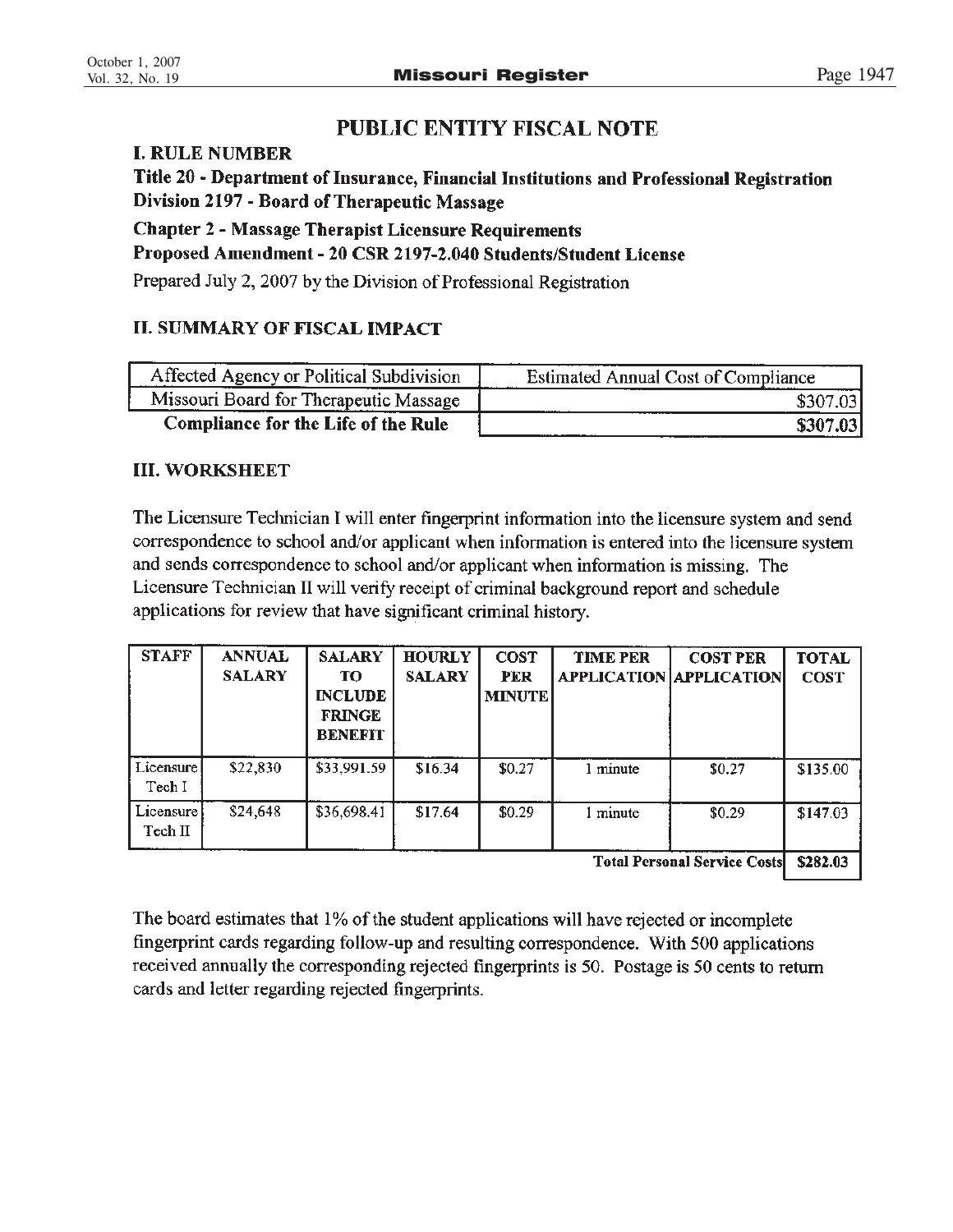## PUBLIC ENTITY FISCAL NOTE

### I. RULE NUMBER

**Title 20 - Department of Insurance, Financial Institutions and Professional Registration**
**Division 2197 - Board of Therapeutic Massage**
**Chapter 2 - Massage Therapist Licensure Requirements**
**Proposed Amendment - 20 CSR 2197-2.040 Students/Student License**

Prepared July 2, 2007 by the Division of Professional Registration

### II. SUMMARY OF FISCAL IMPACT

| Affected Agency or Political Subdivision | Estimated Annual Cost of Compliance |
|---|---|
| Missouri Board for Therapeutic Massage | $307.03 |
| **Compliance for the Life of the Rule** | **$307.03** |

### III. WORKSHEET

The Licensure Technician I will enter fingerprint information into the licensure system and send correspondence to school and/or applicant when information is entered into the licensure system and sends correspondence to school and/or applicant when information is missing. The Licensure Technician II will verify receipt of criminal background report and schedule applications for review that have significant criminal history.

| STAFF | ANNUAL SALARY | SALARY TO INCLUDE FRINGE BENEFIT | HOURLY SALARY | COST PER MINUTE | TIME PER APPLICATION | COST PER APPLICATION | TOTAL COST |
|---|---|---|---|---|---|---|---|
| Licensure Tech I | $22,830 | $33,991.59 | $16.34 | $0.27 | 1 minute | $0.27 | $135.00 |
| Licensure Tech II | $24,648 | $36,698.41 | $17.64 | $0.29 | 1 minute | $0.29 | $147.03 |
| | | | | | | **Total Personal Service Costs** | **$282.03** |

The board estimates that 1% of the student applications will have rejected or incomplete fingerprint cards regarding follow-up and resulting correspondence. With 500 applications received annually the corresponding rejected fingerprints is 50. Postage is 50 cents to return cards and letter regarding rejected fingerprints.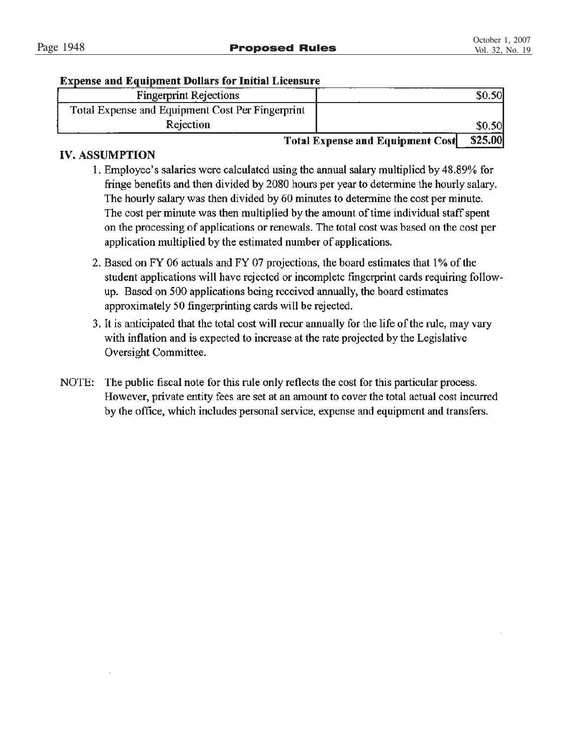**Expense and Equipment Dollars for Initial Licensure**

| | |
|---|---|
| Fingerprint Rejections | $0.50 |
| Total Expense and Equipment Cost Per Fingerprint Rejection | $0.50 |
| **Total Expense and Equipment Cost** | **$25.00** |

## IV. ASSUMPTION

1. Employee's salaries were calculated using the annual salary multiplied by 48.89% for fringe benefits and then divided by 2080 hours per year to determine the hourly salary. The hourly salary was then divided by 60 minutes to determine the cost per minute. The cost per minute was then multiplied by the amount of time individual staff spent on the processing of applications or renewals. The total cost was based on the cost per application multiplied by the estimated number of applications.

2. Based on FY 06 actuals and FY 07 projections, the board estimates that 1% of the student applications will have rejected or incomplete fingerprint cards requiring follow-up. Based on 500 applications being received annually, the board estimates approximately 50 fingerprinting cards will be rejected.

3. It is anticipated that the total cost will recur annually for the life of the rule, may vary with inflation and is expected to increase at the rate projected by the Legislative Oversight Committee.

NOTE: The public fiscal note for this rule only reflects the cost for this particular process. However, private entity fees are set at an amount to cover the total actual cost incurred by the office, which includes personal service, expense and equipment and transfers.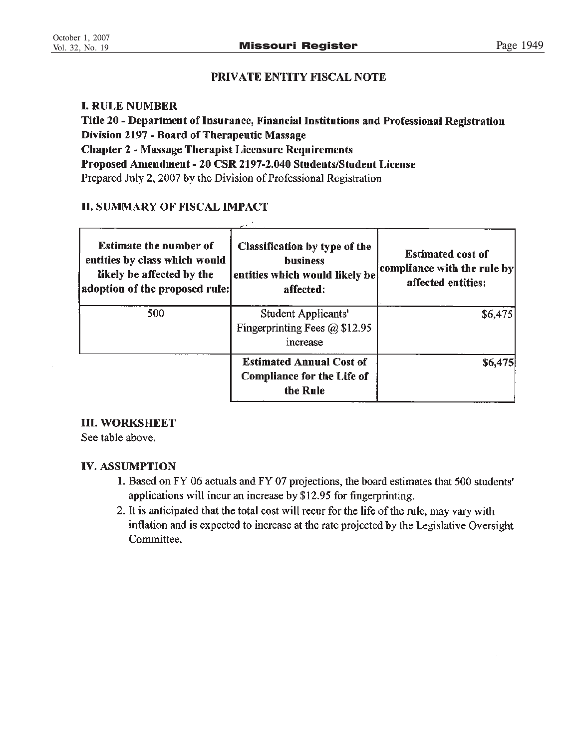## PRIVATE ENTITY FISCAL NOTE

### I. RULE NUMBER

**Title 20 - Department of Insurance, Financial Institutions and Professional Registration**
**Division 2197 - Board of Therapeutic Massage**
**Chapter 2 - Massage Therapist Licensure Requirements**
**Proposed Amendment - 20 CSR 2197-2.040 Students/Student License**
Prepared July 2, 2007 by the Division of Professional Registration

### II. SUMMARY OF FISCAL IMPACT

| Estimate the number of entities by class which would likely be affected by the adoption of the proposed rule: | Classification by type of the business entities which would likely be affected: | Estimated cost of compliance with the rule by affected entities: |
|---|---|---|
| 500 | Student Applicants' Fingerprinting Fees @ $12.95 increase | $6,475 |
| | **Estimated Annual Cost of Compliance for the Life of the Rule** | **$6,475** |

### III. WORKSHEET

See table above.

### IV. ASSUMPTION

1. Based on FY 06 actuals and FY 07 projections, the board estimates that 500 students' applications will incur an increase by $12.95 for fingerprinting.
2. It is anticipated that the total cost will recur for the life of the rule, may vary with inflation and is expected to increase at the rate projected by the Legislative Oversight Committee.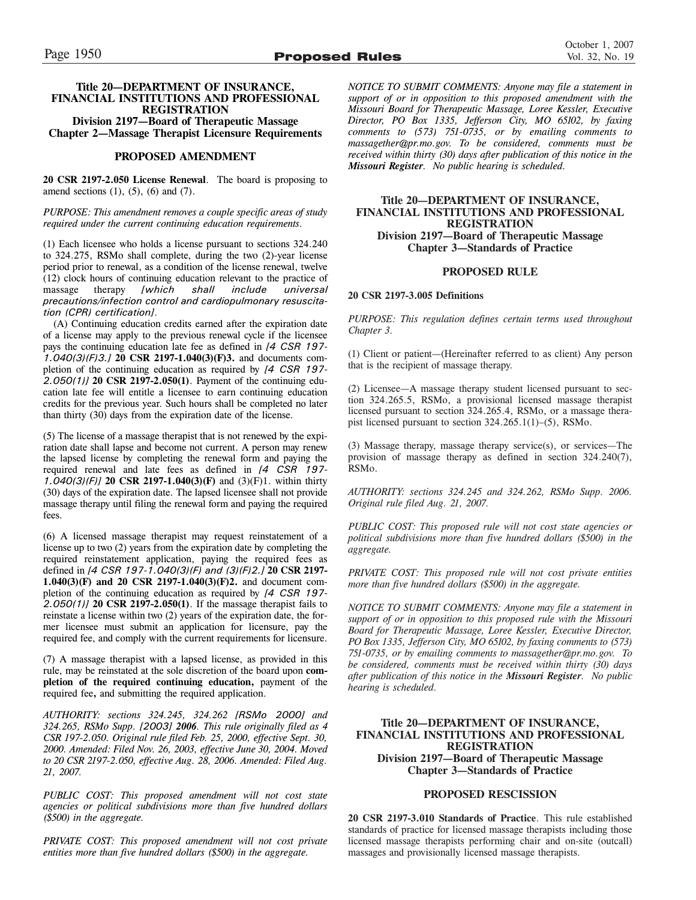### Title 20—DEPARTMENT OF INSURANCE, FINANCIAL INSTITUTIONS AND PROFESSIONAL REGISTRATION
### Division 2197—Board of Therapeutic Massage
### Chapter 2—Massage Therapist Licensure Requirements

#### PROPOSED AMENDMENT

**20 CSR 2197-2.050 License Renewal**. The board is proposing to amend sections (1), (5), (6) and (7).

*PURPOSE: This amendment removes a couple specific areas of study required under the current continuing education requirements.*

(1) Each licensee who holds a license pursuant to sections 324.240 to 324.275, RSMo shall complete, during the two (2)-year license period prior to renewal, as a condition of the license renewal, twelve (12) clock hours of continuing education relevant to the practice of massage therapy *[which shall include universal precautions/infection control and cardiopulmonary resuscitation (CPR) certification]*.

(A) Continuing education credits earned after the expiration date of a license may apply to the previous renewal cycle if the licensee pays the continuing education late fee as defined in *[4 CSR 197-1.040(3)(F)3.]* **20 CSR 2197-1.040(3)(F)3.** and documents completion of the continuing education as required by *[4 CSR 197-2.050(1)]* **20 CSR 2197-2.050(1)**. Payment of the continuing education late fee will entitle a licensee to earn continuing education credits for the previous year. Such hours shall be completed no later than thirty (30) days from the expiration date of the license.

(5) The license of a massage therapist that is not renewed by the expiration date shall lapse and become not current. A person may renew the lapsed license by completing the renewal form and paying the required renewal and late fees as defined in *[4 CSR 197-1.040(3)(F)]* **20 CSR 2197-1.040(3)(F)** and (3)(F)1. within thirty (30) days of the expiration date. The lapsed licensee shall not provide massage therapy until filing the renewal form and paying the required fees.

(6) A licensed massage therapist may request reinstatement of a license up to two (2) years from the expiration date by completing the required reinstatement application, paying the required fees as defined in *[4 CSR 197-1.040(3)(F) and (3)(F)2.]* **20 CSR 2197-1.040(3)(F) and 20 CSR 2197-1.040(3)(F)2.** and document completion of the continuing education as required by *[4 CSR 197-2.050(1)]* **20 CSR 2197-2.050(1)**. If the massage therapist fails to reinstate a license within two (2) years of the expiration date, the former licensee must submit an application for licensure, pay the required fee, and comply with the current requirements for licensure.

(7) A massage therapist with a lapsed license, as provided in this rule, may be reinstated at the sole discretion of the board upon **completion of the required continuing education,** payment of the required fee**,** and submitting the required application.

*AUTHORITY: sections 324.245, 324.262 [RSMo 2000] and 324.265, RSMo Supp. [2003]* ***2006****. This rule originally filed as 4 CSR 197-2.050. Original rule filed Feb. 25, 2000, effective Sept. 30, 2000. Amended: Filed Nov. 26, 2003, effective June 30, 2004. Moved to 20 CSR 2197-2.050, effective Aug. 28, 2006. Amended: Filed Aug. 21, 2007.*

*PUBLIC COST: This proposed amendment will not cost state agencies or political subdivisions more than five hundred dollars ($500) in the aggregate.*

*PRIVATE COST: This proposed amendment will not cost private entities more than five hundred dollars ($500) in the aggregate.*

*NOTICE TO SUBMIT COMMENTS: Anyone may file a statement in support of or in opposition to this proposed amendment with the Missouri Board for Therapeutic Massage, Loree Kessler, Executive Director, PO Box 1335, Jefferson City, MO 65102, by faxing comments to (573) 751-0735, or by emailing comments to massagether@pr.mo.gov. To be considered, comments must be received within thirty (30) days after publication of this notice in the* ***Missouri Register****. No public hearing is scheduled.*

### Title 20—DEPARTMENT OF INSURANCE, FINANCIAL INSTITUTIONS AND PROFESSIONAL REGISTRATION
### Division 2197—Board of Therapeutic Massage
### Chapter 3—Standards of Practice

#### PROPOSED RULE

**20 CSR 2197-3.005 Definitions**

*PURPOSE: This regulation defines certain terms used throughout Chapter 3.*

(1) Client or patient—(Hereinafter referred to as client) Any person that is the recipient of massage therapy.

(2) Licensee—A massage therapy student licensed pursuant to section 324.265.5, RSMo, a provisional licensed massage therapist licensed pursuant to section 324.265.4, RSMo, or a massage therapist licensed pursuant to section 324.265.1(1)–(5), RSMo.

(3) Massage therapy, massage therapy service(s), or services—The provision of massage therapy as defined in section 324.240(7), RSMo.

*AUTHORITY: sections 324.245 and 324.262, RSMo Supp. 2006. Original rule filed Aug. 21, 2007.*

*PUBLIC COST: This proposed rule will not cost state agencies or political subdivisions more than five hundred dollars ($500) in the aggregate.*

*PRIVATE COST: This proposed rule will not cost private entities more than five hundred dollars ($500) in the aggregate.*

*NOTICE TO SUBMIT COMMENTS: Anyone may file a statement in support of or in opposition to this proposed rule with the Missouri Board for Therapeutic Massage, Loree Kessler, Executive Director, PO Box 1335, Jefferson City, MO 65102, by faxing comments to (573) 751-0735, or by emailing comments to massagether@pr.mo.gov. To be considered, comments must be received within thirty (30) days after publication of this notice in the* ***Missouri Register****. No public hearing is scheduled.*

### Title 20—DEPARTMENT OF INSURANCE, FINANCIAL INSTITUTIONS AND PROFESSIONAL REGISTRATION
### Division 2197—Board of Therapeutic Massage
### Chapter 3—Standards of Practice

#### PROPOSED RESCISSION

**20 CSR 2197-3.010 Standards of Practice**. This rule established standards of practice for licensed massage therapists including those licensed massage therapists performing chair and on-site (outcall) massages and provisionally licensed massage therapists.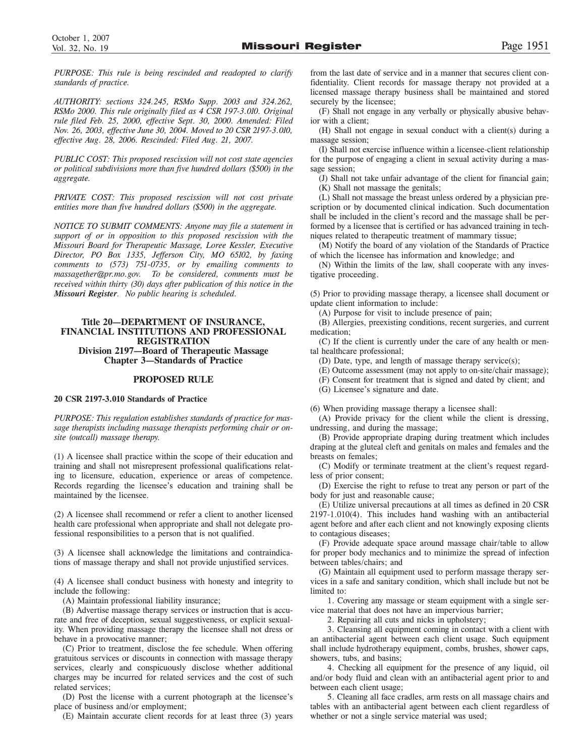*PURPOSE: This rule is being rescinded and readopted to clarify standards of practice.*

*AUTHORITY: sections 324.245, RSMo Supp. 2003 and 324.262, RSMo 2000. This rule originally filed as 4 CSR 197-3.010. Original rule filed Feb. 25, 2000, effective Sept. 30, 2000. Amended: Filed Nov. 26, 2003, effective June 30, 2004. Moved to 20 CSR 2197-3.010, effective Aug. 28, 2006. Rescinded: Filed Aug. 21, 2007.*

*PUBLIC COST: This proposed rescission will not cost state agencies or political subdivisions more than five hundred dollars ($500) in the aggregate.*

*PRIVATE COST: This proposed rescission will not cost private entities more than five hundred dollars ($500) in the aggregate.*

*NOTICE TO SUBMIT COMMENTS: Anyone may file a statement in support of or in opposition to this proposed rescission with the Missouri Board for Therapeutic Massage, Loree Kessler, Executive Director, PO Box 1335, Jefferson City, MO 65102, by faxing comments to (573) 751-0735, or by emailing comments to massagether@pr.mo.gov. To be considered, comments must be received within thirty (30) days after publication of this notice in the **Missouri Register**. No public hearing is scheduled.*

## Title 20—DEPARTMENT OF INSURANCE, FINANCIAL INSTITUTIONS AND PROFESSIONAL REGISTRATION
## Division 2197—Board of Therapeutic Massage
## Chapter 3—Standards of Practice

### PROPOSED RULE

**20 CSR 2197-3.010 Standards of Practice**

*PURPOSE: This regulation establishes standards of practice for massage therapists including massage therapists performing chair or on-site (outcall) massage therapy.*

(1) A licensee shall practice within the scope of their education and training and shall not misrepresent professional qualifications relating to licensure, education, experience or areas of competence. Records regarding the licensee's education and training shall be maintained by the licensee.

(2) A licensee shall recommend or refer a client to another licensed health care professional when appropriate and shall not delegate professional responsibilities to a person that is not qualified.

(3) A licensee shall acknowledge the limitations and contraindications of massage therapy and shall not provide unjustified services.

(4) A licensee shall conduct business with honesty and integrity to include the following:

(A) Maintain professional liability insurance;

(B) Advertise massage therapy services or instruction that is accurate and free of deception, sexual suggestiveness, or explicit sexuality. When providing massage therapy the licensee shall not dress or behave in a provocative manner;

(C) Prior to treatment, disclose the fee schedule. When offering gratuitous services or discounts in connection with massage therapy services, clearly and conspicuously disclose whether additional charges may be incurred for related services and the cost of such related services;

(D) Post the license with a current photograph at the licensee's place of business and/or employment;

(E) Maintain accurate client records for at least three (3) years from the last date of service and in a manner that secures client confidentiality. Client records for massage therapy not provided at a licensed massage therapy business shall be maintained and stored securely by the licensee;

(F) Shall not engage in any verbally or physically abusive behavior with a client;

(H) Shall not engage in sexual conduct with a client(s) during a massage session;

(I) Shall not exercise influence within a licensee-client relationship for the purpose of engaging a client in sexual activity during a massage session;

(J) Shall not take unfair advantage of the client for financial gain;

(K) Shall not massage the genitals;

(L) Shall not massage the breast unless ordered by a physician prescription or by documented clinical indication. Such documentation shall be included in the client's record and the massage shall be performed by a licensee that is certified or has advanced training in techniques related to therapeutic treatment of mammary tissue;

(M) Notify the board of any violation of the Standards of Practice of which the licensee has information and knowledge; and

(N) Within the limits of the law, shall cooperate with any investigative proceeding.

(5) Prior to providing massage therapy, a licensee shall document or update client information to include:

(A) Purpose for visit to include presence of pain;

(B) Allergies, preexisting conditions, recent surgeries, and current medication;

(C) If the client is currently under the care of any health or mental healthcare professional;

(D) Date, type, and length of massage therapy service(s);

(E) Outcome assessment (may not apply to on-site/chair massage);

(F) Consent for treatment that is signed and dated by client; and

(G) Licensee's signature and date.

(6) When providing massage therapy a licensee shall:

(A) Provide privacy for the client while the client is dressing, undressing, and during the massage;

(B) Provide appropriate draping during treatment which includes draping at the gluteal cleft and genitals on males and females and the breasts on females;

(C) Modify or terminate treatment at the client's request regardless of prior consent;

(D) Exercise the right to refuse to treat any person or part of the body for just and reasonable cause;

(E) Utilize universal precautions at all times as defined in 20 CSR 2197-1.010(4). This includes hand washing with an antibacterial agent before and after each client and not knowingly exposing clients to contagious diseases;

(F) Provide adequate space around massage chair/table to allow for proper body mechanics and to minimize the spread of infection between tables/chairs; and

(G) Maintain all equipment used to perform massage therapy services in a safe and sanitary condition, which shall include but not be limited to:

1. Covering any massage or steam equipment with a single service material that does not have an impervious barrier;

2. Repairing all cuts and nicks in upholstery;

3. Cleansing all equipment coming in contact with a client with an antibacterial agent between each client usage. Such equipment shall include hydrotherapy equipment, combs, brushes, shower caps, showers, tubs, and basins;

4. Checking all equipment for the presence of any liquid, oil and/or body fluid and clean with an antibacterial agent prior to and between each client usage;

5. Cleaning all face cradles, arm rests on all massage chairs and tables with an antibacterial agent between each client regardless of whether or not a single service material was used;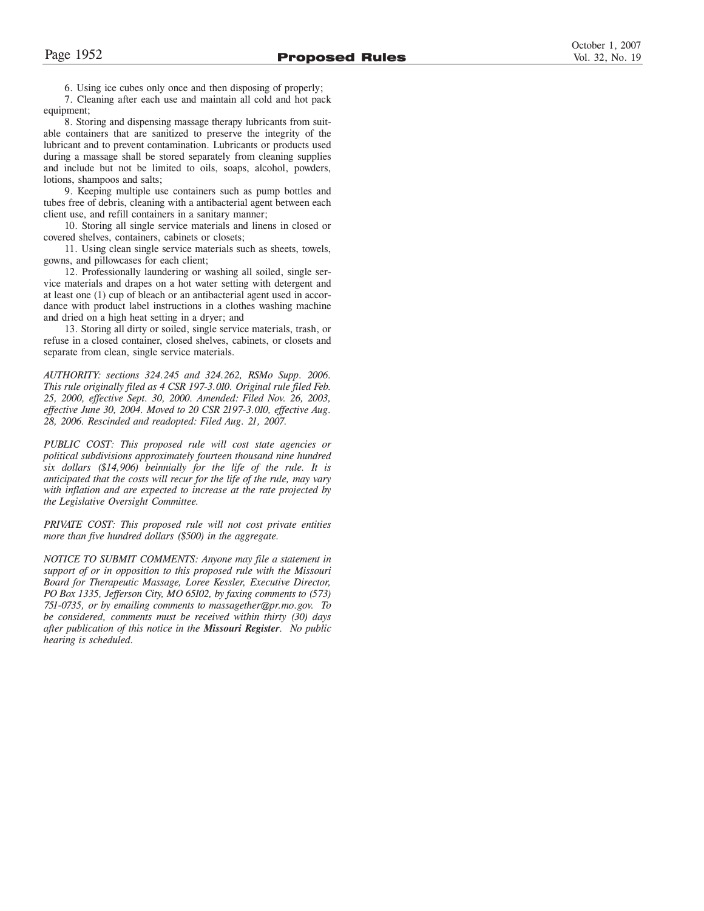6. Using ice cubes only once and then disposing of properly;

7. Cleaning after each use and maintain all cold and hot pack equipment;

8. Storing and dispensing massage therapy lubricants from suitable containers that are sanitized to preserve the integrity of the lubricant and to prevent contamination. Lubricants or products used during a massage shall be stored separately from cleaning supplies and include but not be limited to oils, soaps, alcohol, powders, lotions, shampoos and salts;

9. Keeping multiple use containers such as pump bottles and tubes free of debris, cleaning with a antibacterial agent between each client use, and refill containers in a sanitary manner;

10. Storing all single service materials and linens in closed or covered shelves, containers, cabinets or closets;

11. Using clean single service materials such as sheets, towels, gowns, and pillowcases for each client;

12. Professionally laundering or washing all soiled, single service materials and drapes on a hot water setting with detergent and at least one (1) cup of bleach or an antibacterial agent used in accordance with product label instructions in a clothes washing machine and dried on a high heat setting in a dryer; and

13. Storing all dirty or soiled, single service materials, trash, or refuse in a closed container, closed shelves, cabinets, or closets and separate from clean, single service materials.

*AUTHORITY: sections 324.245 and 324.262, RSMo Supp. 2006. This rule originally filed as 4 CSR 197-3.010. Original rule filed Feb. 25, 2000, effective Sept. 30, 2000. Amended: Filed Nov. 26, 2003, effective June 30, 2004. Moved to 20 CSR 2197-3.010, effective Aug. 28, 2006. Rescinded and readopted: Filed Aug. 21, 2007.*

*PUBLIC COST: This proposed rule will cost state agencies or political subdivisions approximately fourteen thousand nine hundred six dollars ($14,906) beinnially for the life of the rule. It is anticipated that the costs will recur for the life of the rule, may vary with inflation and are expected to increase at the rate projected by the Legislative Oversight Committee.*

*PRIVATE COST: This proposed rule will not cost private entities more than five hundred dollars ($500) in the aggregate.*

*NOTICE TO SUBMIT COMMENTS: Anyone may file a statement in support of or in opposition to this proposed rule with the Missouri Board for Therapeutic Massage, Loree Kessler, Executive Director, PO Box 1335, Jefferson City, MO 65102, by faxing comments to (573) 751-0735, or by emailing comments to massagether@pr.mo.gov. To be considered, comments must be received within thirty (30) days after publication of this notice in the **Missouri Register**. No public hearing is scheduled.*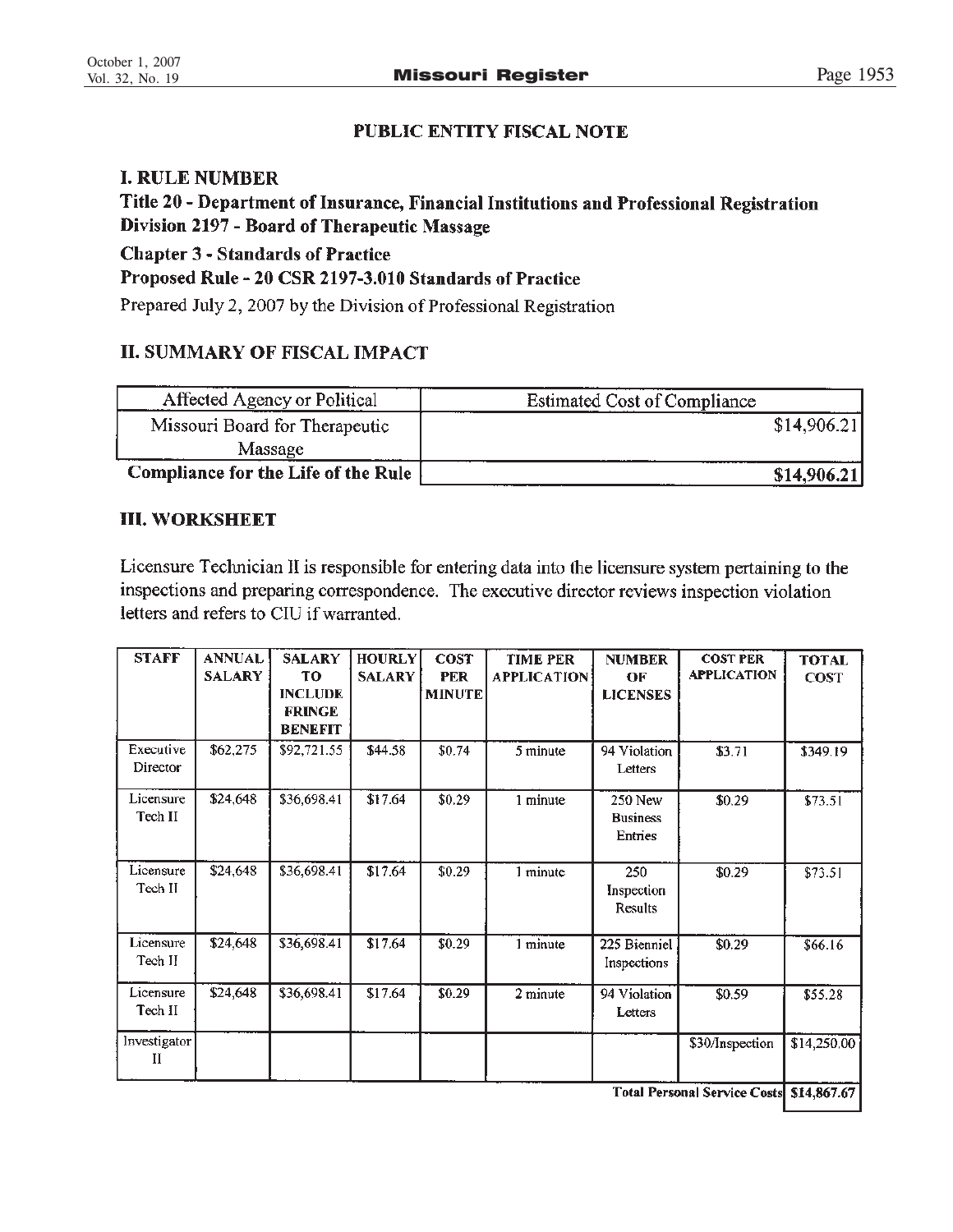## PUBLIC ENTITY FISCAL NOTE

### I. RULE NUMBER

**Title 20 - Department of Insurance, Financial Institutions and Professional Registration**
**Division 2197 - Board of Therapeutic Massage**
**Chapter 3 - Standards of Practice**
**Proposed Rule - 20 CSR 2197-3.010 Standards of Practice**

Prepared July 2, 2007 by the Division of Professional Registration

### II. SUMMARY OF FISCAL IMPACT

| Affected Agency or Political | Estimated Cost of Compliance |
|---|---|
| Missouri Board for Therapeutic Massage | $14,906.21 |
| **Compliance for the Life of the Rule** | **$14,906.21** |

### III. WORKSHEET

Licensure Technician II is responsible for entering data into the licensure system pertaining to the inspections and preparing correspondence. The executive director reviews inspection violation letters and refers to CIU if warranted.

| STAFF | ANNUAL SALARY | SALARY TO INCLUDE FRINGE BENEFIT | HOURLY SALARY | COST PER MINUTE | TIME PER APPLICATION | NUMBER OF LICENSES | COST PER APPLICATION | TOTAL COST |
|---|---|---|---|---|---|---|---|---|
| Executive Director | $62,275 | $92,721.55 | $44.58 | $0.74 | 5 minute | 94 Violation Letters | $3.71 | $349.19 |
| Licensure Tech II | $24,648 | $36,698.41 | $17.64 | $0.29 | 1 minute | 250 New Business Entries | $0.29 | $73.51 |
| Licensure Tech II | $24,648 | $36,698.41 | $17.64 | $0.29 | 1 minute | 250 Inspection Results | $0.29 | $73.51 |
| Licensure Tech II | $24,648 | $36,698.41 | $17.64 | $0.29 | 1 minute | 225 Bienniel Inspections | $0.29 | $66.16 |
| Licensure Tech II | $24,648 | $36,698.41 | $17.64 | $0.29 | 2 minute | 94 Violation Letters | $0.59 | $55.28 |
| Investigator II | | | | | | | $30/Inspection | $14,250.00 |
| | | | | | | | **Total Personal Service Costs** | **$14,867.67** |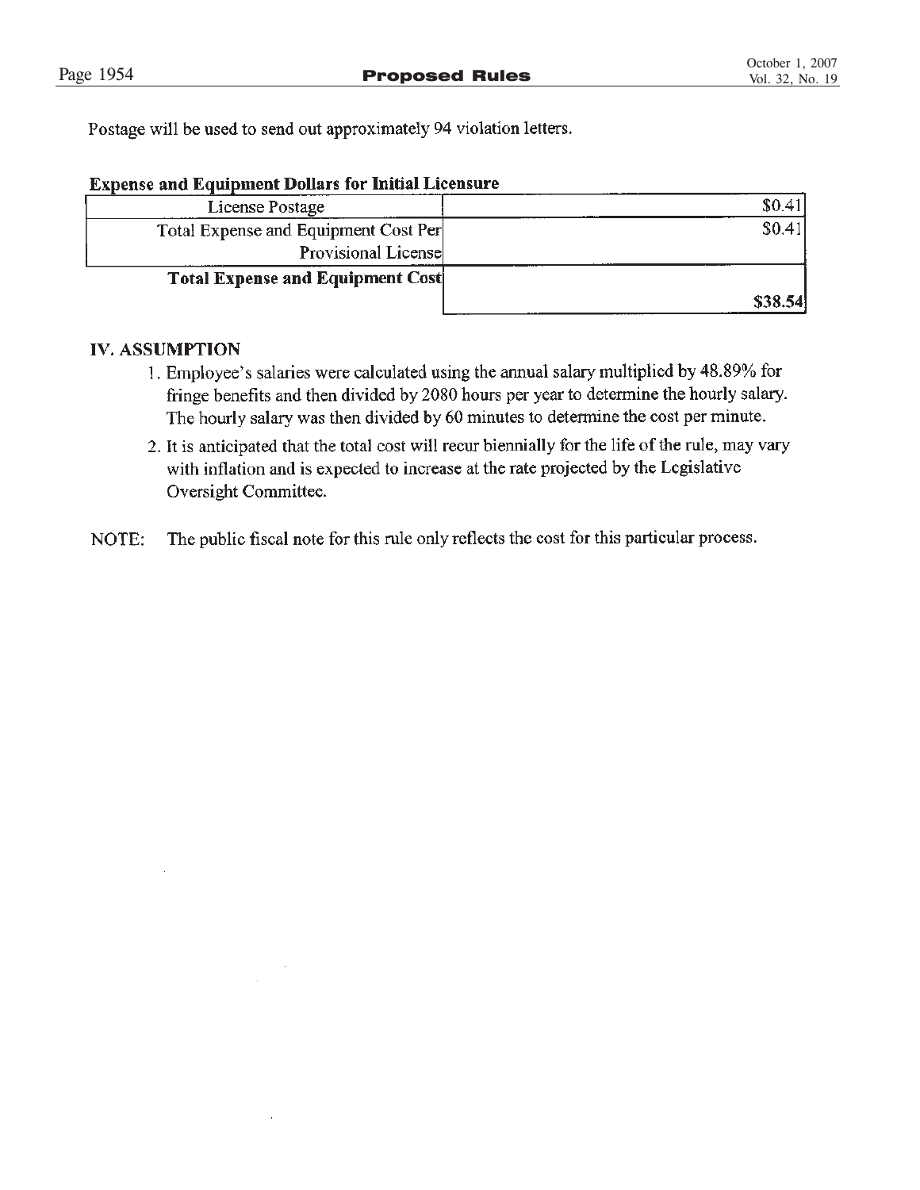Postage will be used to send out approximately 94 violation letters.

**Expense and Equipment Dollars for Initial Licensure**

| | |
|---|---|
| License Postage | $0.41 |
| Total Expense and Equipment Cost Per Provisional License | $0.41 |
| **Total Expense and Equipment Cost** | **$38.54** |

**IV. ASSUMPTION**

1. Employee's salaries were calculated using the annual salary multiplied by 48.89% for fringe benefits and then divided by 2080 hours per year to determine the hourly salary. The hourly salary was then divided by 60 minutes to determine the cost per minute.
2. It is anticipated that the total cost will recur biennially for the life of the rule, may vary with inflation and is expected to increase at the rate projected by the Legislative Oversight Committee.

NOTE: The public fiscal note for this rule only reflects the cost for this particular process.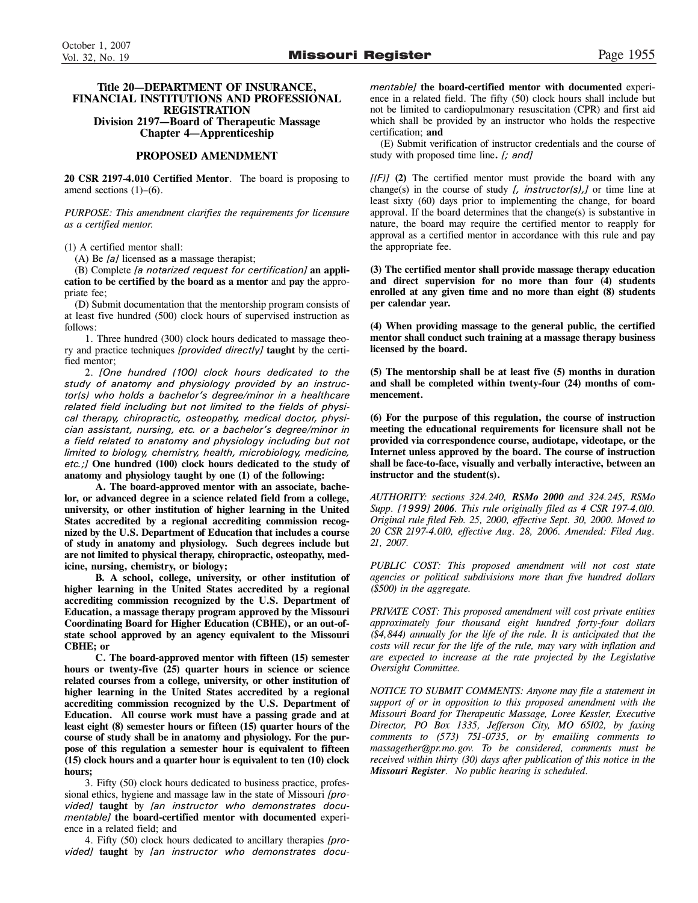**Title 20—DEPARTMENT OF INSURANCE, FINANCIAL INSTITUTIONS AND PROFESSIONAL REGISTRATION**
**Division 2197—Board of Therapeutic Massage**
**Chapter 4—Apprenticeship**

## PROPOSED AMENDMENT

**20 CSR 2197-4.010 Certified Mentor**. The board is proposing to amend sections (1)–(6).

*PURPOSE: This amendment clarifies the requirements for licensure as a certified mentor.*

(1) A certified mentor shall:

(A) Be *[a]* licensed **as a** massage therapist;

(B) Complete *[a notarized request for certification]* **an application to be certified by the board as a mentor** and **pay** the appropriate fee;

(D) Submit documentation that the mentorship program consists of at least five hundred (500) clock hours of supervised instruction as follows:

1. Three hundred (300) clock hours dedicated to massage theory and practice techniques *[provided directly]* **taught** by the certified mentor;

2. *[One hundred (100) clock hours dedicated to the study of anatomy and physiology provided by an instructor(s) who holds a bachelor's degree/minor in a healthcare related field including but not limited to the fields of physical therapy, chiropractic, osteopathy, medical doctor, physician assistant, nursing, etc. or a bachelor's degree/minor in a field related to anatomy and physiology including but not limited to biology, chemistry, health, microbiology, medicine, etc.;]* **One hundred (100) clock hours dedicated to the study of anatomy and physiology taught by one (1) of the following:**

**A. The board-approved mentor with an associate, bachelor, or advanced degree in a science related field from a college, university, or other institution of higher learning in the United States accredited by a regional accrediting commission recognized by the U.S. Department of Education that includes a course of study in anatomy and physiology. Such degrees include but are not limited to physical therapy, chiropractic, osteopathy, medicine, nursing, chemistry, or biology;**

**B. A school, college, university, or other institution of higher learning in the United States accredited by a regional accrediting commission recognized by the U.S. Department of Education, a massage therapy program approved by the Missouri Coordinating Board for Higher Education (CBHE), or an out-of-state school approved by an agency equivalent to the Missouri CBHE; or**

**C. The board-approved mentor with fifteen (15) semester hours or twenty-five (25) quarter hours in science or science related courses from a college, university, or other institution of higher learning in the United States accredited by a regional accrediting commission recognized by the U.S. Department of Education. All course work must have a passing grade and at least eight (8) semester hours or fifteen (15) quarter hours of the course of study shall be in anatomy and physiology. For the purpose of this regulation a semester hour is equivalent to fifteen (15) clock hours and a quarter hour is equivalent to ten (10) clock hours;**

3. Fifty (50) clock hours dedicated to business practice, professional ethics, hygiene and massage law in the state of Missouri *[provided]* **taught** by *[an instructor who demonstrates documentable]* **the board-certified mentor with documented** experience in a related field; and

4. Fifty (50) clock hours dedicated to ancillary therapies *[provided]* **taught** by *[an instructor who demonstrates documentable]* **the board-certified mentor with documented** experience in a related field. The fifty (50) clock hours shall include but not be limited to cardiopulmonary resuscitation (CPR) and first aid which shall be provided by an instructor who holds the respective certification; **and**

(E) Submit verification of instructor credentials and the course of study with proposed time line**.** *[; and]*

*[(F)]* **(2)** The certified mentor must provide the board with any change(s) in the course of study *[, instructor(s),]* or time line at least sixty (60) days prior to implementing the change, for board approval. If the board determines that the change(s) is substantive in nature, the board may require the certified mentor to reapply for approval as a certified mentor in accordance with this rule and pay the appropriate fee.

**(3) The certified mentor shall provide massage therapy education and direct supervision for no more than four (4) students enrolled at any given time and no more than eight (8) students per calendar year.**

**(4) When providing massage to the general public, the certified mentor shall conduct such training at a massage therapy business licensed by the board.**

**(5) The mentorship shall be at least five (5) months in duration and shall be completed within twenty-four (24) months of commencement.**

**(6) For the purpose of this regulation, the course of instruction meeting the educational requirements for licensure shall not be provided via correspondence course, audiotape, videotape, or the Internet unless approved by the board. The course of instruction shall be face-to-face, visually and verbally interactive, between an instructor and the student(s).**

*AUTHORITY: sections 324.240,* ***RSMo 2000*** *and 324.245, RSMo Supp. [1999]* ***2006****. This rule originally filed as 4 CSR 197-4.010. Original rule filed Feb. 25, 2000, effective Sept. 30, 2000. Moved to 20 CSR 2197-4.010, effective Aug. 28, 2006. Amended: Filed Aug. 21, 2007.*

*PUBLIC COST: This proposed amendment will not cost state agencies or political subdivisions more than five hundred dollars ($500) in the aggregate.*

*PRIVATE COST: This proposed amendment will cost private entities approximately four thousand eight hundred forty-four dollars ($4,844) annually for the life of the rule. It is anticipated that the costs will recur for the life of the rule, may vary with inflation and are expected to increase at the rate projected by the Legislative Oversight Committee.*

*NOTICE TO SUBMIT COMMENTS: Anyone may file a statement in support of or in opposition to this proposed amendment with the Missouri Board for Therapeutic Massage, Loree Kessler, Executive Director, PO Box 1335, Jefferson City, MO 65102, by faxing comments to (573) 751-0735, or by emailing comments to massagether@pr.mo.gov. To be considered, comments must be received within thirty (30) days after publication of this notice in the* ***Missouri Register****. No public hearing is scheduled.*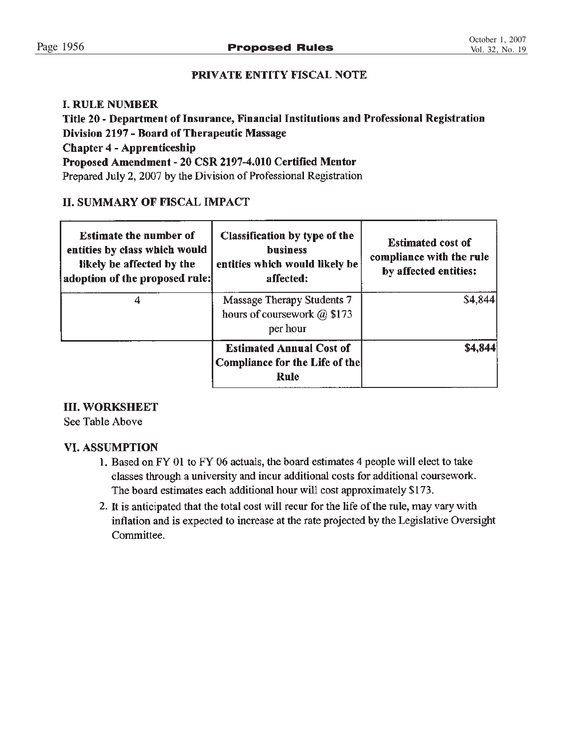## PRIVATE ENTITY FISCAL NOTE

### I. RULE NUMBER

**Title 20 - Department of Insurance, Financial Institutions and Professional Registration**
**Division 2197 - Board of Therapeutic Massage**
**Chapter 4 - Apprenticeship**
**Proposed Amendment - 20 CSR 2197-4.010 Certified Mentor**
Prepared July 2, 2007 by the Division of Professional Registration

### II. SUMMARY OF FISCAL IMPACT

| Estimate the number of entities by class which would likely be affected by the adoption of the proposed rule: | Classification by type of the business entities which would likely be affected: | Estimated cost of compliance with the rule by affected entities: |
|---|---|---|
| 4 | Massage Therapy Students 7 hours of coursework @ $173 per hour | $4,844 |
| | **Estimated Annual Cost of Compliance for the Life of the Rule** | **$4,844** |

### III. WORKSHEET

See Table Above

### VI. ASSUMPTION

1. Based on FY 01 to FY 06 actuals, the board estimates 4 people will elect to take classes through a university and incur additional costs for additional coursework. The board estimates each additional hour will cost approximately $173.
2. It is anticipated that the total cost will recur for the life of the rule, may vary with inflation and is expected to increase at the rate projected by the Legislative Oversight Committee.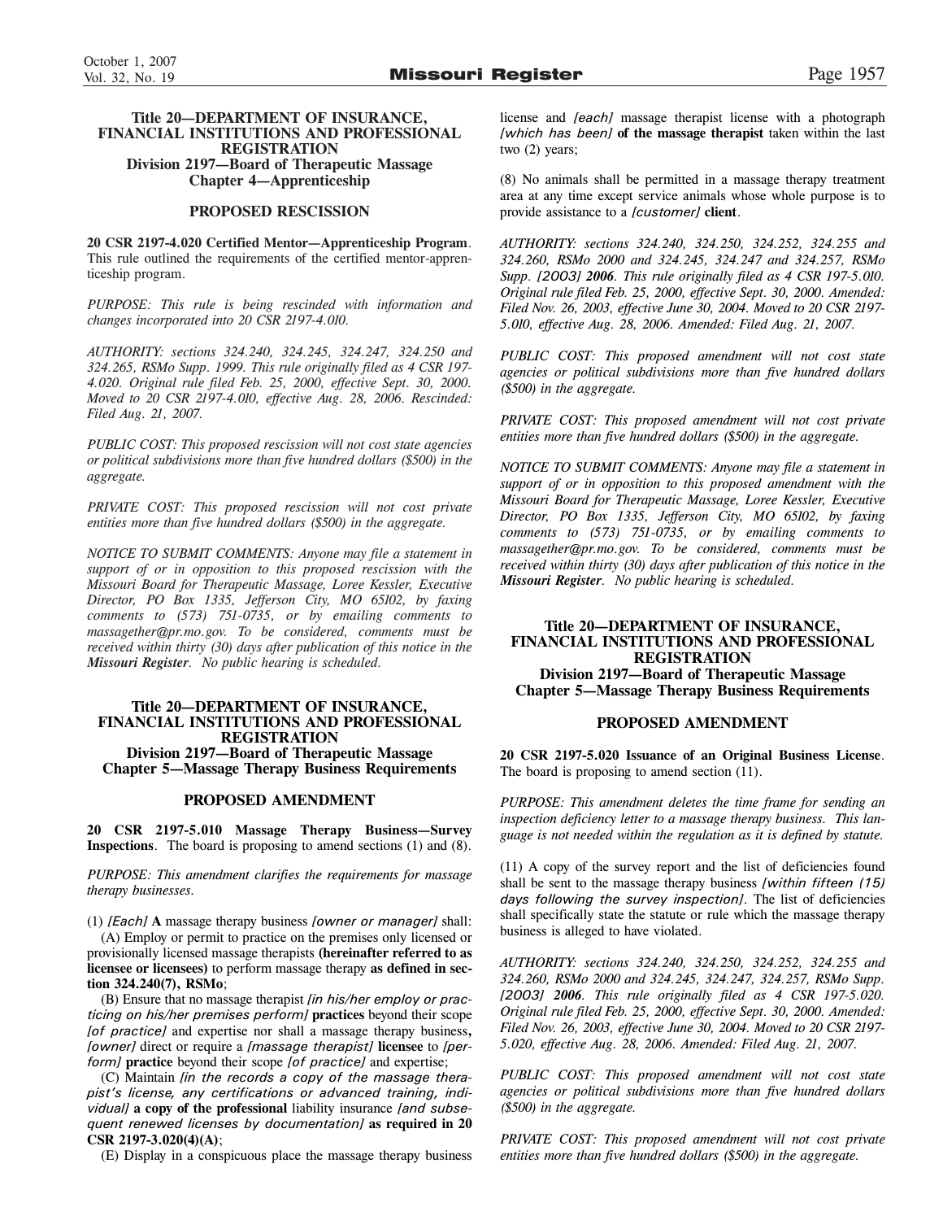**Title 20—DEPARTMENT OF INSURANCE, FINANCIAL INSTITUTIONS AND PROFESSIONAL REGISTRATION**
**Division 2197—Board of Therapeutic Massage**
**Chapter 4—Apprenticeship**

**PROPOSED RESCISSION**

**20 CSR 2197-4.020 Certified Mentor—Apprenticeship Program**. This rule outlined the requirements of the certified mentor-apprenticeship program.

*PURPOSE: This rule is being rescinded with information and changes incorporated into 20 CSR 2197-4.010.*

*AUTHORITY: sections 324.240, 324.245, 324.247, 324.250 and 324.265, RSMo Supp. 1999. This rule originally filed as 4 CSR 197-4.020. Original rule filed Feb. 25, 2000, effective Sept. 30, 2000. Moved to 20 CSR 2197-4.010, effective Aug. 28, 2006. Rescinded: Filed Aug. 21, 2007.*

*PUBLIC COST: This proposed rescission will not cost state agencies or political subdivisions more than five hundred dollars ($500) in the aggregate.*

*PRIVATE COST: This proposed rescission will not cost private entities more than five hundred dollars ($500) in the aggregate.*

*NOTICE TO SUBMIT COMMENTS: Anyone may file a statement in support of or in opposition to this proposed rescission with the Missouri Board for Therapeutic Massage, Loree Kessler, Executive Director, PO Box 1335, Jefferson City, MO 65102, by faxing comments to (573) 751-0735, or by emailing comments to massagether@pr.mo.gov. To be considered, comments must be received within thirty (30) days after publication of this notice in the **Missouri Register**. No public hearing is scheduled.*

**Title 20—DEPARTMENT OF INSURANCE, FINANCIAL INSTITUTIONS AND PROFESSIONAL REGISTRATION**
**Division 2197—Board of Therapeutic Massage**
**Chapter 5—Massage Therapy Business Requirements**

**PROPOSED AMENDMENT**

**20 CSR 2197-5.010 Massage Therapy Business—Survey Inspections**. The board is proposing to amend sections (1) and (8).

*PURPOSE: This amendment clarifies the requirements for massage therapy businesses.*

(1) *[Each]* **A** massage therapy business *[owner or manager]* shall:

(A) Employ or permit to practice on the premises only licensed or provisionally licensed massage therapists **(hereinafter referred to as licensee or licensees)** to perform massage therapy **as defined in section 324.240(7), RSMo**;

(B) Ensure that no massage therapist *[in his/her employ or practicing on his/her premises perform]* **practices** beyond their scope *[of practice]* and expertise nor shall a massage therapy business**,** *[owner]* direct or require a *[massage therapist]* **licensee** to *[perform]* **practice** beyond their scope *[of practice]* and expertise;

(C) Maintain *[in the records a copy of the massage therapist's license, any certifications or advanced training, individual]* **a copy of the professional** liability insurance *[and subsequent renewed licenses by documentation]* **as required in 20 CSR 2197-3.020(4)(A)**;

(E) Display in a conspicuous place the massage therapy business license and *[each]* massage therapist license with a photograph *[which has been]* **of the massage therapist** taken within the last two (2) years;

(8) No animals shall be permitted in a massage therapy treatment area at any time except service animals whose whole purpose is to provide assistance to a *[customer]* **client**.

*AUTHORITY: sections 324.240, 324.250, 324.252, 324.255 and 324.260, RSMo 2000 and 324.245, 324.247 and 324.257, RSMo Supp. [2003]* ***2006***. *This rule originally filed as 4 CSR 197-5.010. Original rule filed Feb. 25, 2000, effective Sept. 30, 2000. Amended: Filed Nov. 26, 2003, effective June 30, 2004. Moved to 20 CSR 2197-5.010, effective Aug. 28, 2006. Amended: Filed Aug. 21, 2007.*

*PUBLIC COST: This proposed amendment will not cost state agencies or political subdivisions more than five hundred dollars ($500) in the aggregate.*

*PRIVATE COST: This proposed amendment will not cost private entities more than five hundred dollars ($500) in the aggregate.*

*NOTICE TO SUBMIT COMMENTS: Anyone may file a statement in support of or in opposition to this proposed amendment with the Missouri Board for Therapeutic Massage, Loree Kessler, Executive Director, PO Box 1335, Jefferson City, MO 65102, by faxing comments to (573) 751-0735, or by emailing comments to massagether@pr.mo.gov. To be considered, comments must be received within thirty (30) days after publication of this notice in the **Missouri Register**. No public hearing is scheduled.*

**Title 20—DEPARTMENT OF INSURANCE, FINANCIAL INSTITUTIONS AND PROFESSIONAL REGISTRATION**
**Division 2197—Board of Therapeutic Massage**
**Chapter 5—Massage Therapy Business Requirements**

**PROPOSED AMENDMENT**

**20 CSR 2197-5.020 Issuance of an Original Business License**. The board is proposing to amend section (11).

*PURPOSE: This amendment deletes the time frame for sending an inspection deficiency letter to a massage therapy business. This language is not needed within the regulation as it is defined by statute.*

(11) A copy of the survey report and the list of deficiencies found shall be sent to the massage therapy business *[within fifteen (15) days following the survey inspection]*. The list of deficiencies shall specifically state the statute or rule which the massage therapy business is alleged to have violated.

*AUTHORITY: sections 324.240, 324.250, 324.252, 324.255 and 324.260, RSMo 2000 and 324.245, 324.247, 324.257, RSMo Supp. [2003]* ***2006***. *This rule originally filed as 4 CSR 197-5.020. Original rule filed Feb. 25, 2000, effective Sept. 30, 2000. Amended: Filed Nov. 26, 2003, effective June 30, 2004. Moved to 20 CSR 2197-5.020, effective Aug. 28, 2006. Amended: Filed Aug. 21, 2007.*

*PUBLIC COST: This proposed amendment will not cost state agencies or political subdivisions more than five hundred dollars ($500) in the aggregate.*

*PRIVATE COST: This proposed amendment will not cost private entities more than five hundred dollars ($500) in the aggregate.*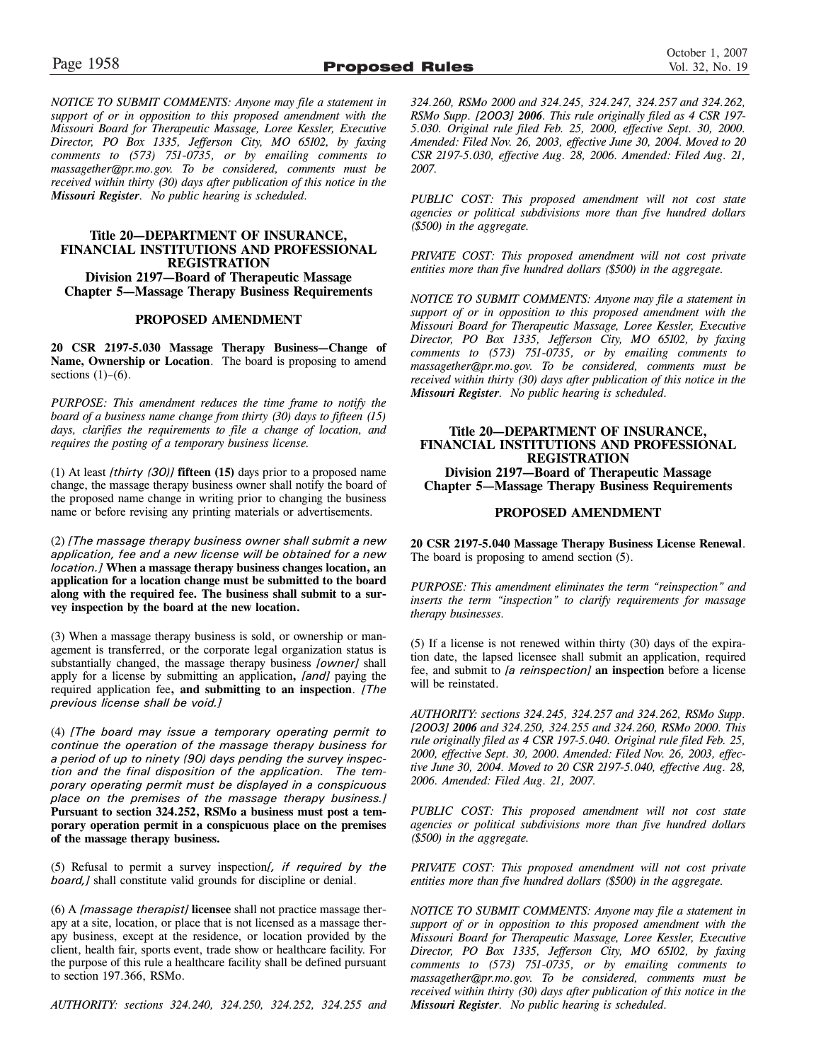*NOTICE TO SUBMIT COMMENTS: Anyone may file a statement in support of or in opposition to this proposed amendment with the Missouri Board for Therapeutic Massage, Loree Kessler, Executive Director, PO Box 1335, Jefferson City, MO 65102, by faxing comments to (573) 751-0735, or by emailing comments to massagether@pr.mo.gov. To be considered, comments must be received within thirty (30) days after publication of this notice in the **Missouri Register**. No public hearing is scheduled.*

### Title 20—DEPARTMENT OF INSURANCE, FINANCIAL INSTITUTIONS AND PROFESSIONAL REGISTRATION
### Division 2197—Board of Therapeutic Massage
### Chapter 5—Massage Therapy Business Requirements

#### PROPOSED AMENDMENT

**20 CSR 2197-5.030 Massage Therapy Business—Change of Name, Ownership or Location**. The board is proposing to amend sections (1)–(6).

*PURPOSE: This amendment reduces the time frame to notify the board of a business name change from thirty (30) days to fifteen (15) days, clarifies the requirements to file a change of location, and requires the posting of a temporary business license.*

(1) At least *[thirty (30)]* **fifteen (15)** days prior to a proposed name change, the massage therapy business owner shall notify the board of the proposed name change in writing prior to changing the business name or before revising any printing materials or advertisements.

(2) *[The massage therapy business owner shall submit a new application, fee and a new license will be obtained for a new location.]* **When a massage therapy business changes location, an application for a location change must be submitted to the board along with the required fee. The business shall submit to a survey inspection by the board at the new location.**

(3) When a massage therapy business is sold, or ownership or management is transferred, or the corporate legal organization status is substantially changed, the massage therapy business *[owner]* shall apply for a license by submitting an application**,** *[and]* paying the required application fee**, and submitting to an inspection**. *[The previous license shall be void.]*

(4) *[The board may issue a temporary operating permit to continue the operation of the massage therapy business for a period of up to ninety (90) days pending the survey inspection and the final disposition of the application. The temporary operating permit must be displayed in a conspicuous place on the premises of the massage therapy business.]* **Pursuant to section 324.252, RSMo a business must post a temporary operation permit in a conspicuous place on the premises of the massage therapy business.**

(5) Refusal to permit a survey inspection*[, if required by the board,]* shall constitute valid grounds for discipline or denial.

(6) A *[massage therapist]* **licensee** shall not practice massage therapy at a site, location, or place that is not licensed as a massage therapy business, except at the residence, or location provided by the client, health fair, sports event, trade show or healthcare facility. For the purpose of this rule a healthcare facility shall be defined pursuant to section 197.366, RSMo.

*AUTHORITY: sections 324.240, 324.250, 324.252, 324.255 and 324.260, RSMo 2000 and 324.245, 324.247, 324.257 and 324.262, RSMo Supp. [2003]* ***2006****. This rule originally filed as 4 CSR 197-5.030. Original rule filed Feb. 25, 2000, effective Sept. 30, 2000. Amended: Filed Nov. 26, 2003, effective June 30, 2004. Moved to 20 CSR 2197-5.030, effective Aug. 28, 2006. Amended: Filed Aug. 21, 2007.*

*PUBLIC COST: This proposed amendment will not cost state agencies or political subdivisions more than five hundred dollars ($500) in the aggregate.*

*PRIVATE COST: This proposed amendment will not cost private entities more than five hundred dollars ($500) in the aggregate.*

*NOTICE TO SUBMIT COMMENTS: Anyone may file a statement in support of or in opposition to this proposed amendment with the Missouri Board for Therapeutic Massage, Loree Kessler, Executive Director, PO Box 1335, Jefferson City, MO 65102, by faxing comments to (573) 751-0735, or by emailing comments to massagether@pr.mo.gov. To be considered, comments must be received within thirty (30) days after publication of this notice in the **Missouri Register**. No public hearing is scheduled.*

### Title 20—DEPARTMENT OF INSURANCE, FINANCIAL INSTITUTIONS AND PROFESSIONAL REGISTRATION
### Division 2197—Board of Therapeutic Massage
### Chapter 5—Massage Therapy Business Requirements

#### PROPOSED AMENDMENT

**20 CSR 2197-5.040 Massage Therapy Business License Renewal**. The board is proposing to amend section (5).

*PURPOSE: This amendment eliminates the term "reinspection" and inserts the term "inspection" to clarify requirements for massage therapy businesses.*

(5) If a license is not renewed within thirty (30) days of the expiration date, the lapsed licensee shall submit an application, required fee, and submit to *[a reinspection]* **an inspection** before a license will be reinstated.

*AUTHORITY: sections 324.245, 324.257 and 324.262, RSMo Supp. [2003]* ***2006*** *and 324.250, 324.255 and 324.260, RSMo 2000. This rule originally filed as 4 CSR 197-5.040. Original rule filed Feb. 25, 2000, effective Sept. 30, 2000. Amended: Filed Nov. 26, 2003, effective June 30, 2004. Moved to 20 CSR 2197-5.040, effective Aug. 28, 2006. Amended: Filed Aug. 21, 2007.*

*PUBLIC COST: This proposed amendment will not cost state agencies or political subdivisions more than five hundred dollars ($500) in the aggregate.*

*PRIVATE COST: This proposed amendment will not cost private entities more than five hundred dollars ($500) in the aggregate.*

*NOTICE TO SUBMIT COMMENTS: Anyone may file a statement in support of or in opposition to this proposed amendment with the Missouri Board for Therapeutic Massage, Loree Kessler, Executive Director, PO Box 1335, Jefferson City, MO 65102, by faxing comments to (573) 751-0735, or by emailing comments to massagether@pr.mo.gov. To be considered, comments must be received within thirty (30) days after publication of this notice in the **Missouri Register**. No public hearing is scheduled.*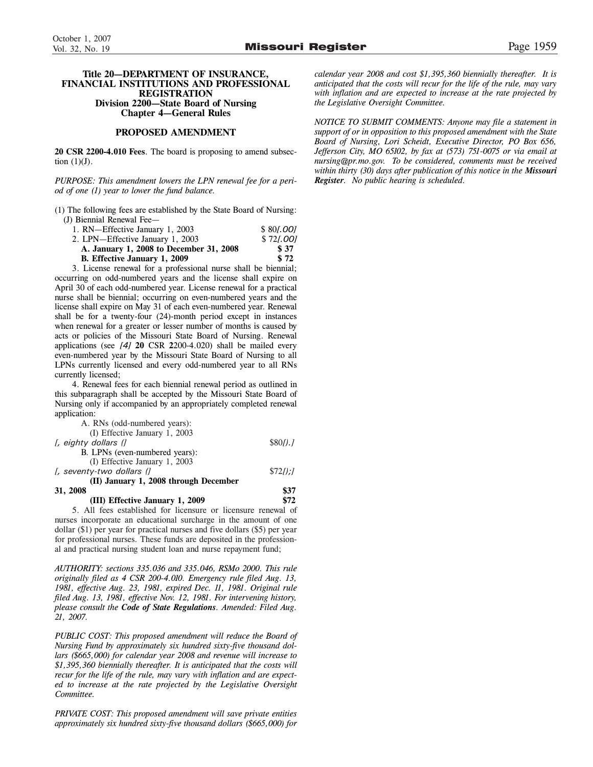**Title 20—DEPARTMENT OF INSURANCE, FINANCIAL INSTITUTIONS AND PROFESSIONAL REGISTRATION**
**Division 2200—State Board of Nursing**
**Chapter 4—General Rules**

## PROPOSED AMENDMENT

**20 CSR 2200-4.010 Fees**. The board is proposing to amend subsection (1)(J).

*PURPOSE: This amendment lowers the LPN renewal fee for a period of one (1) year to lower the fund balance.*

(1) The following fees are established by the State Board of Nursing:

(J) Biennial Renewal Fee—

1. RN—Effective January 1, 2003 $ 80*[.00]*
2. LPN—Effective January 1, 2003 $ 72*[.00]*
   **A. January 1, 2008 to December 31, 2008 $ 37**
   **B. Effective January 1, 2009 $ 72**
3. License renewal for a professional nurse shall be biennial; occurring on odd-numbered years and the license shall expire on April 30 of each odd-numbered year. License renewal for a practical nurse shall be biennial; occurring on even-numbered years and the license shall expire on May 31 of each even-numbered year. Renewal shall be for a twenty-four (24)-month period except in instances when renewal for a greater or lesser number of months is caused by acts or policies of the Missouri State Board of Nursing. Renewal applications (see *[4]* **20** CSR **2**200-4.020) shall be mailed every even-numbered year by the Missouri State Board of Nursing to all LPNs currently licensed and every odd-numbered year to all RNs currently licensed;
4. Renewal fees for each biennial renewal period as outlined in this subparagraph shall be accepted by the Missouri State Board of Nursing only if accompanied by an appropriately completed renewal application:
   A. RNs (odd-numbered years):
      (I) Effective January 1, 2003 *[, eighty dollars (]* $80*[).]*
   B. LPNs (even-numbered years):
      (I) Effective January 1, 2003 *[, seventy-two dollars (]* $72*[);]*
      **(II) January 1, 2008 through December 31, 2008 $37**
      **(III) Effective January 1, 2009 $72**
5. All fees established for licensure or licensure renewal of nurses incorporate an educational surcharge in the amount of one dollar ($1) per year for practical nurses and five dollars ($5) per year for professional nurses. These funds are deposited in the professional and practical nursing student loan and nurse repayment fund;

*AUTHORITY: sections 335.036 and 335.046, RSMo 2000. This rule originally filed as 4 CSR 200-4.010. Emergency rule filed Aug. 13, 1981, effective Aug. 23, 1981, expired Dec. 11, 1981. Original rule filed Aug. 13, 1981, effective Nov. 12, 1981. For intervening history, please consult the **Code of State Regulations**. Amended: Filed Aug. 21, 2007.*

*PUBLIC COST: This proposed amendment will reduce the Board of Nursing Fund by approximately six hundred sixty-five thousand dollars ($665,000) for calendar year 2008 and revenue will increase to $1,395,360 biennially thereafter. It is anticipated that the costs will recur for the life of the rule, may vary with inflation and are expected to increase at the rate projected by the Legislative Oversight Committee.*

*PRIVATE COST: This proposed amendment will save private entities approximately six hundred sixty-five thousand dollars ($665,000) for calendar year 2008 and cost $1,395,360 biennially thereafter. It is anticipated that the costs will recur for the life of the rule, may vary with inflation and are expected to increase at the rate projected by the Legislative Oversight Committee.*

*NOTICE TO SUBMIT COMMENTS: Anyone may file a statement in support of or in opposition to this proposed amendment with the State Board of Nursing, Lori Scheidt, Executive Director, PO Box 656, Jefferson City, MO 65102, by fax at (573) 751-0075 or via email at nursing@pr.mo.gov. To be considered, comments must be received within thirty (30) days after publication of this notice in the **Missouri Register**. No public hearing is scheduled.*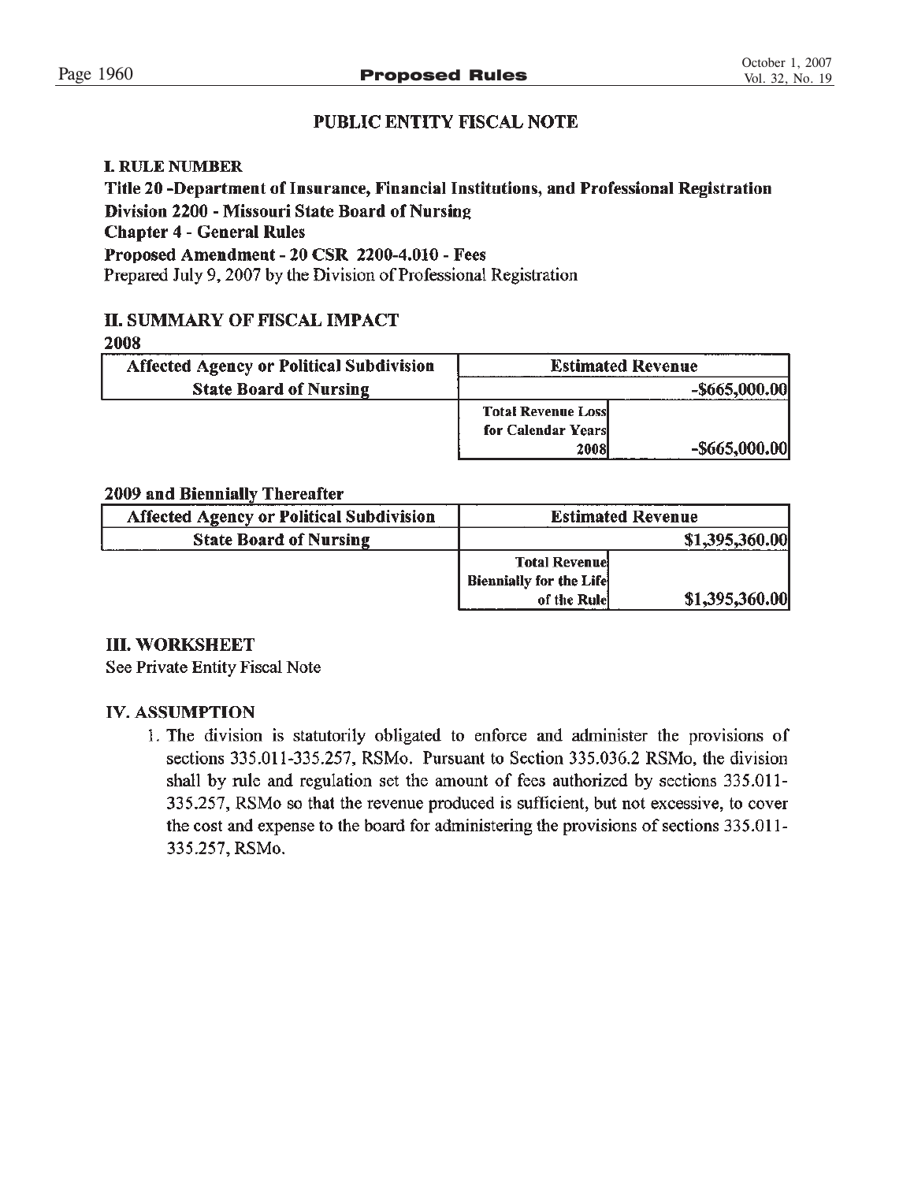## PUBLIC ENTITY FISCAL NOTE

### I. RULE NUMBER

**Title 20 -Department of Insurance, Financial Institutions, and Professional Registration**
**Division 2200 - Missouri State Board of Nursing**
**Chapter 4 - General Rules**
**Proposed Amendment - 20 CSR 2200-4.010 - Fees**
Prepared July 9, 2007 by the Division of Professional Registration

### II. SUMMARY OF FISCAL IMPACT

**2008**

| Affected Agency or Political Subdivision | Estimated Revenue | |
|---|---|---|
| State Board of Nursing | | -$665,000.00 |
| | Total Revenue Loss for Calendar Years 2008 | -$665,000.00 |

**2009 and Biennially Thereafter**

| Affected Agency or Political Subdivision | Estimated Revenue | |
|---|---|---|
| State Board of Nursing | | $1,395,360.00 |
| | Total Revenue Biennially for the Life of the Rule | $1,395,360.00 |

### III. WORKSHEET

See Private Entity Fiscal Note

### IV. ASSUMPTION

1. The division is statutorily obligated to enforce and administer the provisions of sections 335.011-335.257, RSMo. Pursuant to Section 335.036.2 RSMo, the division shall by rule and regulation set the amount of fees authorized by sections 335.011-335.257, RSMo so that the revenue produced is sufficient, but not excessive, to cover the cost and expense to the board for administering the provisions of sections 335.011-335.257, RSMo.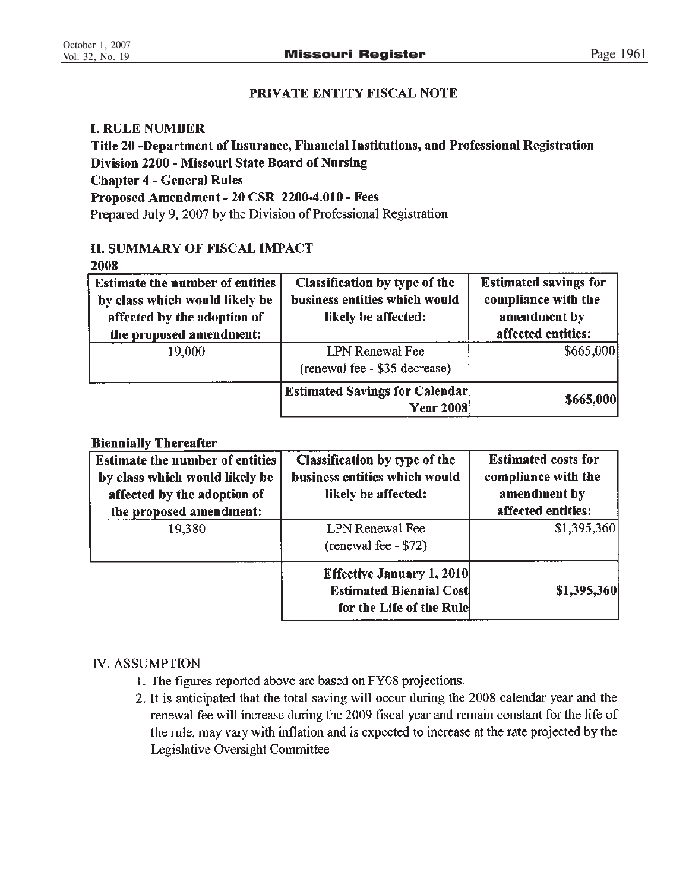## PRIVATE ENTITY FISCAL NOTE

### I. RULE NUMBER

**Title 20 -Department of Insurance, Financial Institutions, and Professional Registration**
**Division 2200 - Missouri State Board of Nursing**
**Chapter 4 - General Rules**
**Proposed Amendment - 20 CSR 2200-4.010 - Fees**
Prepared July 9, 2007 by the Division of Professional Registration

### II. SUMMARY OF FISCAL IMPACT

**2008**

| Estimate the number of entities by class which would likely be affected by the adoption of the proposed amendment: | Classification by type of the business entities which would likely be affected: | Estimated savings for compliance with the amendment by affected entities: |
|---|---|---|
| 19,000 | LPN Renewal Fee (renewal fee - $35 decrease) | $665,000 |
| | **Estimated Savings for Calendar Year 2008** | **$665,000** |

**Biennially Thereafter**

| Estimate the number of entities by class which would likely be affected by the adoption of the proposed amendment: | Classification by type of the business entities which would likely be affected: | Estimated costs for compliance with the amendment by affected entities: |
|---|---|---|
| 19,380 | LPN Renewal Fee (renewal fee - $72) | $1,395,360 |
| | **Effective January 1, 2010 Estimated Biennial Cost for the Life of the Rule** | **$1,395,360** |

### IV. ASSUMPTION

1. The figures reported above are based on FY08 projections.
2. It is anticipated that the total saving will occur during the 2008 calendar year and the renewal fee will increase during the 2009 fiscal year and remain constant for the life of the rule, may vary with inflation and is expected to increase at the rate projected by the Legislative Oversight Committee.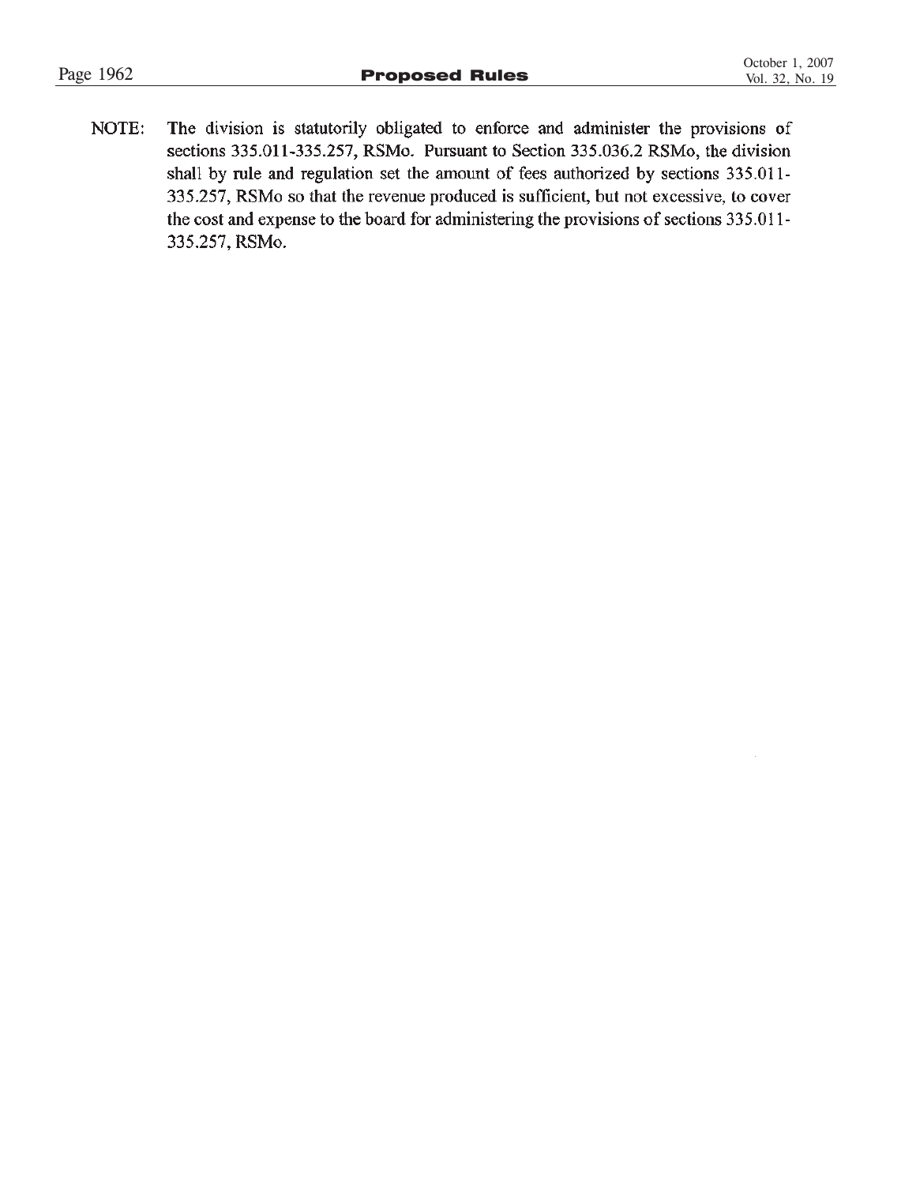NOTE: The division is statutorily obligated to enforce and administer the provisions of sections 335.011-335.257, RSMo. Pursuant to Section 335.036.2 RSMo, the division shall by rule and regulation set the amount of fees authorized by sections 335.011-335.257, RSMo so that the revenue produced is sufficient, but not excessive, to cover the cost and expense to the board for administering the provisions of sections 335.011-335.257, RSMo.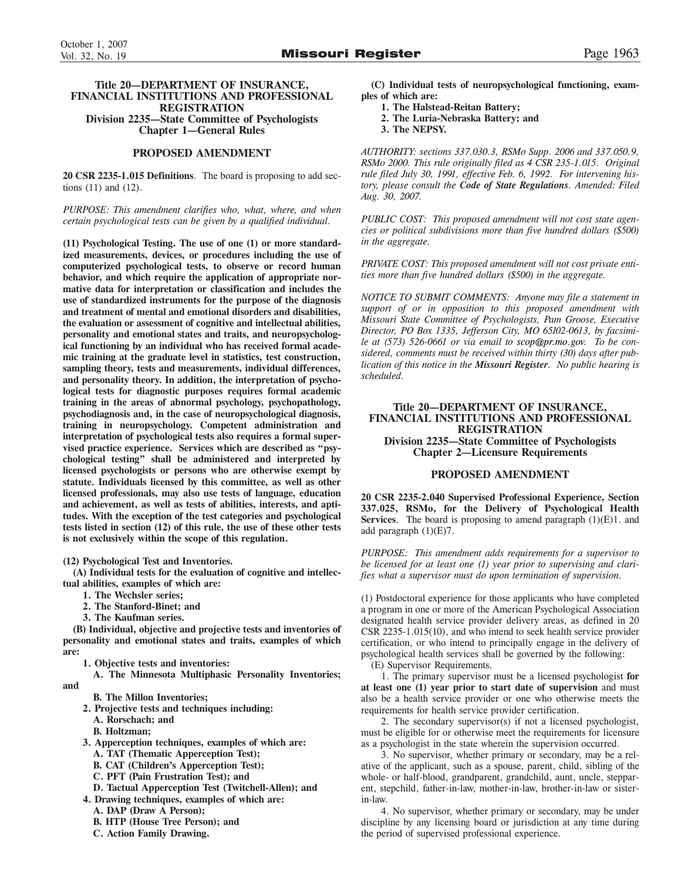### Title 20—DEPARTMENT OF INSURANCE, FINANCIAL INSTITUTIONS AND PROFESSIONAL REGISTRATION
### Division 2235—State Committee of Psychologists
### Chapter 1—General Rules

## PROPOSED AMENDMENT

**20 CSR 2235-1.015 Definitions**. The board is proposing to add sections (11) and (12).

*PURPOSE: This amendment clarifies who, what, where, and when certain psychological tests can be given by a qualified individual.*

**(11) Psychological Testing. The use of one (1) or more standardized measurements, devices, or procedures including the use of computerized psychological tests, to observe or record human behavior, and which require the application of appropriate normative data for interpretation or classification and includes the use of standardized instruments for the purpose of the diagnosis and treatment of mental and emotional disorders and disabilities, the evaluation or assessment of cognitive and intellectual abilities, personality and emotional states and traits, and neuropsychological functioning by an individual who has received formal academic training at the graduate level in statistics, test construction, sampling theory, tests and measurements, individual differences, and personality theory. In addition, the interpretation of psychological tests for diagnostic purposes requires formal academic training in the areas of abnormal psychology, psychopathology, psychodiagnosis and, in the case of neuropsychological diagnosis, training in neuropsychology. Competent administration and interpretation of psychological tests also requires a formal supervised practice experience. Services which are described as "psychological testing" shall be administered and interpreted by licensed psychologists or persons who are otherwise exempt by statute. Individuals licensed by this committee, as well as other licensed professionals, may also use tests of language, education and achievement, as well as tests of abilities, interests, and aptitudes. With the exception of the test categories and psychological tests listed in section (12) of this rule, the use of these other tests is not exclusively within the scope of this regulation.**

**(12) Psychological Test and Inventories.**

**(A) Individual tests for the evaluation of cognitive and intellectual abilities, examples of which are:**

**1. The Wechsler series;**

**2. The Stanford-Binet; and**

**3. The Kaufman series.**

**(B) Individual, objective and projective tests and inventories of personality and emotional states and traits, examples of which are:**

**1. Objective tests and inventories:**

**A. The Minnesota Multiphasic Personality Inventories; and**

**B. The Millon Inventories;**

**2. Projective tests and techniques including:**

**A. Rorschach; and**

**B. Holtzman;**

**3. Apperception techniques, examples of which are:**

**A. TAT (Thematic Apperception Test);**

**B. CAT (Children's Apperception Test);**

**C. PFT (Pain Frustration Test); and**

**D. Tactual Apperception Test (Twitchell-Allen); and**

**4. Drawing techniques, examples of which are:**

**A. DAP (Draw A Person);**

**B. HTP (House Tree Person); and**

**C. Action Family Drawing.**

**(C) Individual tests of neuropsychological functioning, examples of which are:**

**1. The Halstead-Reitan Battery;**

**2. The Luria-Nebraska Battery; and**

**3. The NEPSY.**

*AUTHORITY: sections 337.030.3, RSMo Supp. 2006 and 337.050.9, RSMo 2000. This rule originally filed as 4 CSR 235-1.015. Original rule filed July 30, 1991, effective Feb. 6, 1992. For intervening history, please consult the **Code of State Regulations**. Amended: Filed Aug. 30, 2007.*

*PUBLIC COST: This proposed amendment will not cost state agencies or political subdivisions more than five hundred dollars ($500) in the aggregate.*

*PRIVATE COST: This proposed amendment will not cost private entities more than five hundred dollars ($500) in the aggregate.*

*NOTICE TO SUBMIT COMMENTS: Anyone may file a statement in support of or in opposition to this proposed amendment with Missouri State Committee of Psychologists, Pam Groose, Executive Director, PO Box 1335, Jefferson City, MO 65102-0613, by facsimile at (573) 526-0661 or via email to scop@pr.mo.gov. To be considered, comments must be received within thirty (30) days after publication of this notice in the **Missouri Register**. No public hearing is scheduled.*

### Title 20—DEPARTMENT OF INSURANCE, FINANCIAL INSTITUTIONS AND PROFESSIONAL REGISTRATION
### Division 2235—State Committee of Psychologists
### Chapter 2—Licensure Requirements

## PROPOSED AMENDMENT

**20 CSR 2235-2.040 Supervised Professional Experience, Section 337.025, RSMo, for the Delivery of Psychological Health Services**. The board is proposing to amend paragraph (1)(E)1. and add paragraph (1)(E)7.

*PURPOSE: This amendment adds requirements for a supervisor to be licensed for at least one (1) year prior to supervising and clarifies what a supervisor must do upon termination of supervision.*

(1) Postdoctoral experience for those applicants who have completed a program in one or more of the American Psychological Association designated health service provider delivery areas, as defined in 20 CSR 2235-1.015(10), and who intend to seek health service provider certification, or who intend to principally engage in the delivery of psychological health services shall be governed by the following:

(E) Supervisor Requirements.

1. The primary supervisor must be a licensed psychologist **for at least one (1) year prior to start date of supervision** and must also be a health service provider or one who otherwise meets the requirements for health service provider certification.

2. The secondary supervisor(s) if not a licensed psychologist, must be eligible for or otherwise meet the requirements for licensure as a psychologist in the state wherein the supervision occurred.

3. No supervisor, whether primary or secondary, may be a relative of the applicant, such as a spouse, parent, child, sibling of the whole- or half-blood, grandparent, grandchild, aunt, uncle, stepparent, stepchild, father-in-law, mother-in-law, brother-in-law or sister-in-law.

4. No supervisor, whether primary or secondary, may be under discipline by any licensing board or jurisdiction at any time during the period of supervised professional experience.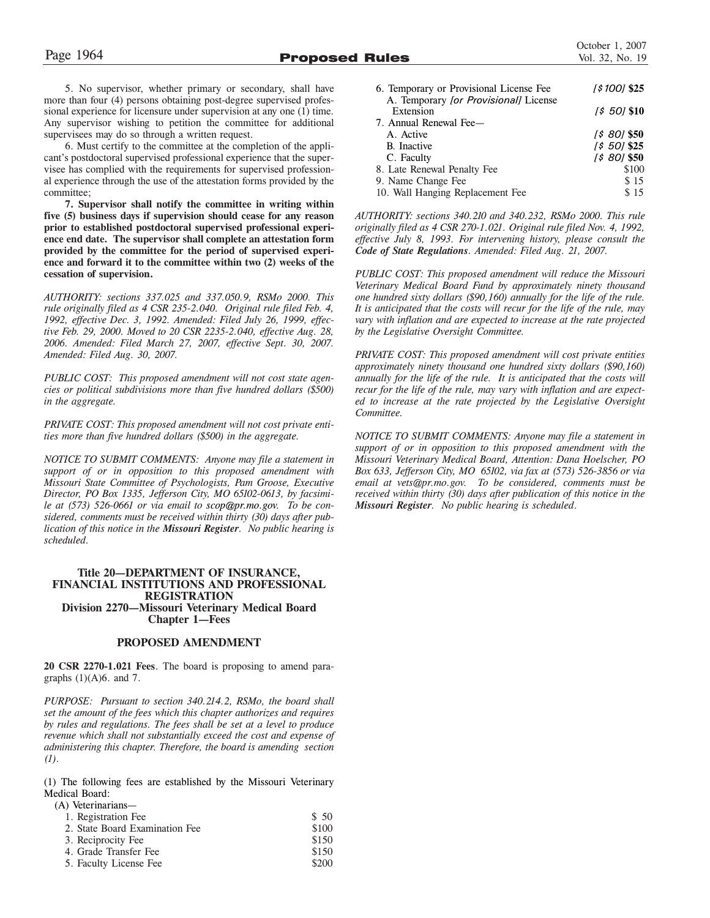5. No supervisor, whether primary or secondary, shall have more than four (4) persons obtaining post-degree supervised professional experience for licensure under supervision at any one (1) time. Any supervisor wishing to petition the committee for additional supervisees may do so through a written request.

6. Must certify to the committee at the completion of the applicant's postdoctoral supervised professional experience that the supervisee has complied with the requirements for supervised professional experience through the use of the attestation forms provided by the committee;

**7. Supervisor shall notify the committee in writing within five (5) business days if supervision should cease for any reason prior to established postdoctoral supervised professional experience end date. The supervisor shall complete an attestation form provided by the committee for the period of supervised experience and forward it to the committee within two (2) weeks of the cessation of supervision.**

*AUTHORITY: sections 337.025 and 337.050.9, RSMo 2000. This rule originally filed as 4 CSR 235-2.040. Original rule filed Feb. 4, 1992, effective Dec. 3, 1992. Amended: Filed July 26, 1999, effective Feb. 29, 2000. Moved to 20 CSR 2235-2.040, effective Aug. 28, 2006. Amended: Filed March 27, 2007, effective Sept. 30, 2007. Amended: Filed Aug. 30, 2007.*

*PUBLIC COST: This proposed amendment will not cost state agencies or political subdivisions more than five hundred dollars ($500) in the aggregate.*

*PRIVATE COST: This proposed amendment will not cost private entities more than five hundred dollars ($500) in the aggregate.*

*NOTICE TO SUBMIT COMMENTS: Anyone may file a statement in support of or in opposition to this proposed amendment with Missouri State Committee of Psychologists, Pam Groose, Executive Director, PO Box 1335, Jefferson City, MO 65102-0613, by facsimile at (573) 526-0661 or via email to scop@pr.mo.gov. To be considered, comments must be received within thirty (30) days after publication of this notice in the* ***Missouri Register****. No public hearing is scheduled.*

## Title 20—DEPARTMENT OF INSURANCE, FINANCIAL INSTITUTIONS AND PROFESSIONAL REGISTRATION
### Division 2270—Missouri Veterinary Medical Board
### Chapter 1—Fees

### PROPOSED AMENDMENT

**20 CSR 2270-1.021 Fees**. The board is proposing to amend paragraphs (1)(A)6. and 7.

*PURPOSE: Pursuant to section 340.214.2, RSMo, the board shall set the amount of the fees which this chapter authorizes and requires by rules and regulations. The fees shall be set at a level to produce revenue which shall not substantially exceed the cost and expense of administering this chapter. Therefore, the board is amending section (1).*

(1) The following fees are established by the Missouri Veterinary Medical Board:

(A) Veterinarians—

| | |
|---|---|
| 1. Registration Fee | $ 50 |
| 2. State Board Examination Fee | $100 |
| 3. Reciprocity Fee | $150 |
| 4. Grade Transfer Fee | $150 |
| 5. Faculty License Fee | $200 |
| 6. Temporary or Provisional License Fee | *[$100]* **$25** |
| A. Temporary *[or Provisional]* License Extension | *[$ 50]* **$10** |
| 7. Annual Renewal Fee— | |
| A. Active | *[$ 80]* **$50** |
| B. Inactive | *[$ 50]* **$25** |
| C. Faculty | *[$ 80]* **$50** |
| 8. Late Renewal Penalty Fee | $100 |
| 9. Name Change Fee | $ 15 |
| 10. Wall Hanging Replacement Fee | $ 15 |

*AUTHORITY: sections 340.210 and 340.232, RSMo 2000. This rule originally filed as 4 CSR 270-1.021. Original rule filed Nov. 4, 1992, effective July 8, 1993. For intervening history, please consult the* ***Code of State Regulations****. Amended: Filed Aug. 21, 2007.*

*PUBLIC COST: This proposed amendment will reduce the Missouri Veterinary Medical Board Fund by approximately ninety thousand one hundred sixty dollars ($90,160) annually for the life of the rule. It is anticipated that the costs will recur for the life of the rule, may vary with inflation and are expected to increase at the rate projected by the Legislative Oversight Committee.*

*PRIVATE COST: This proposed amendment will cost private entities approximately ninety thousand one hundred sixty dollars ($90,160) annually for the life of the rule. It is anticipated that the costs will recur for the life of the rule, may vary with inflation and are expected to increase at the rate projected by the Legislative Oversight Committee.*

*NOTICE TO SUBMIT COMMENTS: Anyone may file a statement in support of or in opposition to this proposed amendment with the Missouri Veterinary Medical Board, Attention: Dana Hoelscher, PO Box 633, Jefferson City, MO 65102, via fax at (573) 526-3856 or via email at vets@pr.mo.gov. To be considered, comments must be received within thirty (30) days after publication of this notice in the* ***Missouri Register****. No public hearing is scheduled.*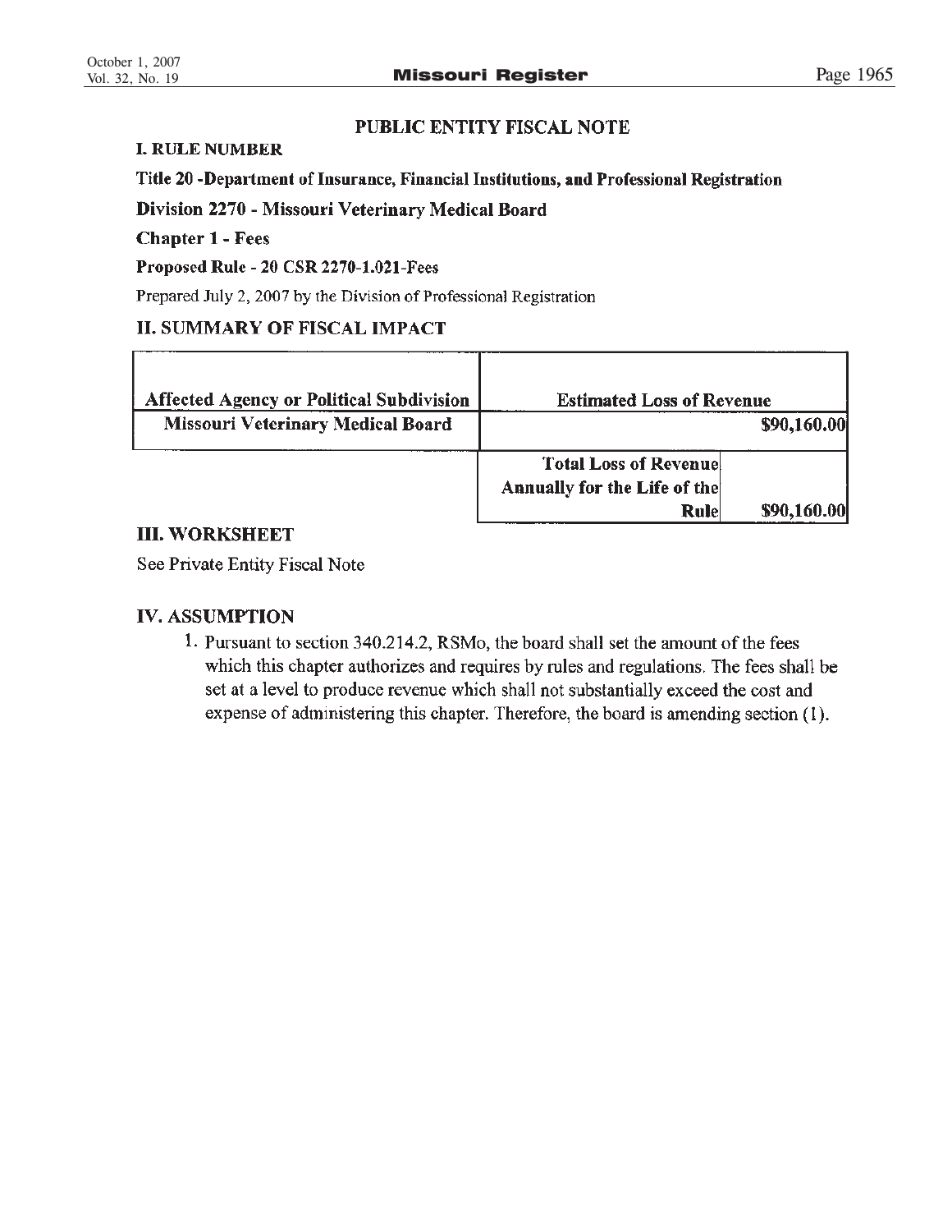## PUBLIC ENTITY FISCAL NOTE

### I. RULE NUMBER

**Title 20 -Department of Insurance, Financial Institutions, and Professional Registration**

**Division 2270 - Missouri Veterinary Medical Board**

**Chapter 1 - Fees**

**Proposed Rule - 20 CSR 2270-1.021-Fees**

Prepared July 2, 2007 by the Division of Professional Registration

### II. SUMMARY OF FISCAL IMPACT

| Affected Agency or Political Subdivision | Estimated Loss of Revenue | |
|---|---|---|
| Missouri Veterinary Medical Board | | $90,160.00 |
| | Total Loss of Revenue Annually for the Life of the Rule | $90,160.00 |

### III. WORKSHEET

See Private Entity Fiscal Note

### IV. ASSUMPTION

1. Pursuant to section 340.214.2, RSMo, the board shall set the amount of the fees which this chapter authorizes and requires by rules and regulations. The fees shall be set at a level to produce revenue which shall not substantially exceed the cost and expense of administering this chapter. Therefore, the board is amending section (1).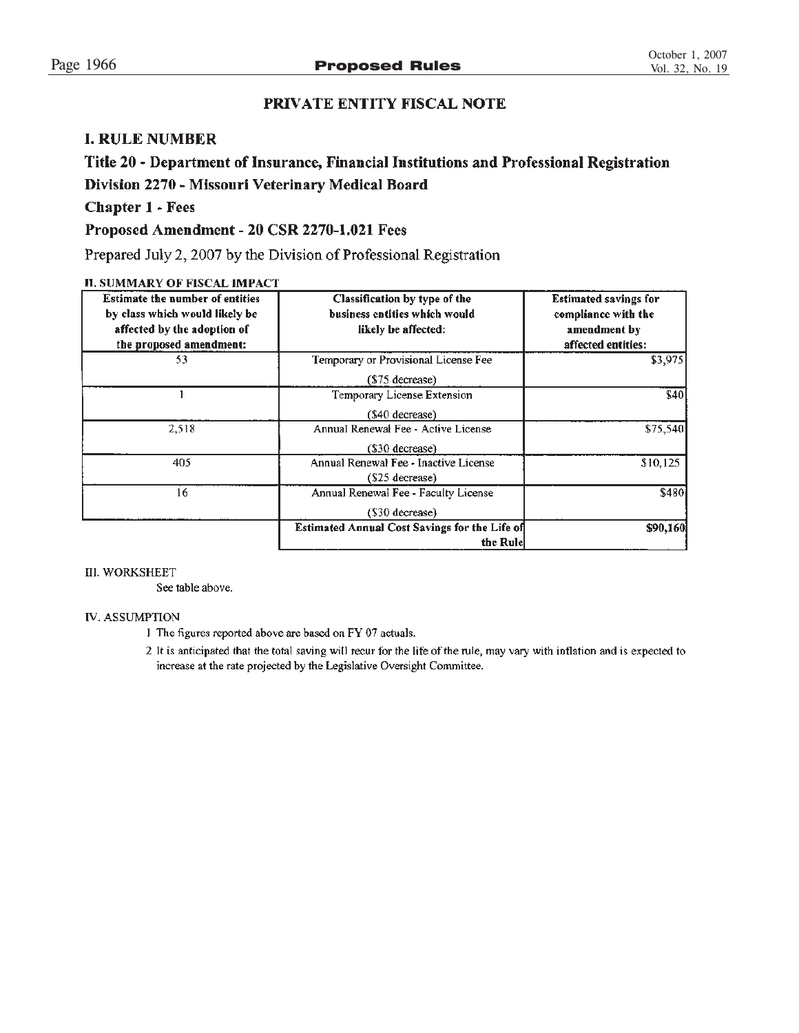## PRIVATE ENTITY FISCAL NOTE

### I. RULE NUMBER

**Title 20 - Department of Insurance, Financial Institutions and Professional Registration**

**Division 2270 - Missouri Veterinary Medical Board**

**Chapter 1 - Fees**

**Proposed Amendment - 20 CSR 2270-1.021 Fees**

Prepared July 2, 2007 by the Division of Professional Registration

### II. SUMMARY OF FISCAL IMPACT

| Estimate the number of entities by class which would likely be affected by the adoption of the proposed amendment: | Classification by type of the business entities which would likely be affected: | Estimated savings for compliance with the amendment by affected entities: |
|---|---|---|
| 53 | Temporary or Provisional License Fee ($75 decrease) | $3,975 |
| 1 | Temporary License Extension ($40 decrease) | $40 |
| 2,518 | Annual Renewal Fee - Active License ($30 decrease) | $75,540 |
| 405 | Annual Renewal Fee - Inactive License ($25 decrease) | $10,125 |
| 16 | Annual Renewal Fee - Faculty License ($30 decrease) | $480 |
| | **Estimated Annual Cost Savings for the Life of the Rule** | **$90,160** |

III. WORKSHEET

See table above.

IV. ASSUMPTION

1 The figures reported above are based on FY 07 actuals.

2 It is anticipated that the total saving will recur for the life of the rule, may vary with inflation and is expected to increase at the rate projected by the Legislative Oversight Committee.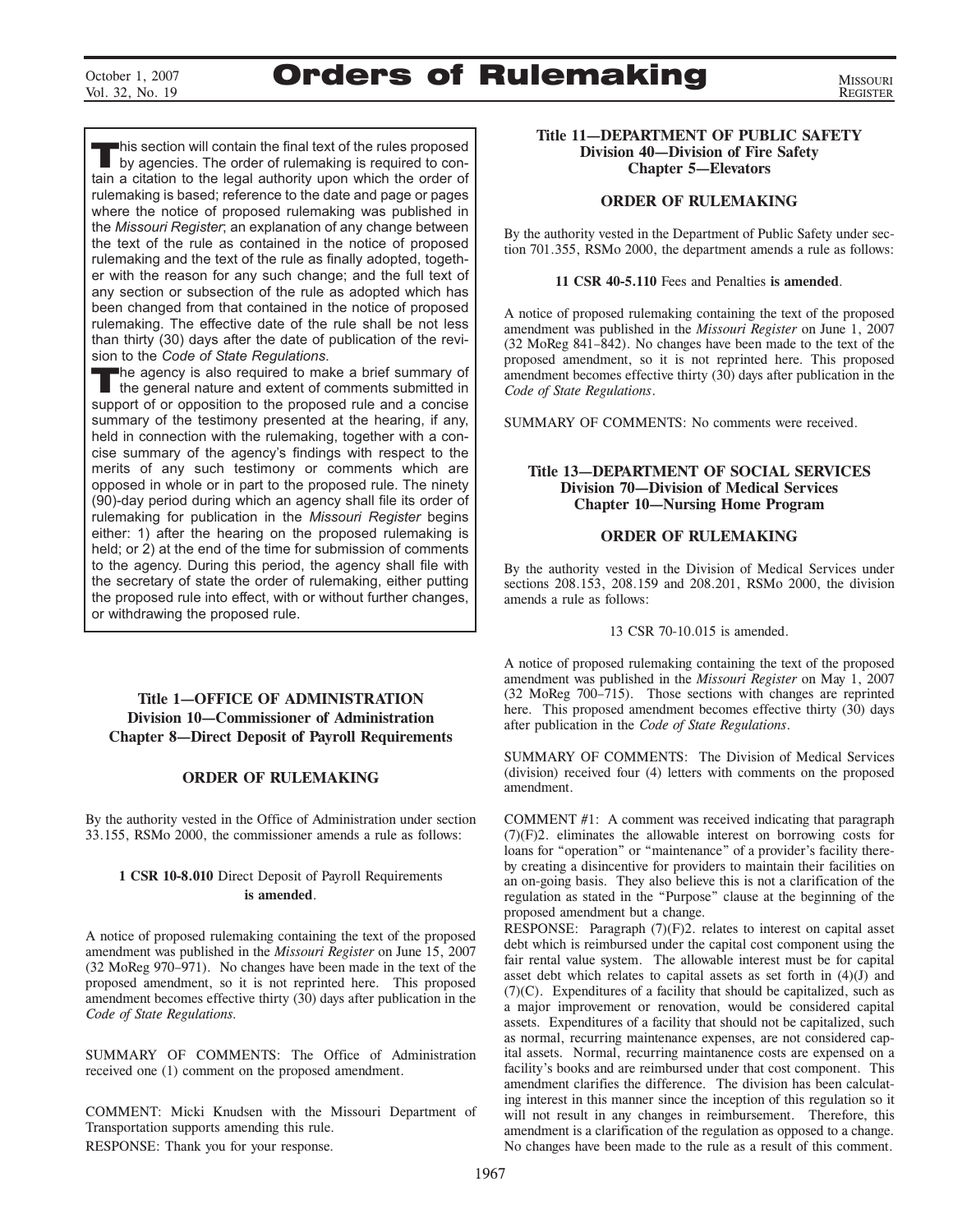# Orders of Rulemaking

This section will contain the final text of the rules proposed by agencies. The order of rulemaking is required to contain a citation to the legal authority upon which the order of rulemaking is based; reference to the date and page or pages where the notice of proposed rulemaking was published in the *Missouri Register*; an explanation of any change between the text of the rule as contained in the notice of proposed rulemaking and the text of the rule as finally adopted, together with the reason for any such change; and the full text of any section or subsection of the rule as adopted which has been changed from that contained in the notice of proposed rulemaking. The effective date of the rule shall be not less than thirty (30) days after the date of publication of the revision to the *Code of State Regulations*.

The agency is also required to make a brief summary of the general nature and extent of comments submitted in support of or opposition to the proposed rule and a concise summary of the testimony presented at the hearing, if any, held in connection with the rulemaking, together with a concise summary of the agency's findings with respect to the merits of any such testimony or comments which are opposed in whole or in part to the proposed rule. The ninety (90)-day period during which an agency shall file its order of rulemaking for publication in the *Missouri Register* begins either: 1) after the hearing on the proposed rulemaking is held; or 2) at the end of the time for submission of comments to the agency. During this period, the agency shall file with the secretary of state the order of rulemaking, either putting the proposed rule into effect, with or without further changes, or withdrawing the proposed rule.

## Title 1—OFFICE OF ADMINISTRATION
## Division 10—Commissioner of Administration
## Chapter 8—Direct Deposit of Payroll Requirements

### ORDER OF RULEMAKING

By the authority vested in the Office of Administration under section 33.155, RSMo 2000, the commissioner amends a rule as follows:

**1 CSR 10-8.010** Direct Deposit of Payroll Requirements **is amended**.

A notice of proposed rulemaking containing the text of the proposed amendment was published in the *Missouri Register* on June 15, 2007 (32 MoReg 970–971). No changes have been made in the text of the proposed amendment, so it is not reprinted here. This proposed amendment becomes effective thirty (30) days after publication in the *Code of State Regulations*.

SUMMARY OF COMMENTS: The Office of Administration received one (1) comment on the proposed amendment.

COMMENT: Micki Knudsen with the Missouri Department of Transportation supports amending this rule.

RESPONSE: Thank you for your response.

## Title 11—DEPARTMENT OF PUBLIC SAFETY
## Division 40—Division of Fire Safety
## Chapter 5—Elevators

### ORDER OF RULEMAKING

By the authority vested in the Department of Public Safety under section 701.355, RSMo 2000, the department amends a rule as follows:

**11 CSR 40-5.110** Fees and Penalties **is amended**.

A notice of proposed rulemaking containing the text of the proposed amendment was published in the *Missouri Register* on June 1, 2007 (32 MoReg 841–842). No changes have been made to the text of the proposed amendment, so it is not reprinted here. This proposed amendment becomes effective thirty (30) days after publication in the *Code of State Regulations*.

SUMMARY OF COMMENTS: No comments were received.

## Title 13—DEPARTMENT OF SOCIAL SERVICES
## Division 70—Division of Medical Services
## Chapter 10—Nursing Home Program

### ORDER OF RULEMAKING

By the authority vested in the Division of Medical Services under sections 208.153, 208.159 and 208.201, RSMo 2000, the division amends a rule as follows:

13 CSR 70-10.015 is amended.

A notice of proposed rulemaking containing the text of the proposed amendment was published in the *Missouri Register* on May 1, 2007 (32 MoReg 700–715). Those sections with changes are reprinted here. This proposed amendment becomes effective thirty (30) days after publication in the *Code of State Regulations*.

SUMMARY OF COMMENTS: The Division of Medical Services (division) received four (4) letters with comments on the proposed amendment.

COMMENT #1: A comment was received indicating that paragraph (7)(F)2. eliminates the allowable interest on borrowing costs for loans for "operation" or "maintenance" of a provider's facility thereby creating a disincentive for providers to maintain their facilities on an on-going basis. They also believe this is not a clarification of the regulation as stated in the "Purpose" clause at the beginning of the proposed amendment but a change.

RESPONSE: Paragraph (7)(F)2. relates to interest on capital asset debt which is reimbursed under the capital cost component using the fair rental value system. The allowable interest must be for capital asset debt which relates to capital assets as set forth in (4)(J) and (7)(C). Expenditures of a facility that should be capitalized, such as a major improvement or renovation, would be considered capital assets. Expenditures of a facility that should not be capitalized, such as normal, recurring maintenance expenses, are not considered capital assets. Normal, recurring maintanence costs are expensed on a facility's books and are reimbursed under that cost component. This amendment clarifies the difference. The division has been calculating interest in this manner since the inception of this regulation so it will not result in any changes in reimbursement. Therefore, this amendment is a clarification of the regulation as opposed to a change. No changes have been made to the rule as a result of this comment.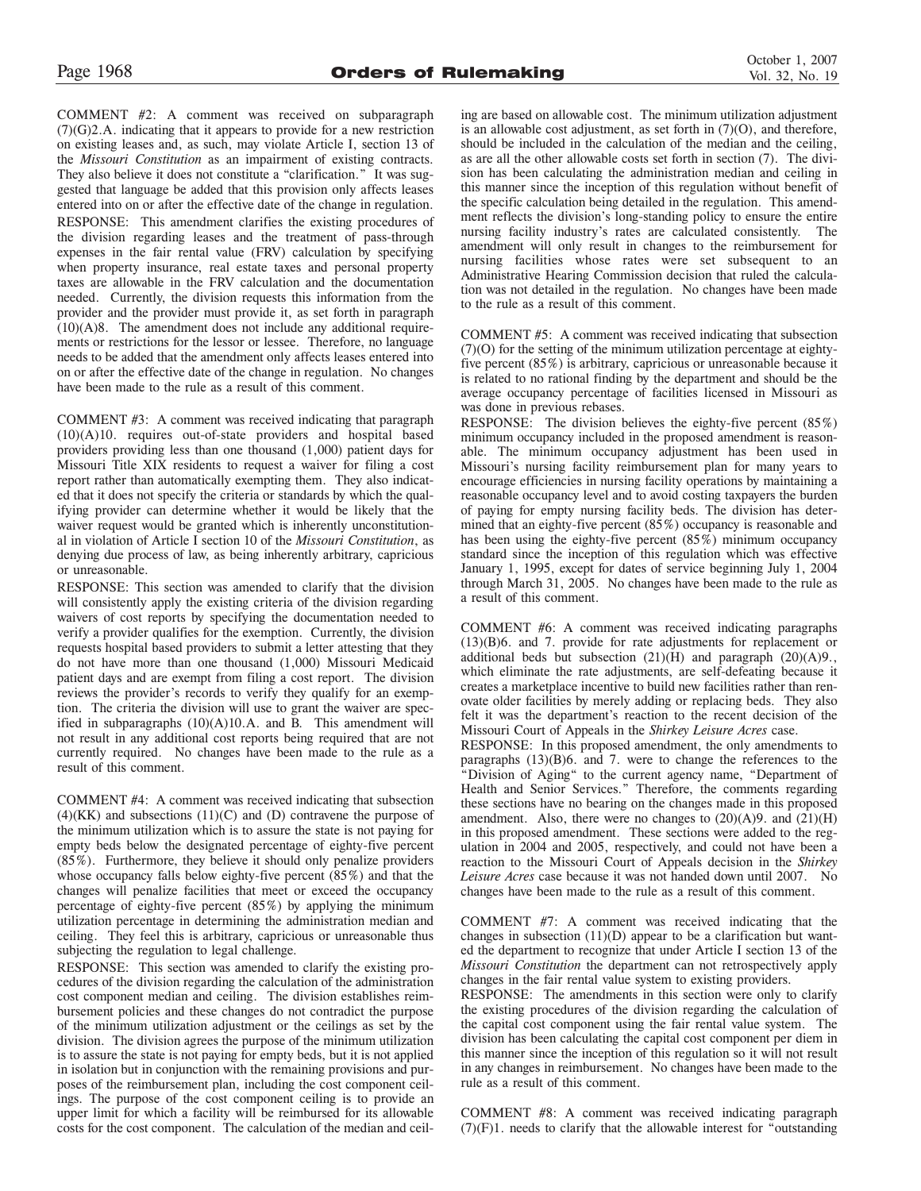COMMENT #2: A comment was received on subparagraph (7)(G)2.A. indicating that it appears to provide for a new restriction on existing leases and, as such, may violate Article I, section 13 of the *Missouri Constitution* as an impairment of existing contracts. They also believe it does not constitute a "clarification." It was suggested that language be added that this provision only affects leases entered into on or after the effective date of the change in regulation.

RESPONSE: This amendment clarifies the existing procedures of the division regarding leases and the treatment of pass-through expenses in the fair rental value (FRV) calculation by specifying when property insurance, real estate taxes and personal property taxes are allowable in the FRV calculation and the documentation needed. Currently, the division requests this information from the provider and the provider must provide it, as set forth in paragraph (10)(A)8. The amendment does not include any additional requirements or restrictions for the lessor or lessee. Therefore, no language needs to be added that the amendment only affects leases entered into on or after the effective date of the change in regulation. No changes have been made to the rule as a result of this comment.

COMMENT #3: A comment was received indicating that paragraph (10)(A)10. requires out-of-state providers and hospital based providers providing less than one thousand (1,000) patient days for Missouri Title XIX residents to request a waiver for filing a cost report rather than automatically exempting them. They also indicated that it does not specify the criteria or standards by which the qualifying provider can determine whether it would be likely that the waiver request would be granted which is inherently unconstitutional in violation of Article I section 10 of the *Missouri Constitution*, as denying due process of law, as being inherently arbitrary, capricious or unreasonable.

RESPONSE: This section was amended to clarify that the division will consistently apply the existing criteria of the division regarding waivers of cost reports by specifying the documentation needed to verify a provider qualifies for the exemption. Currently, the division requests hospital based providers to submit a letter attesting that they do not have more than one thousand (1,000) Missouri Medicaid patient days and are exempt from filing a cost report. The division reviews the provider's records to verify they qualify for an exemption. The criteria the division will use to grant the waiver are specified in subparagraphs (10)(A)10.A. and B. This amendment will not result in any additional cost reports being required that are not currently required. No changes have been made to the rule as a result of this comment.

COMMENT #4: A comment was received indicating that subsection (4)(KK) and subsections (11)(C) and (D) contravene the purpose of the minimum utilization which is to assure the state is not paying for empty beds below the designated percentage of eighty-five percent (85%). Furthermore, they believe it should only penalize providers whose occupancy falls below eighty-five percent (85%) and that the changes will penalize facilities that meet or exceed the occupancy percentage of eighty-five percent (85%) by applying the minimum utilization percentage in determining the administration median and ceiling. They feel this is arbitrary, capricious or unreasonable thus subjecting the regulation to legal challenge.

RESPONSE: This section was amended to clarify the existing procedures of the division regarding the calculation of the administration cost component median and ceiling. The division establishes reimbursement policies and these changes do not contradict the purpose of the minimum utilization adjustment or the ceilings as set by the division. The division agrees the purpose of the minimum utilization is to assure the state is not paying for empty beds, but it is not applied in isolation but in conjunction with the remaining provisions and purposes of the reimbursement plan, including the cost component ceilings. The purpose of the cost component ceiling is to provide an upper limit for which a facility will be reimbursed for its allowable costs for the cost component. The calculation of the median and ceiling are based on allowable cost. The minimum utilization adjustment is an allowable cost adjustment, as set forth in (7)(O), and therefore, should be included in the calculation of the median and the ceiling, as are all the other allowable costs set forth in section (7). The division has been calculating the administration median and ceiling in this manner since the inception of this regulation without benefit of the specific calculation being detailed in the regulation. This amendment reflects the division's long-standing policy to ensure the entire nursing facility industry's rates are calculated consistently. The amendment will only result in changes to the reimbursement for nursing facilities whose rates were set subsequent to an Administrative Hearing Commission decision that ruled the calculation was not detailed in the regulation. No changes have been made to the rule as a result of this comment.

COMMENT #5: A comment was received indicating that subsection (7)(O) for the setting of the minimum utilization percentage at eighty-five percent (85%) is arbitrary, capricious or unreasonable because it is related to no rational finding by the department and should be the average occupancy percentage of facilities licensed in Missouri as was done in previous rebases.

RESPONSE: The division believes the eighty-five percent (85%) minimum occupancy included in the proposed amendment is reasonable. The minimum occupancy adjustment has been used in Missouri's nursing facility reimbursement plan for many years to encourage efficiencies in nursing facility operations by maintaining a reasonable occupancy level and to avoid costing taxpayers the burden of paying for empty nursing facility beds. The division has determined that an eighty-five percent (85%) occupancy is reasonable and has been using the eighty-five percent (85%) minimum occupancy standard since the inception of this regulation which was effective January 1, 1995, except for dates of service beginning July 1, 2004 through March 31, 2005. No changes have been made to the rule as a result of this comment.

COMMENT #6: A comment was received indicating paragraphs (13)(B)6. and 7. provide for rate adjustments for replacement or additional beds but subsection (21)(H) and paragraph (20)(A)9., which eliminate the rate adjustments, are self-defeating because it creates a marketplace incentive to build new facilities rather than renovate older facilities by merely adding or replacing beds. They also felt it was the department's reaction to the recent decision of the Missouri Court of Appeals in the *Shirkey Leisure Acres* case.

RESPONSE: In this proposed amendment, the only amendments to paragraphs (13)(B)6. and 7. were to change the references to the "Division of Aging" to the current agency name, "Department of Health and Senior Services." Therefore, the comments regarding these sections have no bearing on the changes made in this proposed amendment. Also, there were no changes to (20)(A)9. and (21)(H) in this proposed amendment. These sections were added to the regulation in 2004 and 2005, respectively, and could not have been a reaction to the Missouri Court of Appeals decision in the *Shirkey Leisure Acres* case because it was not handed down until 2007. No changes have been made to the rule as a result of this comment.

COMMENT #7: A comment was received indicating that the changes in subsection (11)(D) appear to be a clarification but wanted the department to recognize that under Article I section 13 of the *Missouri Constitution* the department can not retrospectively apply changes in the fair rental value system to existing providers.

RESPONSE: The amendments in this section were only to clarify the existing procedures of the division regarding the calculation of the capital cost component using the fair rental value system. The division has been calculating the capital cost component per diem in this manner since the inception of this regulation so it will not result in any changes in reimbursement. No changes have been made to the rule as a result of this comment.

COMMENT #8: A comment was received indicating paragraph (7)(F)1. needs to clarify that the allowable interest for "outstanding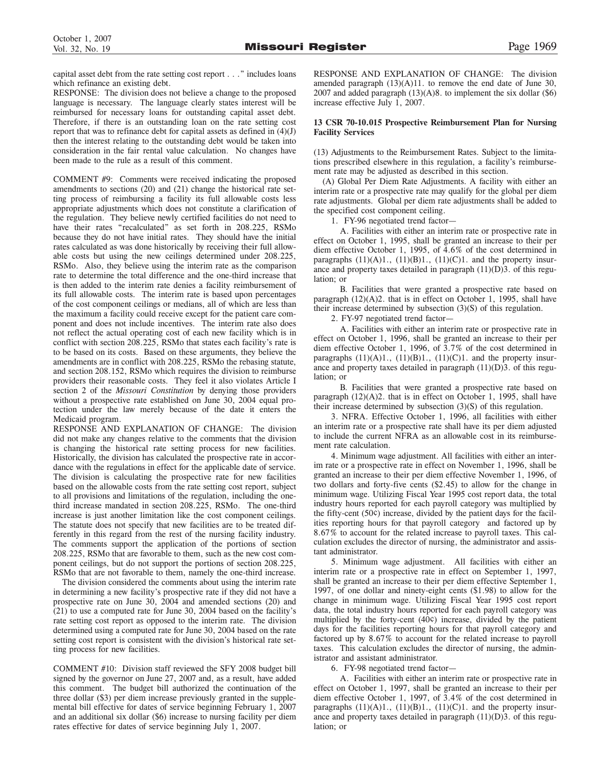capital asset debt from the rate setting cost report . . ." includes loans which refinance an existing debt.

RESPONSE: The division does not believe a change to the proposed language is necessary. The language clearly states interest will be reimbursed for necessary loans for outstanding capital asset debt. Therefore, if there is an outstanding loan on the rate setting cost report that was to refinance debt for capital assets as defined in (4)(J) then the interest relating to the outstanding debt would be taken into consideration in the fair rental value calculation. No changes have been made to the rule as a result of this comment.

COMMENT #9: Comments were received indicating the proposed amendments to sections (20) and (21) change the historical rate setting process of reimbursing a facility its full allowable costs less appropriate adjustments which does not constitute a clarification of the regulation. They believe newly certified facilities do not need to have their rates "recalculated" as set forth in 208.225, RSMo because they do not have initial rates. They should have the initial rates calculated as was done historically by receiving their full allowable costs but using the new ceilings determined under 208.225, RSMo. Also, they believe using the interim rate as the comparison rate to determine the total difference and the one-third increase that is then added to the interim rate denies a facility reimbursement of its full allowable costs. The interim rate is based upon percentages of the cost component ceilings or medians, all of which are less than the maximum a facility could receive except for the patient care component and does not include incentives. The interim rate also does not reflect the actual operating cost of each new facility which is in conflict with section 208.225, RSMo that states each facility's rate is to be based on its costs. Based on these arguments, they believe the amendments are in conflict with 208.225, RSMo the rebasing statute, and section 208.152, RSMo which requires the division to reimburse providers their reasonable costs. They feel it also violates Article I section 2 of the *Missouri Constitution* by denying those providers without a prospective rate established on June 30, 2004 equal protection under the law merely because of the date it enters the Medicaid program.

RESPONSE AND EXPLANATION OF CHANGE: The division did not make any changes relative to the comments that the division is changing the historical rate setting process for new facilities. Historically, the division has calculated the prospective rate in accordance with the regulations in effect for the applicable date of service. The division is calculating the prospective rate for new facilities based on the allowable costs from the rate setting cost report, subject to all provisions and limitations of the regulation, including the one-third increase mandated in section 208.225, RSMo. The one-third increase is just another limitation like the cost component ceilings. The statute does not specify that new facilities are to be treated differently in this regard from the rest of the nursing facility industry. The comments support the application of the portions of section 208.225, RSMo that are favorable to them, such as the new cost component ceilings, but do not support the portions of section 208.225, RSMo that are not favorable to them, namely the one-third increase.

The division considered the comments about using the interim rate in determining a new facility's prospective rate if they did not have a prospective rate on June 30, 2004 and amended sections (20) and (21) to use a computed rate for June 30, 2004 based on the facility's rate setting cost report as opposed to the interim rate. The division determined using a computed rate for June 30, 2004 based on the rate setting cost report is consistent with the division's historical rate setting process for new facilities.

COMMENT #10: Division staff reviewed the SFY 2008 budget bill signed by the governor on June 27, 2007 and, as a result, have added this comment. The budget bill authorized the continuation of the three dollar ($3) per diem increase previously granted in the supplemental bill effective for dates of service beginning February 1, 2007 and an additional six dollar ($6) increase to nursing facility per diem rates effective for dates of service beginning July 1, 2007.

RESPONSE AND EXPLANATION OF CHANGE: The division amended paragraph (13)(A)11. to remove the end date of June 30, 2007 and added paragraph (13)(A)8. to implement the six dollar ($6) increase effective July 1, 2007.

**13 CSR 70-10.015 Prospective Reimbursement Plan for Nursing Facility Services**

(13) Adjustments to the Reimbursement Rates. Subject to the limitations prescribed elsewhere in this regulation, a facility's reimbursement rate may be adjusted as described in this section.

(A) Global Per Diem Rate Adjustments. A facility with either an interim rate or a prospective rate may qualify for the global per diem rate adjustments. Global per diem rate adjustments shall be added to the specified cost component ceiling.

1. FY-96 negotiated trend factor—

A. Facilities with either an interim rate or prospective rate in effect on October 1, 1995, shall be granted an increase to their per diem effective October 1, 1995, of 4.6% of the cost determined in paragraphs (11)(A)1., (11)(B)1., (11)(C)1. and the property insurance and property taxes detailed in paragraph (11)(D)3. of this regulation; or

B. Facilities that were granted a prospective rate based on paragraph (12)(A)2. that is in effect on October 1, 1995, shall have their increase determined by subsection (3)(S) of this regulation.

2. FY-97 negotiated trend factor—

A. Facilities with either an interim rate or prospective rate in effect on October 1, 1996, shall be granted an increase to their per diem effective October 1, 1996, of 3.7% of the cost determined in paragraphs (11)(A)1., (11)(B)1., (11)(C)1. and the property insurance and property taxes detailed in paragraph (11)(D)3. of this regulation; or

B. Facilities that were granted a prospective rate based on paragraph (12)(A)2. that is in effect on October 1, 1995, shall have their increase determined by subsection (3)(S) of this regulation.

3. NFRA. Effective October 1, 1996, all facilities with either an interim rate or a prospective rate shall have its per diem adjusted to include the current NFRA as an allowable cost in its reimbursement rate calculation.

4. Minimum wage adjustment. All facilities with either an interim rate or a prospective rate in effect on November 1, 1996, shall be granted an increase to their per diem effective November 1, 1996, of two dollars and forty-five cents ($2.45) to allow for the change in minimum wage. Utilizing Fiscal Year 1995 cost report data, the total industry hours reported for each payroll category was multiplied by the fifty-cent (50¢) increase, divided by the patient days for the facilities reporting hours for that payroll category and factored up by 8.67% to account for the related increase to payroll taxes. This calculation excludes the director of nursing, the administrator and assistant administrator.

5. Minimum wage adjustment. All facilities with either an interim rate or a prospective rate in effect on September 1, 1997, shall be granted an increase to their per diem effective September 1, 1997, of one dollar and ninety-eight cents ($1.98) to allow for the change in minimum wage. Utilizing Fiscal Year 1995 cost report data, the total industry hours reported for each payroll category was multiplied by the forty-cent (40¢) increase, divided by the patient days for the facilities reporting hours for that payroll category and factored up by 8.67% to account for the related increase to payroll taxes. This calculation excludes the director of nursing, the administrator and assistant administrator.

6. FY-98 negotiated trend factor—

A. Facilities with either an interim rate or prospective rate in effect on October 1, 1997, shall be granted an increase to their per diem effective October 1, 1997, of 3.4% of the cost determined in paragraphs (11)(A)1., (11)(B)1., (11)(C)1. and the property insurance and property taxes detailed in paragraph (11)(D)3. of this regulation; or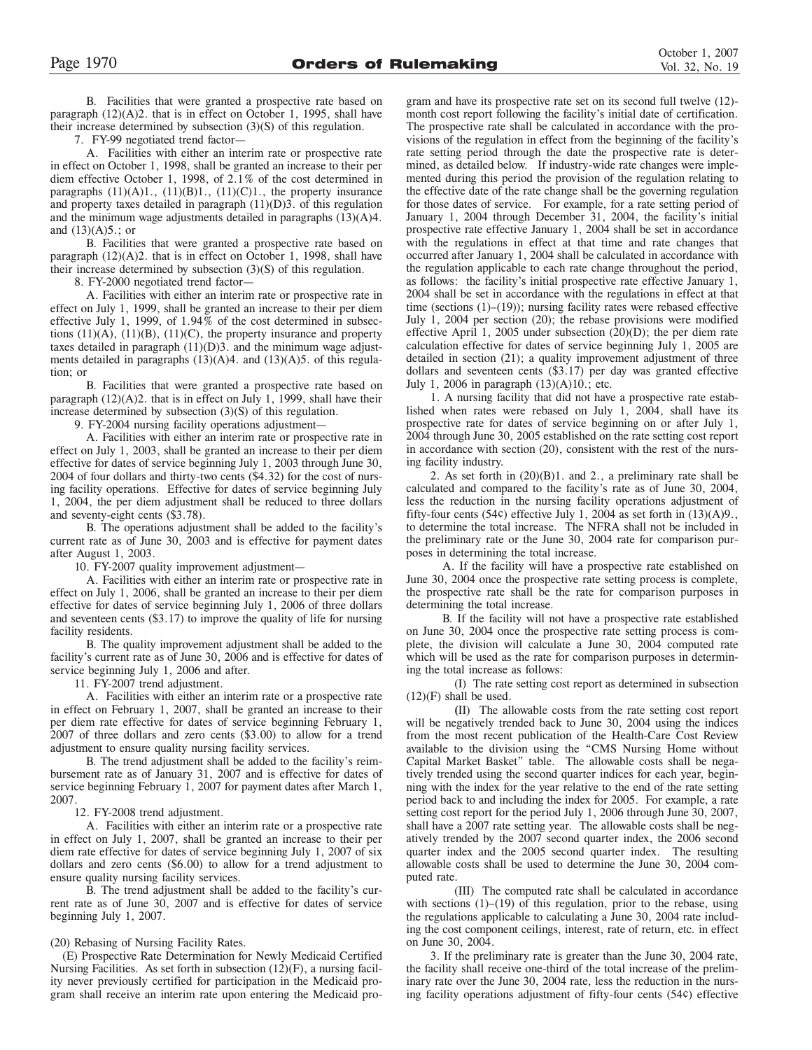B. Facilities that were granted a prospective rate based on paragraph (12)(A)2. that is in effect on October 1, 1995, shall have their increase determined by subsection (3)(S) of this regulation.

7. FY-99 negotiated trend factor—

A. Facilities with either an interim rate or prospective rate in effect on October 1, 1998, shall be granted an increase to their per diem effective October 1, 1998, of 2.1% of the cost determined in paragraphs (11)(A)1., (11)(B)1., (11)(C)1., the property insurance and property taxes detailed in paragraph (11)(D)3. of this regulation and the minimum wage adjustments detailed in paragraphs (13)(A)4. and (13)(A)5.; or

B. Facilities that were granted a prospective rate based on paragraph (12)(A)2. that is in effect on October 1, 1998, shall have their increase determined by subsection (3)(S) of this regulation.

8. FY-2000 negotiated trend factor—

A. Facilities with either an interim rate or prospective rate in effect on July 1, 1999, shall be granted an increase to their per diem effective July 1, 1999, of 1.94% of the cost determined in subsections (11)(A), (11)(B), (11)(C), the property insurance and property taxes detailed in paragraph (11)(D)3. and the minimum wage adjustments detailed in paragraphs (13)(A)4. and (13)(A)5. of this regulation; or

B. Facilities that were granted a prospective rate based on paragraph (12)(A)2. that is in effect on July 1, 1999, shall have their increase determined by subsection (3)(S) of this regulation.

9. FY-2004 nursing facility operations adjustment—

A. Facilities with either an interim rate or prospective rate in effect on July 1, 2003, shall be granted an increase to their per diem effective for dates of service beginning July 1, 2003 through June 30, 2004 of four dollars and thirty-two cents ($4.32) for the cost of nursing facility operations. Effective for dates of service beginning July 1, 2004, the per diem adjustment shall be reduced to three dollars and seventy-eight cents ($3.78).

B. The operations adjustment shall be added to the facility's current rate as of June 30, 2003 and is effective for payment dates after August 1, 2003.

10. FY-2007 quality improvement adjustment—

A. Facilities with either an interim rate or prospective rate in effect on July 1, 2006, shall be granted an increase to their per diem effective for dates of service beginning July 1, 2006 of three dollars and seventeen cents ($3.17) to improve the quality of life for nursing facility residents.

B. The quality improvement adjustment shall be added to the facility's current rate as of June 30, 2006 and is effective for dates of service beginning July 1, 2006 and after.

11. FY-2007 trend adjustment.

A. Facilities with either an interim rate or a prospective rate in effect on February 1, 2007, shall be granted an increase to their per diem rate effective for dates of service beginning February 1, 2007 of three dollars and zero cents ($3.00) to allow for a trend adjustment to ensure quality nursing facility services.

B. The trend adjustment shall be added to the facility's reimbursement rate as of January 31, 2007 and is effective for dates of service beginning February 1, 2007 for payment dates after March 1, 2007.

12. FY-2008 trend adjustment.

A. Facilities with either an interim rate or a prospective rate in effect on July 1, 2007, shall be granted an increase to their per diem rate effective for dates of service beginning July 1, 2007 of six dollars and zero cents ($6.00) to allow for a trend adjustment to ensure quality nursing facility services.

B. The trend adjustment shall be added to the facility's current rate as of June 30, 2007 and is effective for dates of service beginning July 1, 2007.

(20) Rebasing of Nursing Facility Rates.

(E) Prospective Rate Determination for Newly Medicaid Certified Nursing Facilities. As set forth in subsection (12)(F), a nursing facility never previously certified for participation in the Medicaid program shall receive an interim rate upon entering the Medicaid program and have its prospective rate set on its second full twelve (12)-month cost report following the facility's initial date of certification. The prospective rate shall be calculated in accordance with the provisions of the regulation in effect from the beginning of the facility's rate setting period through the date the prospective rate is determined, as detailed below. If industry-wide rate changes were implemented during this period the provision of the regulation relating to the effective date of the rate change shall be the governing regulation for those dates of service. For example, for a rate setting period of January 1, 2004 through December 31, 2004, the facility's initial prospective rate effective January 1, 2004 shall be set in accordance with the regulations in effect at that time and rate changes that occurred after January 1, 2004 shall be calculated in accordance with the regulation applicable to each rate change throughout the period, as follows: the facility's initial prospective rate effective January 1, 2004 shall be set in accordance with the regulations in effect at that time (sections (1)–(19)); nursing facility rates were rebased effective July 1, 2004 per section (20); the rebase provisions were modified effective April 1, 2005 under subsection (20)(D); the per diem rate calculation effective for dates of service beginning July 1, 2005 are detailed in section (21); a quality improvement adjustment of three dollars and seventeen cents ($3.17) per day was granted effective July 1, 2006 in paragraph (13)(A)10.; etc.

1. A nursing facility that did not have a prospective rate established when rates were rebased on July 1, 2004, shall have its prospective rate for dates of service beginning on or after July 1, 2004 through June 30, 2005 established on the rate setting cost report in accordance with section (20), consistent with the rest of the nursing facility industry.

2. As set forth in (20)(B)1. and 2., a preliminary rate shall be calculated and compared to the facility's rate as of June 30, 2004, less the reduction in the nursing facility operations adjustment of fifty-four cents (54¢) effective July 1, 2004 as set forth in (13)(A)9., to determine the total increase. The NFRA shall not be included in the preliminary rate or the June 30, 2004 rate for comparison purposes in determining the total increase.

A. If the facility will have a prospective rate established on June 30, 2004 once the prospective rate setting process is complete, the prospective rate shall be the rate for comparison purposes in determining the total increase.

B. If the facility will not have a prospective rate established on June 30, 2004 once the prospective rate setting process is complete, the division will calculate a June 30, 2004 computed rate which will be used as the rate for comparison purposes in determining the total increase as follows:

(I) The rate setting cost report as determined in subsection (12)(F) shall be used.

(II) The allowable costs from the rate setting cost report will be negatively trended back to June 30, 2004 using the indices from the most recent publication of the Health-Care Cost Review available to the division using the "CMS Nursing Home without Capital Market Basket" table. The allowable costs shall be negatively trended using the second quarter indices for each year, beginning with the index for the year relative to the end of the rate setting period back to and including the index for 2005. For example, a rate setting cost report for the period July 1, 2006 through June 30, 2007, shall have a 2007 rate setting year. The allowable costs shall be negatively trended by the 2007 second quarter index, the 2006 second quarter index and the 2005 second quarter index. The resulting allowable costs shall be used to determine the June 30, 2004 computed rate.

(III) The computed rate shall be calculated in accordance with sections (1)–(19) of this regulation, prior to the rebase, using the regulations applicable to calculating a June 30, 2004 rate including the cost component ceilings, interest, rate of return, etc. in effect on June 30, 2004.

3. If the preliminary rate is greater than the June 30, 2004 rate, the facility shall receive one-third of the total increase of the preliminary rate over the June 30, 2004 rate, less the reduction in the nursing facility operations adjustment of fifty-four cents (54¢) effective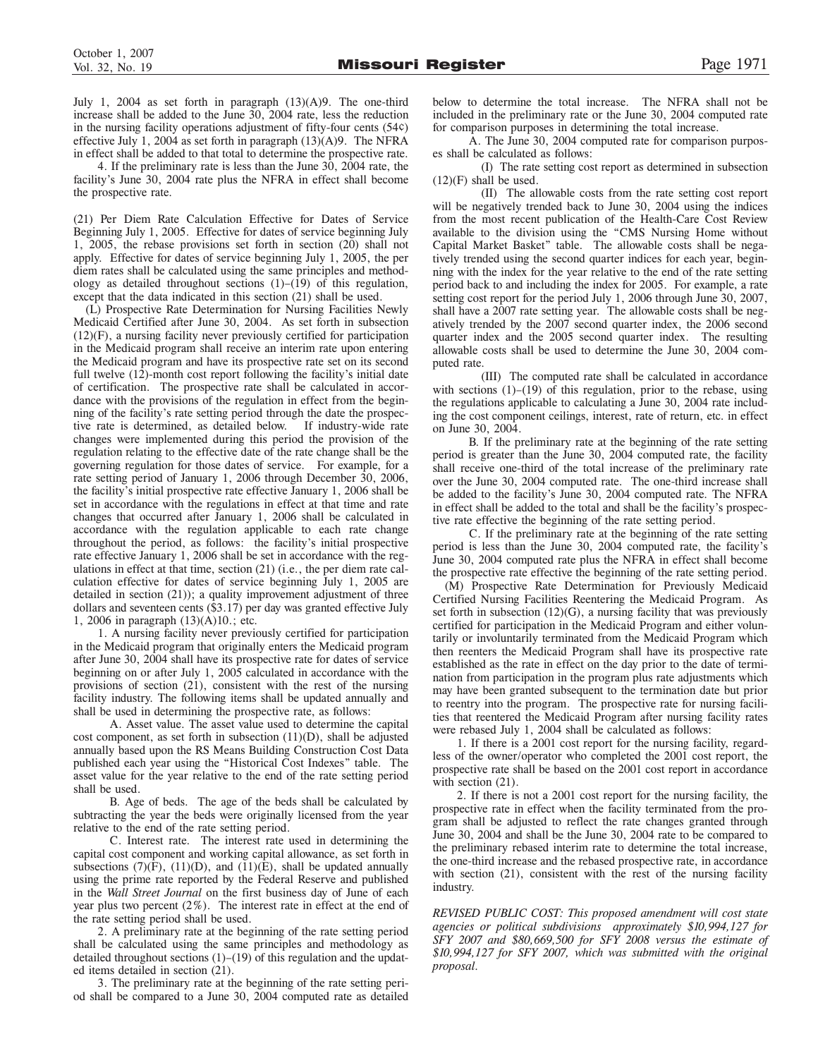July 1, 2004 as set forth in paragraph (13)(A)9. The one-third increase shall be added to the June 30, 2004 rate, less the reduction in the nursing facility operations adjustment of fifty-four cents (54¢) effective July 1, 2004 as set forth in paragraph (13)(A)9. The NFRA in effect shall be added to that total to determine the prospective rate.

4. If the preliminary rate is less than the June 30, 2004 rate, the facility's June 30, 2004 rate plus the NFRA in effect shall become the prospective rate.

(21) Per Diem Rate Calculation Effective for Dates of Service Beginning July 1, 2005. Effective for dates of service beginning July 1, 2005, the rebase provisions set forth in section (20) shall not apply. Effective for dates of service beginning July 1, 2005, the per diem rates shall be calculated using the same principles and methodology as detailed throughout sections (1)–(19) of this regulation, except that the data indicated in this section (21) shall be used.

(L) Prospective Rate Determination for Nursing Facilities Newly Medicaid Certified after June 30, 2004. As set forth in subsection (12)(F), a nursing facility never previously certified for participation in the Medicaid program shall receive an interim rate upon entering the Medicaid program and have its prospective rate set on its second full twelve (12)-month cost report following the facility's initial date of certification. The prospective rate shall be calculated in accordance with the provisions of the regulation in effect from the beginning of the facility's rate setting period through the date the prospective rate is determined, as detailed below. If industry-wide rate changes were implemented during this period the provision of the regulation relating to the effective date of the rate change shall be the governing regulation for those dates of service. For example, for a rate setting period of January 1, 2006 through December 30, 2006, the facility's initial prospective rate effective January 1, 2006 shall be set in accordance with the regulations in effect at that time and rate changes that occurred after January 1, 2006 shall be calculated in accordance with the regulation applicable to each rate change throughout the period, as follows: the facility's initial prospective rate effective January 1, 2006 shall be set in accordance with the regulations in effect at that time, section (21) (i.e., the per diem rate calculation effective for dates of service beginning July 1, 2005 are detailed in section (21)); a quality improvement adjustment of three dollars and seventeen cents ($3.17) per day was granted effective July 1, 2006 in paragraph (13)(A)10.; etc.

1. A nursing facility never previously certified for participation in the Medicaid program that originally enters the Medicaid program after June 30, 2004 shall have its prospective rate for dates of service beginning on or after July 1, 2005 calculated in accordance with the provisions of section (21), consistent with the rest of the nursing facility industry. The following items shall be updated annually and shall be used in determining the prospective rate, as follows:

A. Asset value. The asset value used to determine the capital cost component, as set forth in subsection (11)(D), shall be adjusted annually based upon the RS Means Building Construction Cost Data published each year using the "Historical Cost Indexes" table. The asset value for the year relative to the end of the rate setting period shall be used.

B. Age of beds. The age of the beds shall be calculated by subtracting the year the beds were originally licensed from the year relative to the end of the rate setting period.

C. Interest rate. The interest rate used in determining the capital cost component and working capital allowance, as set forth in subsections (7)(F), (11)(D), and (11)(E), shall be updated annually using the prime rate reported by the Federal Reserve and published in the *Wall Street Journal* on the first business day of June of each year plus two percent (2%). The interest rate in effect at the end of the rate setting period shall be used.

2. A preliminary rate at the beginning of the rate setting period shall be calculated using the same principles and methodology as detailed throughout sections (1)–(19) of this regulation and the updated items detailed in section (21).

3. The preliminary rate at the beginning of the rate setting period shall be compared to a June 30, 2004 computed rate as detailed below to determine the total increase. The NFRA shall not be included in the preliminary rate or the June 30, 2004 computed rate for comparison purposes in determining the total increase.

A. The June 30, 2004 computed rate for comparison purposes shall be calculated as follows:

(I) The rate setting cost report as determined in subsection (12)(F) shall be used.

(II) The allowable costs from the rate setting cost report will be negatively trended back to June 30, 2004 using the indices from the most recent publication of the Health-Care Cost Review available to the division using the "CMS Nursing Home without Capital Market Basket" table. The allowable costs shall be negatively trended using the second quarter indices for each year, beginning with the index for the year relative to the end of the rate setting period back to and including the index for 2005. For example, a rate setting cost report for the period July 1, 2006 through June 30, 2007, shall have a 2007 rate setting year. The allowable costs shall be negatively trended by the 2007 second quarter index, the 2006 second quarter index and the 2005 second quarter index. The resulting allowable costs shall be used to determine the June 30, 2004 computed rate.

(III) The computed rate shall be calculated in accordance with sections (1)–(19) of this regulation, prior to the rebase, using the regulations applicable to calculating a June 30, 2004 rate including the cost component ceilings, interest, rate of return, etc. in effect on June 30, 2004.

B. If the preliminary rate at the beginning of the rate setting period is greater than the June 30, 2004 computed rate, the facility shall receive one-third of the total increase of the preliminary rate over the June 30, 2004 computed rate. The one-third increase shall be added to the facility's June 30, 2004 computed rate. The NFRA in effect shall be added to the total and shall be the facility's prospective rate effective the beginning of the rate setting period.

C. If the preliminary rate at the beginning of the rate setting period is less than the June 30, 2004 computed rate, the facility's June 30, 2004 computed rate plus the NFRA in effect shall become the prospective rate effective the beginning of the rate setting period.

(M) Prospective Rate Determination for Previously Medicaid Certified Nursing Facilities Reentering the Medicaid Program. As set forth in subsection (12)(G), a nursing facility that was previously certified for participation in the Medicaid Program and either voluntarily or involuntarily terminated from the Medicaid Program which then reenters the Medicaid Program shall have its prospective rate established as the rate in effect on the day prior to the date of termination from participation in the program plus rate adjustments which may have been granted subsequent to the termination date but prior to reentry into the program. The prospective rate for nursing facilities that reentered the Medicaid Program after nursing facility rates were rebased July 1, 2004 shall be calculated as follows:

1. If there is a 2001 cost report for the nursing facility, regardless of the owner/operator who completed the 2001 cost report, the prospective rate shall be based on the 2001 cost report in accordance with section (21).

2. If there is not a 2001 cost report for the nursing facility, the prospective rate in effect when the facility terminated from the program shall be adjusted to reflect the rate changes granted through June 30, 2004 and shall be the June 30, 2004 rate to be compared to the preliminary rebased interim rate to determine the total increase, the one-third increase and the rebased prospective rate, in accordance with section (21), consistent with the rest of the nursing facility industry.

*REVISED PUBLIC COST: This proposed amendment will cost state agencies or political subdivisions approximately $10,994,127 for SFY 2007 and $80,669,500 for SFY 2008 versus the estimate of $10,994,127 for SFY 2007, which was submitted with the original proposal.*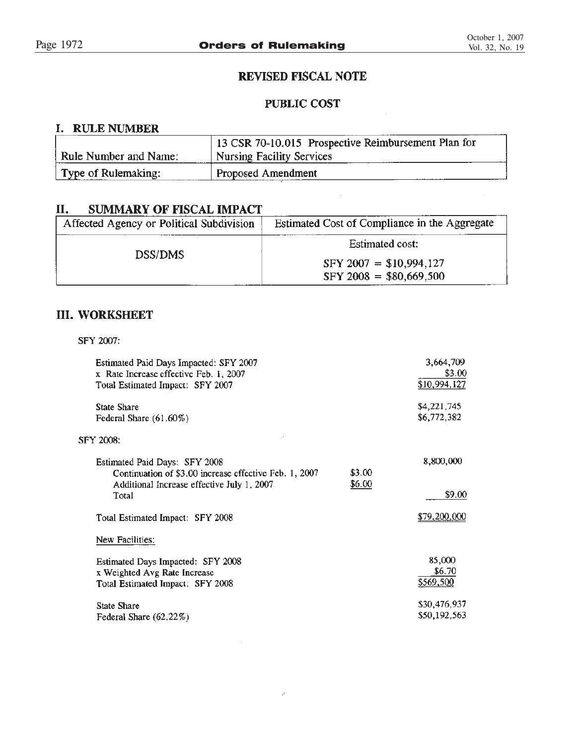## REVISED FISCAL NOTE

## PUBLIC COST

### I. RULE NUMBER

| Rule Number and Name: | 13 CSR 70-10.015 Prospective Reimbursement Plan for Nursing Facility Services |
|---|---|
| Type of Rulemaking: | Proposed Amendment |

### II. SUMMARY OF FISCAL IMPACT

| Affected Agency or Political Subdivision | Estimated Cost of Compliance in the Aggregate |
|---|---|
| DSS/DMS | Estimated cost:<br>SFY 2007 = $10,994,127<br>SFY 2008 = $80,669,500 |

### III. WORKSHEET

SFY 2007:

| | | |
|---|---|---|
| Estimated Paid Days Impacted: SFY 2007 | | 3,664,709 |
| x Rate Increase effective Feb. 1, 2007 | | $3.00 |
| Total Estimated Impact: SFY 2007 | | $10,994,127 |
| | | |
| State Share | | $4,221,745 |
| Federal Share (61.60%) | | $6,772,382 |

SFY 2008:

| | | |
|---|---|---|
| Estimated Paid Days: SFY 2008 | | 8,800,000 |
| Continuation of $3.00 increase effective Feb. 1, 2007 | $3.00 | |
| Additional Increase effective July 1, 2007 | $6.00 | |
| Total | | $9.00 |
| | | |
| Total Estimated Impact: SFY 2008 | | $79,200,000 |
| | | |
| New Facilities: | | |
| | | |
| Estimated Days Impacted: SFY 2008 | | 85,000 |
| x Weighted Avg Rate Increase | | $6.70 |
| Total Estimated Impact: SFY 2008 | | $569,500 |
| | | |
| State Share | | $30,476,937 |
| Federal Share (62.22%) | | $50,192,563 |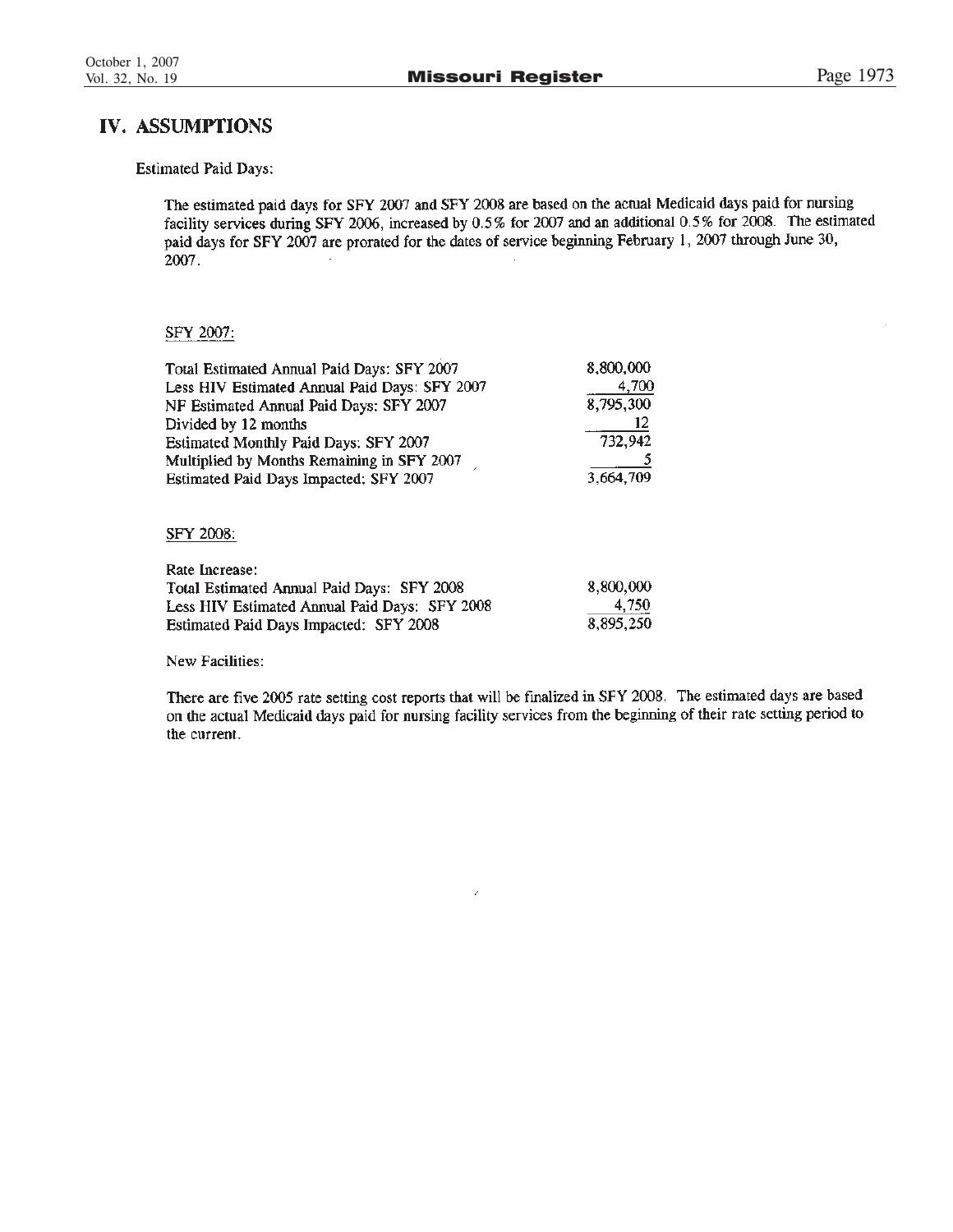## IV. ASSUMPTIONS

Estimated Paid Days:

The estimated paid days for SFY 2007 and SFY 2008 are based on the actual Medicaid days paid for nursing facility services during SFY 2006, increased by 0.5% for 2007 and an additional 0.5% for 2008. The estimated paid days for SFY 2007 are prorated for the dates of service beginning February 1, 2007 through June 30, 2007.

SFY 2007:

| | |
|---|---|
| Total Estimated Annual Paid Days: SFY 2007 | 8,800,000 |
| Less HIV Estimated Annual Paid Days: SFY 2007 | 4,700 |
| NF Estimated Annual Paid Days: SFY 2007 | 8,795,300 |
| Divided by 12 months | 12 |
| Estimated Monthly Paid Days: SFY 2007 | 732,942 |
| Multiplied by Months Remaining in SFY 2007 | 5 |
| Estimated Paid Days Impacted: SFY 2007 | 3,664,709 |

SFY 2008:

Rate Increase:

| | |
|---|---|
| Total Estimated Annual Paid Days: SFY 2008 | 8,800,000 |
| Less HIV Estimated Annual Paid Days: SFY 2008 | 4,750 |
| Estimated Paid Days Impacted: SFY 2008 | 8,895,250 |

New Facilities:

There are five 2005 rate setting cost reports that will be finalized in SFY 2008. The estimated days are based on the actual Medicaid days paid for nursing facility services from the beginning of their rate setting period to the current.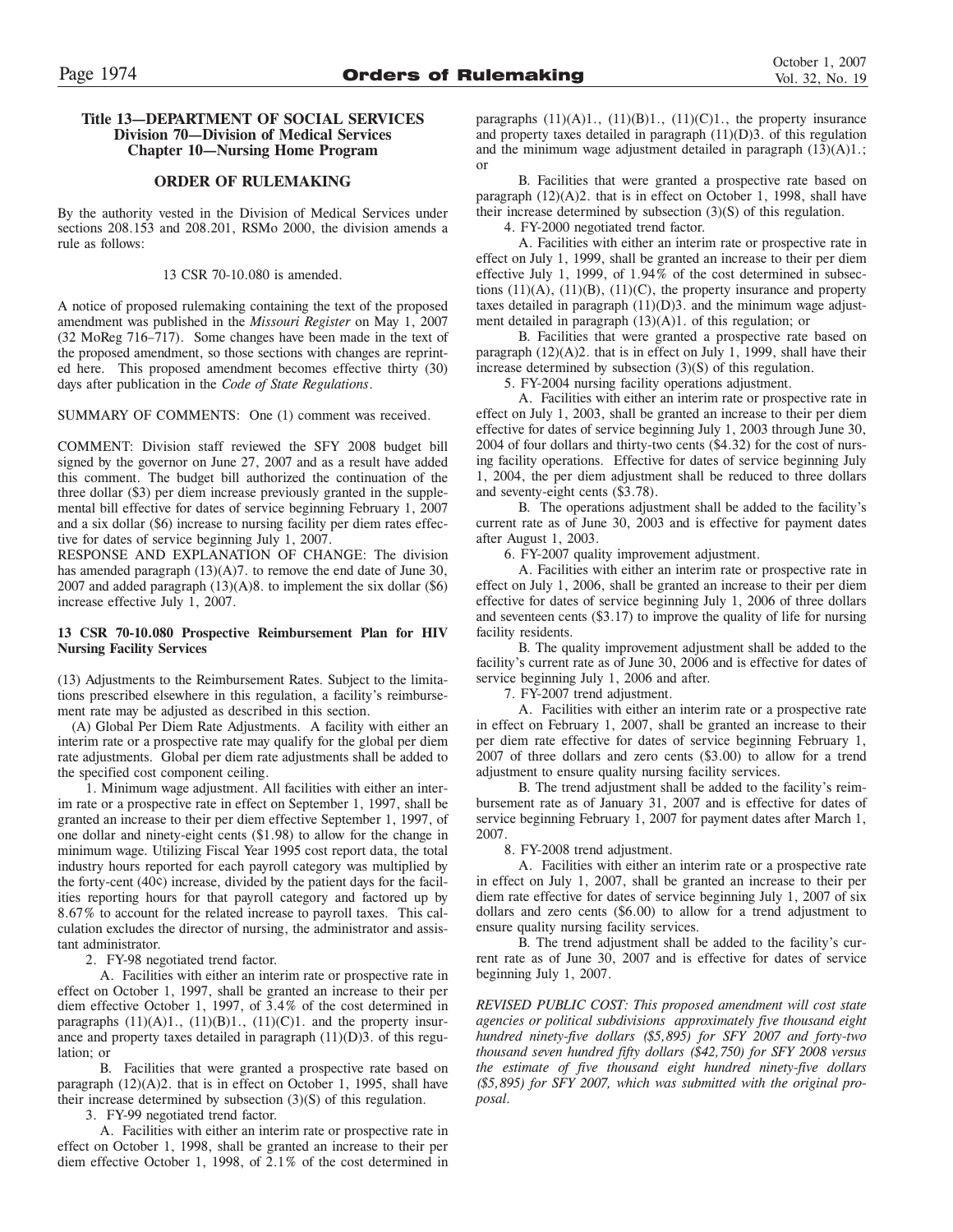**Title 13—DEPARTMENT OF SOCIAL SERVICES**
**Division 70—Division of Medical Services**
**Chapter 10—Nursing Home Program**

## ORDER OF RULEMAKING

By the authority vested in the Division of Medical Services under sections 208.153 and 208.201, RSMo 2000, the division amends a rule as follows:

13 CSR 70-10.080 is amended.

A notice of proposed rulemaking containing the text of the proposed amendment was published in the *Missouri Register* on May 1, 2007 (32 MoReg 716–717). Some changes have been made in the text of the proposed amendment, so those sections with changes are reprinted here. This proposed amendment becomes effective thirty (30) days after publication in the *Code of State Regulations*.

SUMMARY OF COMMENTS: One (1) comment was received.

COMMENT: Division staff reviewed the SFY 2008 budget bill signed by the governor on June 27, 2007 and as a result have added this comment. The budget bill authorized the continuation of the three dollar ($3) per diem increase previously granted in the supplemental bill effective for dates of service beginning February 1, 2007 and a six dollar ($6) increase to nursing facility per diem rates effective for dates of service beginning July 1, 2007.

RESPONSE AND EXPLANATION OF CHANGE: The division has amended paragraph (13)(A)7. to remove the end date of June 30, 2007 and added paragraph (13)(A)8. to implement the six dollar ($6) increase effective July 1, 2007.

**13 CSR 70-10.080 Prospective Reimbursement Plan for HIV Nursing Facility Services**

(13) Adjustments to the Reimbursement Rates. Subject to the limitations prescribed elsewhere in this regulation, a facility's reimbursement rate may be adjusted as described in this section.

(A) Global Per Diem Rate Adjustments. A facility with either an interim rate or a prospective rate may qualify for the global per diem rate adjustments. Global per diem rate adjustments shall be added to the specified cost component ceiling.

1. Minimum wage adjustment. All facilities with either an interim rate or a prospective rate in effect on September 1, 1997, shall be granted an increase to their per diem effective September 1, 1997, of one dollar and ninety-eight cents ($1.98) to allow for the change in minimum wage. Utilizing Fiscal Year 1995 cost report data, the total industry hours reported for each payroll category was multiplied by the forty-cent (40¢) increase, divided by the patient days for the facilities reporting hours for that payroll category and factored up by 8.67% to account for the related increase to payroll taxes. This calculation excludes the director of nursing, the administrator and assistant administrator.

2. FY-98 negotiated trend factor.

A. Facilities with either an interim rate or prospective rate in effect on October 1, 1997, shall be granted an increase to their per diem effective October 1, 1997, of 3.4% of the cost determined in paragraphs (11)(A)1., (11)(B)1., (11)(C)1. and the property insurance and property taxes detailed in paragraph (11)(D)3. of this regulation; or

B. Facilities that were granted a prospective rate based on paragraph (12)(A)2. that is in effect on October 1, 1995, shall have their increase determined by subsection (3)(S) of this regulation.

3. FY-99 negotiated trend factor.

A. Facilities with either an interim rate or prospective rate in effect on October 1, 1998, shall be granted an increase to their per diem effective October 1, 1998, of 2.1% of the cost determined in paragraphs (11)(A)1., (11)(B)1., (11)(C)1., the property insurance and property taxes detailed in paragraph (11)(D)3. of this regulation and the minimum wage adjustment detailed in paragraph (13)(A)1.; or

B. Facilities that were granted a prospective rate based on paragraph (12)(A)2. that is in effect on October 1, 1998, shall have their increase determined by subsection (3)(S) of this regulation.

4. FY-2000 negotiated trend factor.

A. Facilities with either an interim rate or prospective rate in effect on July 1, 1999, shall be granted an increase to their per diem effective July 1, 1999, of 1.94% of the cost determined in subsections (11)(A), (11)(B), (11)(C), the property insurance and property taxes detailed in paragraph (11)(D)3. and the minimum wage adjustment detailed in paragraph (13)(A)1. of this regulation; or

B. Facilities that were granted a prospective rate based on paragraph (12)(A)2. that is in effect on July 1, 1999, shall have their increase determined by subsection (3)(S) of this regulation.

5. FY-2004 nursing facility operations adjustment.

A. Facilities with either an interim rate or prospective rate in effect on July 1, 2003, shall be granted an increase to their per diem effective for dates of service beginning July 1, 2003 through June 30, 2004 of four dollars and thirty-two cents ($4.32) for the cost of nursing facility operations. Effective for dates of service beginning July 1, 2004, the per diem adjustment shall be reduced to three dollars and seventy-eight cents ($3.78).

B. The operations adjustment shall be added to the facility's current rate as of June 30, 2003 and is effective for payment dates after August 1, 2003.

6. FY-2007 quality improvement adjustment.

A. Facilities with either an interim rate or prospective rate in effect on July 1, 2006, shall be granted an increase to their per diem effective for dates of service beginning July 1, 2006 of three dollars and seventeen cents ($3.17) to improve the quality of life for nursing facility residents.

B. The quality improvement adjustment shall be added to the facility's current rate as of June 30, 2006 and is effective for dates of service beginning July 1, 2006 and after.

7. FY-2007 trend adjustment.

A. Facilities with either an interim rate or a prospective rate in effect on February 1, 2007, shall be granted an increase to their per diem rate effective for dates of service beginning February 1, 2007 of three dollars and zero cents ($3.00) to allow for a trend adjustment to ensure quality nursing facility services.

B. The trend adjustment shall be added to the facility's reimbursement rate as of January 31, 2007 and is effective for dates of service beginning February 1, 2007 for payment dates after March 1, 2007.

8. FY-2008 trend adjustment.

A. Facilities with either an interim rate or a prospective rate in effect on July 1, 2007, shall be granted an increase to their per diem rate effective for dates of service beginning July 1, 2007 of six dollars and zero cents ($6.00) to allow for a trend adjustment to ensure quality nursing facility services.

B. The trend adjustment shall be added to the facility's current rate as of June 30, 2007 and is effective for dates of service beginning July 1, 2007.

*REVISED PUBLIC COST: This proposed amendment will cost state agencies or political subdivisions approximately five thousand eight hundred ninety-five dollars ($5,895) for SFY 2007 and forty-two thousand seven hundred fifty dollars ($42,750) for SFY 2008 versus the estimate of five thousand eight hundred ninety-five dollars ($5,895) for SFY 2007, which was submitted with the original proposal.*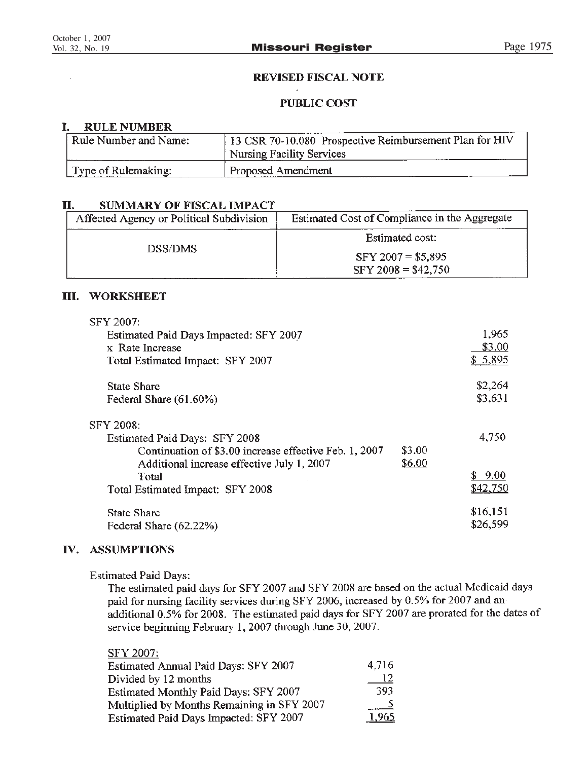**REVISED FISCAL NOTE**

**PUBLIC COST**

## I. RULE NUMBER

| Rule Number and Name: | 13 CSR 70-10.080 Prospective Reimbursement Plan for HIV Nursing Facility Services |
|---|---|
| Type of Rulemaking: | Proposed Amendment |

## II. SUMMARY OF FISCAL IMPACT

| Affected Agency or Political Subdivision | Estimated Cost of Compliance in the Aggregate |
|---|---|
| DSS/DMS | Estimated cost:<br>SFY 2007 = $5,895<br>SFY 2008 = $42,750 |

## III. WORKSHEET

SFY 2007:

| | | |
|---|---|---|
| Estimated Paid Days Impacted: SFY 2007 | | 1,965 |
| x Rate Increase | | $3.00 |
| Total Estimated Impact: SFY 2007 | | $ 5,895 |
| State Share | | $2,264 |
| Federal Share (61.60%) | | $3,631 |

SFY 2008:

| | | |
|---|---|---|
| Estimated Paid Days: SFY 2008 | | 4,750 |
| Continuation of $3.00 increase effective Feb. 1, 2007 | $3.00 | |
| Additional increase effective July 1, 2007 | $6.00 | |
| Total | | $ 9.00 |
| Total Estimated Impact: SFY 2008 | | $42,750 |
| State Share | | $16,151 |
| Federal Share (62.22%) | | $26,599 |

## IV. ASSUMPTIONS

Estimated Paid Days:

The estimated paid days for SFY 2007 and SFY 2008 are based on the actual Medicaid days paid for nursing facility services during SFY 2006, increased by 0.5% for 2007 and an additional 0.5% for 2008. The estimated paid days for SFY 2007 are prorated for the dates of service beginning February 1, 2007 through June 30, 2007.

SFY 2007:

| | |
|---|---|
| Estimated Annual Paid Days: SFY 2007 | 4,716 |
| Divided by 12 months | 12 |
| Estimated Monthly Paid Days: SFY 2007 | 393 |
| Multiplied by Months Remaining in SFY 2007 | 5 |
| Estimated Paid Days Impacted: SFY 2007 | 1,965 |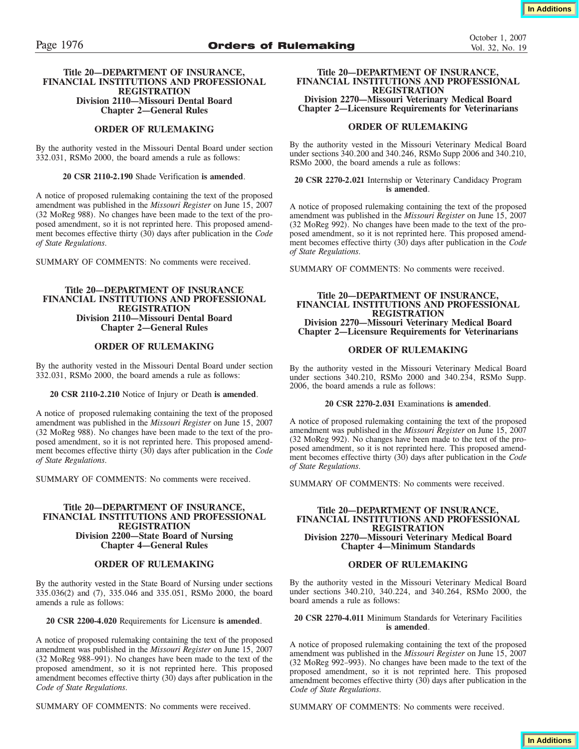**Title 20—DEPARTMENT OF INSURANCE, FINANCIAL INSTITUTIONS AND PROFESSIONAL REGISTRATION**
**Division 2110—Missouri Dental Board**
**Chapter 2—General Rules**

## ORDER OF RULEMAKING

By the authority vested in the Missouri Dental Board under section 332.031, RSMo 2000, the board amends a rule as follows:

**20 CSR 2110-2.190** Shade Verification **is amended**.

A notice of proposed rulemaking containing the text of the proposed amendment was published in the *Missouri Register* on June 15, 2007 (32 MoReg 988). No changes have been made to the text of the proposed amendment, so it is not reprinted here. This proposed amendment becomes effective thirty (30) days after publication in the *Code of State Regulations*.

SUMMARY OF COMMENTS: No comments were received.

**Title 20—DEPARTMENT OF INSURANCE FINANCIAL INSTITUTIONS AND PROFESSIONAL REGISTRATION**
**Division 2110—Missouri Dental Board**
**Chapter 2—General Rules**

## ORDER OF RULEMAKING

By the authority vested in the Missouri Dental Board under section 332.031, RSMo 2000, the board amends a rule as follows:

**20 CSR 2110-2.210** Notice of Injury or Death **is amended**.

A notice of proposed rulemaking containing the text of the proposed amendment was published in the *Missouri Register* on June 15, 2007 (32 MoReg 988). No changes have been made to the text of the proposed amendment, so it is not reprinted here. This proposed amendment becomes effective thirty (30) days after publication in the *Code of State Regulations*.

SUMMARY OF COMMENTS: No comments were received.

**Title 20—DEPARTMENT OF INSURANCE, FINANCIAL INSTITUTIONS AND PROFESSIONAL REGISTRATION**
**Division 2200—State Board of Nursing**
**Chapter 4—General Rules**

## ORDER OF RULEMAKING

By the authority vested in the State Board of Nursing under sections 335.036(2) and (7), 335.046 and 335.051, RSMo 2000, the board amends a rule as follows:

**20 CSR 2200-4.020** Requirements for Licensure **is amended**.

A notice of proposed rulemaking containing the text of the proposed amendment was published in the *Missouri Register* on June 15, 2007 (32 MoReg 988–991). No changes have been made to the text of the proposed amendment, so it is not reprinted here. This proposed amendment becomes effective thirty (30) days after publication in the *Code of State Regulations*.

SUMMARY OF COMMENTS: No comments were received.

**Title 20—DEPARTMENT OF INSURANCE, FINANCIAL INSTITUTIONS AND PROFESSIONAL REGISTRATION**
**Division 2270—Missouri Veterinary Medical Board**
**Chapter 2—Licensure Requirements for Veterinarians**

## ORDER OF RULEMAKING

By the authority vested in the Missouri Veterinary Medical Board under sections 340.200 and 340.246, RSMo Supp 2006 and 340.210, RSMo 2000, the board amends a rule as follows:

**20 CSR 2270-2.021** Internship or Veterinary Candidacy Program **is amended**.

A notice of proposed rulemaking containing the text of the proposed amendment was published in the *Missouri Register* on June 15, 2007 (32 MoReg 992). No changes have been made to the text of the proposed amendment, so it is not reprinted here. This proposed amendment becomes effective thirty (30) days after publication in the *Code of State Regulations*.

SUMMARY OF COMMENTS: No comments were received.

**Title 20—DEPARTMENT OF INSURANCE, FINANCIAL INSTITUTIONS AND PROFESSIONAL REGISTRATION**
**Division 2270—Missouri Veterinary Medical Board**
**Chapter 2—Licensure Requirements for Veterinarians**

## ORDER OF RULEMAKING

By the authority vested in the Missouri Veterinary Medical Board under sections 340.210, RSMo 2000 and 340.234, RSMo Supp. 2006, the board amends a rule as follows:

**20 CSR 2270-2.031** Examinations **is amended**.

A notice of proposed rulemaking containing the text of the proposed amendment was published in the *Missouri Register* on June 15, 2007 (32 MoReg 992). No changes have been made to the text of the proposed amendment, so it is not reprinted here. This proposed amendment becomes effective thirty (30) days after publication in the *Code of State Regulations*.

SUMMARY OF COMMENTS: No comments were received.

**Title 20—DEPARTMENT OF INSURANCE, FINANCIAL INSTITUTIONS AND PROFESSIONAL REGISTRATION**
**Division 2270—Missouri Veterinary Medical Board**
**Chapter 4—Minimum Standards**

## ORDER OF RULEMAKING

By the authority vested in the Missouri Veterinary Medical Board under sections 340.210, 340.224, and 340.264, RSMo 2000, the board amends a rule as follows:

**20 CSR 2270-4.011** Minimum Standards for Veterinary Facilities **is amended**.

A notice of proposed rulemaking containing the text of the proposed amendment was published in the *Missouri Register* on June 15, 2007 (32 MoReg 992–993). No changes have been made to the text of the proposed amendment, so it is not reprinted here. This proposed amendment becomes effective thirty (30) days after publication in the *Code of State Regulations*.

SUMMARY OF COMMENTS: No comments were received.